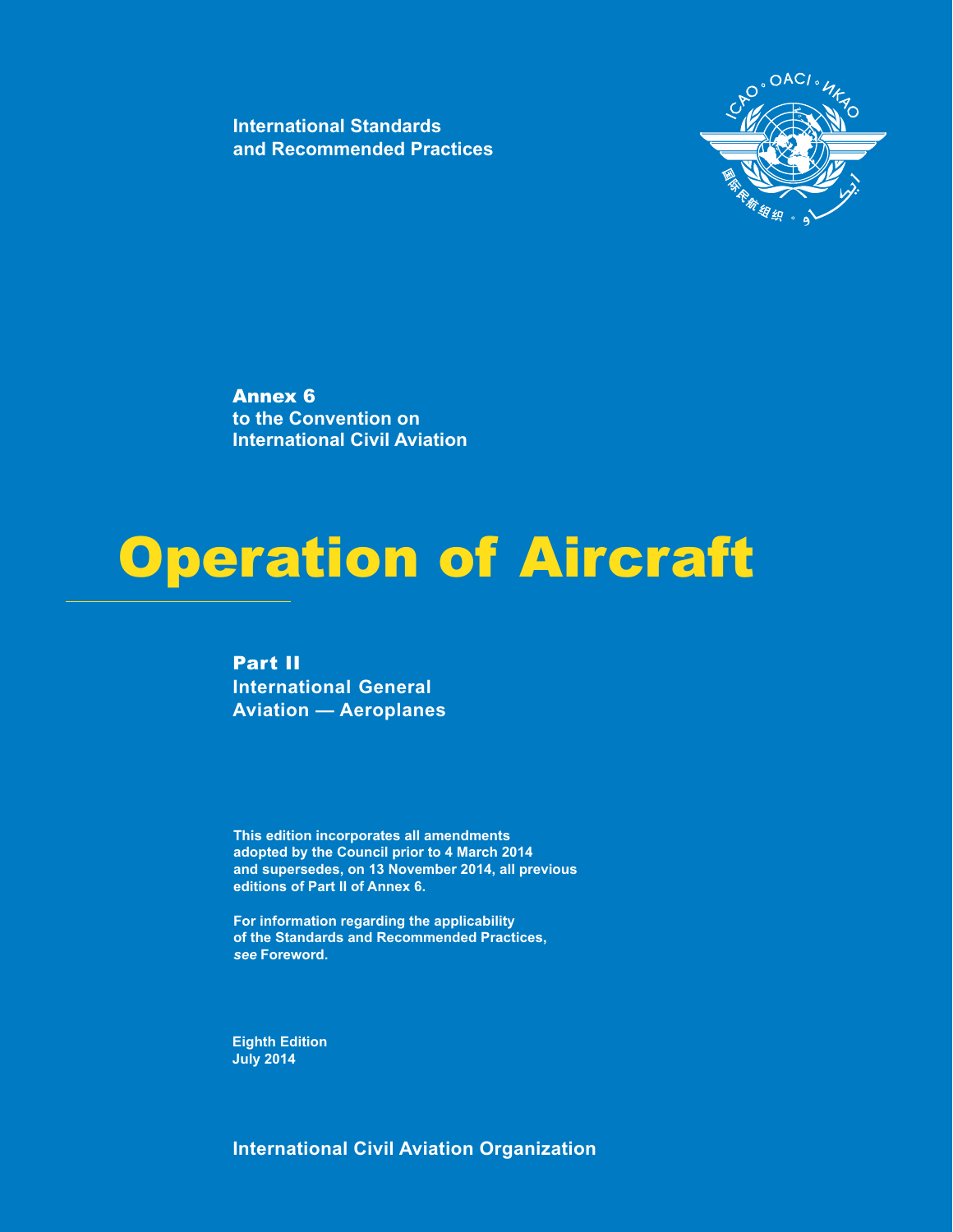International Standards
and Recommended Practices

**Annex 6**
**to the Convention on**
**International Civil Aviation**

# Operation of Aircraft

## Part II
## International General Aviation — Aeroplanes

**This edition incorporates all amendments adopted by the Council prior to 4 March 2014 and supersedes, on 13 November 2014, all previous editions of Part II of Annex 6.**

**For information regarding the applicability of the Standards and Recommended Practices, *see* Foreword.**

**Eighth Edition**
**July 2014**

**International Civil Aviation Organization**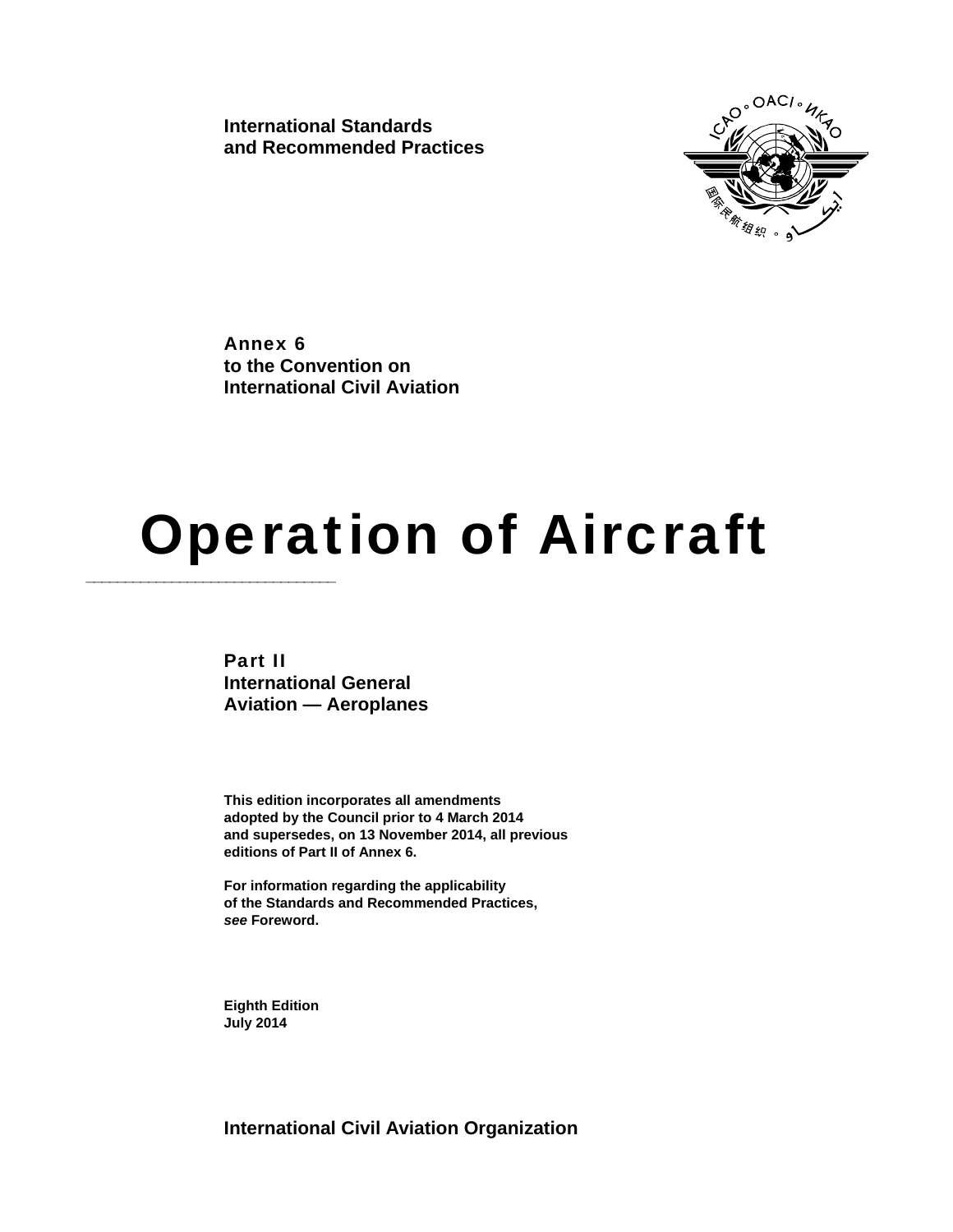International Standards
and Recommended Practices

Annex 6
to the Convention on
International Civil Aviation

# Operation of Aircraft

## Part II
## International General Aviation — Aeroplanes

**This edition incorporates all amendments adopted by the Council prior to 4 March 2014 and supersedes, on 13 November 2014, all previous editions of Part II of Annex 6.**

**For information regarding the applicability of the Standards and Recommended Practices, *see* Foreword.**

**Eighth Edition**
**July 2014**

**International Civil Aviation Organization**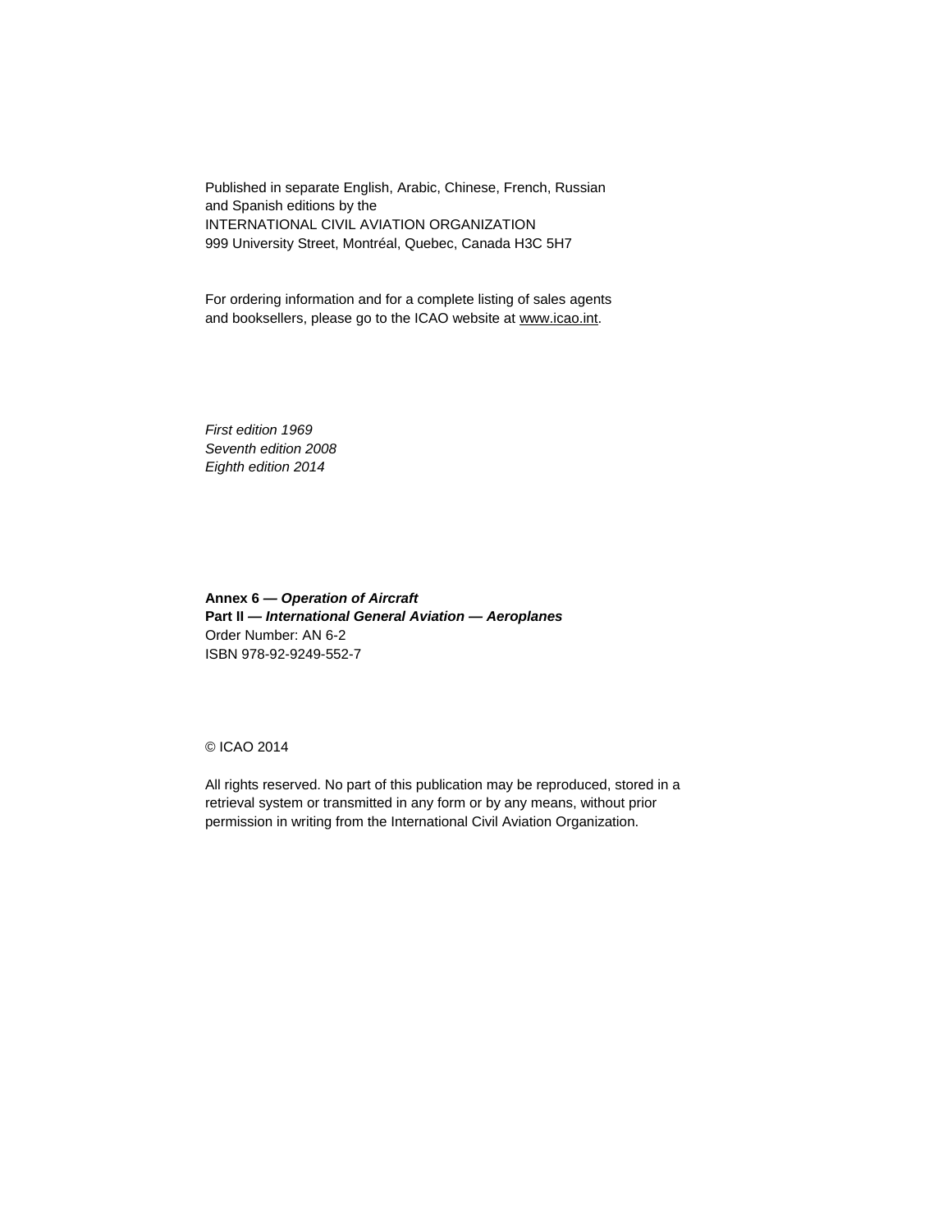Published in separate English, Arabic, Chinese, French, Russian and Spanish editions by the
INTERNATIONAL CIVIL AVIATION ORGANIZATION
999 University Street, Montréal, Quebec, Canada H3C 5H7

For ordering information and for a complete listing of sales agents and booksellers, please go to the ICAO website at www.icao.int.

*First edition 1969*
*Seventh edition 2008*
*Eighth edition 2014*

**Annex 6 — *Operation of Aircraft***
**Part II — *International General Aviation — Aeroplanes***
Order Number: AN 6-2
ISBN 978-92-9249-552-7

© ICAO 2014

All rights reserved. No part of this publication may be reproduced, stored in a retrieval system or transmitted in any form or by any means, without prior permission in writing from the International Civil Aviation Organization.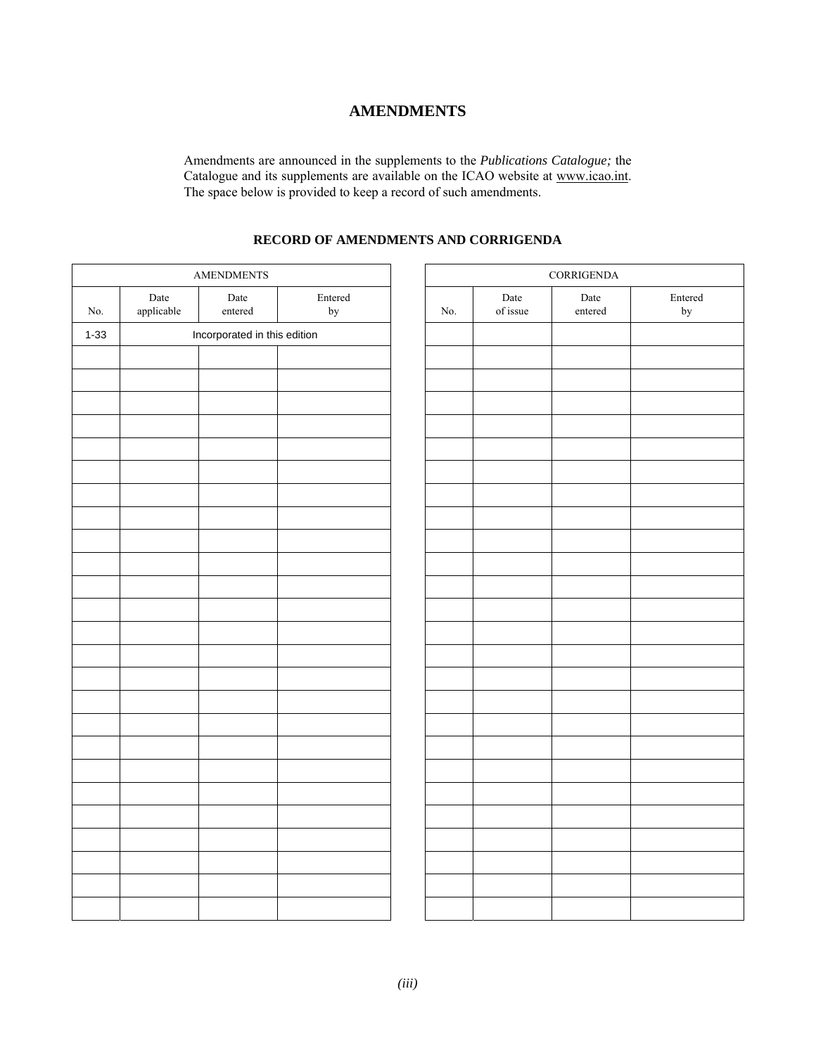# AMENDMENTS

Amendments are announced in the supplements to the *Publications Catalogue;* the Catalogue and its supplements are available on the ICAO website at www.icao.int. The space below is provided to keep a record of such amendments.

## RECORD OF AMENDMENTS AND CORRIGENDA

| AMENDMENTS | | | |
|---|---|---|---|
| No. | Date applicable | Date entered | Entered by |
| 1-33 | Incorporated in this edition | | |
| | | | |
| | | | |
| | | | |
| | | | |
| | | | |
| | | | |
| | | | |
| | | | |
| | | | |
| | | | |
| | | | |
| | | | |
| | | | |
| | | | |
| | | | |
| | | | |
| | | | |
| | | | |
| | | | |
| | | | |
| | | | |
| | | | |
| | | | |
| | | | |
| | | | |

| CORRIGENDA | | | |
|---|---|---|---|
| No. | Date of issue | Date entered | Entered by |
| | | | |
| | | | |
| | | | |
| | | | |
| | | | |
| | | | |
| | | | |
| | | | |
| | | | |
| | | | |
| | | | |
| | | | |
| | | | |
| | | | |
| | | | |
| | | | |
| | | | |
| | | | |
| | | | |
| | | | |
| | | | |
| | | | |
| | | | |
| | | | |
| | | | |
| | | | |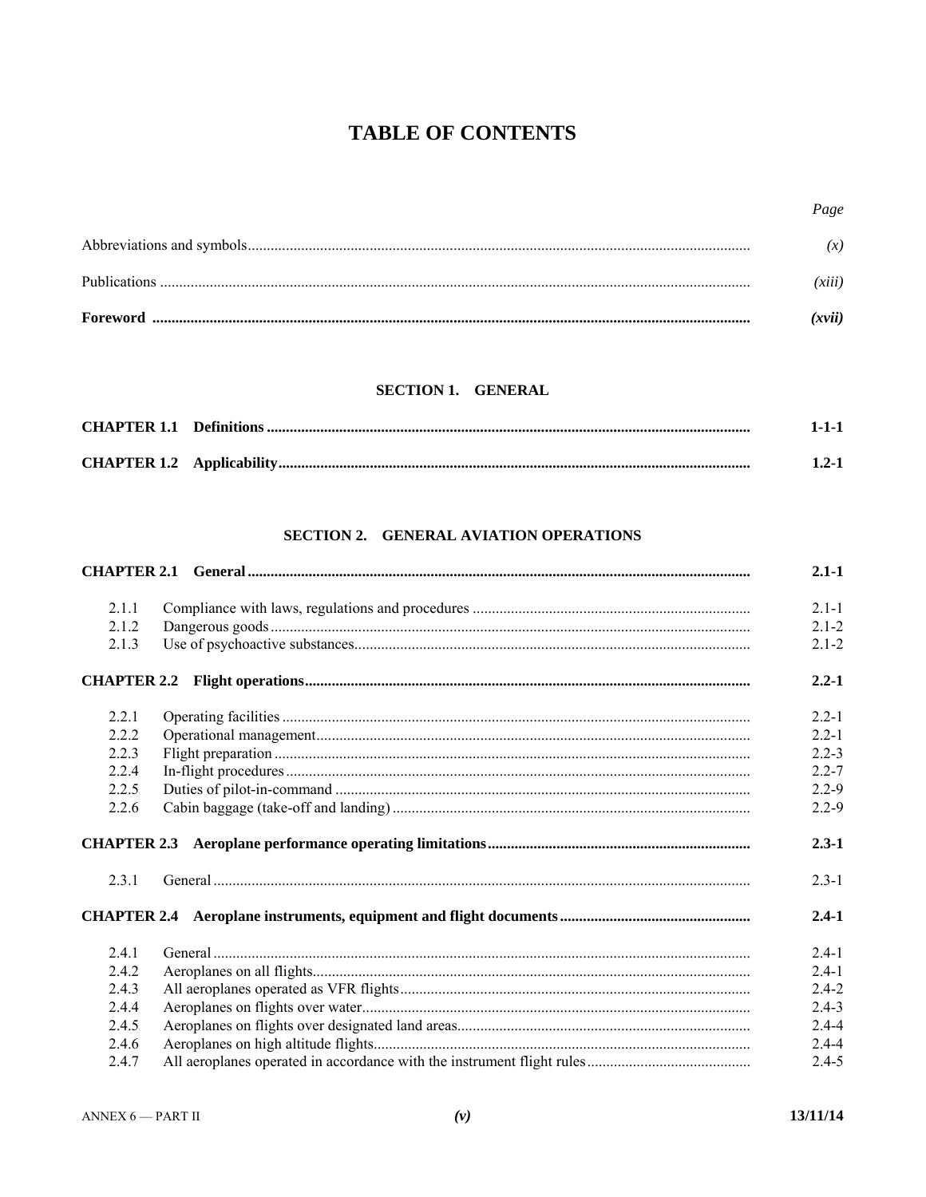# TABLE OF CONTENTS

| | | Page |
|---|---|---|
| Abbreviations and symbols | | *(x)* |
| Publications | | *(xiii)* |
| **Foreword** | | ***(xvii)*** |

## SECTION 1. GENERAL

| | | |
|---|---|---|
| **CHAPTER 1.1** | **Definitions** | **1-1-1** |
| **CHAPTER 1.2** | **Applicability** | **1.2-1** |

## SECTION 2. GENERAL AVIATION OPERATIONS

| | | |
|---|---|---|
| **CHAPTER 2.1** | **General** | **2.1-1** |
| 2.1.1 | Compliance with laws, regulations and procedures | 2.1-1 |
| 2.1.2 | Dangerous goods | 2.1-2 |
| 2.1.3 | Use of psychoactive substances | 2.1-2 |
| **CHAPTER 2.2** | **Flight operations** | **2.2-1** |
| 2.2.1 | Operating facilities | 2.2-1 |
| 2.2.2 | Operational management | 2.2-1 |
| 2.2.3 | Flight preparation | 2.2-3 |
| 2.2.4 | In-flight procedures | 2.2-7 |
| 2.2.5 | Duties of pilot-in-command | 2.2-9 |
| 2.2.6 | Cabin baggage (take-off and landing) | 2.2-9 |
| **CHAPTER 2.3** | **Aeroplane performance operating limitations** | **2.3-1** |
| 2.3.1 | General | 2.3-1 |
| **CHAPTER 2.4** | **Aeroplane instruments, equipment and flight documents** | **2.4-1** |
| 2.4.1 | General | 2.4-1 |
| 2.4.2 | Aeroplanes on all flights | 2.4-1 |
| 2.4.3 | All aeroplanes operated as VFR flights | 2.4-2 |
| 2.4.4 | Aeroplanes on flights over water | 2.4-3 |
| 2.4.5 | Aeroplanes on flights over designated land areas | 2.4-4 |
| 2.4.6 | Aeroplanes on high altitude flights | 2.4-4 |
| 2.4.7 | All aeroplanes operated in accordance with the instrument flight rules | 2.4-5 |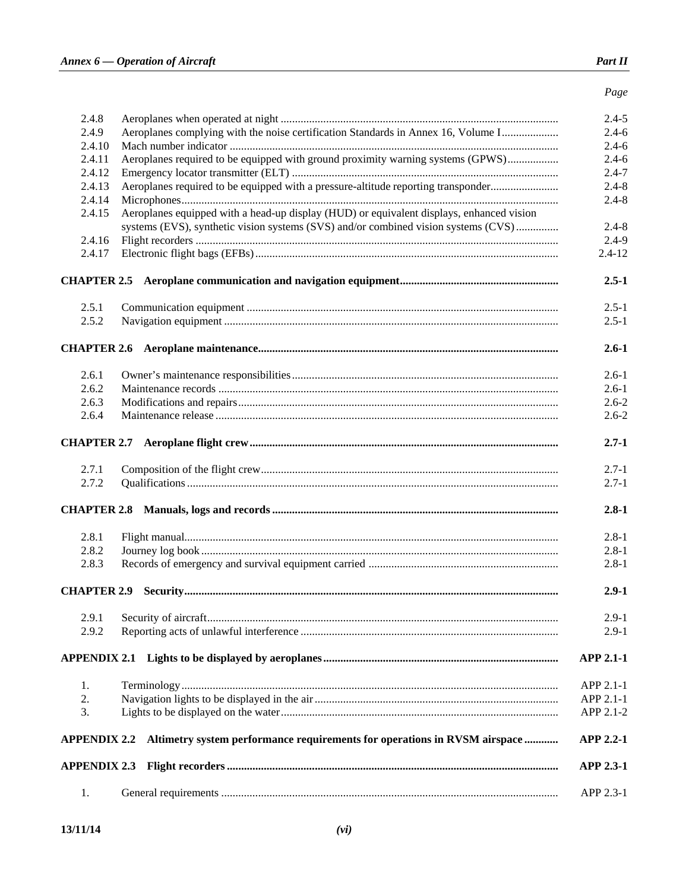| | | Page |
|---|---|---|
| 2.4.8 | Aeroplanes when operated at night | 2.4-5 |
| 2.4.9 | Aeroplanes complying with the noise certification Standards in Annex 16, Volume I | 2.4-6 |
| 2.4.10 | Mach number indicator | 2.4-6 |
| 2.4.11 | Aeroplanes required to be equipped with ground proximity warning systems (GPWS) | 2.4-6 |
| 2.4.12 | Emergency locator transmitter (ELT) | 2.4-7 |
| 2.4.13 | Aeroplanes required to be equipped with a pressure-altitude reporting transponder | 2.4-8 |
| 2.4.14 | Microphones | 2.4-8 |
| 2.4.15 | Aeroplanes equipped with a head-up display (HUD) or equivalent displays, enhanced vision systems (EVS), synthetic vision systems (SVS) and/or combined vision systems (CVS) | 2.4-8 |
| 2.4.16 | Flight recorders | 2.4-9 |
| 2.4.17 | Electronic flight bags (EFBs) | 2.4-12 |
| **CHAPTER 2.5** | **Aeroplane communication and navigation equipment** | **2.5-1** |
| 2.5.1 | Communication equipment | 2.5-1 |
| 2.5.2 | Navigation equipment | 2.5-1 |
| **CHAPTER 2.6** | **Aeroplane maintenance** | **2.6-1** |
| 2.6.1 | Owner's maintenance responsibilities | 2.6-1 |
| 2.6.2 | Maintenance records | 2.6-1 |
| 2.6.3 | Modifications and repairs | 2.6-2 |
| 2.6.4 | Maintenance release | 2.6-2 |
| **CHAPTER 2.7** | **Aeroplane flight crew** | **2.7-1** |
| 2.7.1 | Composition of the flight crew | 2.7-1 |
| 2.7.2 | Qualifications | 2.7-1 |
| **CHAPTER 2.8** | **Manuals, logs and records** | **2.8-1** |
| 2.8.1 | Flight manual | 2.8-1 |
| 2.8.2 | Journey log book | 2.8-1 |
| 2.8.3 | Records of emergency and survival equipment carried | 2.8-1 |
| **CHAPTER 2.9** | **Security** | **2.9-1** |
| 2.9.1 | Security of aircraft | 2.9-1 |
| 2.9.2 | Reporting acts of unlawful interference | 2.9-1 |
| **APPENDIX 2.1** | **Lights to be displayed by aeroplanes** | **APP 2.1-1** |
| 1. | Terminology | APP 2.1-1 |
| 2. | Navigation lights to be displayed in the air | APP 2.1-1 |
| 3. | Lights to be displayed on the water | APP 2.1-2 |
| **APPENDIX 2.2** | **Altimetry system performance requirements for operations in RVSM airspace** | **APP 2.2-1** |
| **APPENDIX 2.3** | **Flight recorders** | **APP 2.3-1** |
| 1. | General requirements | APP 2.3-1 |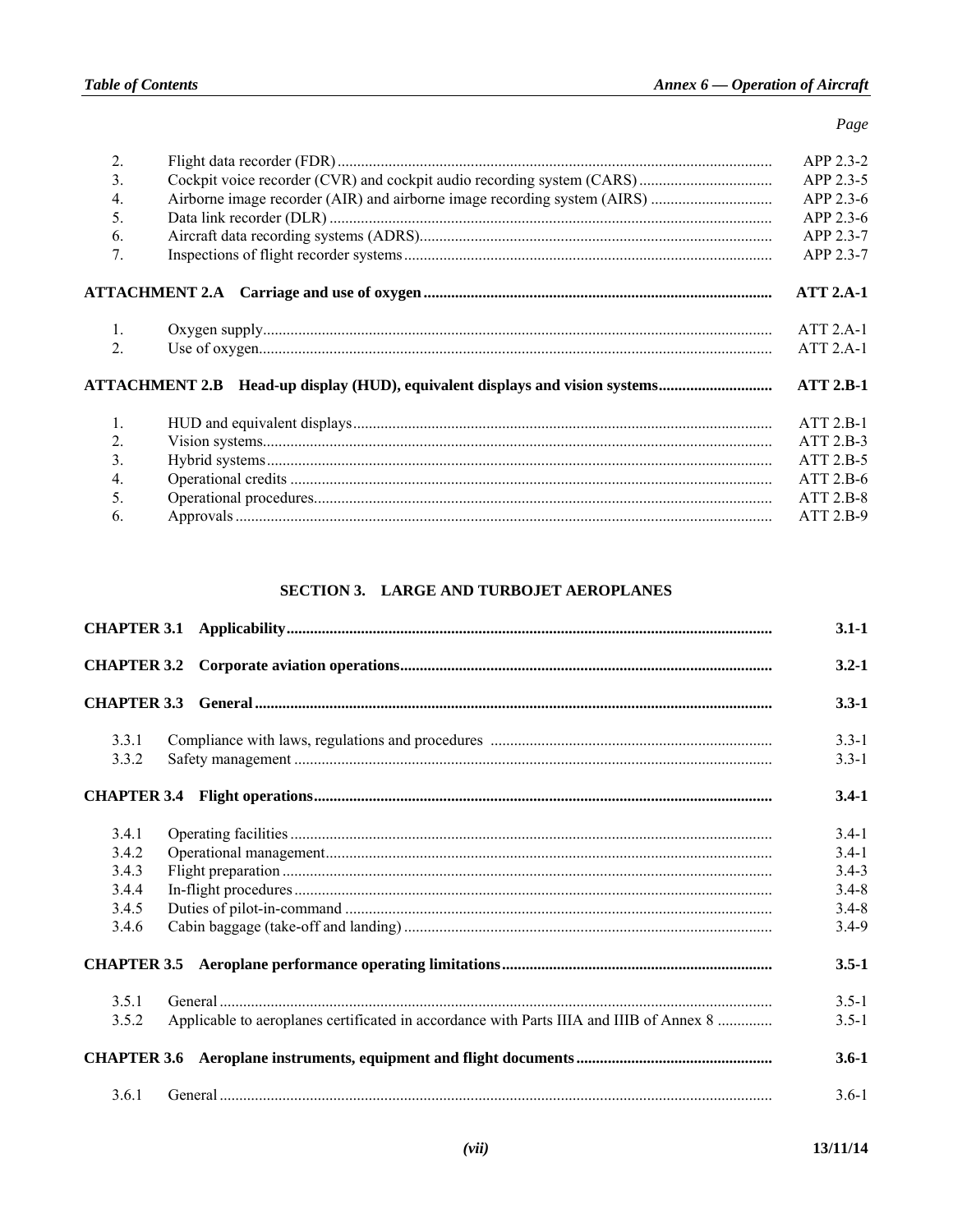| | | Page |
|---|---|---|
| 2. | Flight data recorder (FDR) | APP 2.3-2 |
| 3. | Cockpit voice recorder (CVR) and cockpit audio recording system (CARS) | APP 2.3-5 |
| 4. | Airborne image recorder (AIR) and airborne image recording system (AIRS) | APP 2.3-6 |
| 5. | Data link recorder (DLR) | APP 2.3-6 |
| 6. | Aircraft data recording systems (ADRS) | APP 2.3-7 |
| 7. | Inspections of flight recorder systems | APP 2.3-7 |

| | | |
|---|---|---|
| **ATTACHMENT 2.A** | **Carriage and use of oxygen** | **ATT 2.A-1** |
| 1. | Oxygen supply | ATT 2.A-1 |
| 2. | Use of oxygen | ATT 2.A-1 |

| | | |
|---|---|---|
| **ATTACHMENT 2.B** | **Head-up display (HUD), equivalent displays and vision systems** | **ATT 2.B-1** |
| 1. | HUD and equivalent displays | ATT 2.B-1 |
| 2. | Vision systems | ATT 2.B-3 |
| 3. | Hybrid systems | ATT 2.B-5 |
| 4. | Operational credits | ATT 2.B-6 |
| 5. | Operational procedures | ATT 2.B-8 |
| 6. | Approvals | ATT 2.B-9 |

## SECTION 3. LARGE AND TURBOJET AEROPLANES

| | | |
|---|---|---|
| **CHAPTER 3.1** | **Applicability** | **3.1-1** |
| **CHAPTER 3.2** | **Corporate aviation operations** | **3.2-1** |
| **CHAPTER 3.3** | **General** | **3.3-1** |
| 3.3.1 | Compliance with laws, regulations and procedures | 3.3-1 |
| 3.3.2 | Safety management | 3.3-1 |
| **CHAPTER 3.4** | **Flight operations** | **3.4-1** |
| 3.4.1 | Operating facilities | 3.4-1 |
| 3.4.2 | Operational management | 3.4-1 |
| 3.4.3 | Flight preparation | 3.4-3 |
| 3.4.4 | In-flight procedures | 3.4-8 |
| 3.4.5 | Duties of pilot-in-command | 3.4-8 |
| 3.4.6 | Cabin baggage (take-off and landing) | 3.4-9 |
| **CHAPTER 3.5** | **Aeroplane performance operating limitations** | **3.5-1** |
| 3.5.1 | General | 3.5-1 |
| 3.5.2 | Applicable to aeroplanes certificated in accordance with Parts IIIA and IIIB of Annex 8 | 3.5-1 |
| **CHAPTER 3.6** | **Aeroplane instruments, equipment and flight documents** | **3.6-1** |
| 3.6.1 | General | 3.6-1 |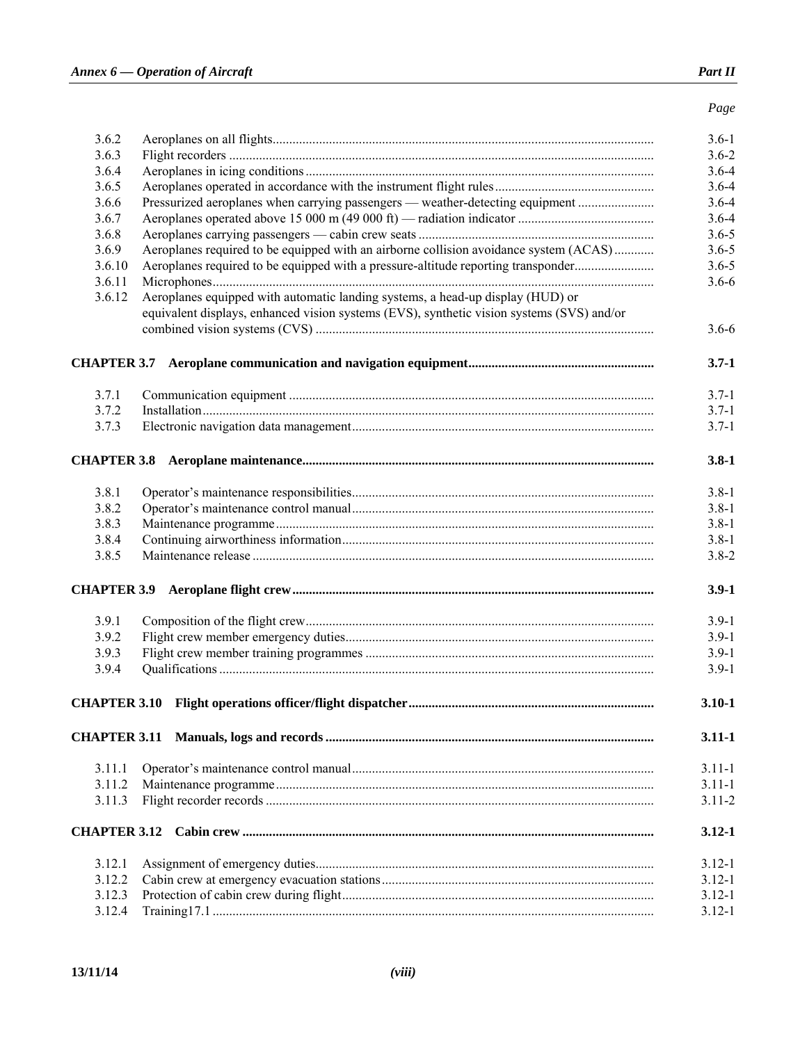| | | Page |
|---|---|---|
| 3.6.2 | Aeroplanes on all flights | 3.6-1 |
| 3.6.3 | Flight recorders | 3.6-2 |
| 3.6.4 | Aeroplanes in icing conditions | 3.6-4 |
| 3.6.5 | Aeroplanes operated in accordance with the instrument flight rules | 3.6-4 |
| 3.6.6 | Pressurized aeroplanes when carrying passengers — weather-detecting equipment | 3.6-4 |
| 3.6.7 | Aeroplanes operated above 15 000 m (49 000 ft) — radiation indicator | 3.6-4 |
| 3.6.8 | Aeroplanes carrying passengers — cabin crew seats | 3.6-5 |
| 3.6.9 | Aeroplanes required to be equipped with an airborne collision avoidance system (ACAS) | 3.6-5 |
| 3.6.10 | Aeroplanes required to be equipped with a pressure-altitude reporting transponder | 3.6-5 |
| 3.6.11 | Microphones | 3.6-6 |
| 3.6.12 | Aeroplanes equipped with automatic landing systems, a head-up display (HUD) or equivalent displays, enhanced vision systems (EVS), synthetic vision systems (SVS) and/or combined vision systems (CVS) | 3.6-6 |
| **CHAPTER 3.7** | **Aeroplane communication and navigation equipment** | **3.7-1** |
| 3.7.1 | Communication equipment | 3.7-1 |
| 3.7.2 | Installation | 3.7-1 |
| 3.7.3 | Electronic navigation data management | 3.7-1 |
| **CHAPTER 3.8** | **Aeroplane maintenance** | **3.8-1** |
| 3.8.1 | Operator's maintenance responsibilities | 3.8-1 |
| 3.8.2 | Operator's maintenance control manual | 3.8-1 |
| 3.8.3 | Maintenance programme | 3.8-1 |
| 3.8.4 | Continuing airworthiness information | 3.8-1 |
| 3.8.5 | Maintenance release | 3.8-2 |
| **CHAPTER 3.9** | **Aeroplane flight crew** | **3.9-1** |
| 3.9.1 | Composition of the flight crew | 3.9-1 |
| 3.9.2 | Flight crew member emergency duties | 3.9-1 |
| 3.9.3 | Flight crew member training programmes | 3.9-1 |
| 3.9.4 | Qualifications | 3.9-1 |
| **CHAPTER 3.10** | **Flight operations officer/flight dispatcher** | **3.10-1** |
| **CHAPTER 3.11** | **Manuals, logs and records** | **3.11-1** |
| 3.11.1 | Operator's maintenance control manual | 3.11-1 |
| 3.11.2 | Maintenance programme | 3.11-1 |
| 3.11.3 | Flight recorder records | 3.11-2 |
| **CHAPTER 3.12** | **Cabin crew** | **3.12-1** |
| 3.12.1 | Assignment of emergency duties | 3.12-1 |
| 3.12.2 | Cabin crew at emergency evacuation stations | 3.12-1 |
| 3.12.3 | Protection of cabin crew during flight | 3.12-1 |
| 3.12.4 | Training17.1 | 3.12-1 |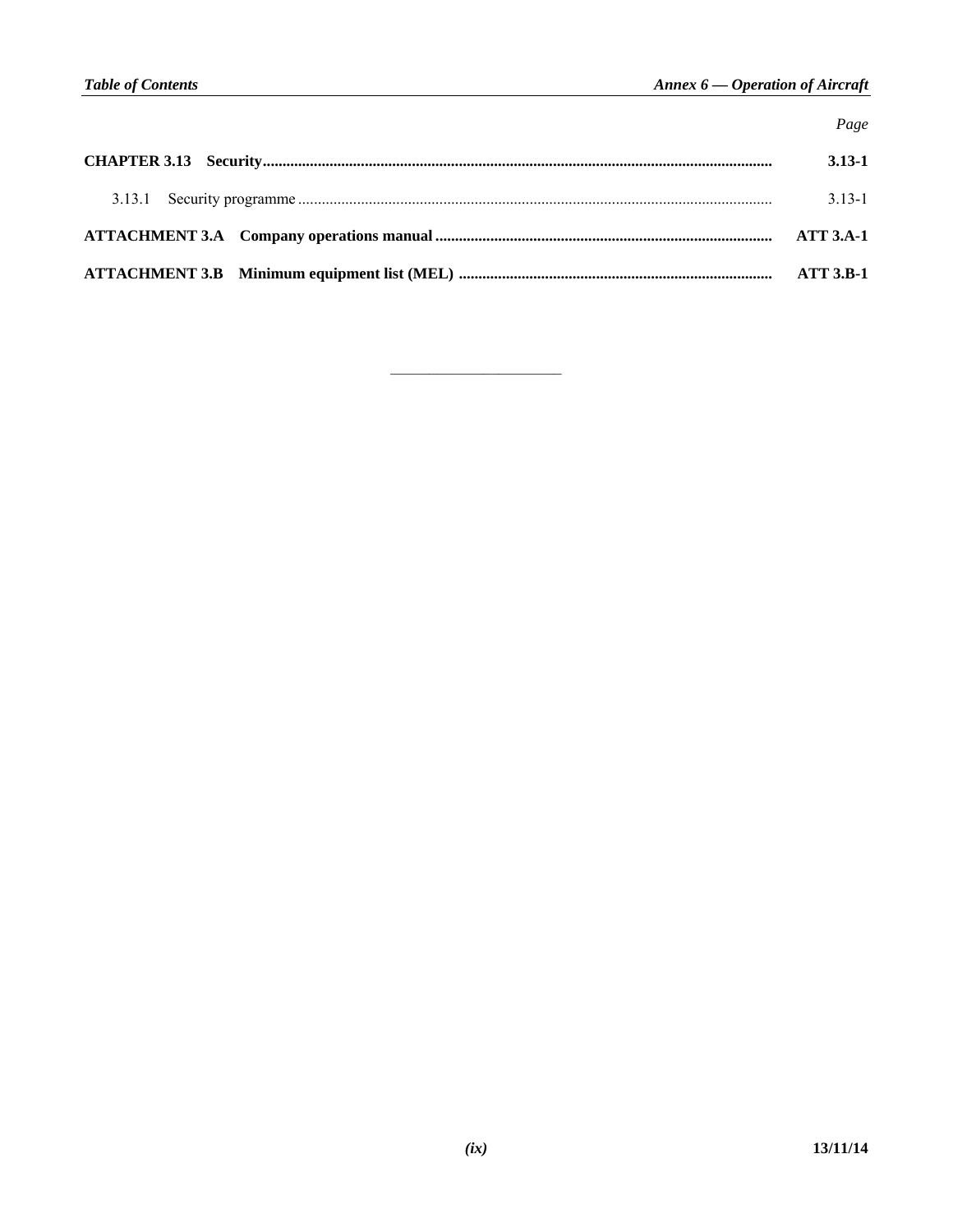| | Page |
|---|---|
| **CHAPTER 3.13 Security** | **3.13-1** |
| 3.13.1 Security programme | 3.13-1 |
| **ATTACHMENT 3.A Company operations manual** | **ATT 3.A-1** |
| **ATTACHMENT 3.B Minimum equipment list (MEL)** | **ATT 3.B-1** |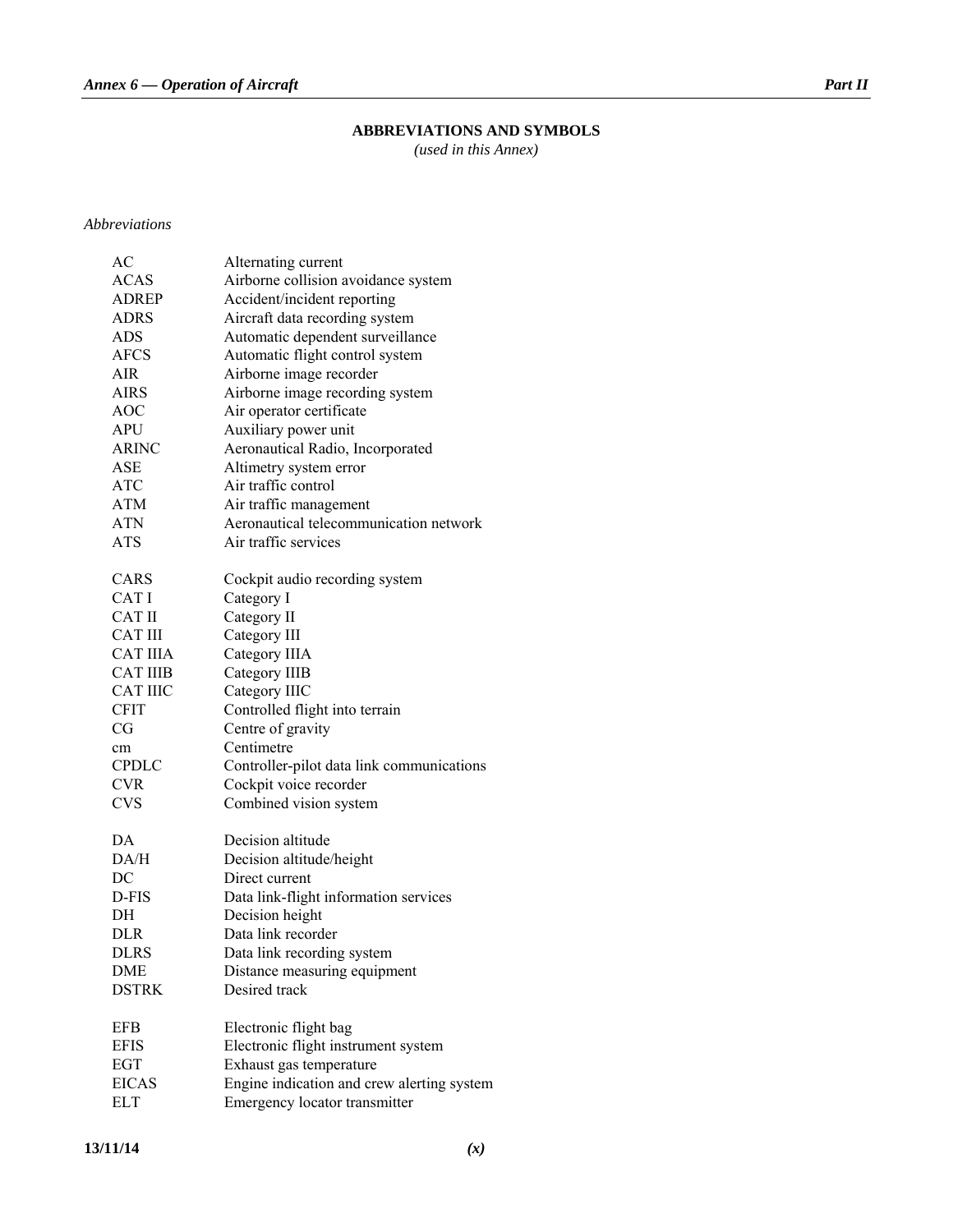## ABBREVIATIONS AND SYMBOLS

*(used in this Annex)*

*Abbreviations*

| | |
|---|---|
| AC | Alternating current |
| ACAS | Airborne collision avoidance system |
| ADREP | Accident/incident reporting |
| ADRS | Aircraft data recording system |
| ADS | Automatic dependent surveillance |
| AFCS | Automatic flight control system |
| AIR | Airborne image recorder |
| AIRS | Airborne image recording system |
| AOC | Air operator certificate |
| APU | Auxiliary power unit |
| ARINC | Aeronautical Radio, Incorporated |
| ASE | Altimetry system error |
| ATC | Air traffic control |
| ATM | Air traffic management |
| ATN | Aeronautical telecommunication network |
| ATS | Air traffic services |
| | |
| CARS | Cockpit audio recording system |
| CAT I | Category I |
| CAT II | Category II |
| CAT III | Category III |
| CAT IIIA | Category IIIA |
| CAT IIIB | Category IIIB |
| CAT IIIC | Category IIIC |
| CFIT | Controlled flight into terrain |
| CG | Centre of gravity |
| cm | Centimetre |
| CPDLC | Controller-pilot data link communications |
| CVR | Cockpit voice recorder |
| CVS | Combined vision system |
| | |
| DA | Decision altitude |
| DA/H | Decision altitude/height |
| DC | Direct current |
| D-FIS | Data link-flight information services |
| DH | Decision height |
| DLR | Data link recorder |
| DLRS | Data link recording system |
| DME | Distance measuring equipment |
| DSTRK | Desired track |
| | |
| EFB | Electronic flight bag |
| EFIS | Electronic flight instrument system |
| EGT | Exhaust gas temperature |
| EICAS | Engine indication and crew alerting system |
| ELT | Emergency locator transmitter |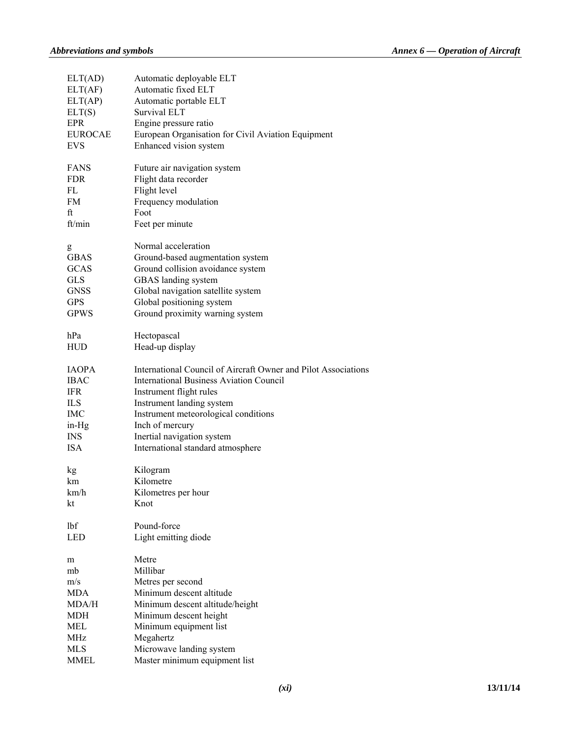| | |
|---|---|
| ELT(AD) | Automatic deployable ELT |
| ELT(AF) | Automatic fixed ELT |
| ELT(AP) | Automatic portable ELT |
| ELT(S) | Survival ELT |
| EPR | Engine pressure ratio |
| EUROCAE | European Organisation for Civil Aviation Equipment |
| EVS | Enhanced vision system |
| | |
| FANS | Future air navigation system |
| FDR | Flight data recorder |
| FL | Flight level |
| FM | Frequency modulation |
| ft | Foot |
| ft/min | Feet per minute |
| | |
| g | Normal acceleration |
| GBAS | Ground-based augmentation system |
| GCAS | Ground collision avoidance system |
| GLS | GBAS landing system |
| GNSS | Global navigation satellite system |
| GPS | Global positioning system |
| GPWS | Ground proximity warning system |
| | |
| hPa | Hectopascal |
| HUD | Head-up display |
| | |
| IAOPA | International Council of Aircraft Owner and Pilot Associations |
| IBAC | International Business Aviation Council |
| IFR | Instrument flight rules |
| ILS | Instrument landing system |
| IMC | Instrument meteorological conditions |
| in-Hg | Inch of mercury |
| INS | Inertial navigation system |
| ISA | International standard atmosphere |
| | |
| kg | Kilogram |
| km | Kilometre |
| km/h | Kilometres per hour |
| kt | Knot |
| | |
| lbf | Pound-force |
| LED | Light emitting diode |
| | |
| m | Metre |
| mb | Millibar |
| m/s | Metres per second |
| MDA | Minimum descent altitude |
| MDA/H | Minimum descent altitude/height |
| MDH | Minimum descent height |
| MEL | Minimum equipment list |
| MHz | Megahertz |
| MLS | Microwave landing system |
| MMEL | Master minimum equipment list |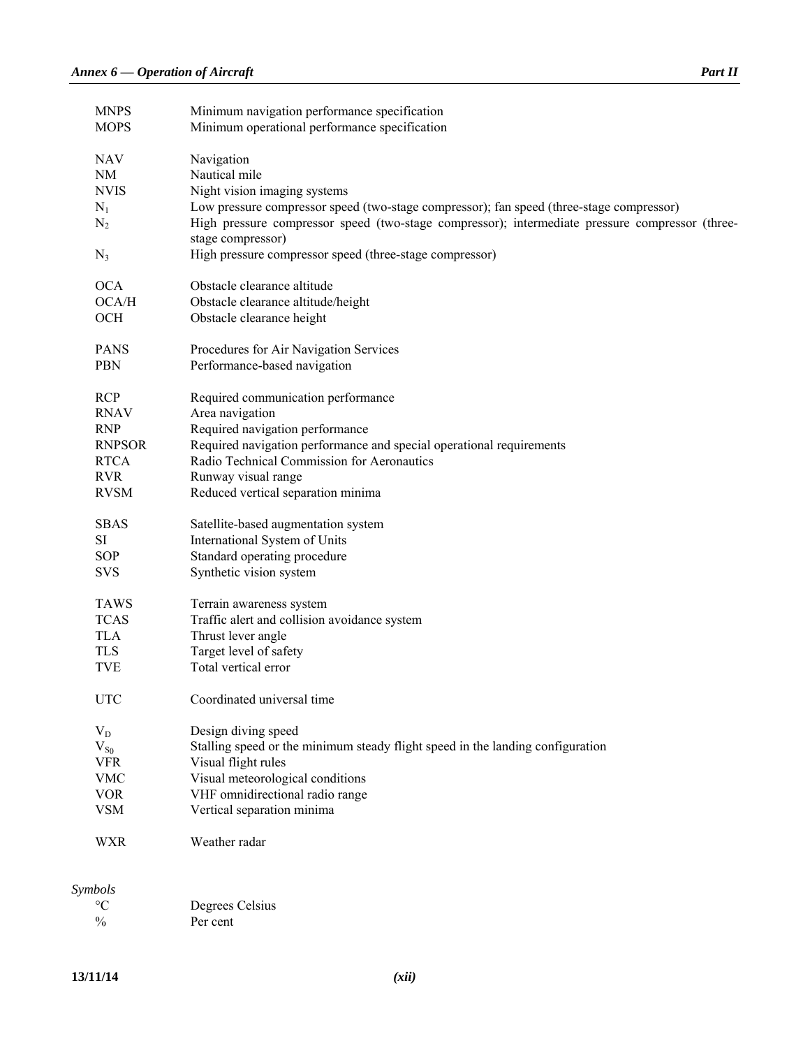| | |
|---|---|
| MNPS | Minimum navigation performance specification |
| MOPS | Minimum operational performance specification |
| NAV | Navigation |
| NM | Nautical mile |
| NVIS | Night vision imaging systems |
| $N_1$ | Low pressure compressor speed (two-stage compressor); fan speed (three-stage compressor) |
| $N_2$ | High pressure compressor speed (two-stage compressor); intermediate pressure compressor (three-stage compressor) |
| $N_3$ | High pressure compressor speed (three-stage compressor) |
| OCA | Obstacle clearance altitude |
| OCA/H | Obstacle clearance altitude/height |
| OCH | Obstacle clearance height |
| PANS | Procedures for Air Navigation Services |
| PBN | Performance-based navigation |
| RCP | Required communication performance |
| RNAV | Area navigation |
| RNP | Required navigation performance |
| RNPSOR | Required navigation performance and special operational requirements |
| RTCA | Radio Technical Commission for Aeronautics |
| RVR | Runway visual range |
| RVSM | Reduced vertical separation minima |
| SBAS | Satellite-based augmentation system |
| SI | International System of Units |
| SOP | Standard operating procedure |
| SVS | Synthetic vision system |
| TAWS | Terrain awareness system |
| TCAS | Traffic alert and collision avoidance system |
| TLA | Thrust lever angle |
| TLS | Target level of safety |
| TVE | Total vertical error |
| UTC | Coordinated universal time |
| $V_D$ | Design diving speed |
| $V_{S_0}$ | Stalling speed or the minimum steady flight speed in the landing configuration |
| VFR | Visual flight rules |
| VMC | Visual meteorological conditions |
| VOR | VHF omnidirectional radio range |
| VSM | Vertical separation minima |
| WXR | Weather radar |

*Symbols*

| | |
|---|---|
| °C | Degrees Celsius |
| % | Per cent |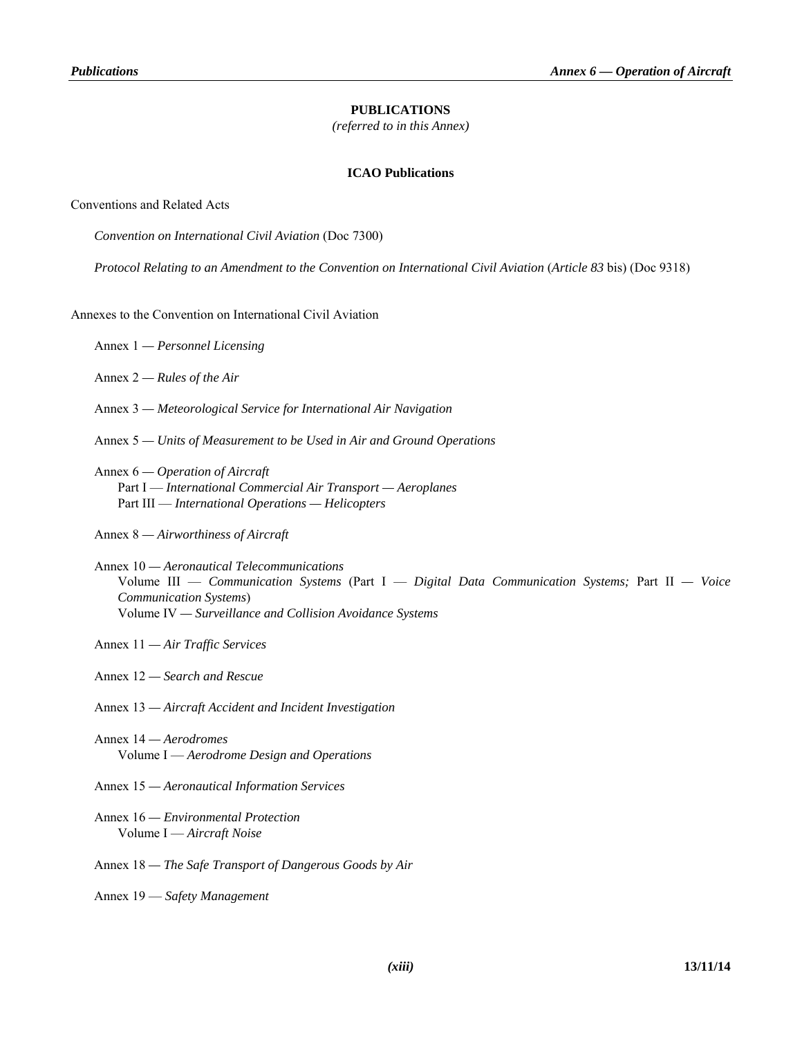# PUBLICATIONS

*(referred to in this Annex)*

## ICAO Publications

Conventions and Related Acts

*Convention on International Civil Aviation* (Doc 7300)

*Protocol Relating to an Amendment to the Convention on International Civil Aviation* (*Article 83* bis) (Doc 9318)

Annexes to the Convention on International Civil Aviation

Annex 1 — *Personnel Licensing*

Annex 2 — *Rules of the Air*

Annex 3 — *Meteorological Service for International Air Navigation*

Annex 5 — *Units of Measurement to be Used in Air and Ground Operations*

Annex 6 — *Operation of Aircraft*
Part I — *International Commercial Air Transport — Aeroplanes*
Part III — *International Operations — Helicopters*

Annex 8 — *Airworthiness of Aircraft*

Annex 10 — *Aeronautical Telecommunications*
Volume III — *Communication Systems* (Part I — *Digital Data Communication Systems;* Part II — *Voice Communication Systems*)
Volume IV — *Surveillance and Collision Avoidance Systems*

Annex 11 — *Air Traffic Services*

Annex 12 — *Search and Rescue*

Annex 13 — *Aircraft Accident and Incident Investigation*

Annex 14 — *Aerodromes*
Volume I — *Aerodrome Design and Operations*

Annex 15 — *Aeronautical Information Services*

Annex 16 — *Environmental Protection*
Volume I — *Aircraft Noise*

Annex 18 — *The Safe Transport of Dangerous Goods by Air*

Annex 19 — *Safety Management*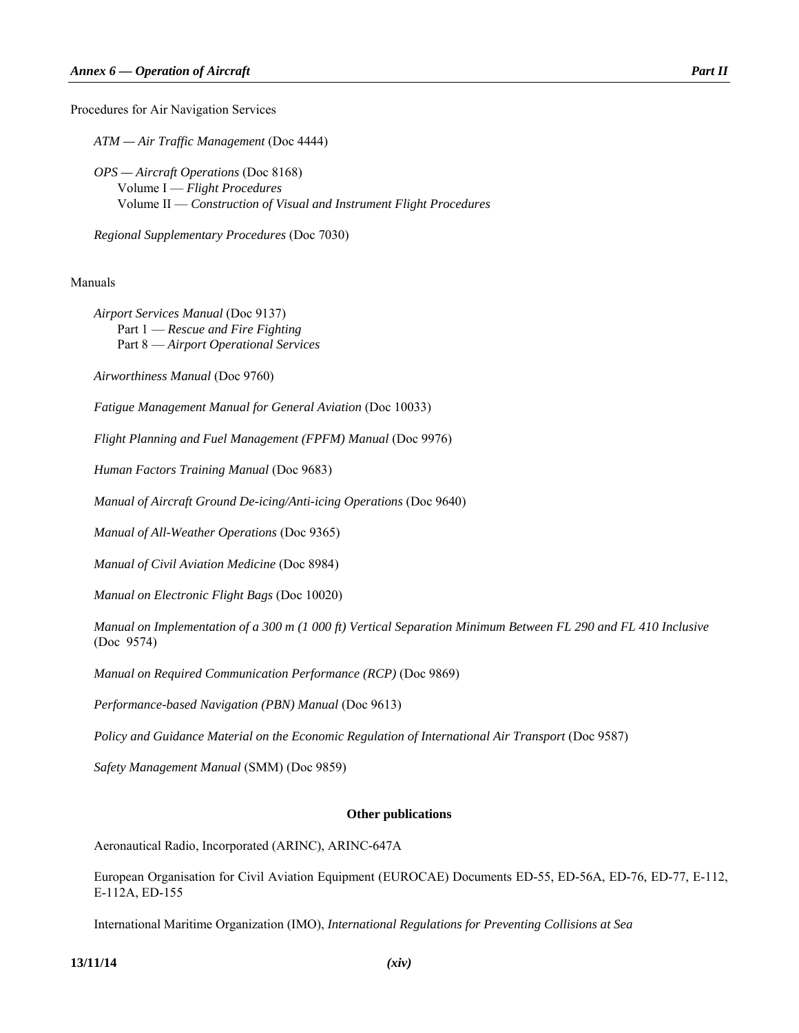Procedures for Air Navigation Services

*ATM — Air Traffic Management* (Doc 4444)

*OPS — Aircraft Operations* (Doc 8168)
Volume I — *Flight Procedures*
Volume II — *Construction of Visual and Instrument Flight Procedures*

*Regional Supplementary Procedures* (Doc 7030)

Manuals

*Airport Services Manual* (Doc 9137)
Part 1 — *Rescue and Fire Fighting*
Part 8 — *Airport Operational Services*

*Airworthiness Manual* (Doc 9760)

*Fatigue Management Manual for General Aviation* (Doc 10033)

*Flight Planning and Fuel Management (FPFM) Manual* (Doc 9976)

*Human Factors Training Manual* (Doc 9683)

*Manual of Aircraft Ground De-icing/Anti-icing Operations* (Doc 9640)

*Manual of All-Weather Operations* (Doc 9365)

*Manual of Civil Aviation Medicine* (Doc 8984)

*Manual on Electronic Flight Bags* (Doc 10020)

*Manual on Implementation of a 300 m (1 000 ft) Vertical Separation Minimum Between FL 290 and FL 410 Inclusive* (Doc 9574)

*Manual on Required Communication Performance (RCP)* (Doc 9869)

*Performance-based Navigation (PBN) Manual* (Doc 9613)

*Policy and Guidance Material on the Economic Regulation of International Air Transport* (Doc 9587)

*Safety Management Manual* (SMM) (Doc 9859)

**Other publications**

Aeronautical Radio, Incorporated (ARINC), ARINC-647A

European Organisation for Civil Aviation Equipment (EUROCAE) Documents ED-55, ED-56A, ED-76, ED-77, E-112, E-112A, ED-155

International Maritime Organization (IMO), *International Regulations for Preventing Collisions at Sea*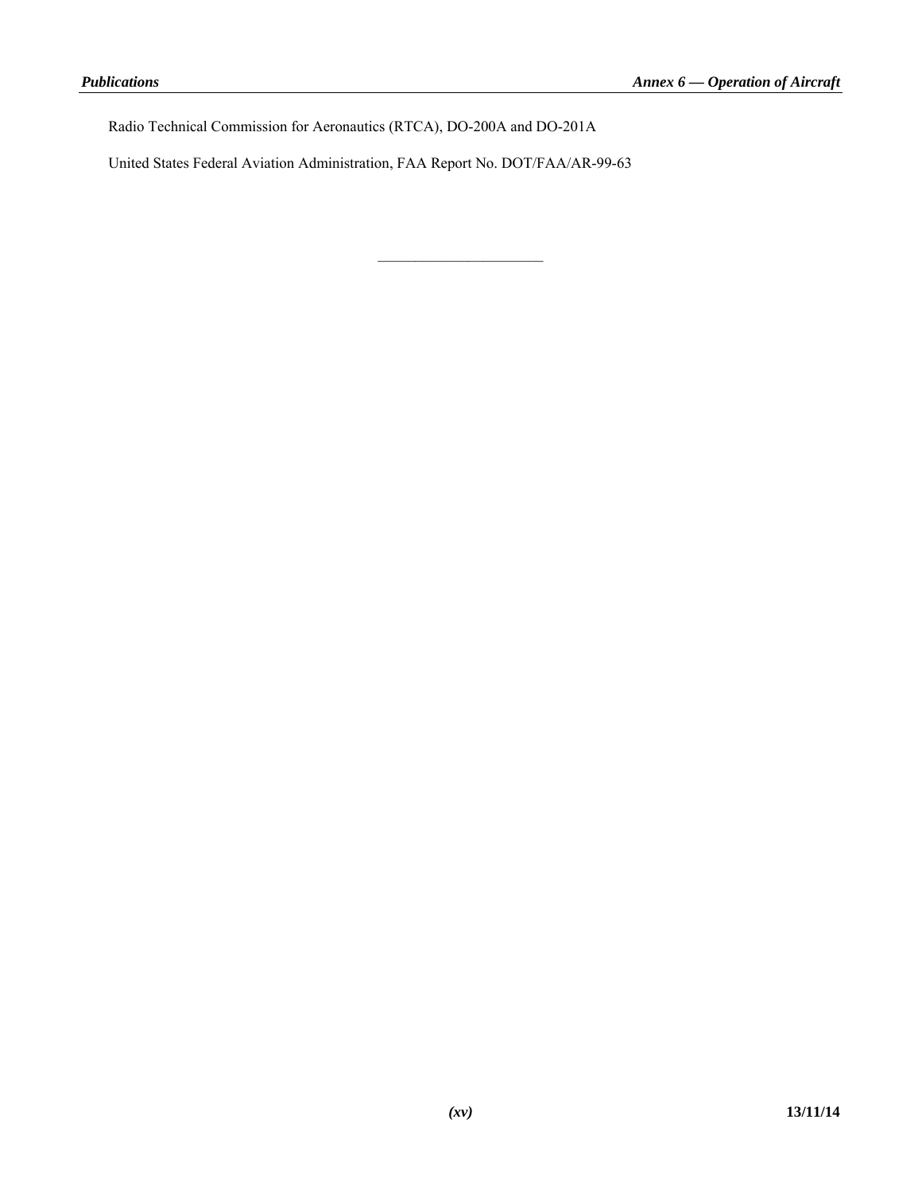Radio Technical Commission for Aeronautics (RTCA), DO-200A and DO-201A

United States Federal Aviation Administration, FAA Report No. DOT/FAA/AR-99-63

______________________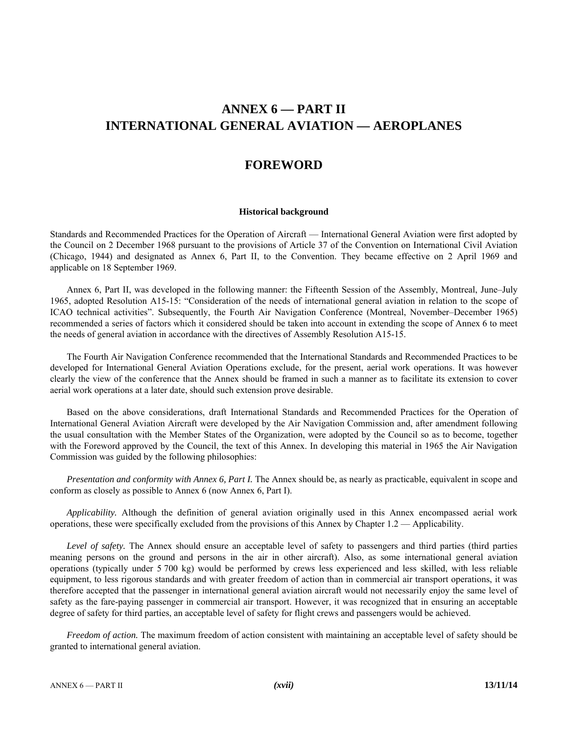# ANNEX 6 — PART II
# INTERNATIONAL GENERAL AVIATION — AEROPLANES

## FOREWORD

### Historical background

Standards and Recommended Practices for the Operation of Aircraft — International General Aviation were first adopted by the Council on 2 December 1968 pursuant to the provisions of Article 37 of the Convention on International Civil Aviation (Chicago, 1944) and designated as Annex 6, Part II, to the Convention. They became effective on 2 April 1969 and applicable on 18 September 1969.

Annex 6, Part II, was developed in the following manner: the Fifteenth Session of the Assembly, Montreal, June–July 1965, adopted Resolution A15-15: "Consideration of the needs of international general aviation in relation to the scope of ICAO technical activities". Subsequently, the Fourth Air Navigation Conference (Montreal, November–December 1965) recommended a series of factors which it considered should be taken into account in extending the scope of Annex 6 to meet the needs of general aviation in accordance with the directives of Assembly Resolution A15-15.

The Fourth Air Navigation Conference recommended that the International Standards and Recommended Practices to be developed for International General Aviation Operations exclude, for the present, aerial work operations. It was however clearly the view of the conference that the Annex should be framed in such a manner as to facilitate its extension to cover aerial work operations at a later date, should such extension prove desirable.

Based on the above considerations, draft International Standards and Recommended Practices for the Operation of International General Aviation Aircraft were developed by the Air Navigation Commission and, after amendment following the usual consultation with the Member States of the Organization, were adopted by the Council so as to become, together with the Foreword approved by the Council, the text of this Annex. In developing this material in 1965 the Air Navigation Commission was guided by the following philosophies:

*Presentation and conformity with Annex 6, Part I.* The Annex should be, as nearly as practicable, equivalent in scope and conform as closely as possible to Annex 6 (now Annex 6, Part I).

*Applicability.* Although the definition of general aviation originally used in this Annex encompassed aerial work operations, these were specifically excluded from the provisions of this Annex by Chapter 1.2 — Applicability.

*Level of safety.* The Annex should ensure an acceptable level of safety to passengers and third parties (third parties meaning persons on the ground and persons in the air in other aircraft). Also, as some international general aviation operations (typically under 5 700 kg) would be performed by crews less experienced and less skilled, with less reliable equipment, to less rigorous standards and with greater freedom of action than in commercial air transport operations, it was therefore accepted that the passenger in international general aviation aircraft would not necessarily enjoy the same level of safety as the fare-paying passenger in commercial air transport. However, it was recognized that in ensuring an acceptable degree of safety for third parties, an acceptable level of safety for flight crews and passengers would be achieved.

*Freedom of action.* The maximum freedom of action consistent with maintaining an acceptable level of safety should be granted to international general aviation.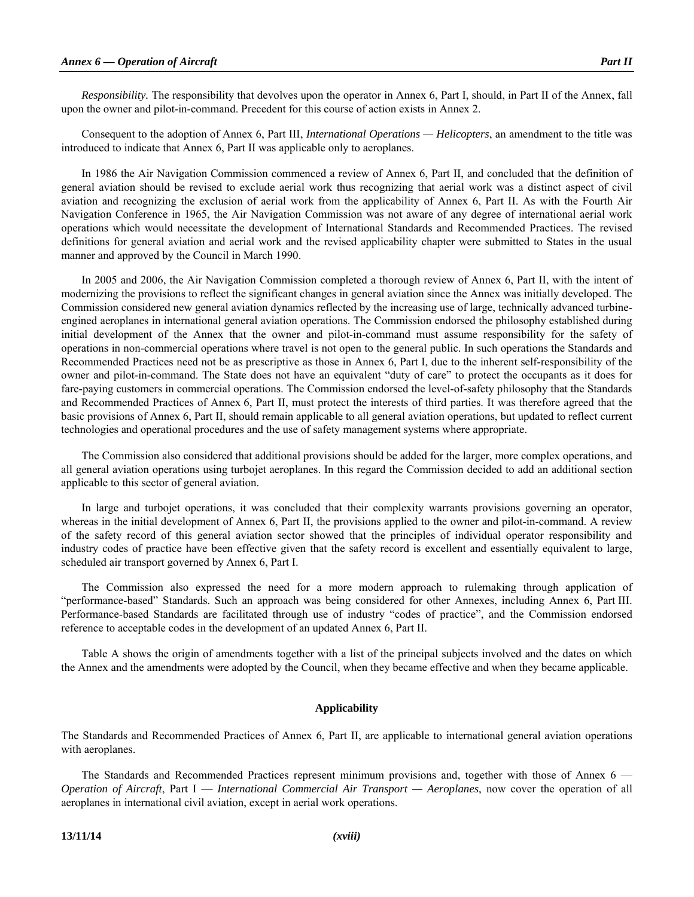*Responsibility.* The responsibility that devolves upon the operator in Annex 6, Part I, should, in Part II of the Annex, fall upon the owner and pilot-in-command. Precedent for this course of action exists in Annex 2.

Consequent to the adoption of Annex 6, Part III, *International Operations — Helicopters*, an amendment to the title was introduced to indicate that Annex 6, Part II was applicable only to aeroplanes.

In 1986 the Air Navigation Commission commenced a review of Annex 6, Part II, and concluded that the definition of general aviation should be revised to exclude aerial work thus recognizing that aerial work was a distinct aspect of civil aviation and recognizing the exclusion of aerial work from the applicability of Annex 6, Part II. As with the Fourth Air Navigation Conference in 1965, the Air Navigation Commission was not aware of any degree of international aerial work operations which would necessitate the development of International Standards and Recommended Practices. The revised definitions for general aviation and aerial work and the revised applicability chapter were submitted to States in the usual manner and approved by the Council in March 1990.

In 2005 and 2006, the Air Navigation Commission completed a thorough review of Annex 6, Part II, with the intent of modernizing the provisions to reflect the significant changes in general aviation since the Annex was initially developed. The Commission considered new general aviation dynamics reflected by the increasing use of large, technically advanced turbine-engined aeroplanes in international general aviation operations. The Commission endorsed the philosophy established during initial development of the Annex that the owner and pilot-in-command must assume responsibility for the safety of operations in non-commercial operations where travel is not open to the general public. In such operations the Standards and Recommended Practices need not be as prescriptive as those in Annex 6, Part I, due to the inherent self-responsibility of the owner and pilot-in-command. The State does not have an equivalent "duty of care" to protect the occupants as it does for fare-paying customers in commercial operations. The Commission endorsed the level-of-safety philosophy that the Standards and Recommended Practices of Annex 6, Part II, must protect the interests of third parties. It was therefore agreed that the basic provisions of Annex 6, Part II, should remain applicable to all general aviation operations, but updated to reflect current technologies and operational procedures and the use of safety management systems where appropriate.

The Commission also considered that additional provisions should be added for the larger, more complex operations, and all general aviation operations using turbojet aeroplanes. In this regard the Commission decided to add an additional section applicable to this sector of general aviation.

In large and turbojet operations, it was concluded that their complexity warrants provisions governing an operator, whereas in the initial development of Annex 6, Part II, the provisions applied to the owner and pilot-in-command. A review of the safety record of this general aviation sector showed that the principles of individual operator responsibility and industry codes of practice have been effective given that the safety record is excellent and essentially equivalent to large, scheduled air transport governed by Annex 6, Part I.

The Commission also expressed the need for a more modern approach to rulemaking through application of "performance-based" Standards. Such an approach was being considered for other Annexes, including Annex 6, Part III. Performance-based Standards are facilitated through use of industry "codes of practice", and the Commission endorsed reference to acceptable codes in the development of an updated Annex 6, Part II.

Table A shows the origin of amendments together with a list of the principal subjects involved and the dates on which the Annex and the amendments were adopted by the Council, when they became effective and when they became applicable.

## Applicability

The Standards and Recommended Practices of Annex 6, Part II, are applicable to international general aviation operations with aeroplanes.

The Standards and Recommended Practices represent minimum provisions and, together with those of Annex 6 — *Operation of Aircraft*, Part I — *International Commercial Air Transport — Aeroplanes*, now cover the operation of all aeroplanes in international civil aviation, except in aerial work operations.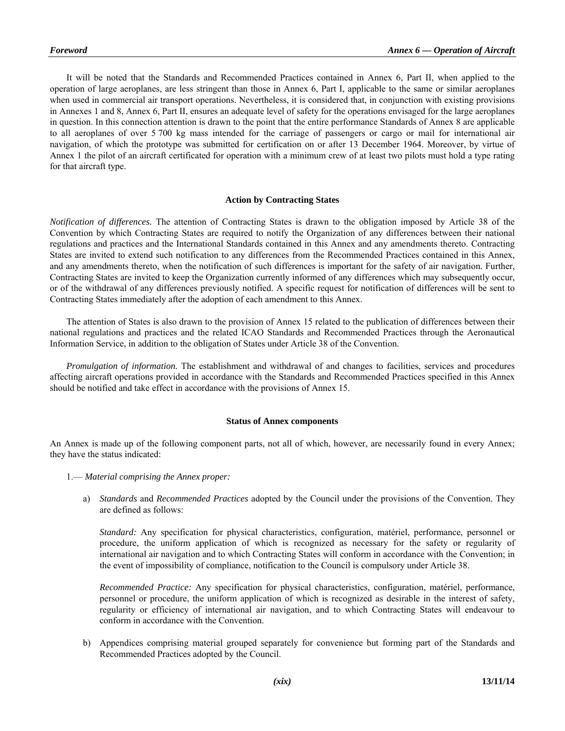It will be noted that the Standards and Recommended Practices contained in Annex 6, Part II, when applied to the operation of large aeroplanes, are less stringent than those in Annex 6, Part I, applicable to the same or similar aeroplanes when used in commercial air transport operations. Nevertheless, it is considered that, in conjunction with existing provisions in Annexes 1 and 8, Annex 6, Part II, ensures an adequate level of safety for the operations envisaged for the large aeroplanes in question. In this connection attention is drawn to the point that the entire performance Standards of Annex 8 are applicable to all aeroplanes of over 5 700 kg mass intended for the carriage of passengers or cargo or mail for international air navigation, of which the prototype was submitted for certification on or after 13 December 1964. Moreover, by virtue of Annex 1 the pilot of an aircraft certificated for operation with a minimum crew of at least two pilots must hold a type rating for that aircraft type.

### Action by Contracting States

*Notification of differences.* The attention of Contracting States is drawn to the obligation imposed by Article 38 of the Convention by which Contracting States are required to notify the Organization of any differences between their national regulations and practices and the International Standards contained in this Annex and any amendments thereto. Contracting States are invited to extend such notification to any differences from the Recommended Practices contained in this Annex, and any amendments thereto, when the notification of such differences is important for the safety of air navigation. Further, Contracting States are invited to keep the Organization currently informed of any differences which may subsequently occur, or of the withdrawal of any differences previously notified. A specific request for notification of differences will be sent to Contracting States immediately after the adoption of each amendment to this Annex.

The attention of States is also drawn to the provision of Annex 15 related to the publication of differences between their national regulations and practices and the related ICAO Standards and Recommended Practices through the Aeronautical Information Service, in addition to the obligation of States under Article 38 of the Convention.

*Promulgation of information.* The establishment and withdrawal of and changes to facilities, services and procedures affecting aircraft operations provided in accordance with the Standards and Recommended Practices specified in this Annex should be notified and take effect in accordance with the provisions of Annex 15.

### Status of Annex components

An Annex is made up of the following component parts, not all of which, however, are necessarily found in every Annex; they have the status indicated:

1.— *Material comprising the Annex proper:*

a) *Standards* and *Recommended Practices* adopted by the Council under the provisions of the Convention. They are defined as follows:

   *Standard:* Any specification for physical characteristics, configuration, matériel, performance, personnel or procedure, the uniform application of which is recognized as necessary for the safety or regularity of international air navigation and to which Contracting States will conform in accordance with the Convention; in the event of impossibility of compliance, notification to the Council is compulsory under Article 38.

   *Recommended Practice:* Any specification for physical characteristics, configuration, matériel, performance, personnel or procedure, the uniform application of which is recognized as desirable in the interest of safety, regularity or efficiency of international air navigation, and to which Contracting States will endeavour to conform in accordance with the Convention.

b) Appendices comprising material grouped separately for convenience but forming part of the Standards and Recommended Practices adopted by the Council.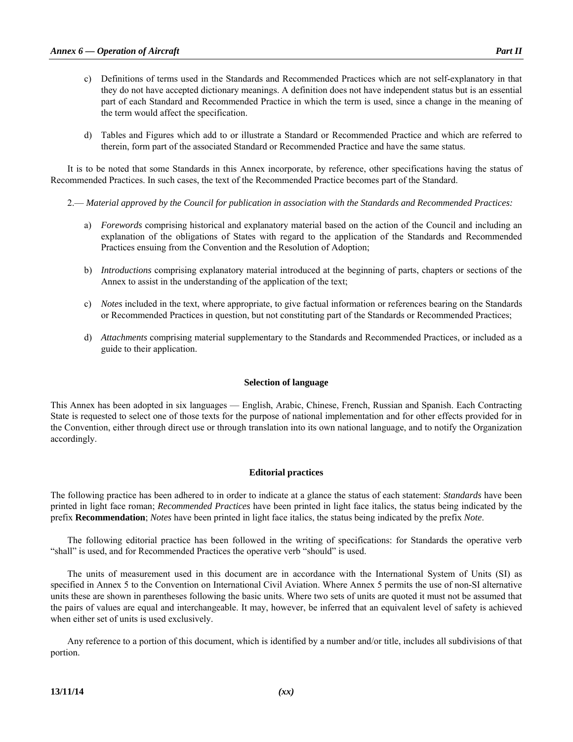c) Definitions of terms used in the Standards and Recommended Practices which are not self-explanatory in that they do not have accepted dictionary meanings. A definition does not have independent status but is an essential part of each Standard and Recommended Practice in which the term is used, since a change in the meaning of the term would affect the specification.

d) Tables and Figures which add to or illustrate a Standard or Recommended Practice and which are referred to therein, form part of the associated Standard or Recommended Practice and have the same status.

It is to be noted that some Standards in this Annex incorporate, by reference, other specifications having the status of Recommended Practices. In such cases, the text of the Recommended Practice becomes part of the Standard.

2.— *Material approved by the Council for publication in association with the Standards and Recommended Practices:*

a) *Forewords* comprising historical and explanatory material based on the action of the Council and including an explanation of the obligations of States with regard to the application of the Standards and Recommended Practices ensuing from the Convention and the Resolution of Adoption;

b) *Introductions* comprising explanatory material introduced at the beginning of parts, chapters or sections of the Annex to assist in the understanding of the application of the text;

c) *Notes* included in the text, where appropriate, to give factual information or references bearing on the Standards or Recommended Practices in question, but not constituting part of the Standards or Recommended Practices;

d) *Attachments* comprising material supplementary to the Standards and Recommended Practices, or included as a guide to their application.

**Selection of language**

This Annex has been adopted in six languages — English, Arabic, Chinese, French, Russian and Spanish. Each Contracting State is requested to select one of those texts for the purpose of national implementation and for other effects provided for in the Convention, either through direct use or through translation into its own national language, and to notify the Organization accordingly.

**Editorial practices**

The following practice has been adhered to in order to indicate at a glance the status of each statement: *Standards* have been printed in light face roman; *Recommended Practices* have been printed in light face italics, the status being indicated by the prefix **Recommendation**; *Notes* have been printed in light face italics, the status being indicated by the prefix *Note*.

The following editorial practice has been followed in the writing of specifications: for Standards the operative verb "shall" is used, and for Recommended Practices the operative verb "should" is used.

The units of measurement used in this document are in accordance with the International System of Units (SI) as specified in Annex 5 to the Convention on International Civil Aviation. Where Annex 5 permits the use of non-SI alternative units these are shown in parentheses following the basic units. Where two sets of units are quoted it must not be assumed that the pairs of values are equal and interchangeable. It may, however, be inferred that an equivalent level of safety is achieved when either set of units is used exclusively.

Any reference to a portion of this document, which is identified by a number and/or title, includes all subdivisions of that portion.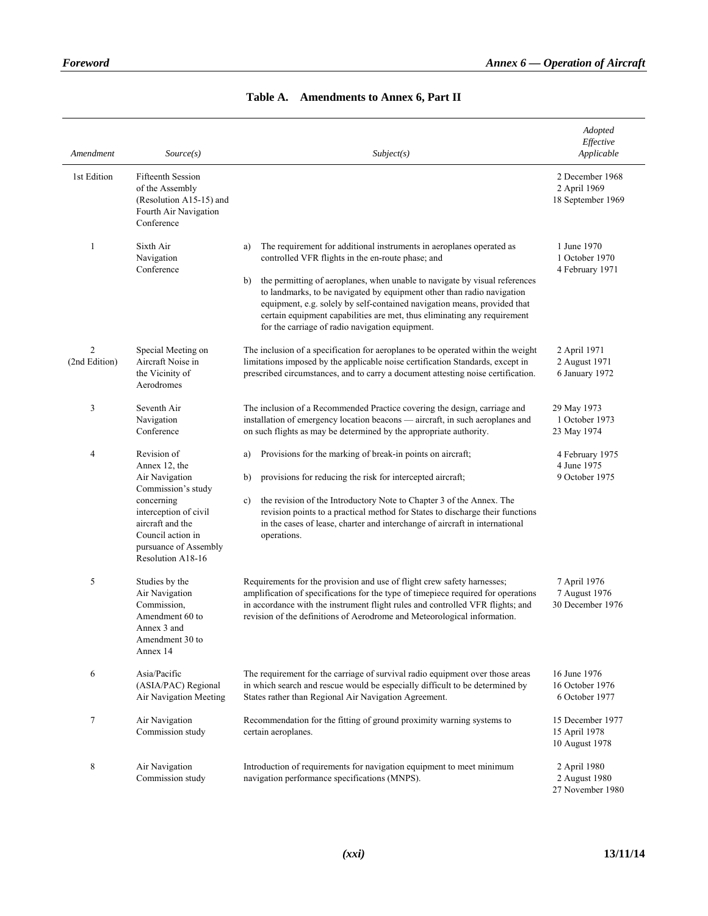## Table A. Amendments to Annex 6, Part II

| *Amendment* | *Source(s)* | *Subject(s)* | *Adopted Effective Applicable* |
|---|---|---|---|
| 1st Edition | Fifteenth Session of the Assembly (Resolution A15-15) and Fourth Air Navigation Conference | | 2 December 1968<br>2 April 1969<br>18 September 1969 |
| 1 | Sixth Air Navigation Conference | a) The requirement for additional instruments in aeroplanes operated as controlled VFR flights in the en-route phase; and<br>b) the permitting of aeroplanes, when unable to navigate by visual references to landmarks, to be navigated by equipment other than radio navigation equipment, e.g. solely by self-contained navigation means, provided that certain equipment capabilities are met, thus eliminating any requirement for the carriage of radio navigation equipment. | 1 June 1970<br>1 October 1970<br>4 February 1971 |
| 2 (2nd Edition) | Special Meeting on Aircraft Noise in the Vicinity of Aerodromes | The inclusion of a specification for aeroplanes to be operated within the weight limitations imposed by the applicable noise certification Standards, except in prescribed circumstances, and to carry a document attesting noise certification. | 2 April 1971<br>2 August 1971<br>6 January 1972 |
| 3 | Seventh Air Navigation Conference | The inclusion of a Recommended Practice covering the design, carriage and installation of emergency location beacons — aircraft, in such aeroplanes and on such flights as may be determined by the appropriate authority. | 29 May 1973<br>1 October 1973<br>23 May 1974 |
| 4 | Revision of Annex 12, the Air Navigation Commission's study concerning interception of civil aircraft and the Council action in pursuance of Assembly Resolution A18-16 | a) Provisions for the marking of break-in points on aircraft;<br>b) provisions for reducing the risk for intercepted aircraft;<br>c) the revision of the Introductory Note to Chapter 3 of the Annex. The revision points to a practical method for States to discharge their functions in the cases of lease, charter and interchange of aircraft in international operations. | 4 February 1975<br>4 June 1975<br>9 October 1975 |
| 5 | Studies by the Air Navigation Commission, Amendment 60 to Annex 3 and Amendment 30 to Annex 14 | Requirements for the provision and use of flight crew safety harnesses; amplification of specifications for the type of timepiece required for operations in accordance with the instrument flight rules and controlled VFR flights; and revision of the definitions of Aerodrome and Meteorological information. | 7 April 1976<br>7 August 1976<br>30 December 1976 |
| 6 | Asia/Pacific (ASIA/PAC) Regional Air Navigation Meeting | The requirement for the carriage of survival radio equipment over those areas in which search and rescue would be especially difficult to be determined by States rather than Regional Air Navigation Agreement. | 16 June 1976<br>16 October 1976<br>6 October 1977 |
| 7 | Air Navigation Commission study | Recommendation for the fitting of ground proximity warning systems to certain aeroplanes. | 15 December 1977<br>15 April 1978<br>10 August 1978 |
| 8 | Air Navigation Commission study | Introduction of requirements for navigation equipment to meet minimum navigation performance specifications (MNPS). | 2 April 1980<br>2 August 1980<br>27 November 1980 |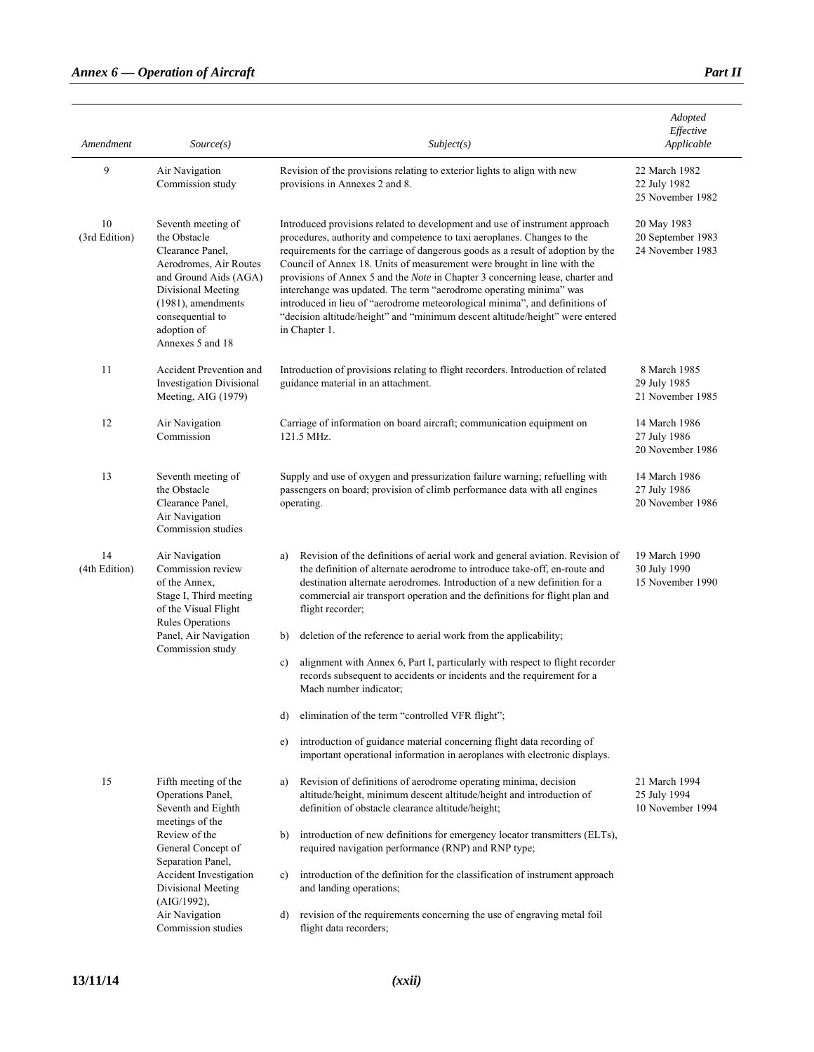| Amendment | Source(s) | Subject(s) | Adopted<br>Effective<br>Applicable |
|---|---|---|---|
| 9 | Air Navigation Commission study | Revision of the provisions relating to exterior lights to align with new provisions in Annexes 2 and 8. | 22 March 1982<br>22 July 1982<br>25 November 1982 |
| 10<br>(3rd Edition) | Seventh meeting of the Obstacle Clearance Panel, Aerodromes, Air Routes and Ground Aids (AGA) Divisional Meeting (1981), amendments consequential to adoption of Annexes 5 and 18 | Introduced provisions related to development and use of instrument approach procedures, authority and competence to taxi aeroplanes. Changes to the requirements for the carriage of dangerous goods as a result of adoption by the Council of Annex 18. Units of measurement were brought in line with the provisions of Annex 5 and the *Note* in Chapter 3 concerning lease, charter and interchange was updated. The term "aerodrome operating minima" was introduced in lieu of "aerodrome meteorological minima", and definitions of "decision altitude/height" and "minimum descent altitude/height" were entered in Chapter 1. | 20 May 1983<br>20 September 1983<br>24 November 1983 |
| 11 | Accident Prevention and Investigation Divisional Meeting, AIG (1979) | Introduction of provisions relating to flight recorders. Introduction of related guidance material in an attachment. | 8 March 1985<br>29 July 1985<br>21 November 1985 |
| 12 | Air Navigation Commission | Carriage of information on board aircraft; communication equipment on 121.5 MHz. | 14 March 1986<br>27 July 1986<br>20 November 1986 |
| 13 | Seventh meeting of the Obstacle Clearance Panel, Air Navigation Commission studies | Supply and use of oxygen and pressurization failure warning; refuelling with passengers on board; provision of climb performance data with all engines operating. | 14 March 1986<br>27 July 1986<br>20 November 1986 |
| 14<br>(4th Edition) | Air Navigation Commission review of the Annex, Stage I, Third meeting of the Visual Flight Rules Operations Panel, Air Navigation Commission study | a) Revision of the definitions of aerial work and general aviation. Revision of the definition of alternate aerodrome to introduce take-off, en-route and destination alternate aerodromes. Introduction of a new definition for a commercial air transport operation and the definitions for flight plan and flight recorder;<br>b) deletion of the reference to aerial work from the applicability;<br>c) alignment with Annex 6, Part I, particularly with respect to flight recorder records subsequent to accidents or incidents and the requirement for a Mach number indicator;<br>d) elimination of the term "controlled VFR flight";<br>e) introduction of guidance material concerning flight data recording of important operational information in aeroplanes with electronic displays. | 19 March 1990<br>30 July 1990<br>15 November 1990 |
| 15 | Fifth meeting of the Operations Panel, Seventh and Eighth meetings of the Review of the General Concept of Separation Panel, Accident Investigation Divisional Meeting (AIG/1992), Air Navigation Commission studies | a) Revision of definitions of aerodrome operating minima, decision altitude/height, minimum descent altitude/height and introduction of definition of obstacle clearance altitude/height;<br>b) introduction of new definitions for emergency locator transmitters (ELTs), required navigation performance (RNP) and RNP type;<br>c) introduction of the definition for the classification of instrument approach and landing operations;<br>d) revision of the requirements concerning the use of engraving metal foil flight data recorders; | 21 March 1994<br>25 July 1994<br>10 November 1994 |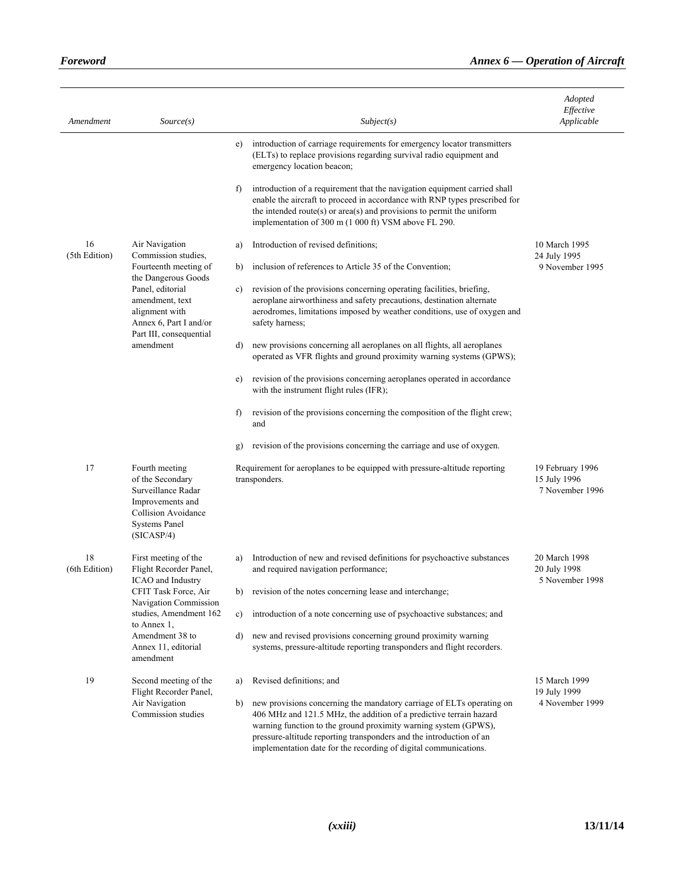| Amendment | Source(s) | Subject(s) | Adopted Effective Applicable |
|---|---|---|---|
| | | e) introduction of carriage requirements for emergency locator transmitters (ELTs) to replace provisions regarding survival radio equipment and emergency location beacon;<br><br>f) introduction of a requirement that the navigation equipment carried shall enable the aircraft to proceed in accordance with RNP types prescribed for the intended route(s) or area(s) and provisions to permit the uniform implementation of 300 m (1 000 ft) VSM above FL 290. | |
| 16 (5th Edition) | Air Navigation Commission studies, Fourteenth meeting of the Dangerous Goods Panel, editorial amendment, text alignment with Annex 6, Part I and/or Part III, consequential amendment | a) Introduction of revised definitions;<br><br>b) inclusion of references to Article 35 of the Convention;<br><br>c) revision of the provisions concerning operating facilities, briefing, aeroplane airworthiness and safety precautions, destination alternate aerodromes, limitations imposed by weather conditions, use of oxygen and safety harness;<br><br>d) new provisions concerning all aeroplanes on all flights, all aeroplanes operated as VFR flights and ground proximity warning systems (GPWS);<br><br>e) revision of the provisions concerning aeroplanes operated in accordance with the instrument flight rules (IFR);<br><br>f) revision of the provisions concerning the composition of the flight crew; and<br><br>g) revision of the provisions concerning the carriage and use of oxygen. | 10 March 1995<br>24 July 1995<br>9 November 1995 |
| 17 | Fourth meeting of the Secondary Surveillance Radar Improvements and Collision Avoidance Systems Panel (SICASP/4) | Requirement for aeroplanes to be equipped with pressure-altitude reporting transponders. | 19 February 1996<br>15 July 1996<br>7 November 1996 |
| 18 (6th Edition) | First meeting of the Flight Recorder Panel, ICAO and Industry CFIT Task Force, Air Navigation Commission studies, Amendment 162 to Annex 1, Amendment 38 to Annex 11, editorial amendment | a) Introduction of new and revised definitions for psychoactive substances and required navigation performance;<br><br>b) revision of the notes concerning lease and interchange;<br><br>c) introduction of a note concerning use of psychoactive substances; and<br><br>d) new and revised provisions concerning ground proximity warning systems, pressure-altitude reporting transponders and flight recorders. | 20 March 1998<br>20 July 1998<br>5 November 1998 |
| 19 | Second meeting of the Flight Recorder Panel, Air Navigation Commission studies | a) Revised definitions; and<br><br>b) new provisions concerning the mandatory carriage of ELTs operating on 406 MHz and 121.5 MHz, the addition of a predictive terrain hazard warning function to the ground proximity warning system (GPWS), pressure-altitude reporting transponders and the introduction of an implementation date for the recording of digital communications. | 15 March 1999<br>19 July 1999<br>4 November 1999 |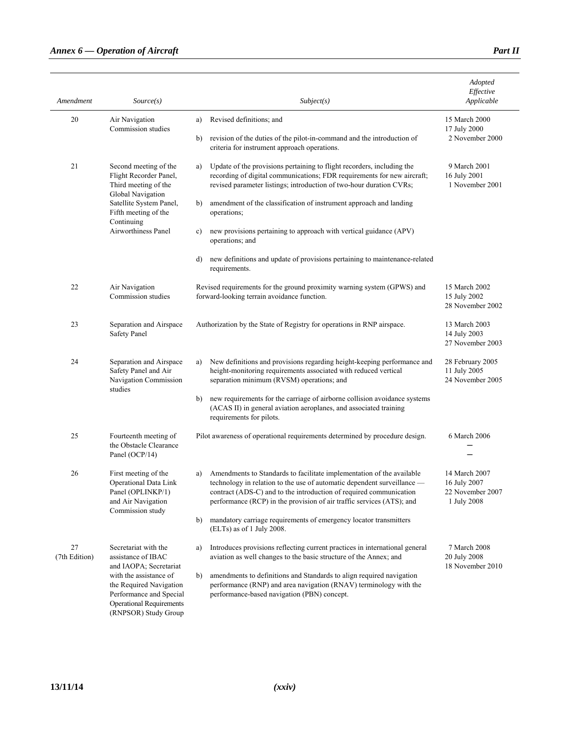| Amendment | Source(s) | Subject(s) | Adopted<br>Effective<br>Applicable |
|---|---|---|---|
| 20 | Air Navigation Commission studies | a) Revised definitions; and<br><br>b) revision of the duties of the pilot-in-command and the introduction of criteria for instrument approach operations. | 15 March 2000<br>17 July 2000<br>2 November 2000 |
| 21 | Second meeting of the Flight Recorder Panel, Third meeting of the Global Navigation Satellite System Panel, Fifth meeting of the Continuing Airworthiness Panel | a) Update of the provisions pertaining to flight recorders, including the recording of digital communications; FDR requirements for new aircraft; revised parameter listings; introduction of two-hour duration CVRs;<br><br>b) amendment of the classification of instrument approach and landing operations;<br><br>c) new provisions pertaining to approach with vertical guidance (APV) operations; and<br><br>d) new definitions and update of provisions pertaining to maintenance-related requirements. | 9 March 2001<br>16 July 2001<br>1 November 2001 |
| 22 | Air Navigation Commission studies | Revised requirements for the ground proximity warning system (GPWS) and forward-looking terrain avoidance function. | 15 March 2002<br>15 July 2002<br>28 November 2002 |
| 23 | Separation and Airspace Safety Panel | Authorization by the State of Registry for operations in RNP airspace. | 13 March 2003<br>14 July 2003<br>27 November 2003 |
| 24 | Separation and Airspace Safety Panel and Air Navigation Commission studies | a) New definitions and provisions regarding height-keeping performance and height-monitoring requirements associated with reduced vertical separation minimum (RVSM) operations; and<br><br>b) new requirements for the carriage of airborne collision avoidance systems (ACAS II) in general aviation aeroplanes, and associated training requirements for pilots. | 28 February 2005<br>11 July 2005<br>24 November 2005 |
| 25 | Fourteenth meeting of the Obstacle Clearance Panel (OCP/14) | Pilot awareness of operational requirements determined by procedure design. | 6 March 2006<br>—<br>— |
| 26 | First meeting of the Operational Data Link Panel (OPLINKP/1) and Air Navigation Commission study | a) Amendments to Standards to facilitate implementation of the available technology in relation to the use of automatic dependent surveillance — contract (ADS-C) and to the introduction of required communication performance (RCP) in the provision of air traffic services (ATS); and<br><br>b) mandatory carriage requirements of emergency locator transmitters (ELTs) as of 1 July 2008. | 14 March 2007<br>16 July 2007<br>22 November 2007<br>1 July 2008 |
| 27<br>(7th Edition) | Secretariat with the assistance of IBAC and IAOPA; Secretariat with the assistance of the Required Navigation Performance and Special Operational Requirements (RNPSOR) Study Group | a) Introduces provisions reflecting current practices in international general aviation as well changes to the basic structure of the Annex; and<br><br>b) amendments to definitions and Standards to align required navigation performance (RNP) and area navigation (RNAV) terminology with the performance-based navigation (PBN) concept. | 7 March 2008<br>20 July 2008<br>18 November 2010 |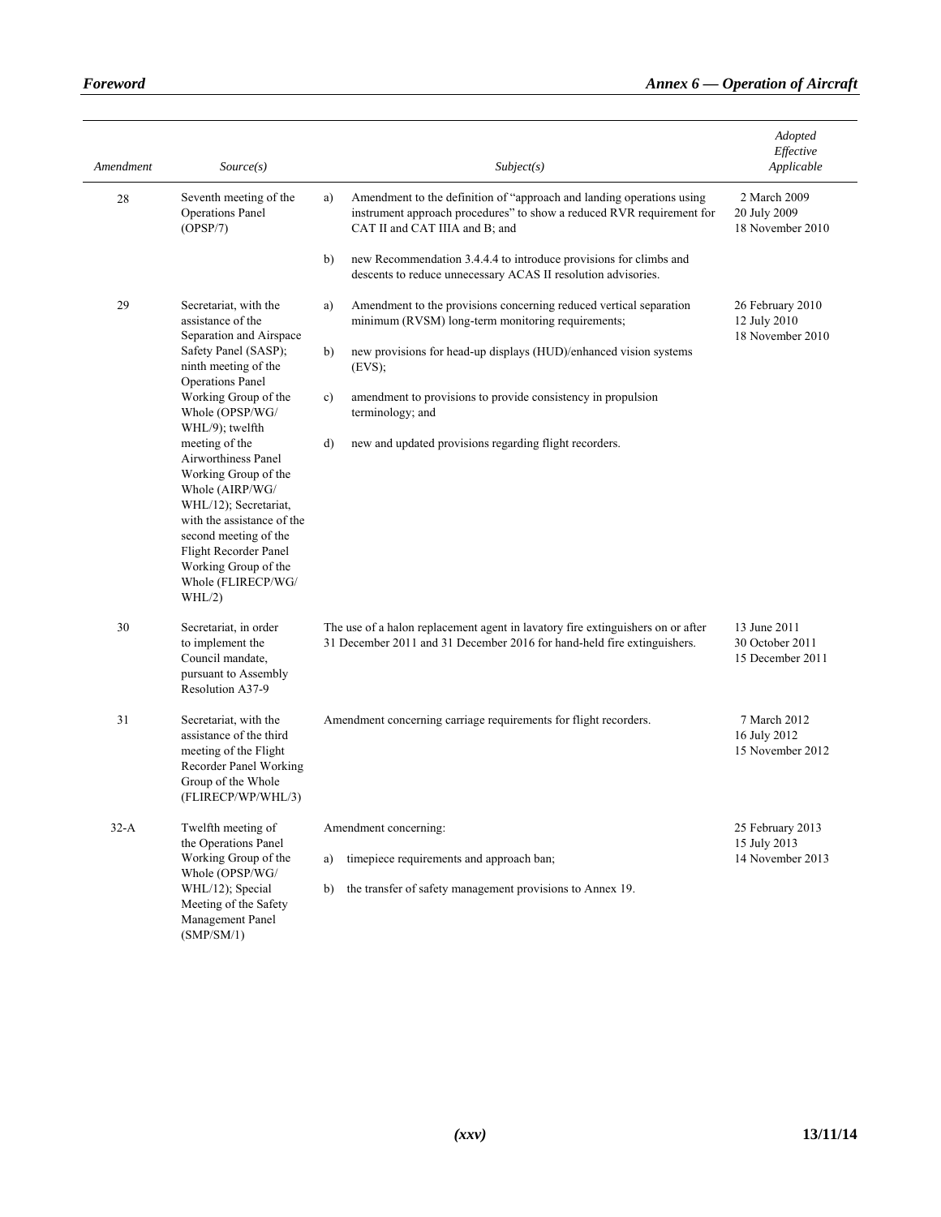| Amendment | Source(s) | Subject(s) | Adopted Effective Applicable |
|---|---|---|---|
| 28 | Seventh meeting of the Operations Panel (OPSP/7) | a) Amendment to the definition of "approach and landing operations using instrument approach procedures" to show a reduced RVR requirement for CAT II and CAT IIIA and B; and<br><br>b) new Recommendation 3.4.4.4 to introduce provisions for climbs and descents to reduce unnecessary ACAS II resolution advisories. | 2 March 2009<br>20 July 2009<br>18 November 2010 |
| 29 | Secretariat, with the assistance of the Separation and Airspace Safety Panel (SASP); ninth meeting of the Operations Panel Working Group of the Whole (OPSP/WG/WHL/9); twelfth meeting of the Airworthiness Panel Working Group of the Whole (AIRP/WG/WHL/12); Secretariat, with the assistance of the second meeting of the Flight Recorder Panel Working Group of the Whole (FLIRECP/WG/WHL/2) | a) Amendment to the provisions concerning reduced vertical separation minimum (RVSM) long-term monitoring requirements;<br><br>b) new provisions for head-up displays (HUD)/enhanced vision systems (EVS);<br><br>c) amendment to provisions to provide consistency in propulsion terminology; and<br><br>d) new and updated provisions regarding flight recorders. | 26 February 2010<br>12 July 2010<br>18 November 2010 |
| 30 | Secretariat, in order to implement the Council mandate, pursuant to Assembly Resolution A37-9 | The use of a halon replacement agent in lavatory fire extinguishers on or after 31 December 2011 and 31 December 2016 for hand-held fire extinguishers. | 13 June 2011<br>30 October 2011<br>15 December 2011 |
| 31 | Secretariat, with the assistance of the third meeting of the Flight Recorder Panel Working Group of the Whole (FLIRECP/WP/WHL/3) | Amendment concerning carriage requirements for flight recorders. | 7 March 2012<br>16 July 2012<br>15 November 2012 |
| 32-A | Twelfth meeting of the Operations Panel Working Group of the Whole (OPSP/WG/WHL/12); Special Meeting of the Safety Management Panel (SMP/SM/1) | Amendment concerning:<br><br>a) timepiece requirements and approach ban;<br><br>b) the transfer of safety management provisions to Annex 19. | 25 February 2013<br>15 July 2013<br>14 November 2013 |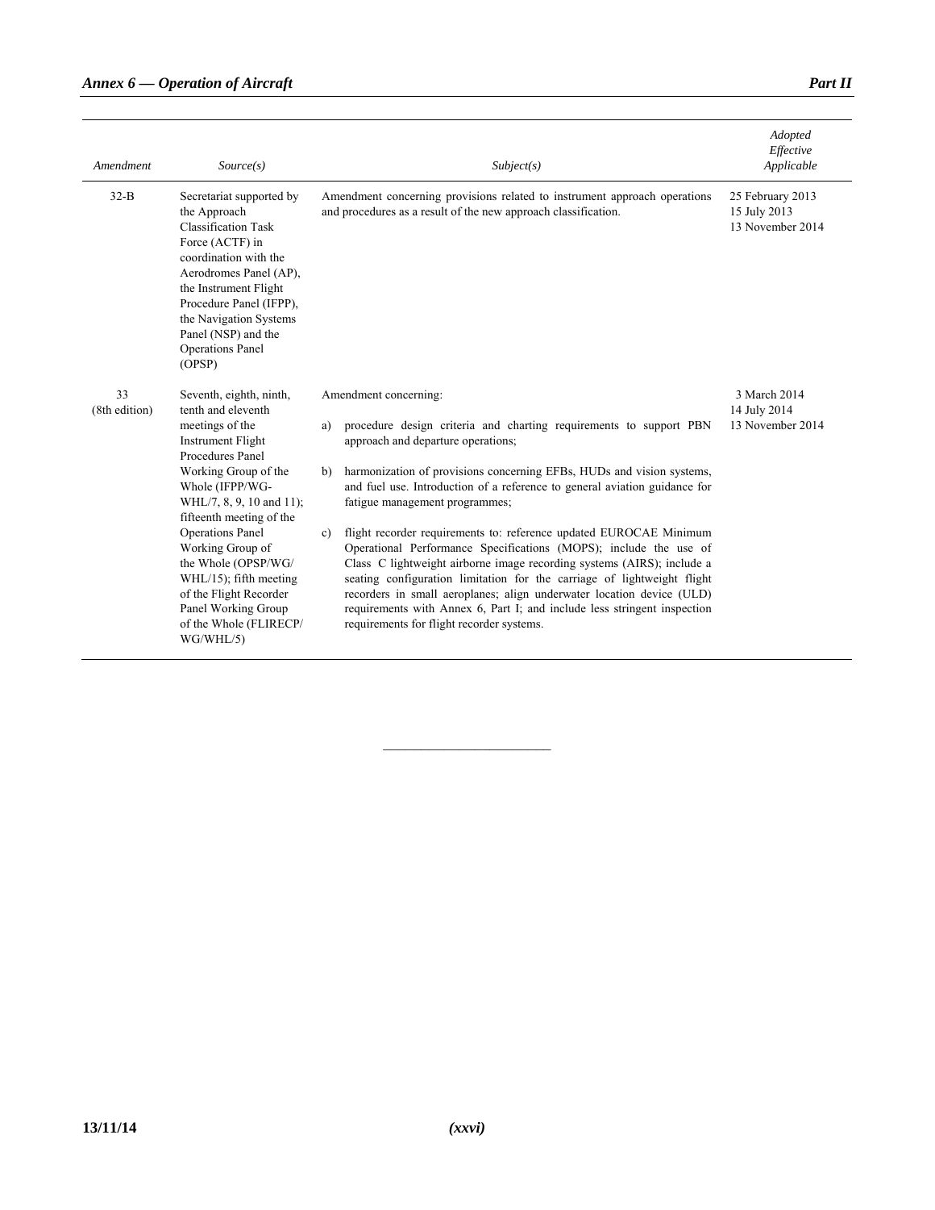| *Amendment* | *Source(s)* | *Subject(s)* | *Adopted Effective Applicable* |
|---|---|---|---|
| 32-B | Secretariat supported by the Approach Classification Task Force (ACTF) in coordination with the Aerodromes Panel (AP), the Instrument Flight Procedure Panel (IFPP), the Navigation Systems Panel (NSP) and the Operations Panel (OPSP) | Amendment concerning provisions related to instrument approach operations and procedures as a result of the new approach classification. | 25 February 2013<br>15 July 2013<br>13 November 2014 |
| 33<br>(8th edition) | Seventh, eighth, ninth, tenth and eleventh meetings of the Instrument Flight Procedures Panel Working Group of the Whole (IFPP/WG-WHL/7, 8, 9, 10 and 11); fifteenth meeting of the Operations Panel Working Group of the Whole (OPSP/WG/WHL/15); fifth meeting of the Flight Recorder Panel Working Group of the Whole (FLIRECP/WG/WHL/5) | Amendment concerning:<br><br>a) procedure design criteria and charting requirements to support PBN approach and departure operations;<br><br>b) harmonization of provisions concerning EFBs, HUDs and vision systems, and fuel use. Introduction of a reference to general aviation guidance for fatigue management programmes;<br><br>c) flight recorder requirements to: reference updated EUROCAE Minimum Operational Performance Specifications (MOPS); include the use of Class C lightweight airborne image recording systems (AIRS); include a seating configuration limitation for the carriage of lightweight flight recorders in small aeroplanes; align underwater location device (ULD) requirements with Annex 6, Part I; and include less stringent inspection requirements for flight recorder systems. | 3 March 2014<br>14 July 2014<br>13 November 2014 |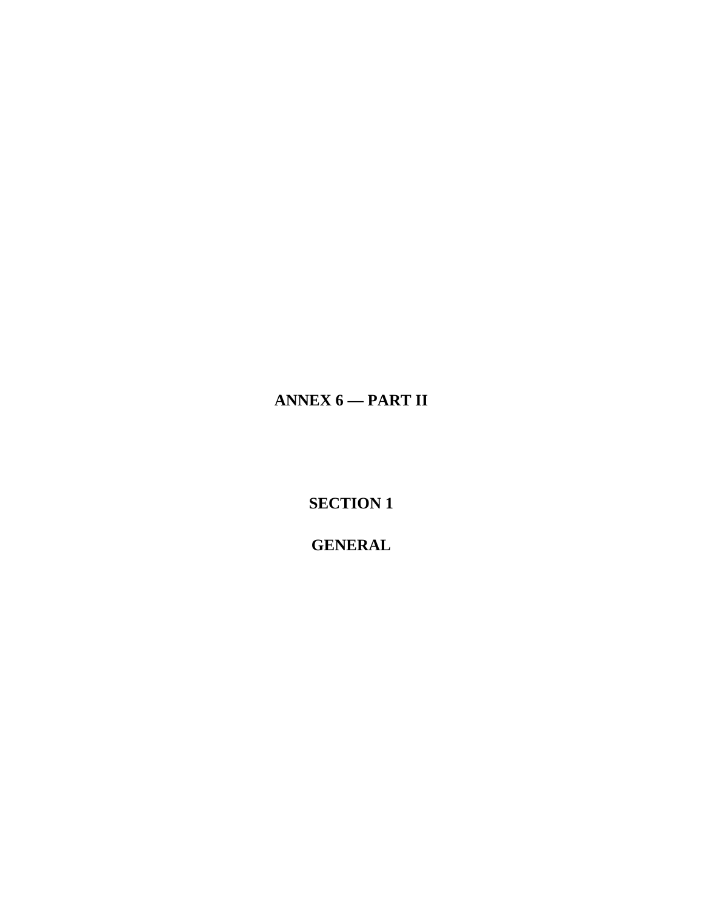# ANNEX 6 — PART II

## SECTION 1

## GENERAL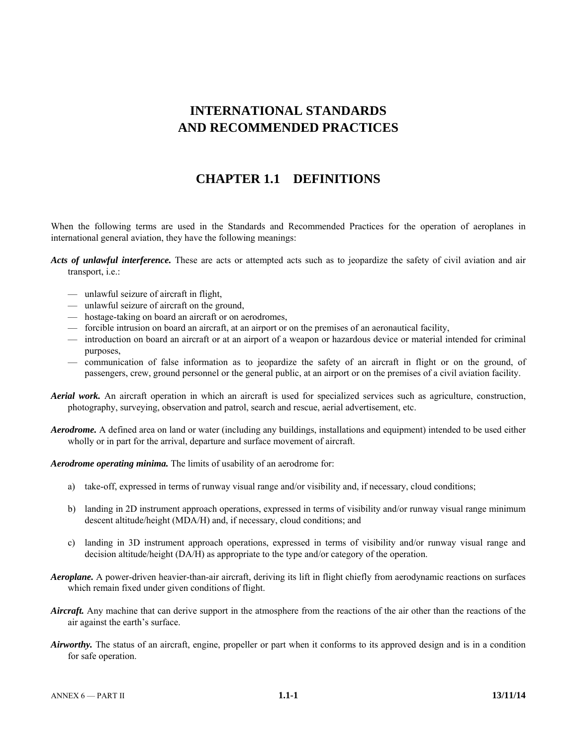# INTERNATIONAL STANDARDS AND RECOMMENDED PRACTICES

## CHAPTER 1.1 DEFINITIONS

When the following terms are used in the Standards and Recommended Practices for the operation of aeroplanes in international general aviation, they have the following meanings:

***Acts of unlawful interference.*** These are acts or attempted acts such as to jeopardize the safety of civil aviation and air transport, i.e.:

- — unlawful seizure of aircraft in flight,
- — unlawful seizure of aircraft on the ground,
- — hostage-taking on board an aircraft or on aerodromes,
- — forcible intrusion on board an aircraft, at an airport or on the premises of an aeronautical facility,
- — introduction on board an aircraft or at an airport of a weapon or hazardous device or material intended for criminal purposes,
- — communication of false information as to jeopardize the safety of an aircraft in flight or on the ground, of passengers, crew, ground personnel or the general public, at an airport or on the premises of a civil aviation facility.

***Aerial work.*** An aircraft operation in which an aircraft is used for specialized services such as agriculture, construction, photography, surveying, observation and patrol, search and rescue, aerial advertisement, etc.

***Aerodrome.*** A defined area on land or water (including any buildings, installations and equipment) intended to be used either wholly or in part for the arrival, departure and surface movement of aircraft.

***Aerodrome operating minima.*** The limits of usability of an aerodrome for:

a) take-off, expressed in terms of runway visual range and/or visibility and, if necessary, cloud conditions;

b) landing in 2D instrument approach operations, expressed in terms of visibility and/or runway visual range minimum descent altitude/height (MDA/H) and, if necessary, cloud conditions; and

c) landing in 3D instrument approach operations, expressed in terms of visibility and/or runway visual range and decision altitude/height (DA/H) as appropriate to the type and/or category of the operation.

***Aeroplane.*** A power-driven heavier-than-air aircraft, deriving its lift in flight chiefly from aerodynamic reactions on surfaces which remain fixed under given conditions of flight.

***Aircraft.*** Any machine that can derive support in the atmosphere from the reactions of the air other than the reactions of the air against the earth's surface.

***Airworthy.*** The status of an aircraft, engine, propeller or part when it conforms to its approved design and is in a condition for safe operation.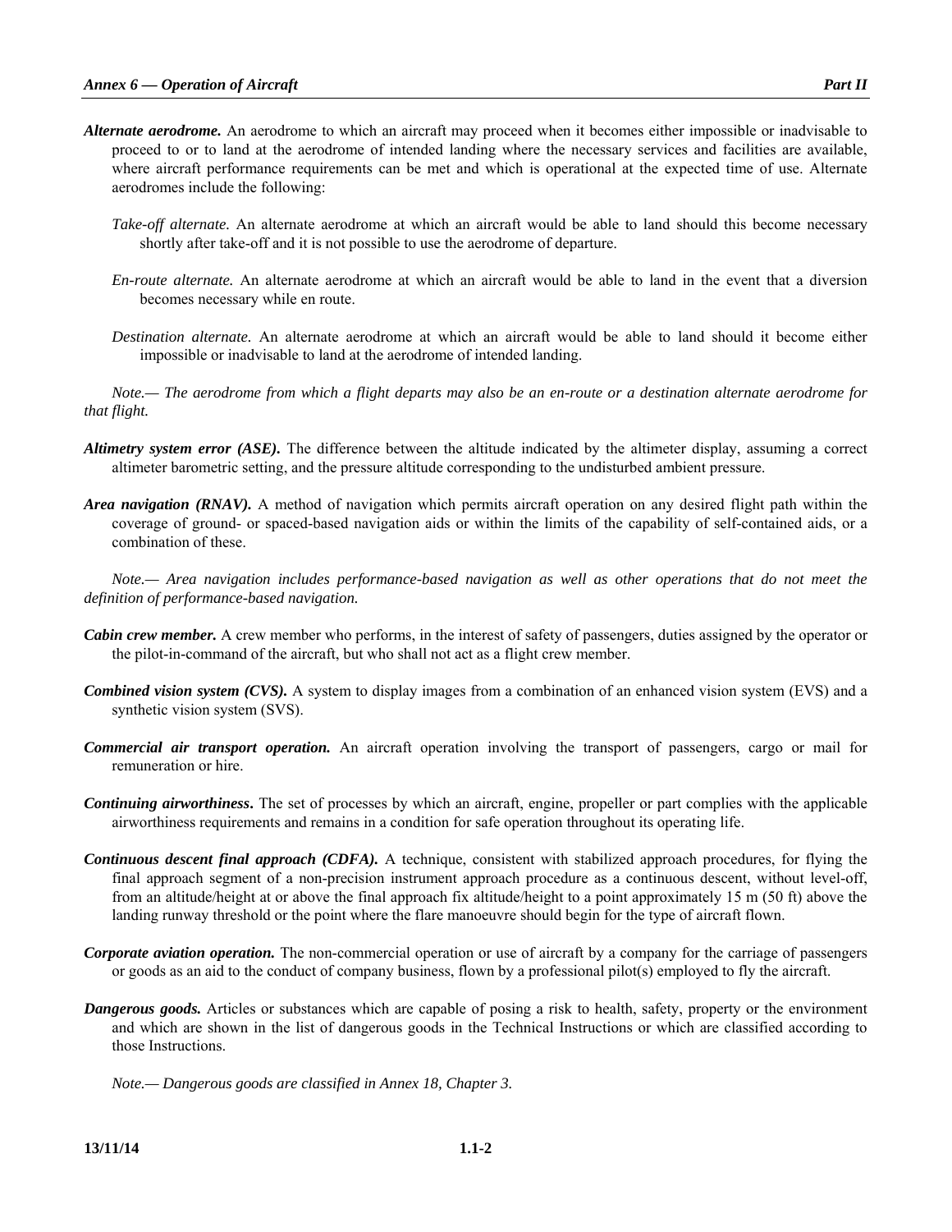***Alternate aerodrome.*** An aerodrome to which an aircraft may proceed when it becomes either impossible or inadvisable to proceed to or to land at the aerodrome of intended landing where the necessary services and facilities are available, where aircraft performance requirements can be met and which is operational at the expected time of use. Alternate aerodromes include the following:

*Take-off alternate.* An alternate aerodrome at which an aircraft would be able to land should this become necessary shortly after take-off and it is not possible to use the aerodrome of departure.

*En-route alternate.* An alternate aerodrome at which an aircraft would be able to land in the event that a diversion becomes necessary while en route.

*Destination alternate.* An alternate aerodrome at which an aircraft would be able to land should it become either impossible or inadvisable to land at the aerodrome of intended landing.

*Note.— The aerodrome from which a flight departs may also be an en-route or a destination alternate aerodrome for that flight.*

***Altimetry system error (ASE).*** The difference between the altitude indicated by the altimeter display, assuming a correct altimeter barometric setting, and the pressure altitude corresponding to the undisturbed ambient pressure.

***Area navigation (RNAV).*** A method of navigation which permits aircraft operation on any desired flight path within the coverage of ground- or spaced-based navigation aids or within the limits of the capability of self-contained aids, or a combination of these.

*Note.— Area navigation includes performance-based navigation as well as other operations that do not meet the definition of performance-based navigation.*

***Cabin crew member.*** A crew member who performs, in the interest of safety of passengers, duties assigned by the operator or the pilot-in-command of the aircraft, but who shall not act as a flight crew member.

***Combined vision system (CVS).*** A system to display images from a combination of an enhanced vision system (EVS) and a synthetic vision system (SVS).

***Commercial air transport operation.*** An aircraft operation involving the transport of passengers, cargo or mail for remuneration or hire.

***Continuing airworthiness*****.** The set of processes by which an aircraft, engine, propeller or part complies with the applicable airworthiness requirements and remains in a condition for safe operation throughout its operating life.

***Continuous descent final approach (CDFA).*** A technique, consistent with stabilized approach procedures, for flying the final approach segment of a non-precision instrument approach procedure as a continuous descent, without level-off, from an altitude/height at or above the final approach fix altitude/height to a point approximately 15 m (50 ft) above the landing runway threshold or the point where the flare manoeuvre should begin for the type of aircraft flown.

***Corporate aviation operation.*** The non-commercial operation or use of aircraft by a company for the carriage of passengers or goods as an aid to the conduct of company business, flown by a professional pilot(s) employed to fly the aircraft.

***Dangerous goods.*** Articles or substances which are capable of posing a risk to health, safety, property or the environment and which are shown in the list of dangerous goods in the Technical Instructions or which are classified according to those Instructions.

*Note.— Dangerous goods are classified in Annex 18, Chapter 3.*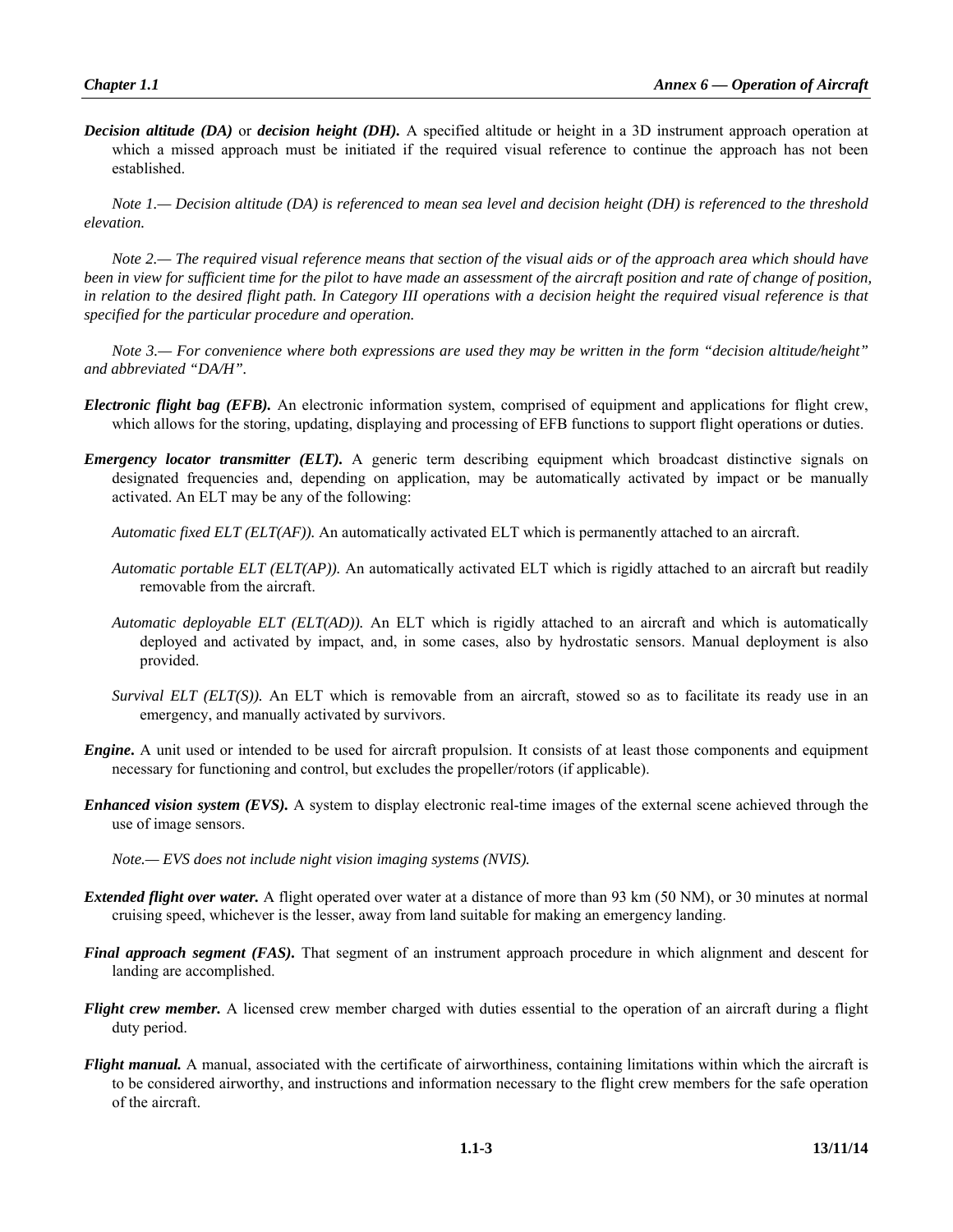***Decision altitude (DA)*** or ***decision height (DH).*** A specified altitude or height in a 3D instrument approach operation at which a missed approach must be initiated if the required visual reference to continue the approach has not been established.

*Note 1.— Decision altitude (DA) is referenced to mean sea level and decision height (DH) is referenced to the threshold elevation.*

*Note 2.— The required visual reference means that section of the visual aids or of the approach area which should have been in view for sufficient time for the pilot to have made an assessment of the aircraft position and rate of change of position, in relation to the desired flight path. In Category III operations with a decision height the required visual reference is that specified for the particular procedure and operation.*

*Note 3.— For convenience where both expressions are used they may be written in the form "decision altitude/height" and abbreviated "DA/H".*

***Electronic flight bag (EFB).*** An electronic information system, comprised of equipment and applications for flight crew, which allows for the storing, updating, displaying and processing of EFB functions to support flight operations or duties.

***Emergency locator transmitter (ELT).*** A generic term describing equipment which broadcast distinctive signals on designated frequencies and, depending on application, may be automatically activated by impact or be manually activated. An ELT may be any of the following:

*Automatic fixed ELT (ELT(AF)).* An automatically activated ELT which is permanently attached to an aircraft.

*Automatic portable ELT (ELT(AP)).* An automatically activated ELT which is rigidly attached to an aircraft but readily removable from the aircraft.

*Automatic deployable ELT (ELT(AD)).* An ELT which is rigidly attached to an aircraft and which is automatically deployed and activated by impact, and, in some cases, also by hydrostatic sensors. Manual deployment is also provided.

*Survival ELT (ELT(S)).* An ELT which is removable from an aircraft, stowed so as to facilitate its ready use in an emergency, and manually activated by survivors.

***Engine.*** A unit used or intended to be used for aircraft propulsion. It consists of at least those components and equipment necessary for functioning and control, but excludes the propeller/rotors (if applicable).

***Enhanced vision system (EVS).*** A system to display electronic real-time images of the external scene achieved through the use of image sensors.

*Note.— EVS does not include night vision imaging systems (NVIS).*

***Extended flight over water.*** A flight operated over water at a distance of more than 93 km (50 NM), or 30 minutes at normal cruising speed, whichever is the lesser, away from land suitable for making an emergency landing.

***Final approach segment (FAS).*** That segment of an instrument approach procedure in which alignment and descent for landing are accomplished.

***Flight crew member.*** A licensed crew member charged with duties essential to the operation of an aircraft during a flight duty period.

***Flight manual.*** A manual, associated with the certificate of airworthiness, containing limitations within which the aircraft is to be considered airworthy, and instructions and information necessary to the flight crew members for the safe operation of the aircraft.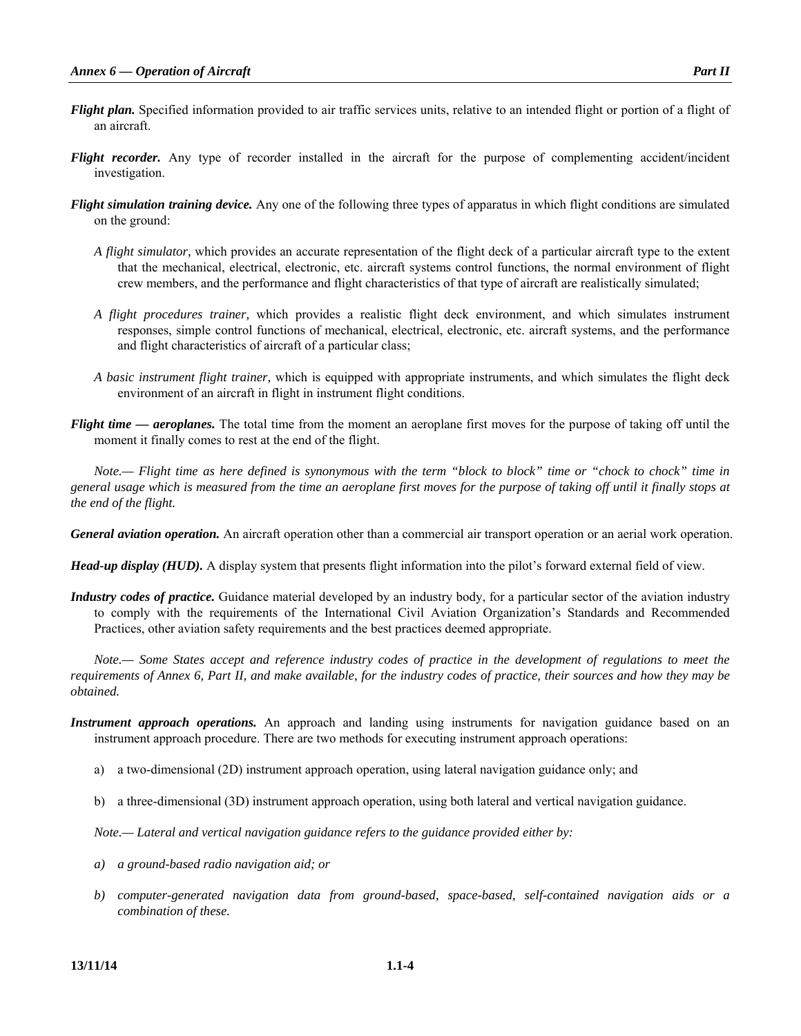***Flight plan.*** Specified information provided to air traffic services units, relative to an intended flight or portion of a flight of an aircraft.

***Flight recorder.*** Any type of recorder installed in the aircraft for the purpose of complementing accident/incident investigation.

***Flight simulation training device.*** Any one of the following three types of apparatus in which flight conditions are simulated on the ground:

*A flight simulator,* which provides an accurate representation of the flight deck of a particular aircraft type to the extent that the mechanical, electrical, electronic, etc. aircraft systems control functions, the normal environment of flight crew members, and the performance and flight characteristics of that type of aircraft are realistically simulated;

*A flight procedures trainer,* which provides a realistic flight deck environment, and which simulates instrument responses, simple control functions of mechanical, electrical, electronic, etc. aircraft systems, and the performance and flight characteristics of aircraft of a particular class;

*A basic instrument flight trainer,* which is equipped with appropriate instruments, and which simulates the flight deck environment of an aircraft in flight in instrument flight conditions.

***Flight time — aeroplanes.*** The total time from the moment an aeroplane first moves for the purpose of taking off until the moment it finally comes to rest at the end of the flight.

*Note.— Flight time as here defined is synonymous with the term "block to block" time or "chock to chock" time in general usage which is measured from the time an aeroplane first moves for the purpose of taking off until it finally stops at the end of the flight.*

***General aviation operation.*** An aircraft operation other than a commercial air transport operation or an aerial work operation.

***Head-up display (HUD).*** A display system that presents flight information into the pilot's forward external field of view.

***Industry codes of practice.*** Guidance material developed by an industry body, for a particular sector of the aviation industry to comply with the requirements of the International Civil Aviation Organization's Standards and Recommended Practices, other aviation safety requirements and the best practices deemed appropriate.

*Note.— Some States accept and reference industry codes of practice in the development of regulations to meet the requirements of Annex 6, Part II, and make available, for the industry codes of practice, their sources and how they may be obtained.*

***Instrument approach operations.*** An approach and landing using instruments for navigation guidance based on an instrument approach procedure. There are two methods for executing instrument approach operations:

a) a two-dimensional (2D) instrument approach operation, using lateral navigation guidance only; and

b) a three-dimensional (3D) instrument approach operation, using both lateral and vertical navigation guidance.

*Note.— Lateral and vertical navigation guidance refers to the guidance provided either by:*

*a) a ground-based radio navigation aid; or*

*b) computer-generated navigation data from ground-based, space-based, self-contained navigation aids or a combination of these.*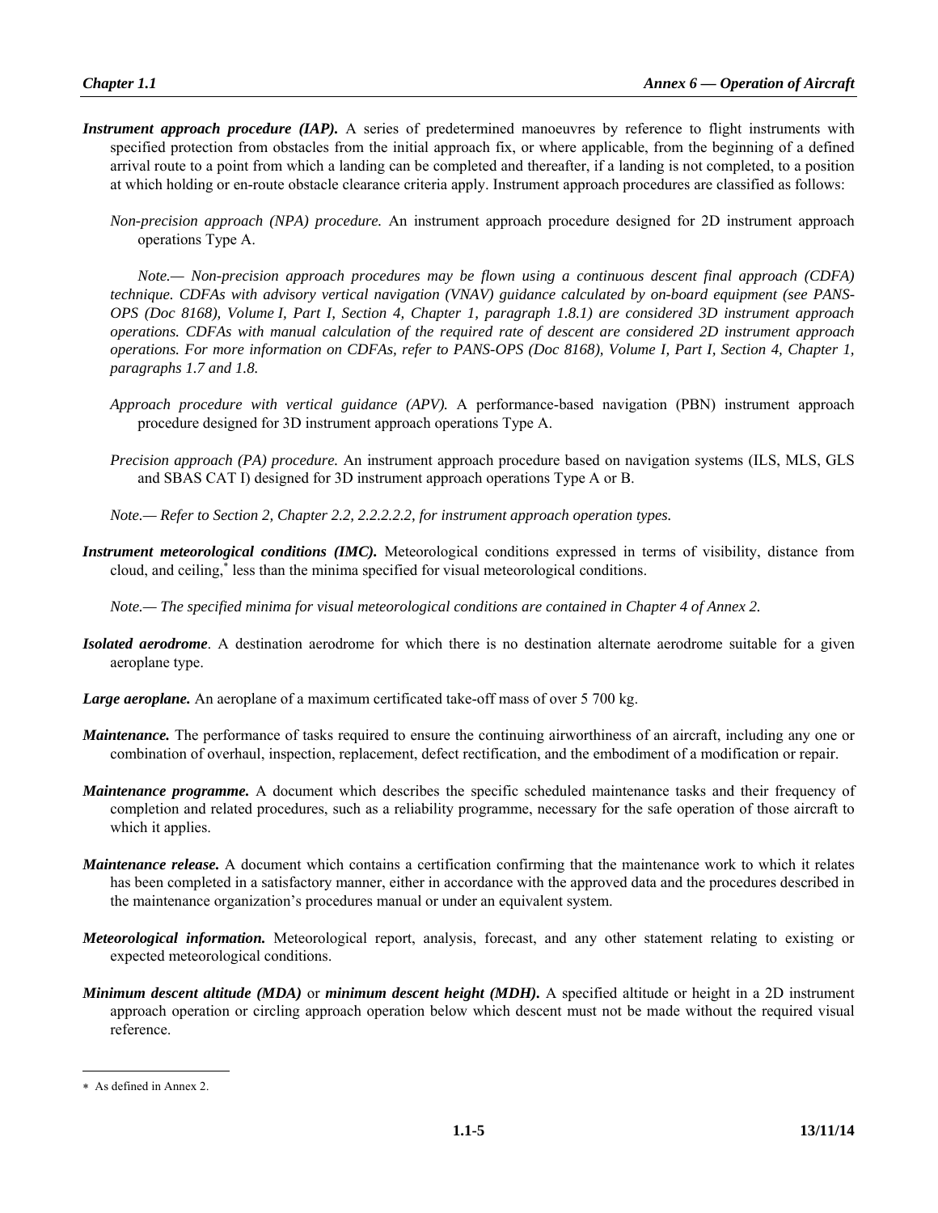***Instrument approach procedure (IAP).*** A series of predetermined manoeuvres by reference to flight instruments with specified protection from obstacles from the initial approach fix, or where applicable, from the beginning of a defined arrival route to a point from which a landing can be completed and thereafter, if a landing is not completed, to a position at which holding or en-route obstacle clearance criteria apply. Instrument approach procedures are classified as follows:

*Non-precision approach (NPA) procedure.* An instrument approach procedure designed for 2D instrument approach operations Type A.

*Note.— Non-precision approach procedures may be flown using a continuous descent final approach (CDFA) technique. CDFAs with advisory vertical navigation (VNAV) guidance calculated by on-board equipment (see PANS-OPS (Doc 8168), Volume I, Part I, Section 4, Chapter 1, paragraph 1.8.1) are considered 3D instrument approach operations. CDFAs with manual calculation of the required rate of descent are considered 2D instrument approach operations. For more information on CDFAs, refer to PANS-OPS (Doc 8168), Volume I, Part I, Section 4, Chapter 1, paragraphs 1.7 and 1.8.*

*Approach procedure with vertical guidance (APV).* A performance-based navigation (PBN) instrument approach procedure designed for 3D instrument approach operations Type A.

*Precision approach (PA) procedure.* An instrument approach procedure based on navigation systems (ILS, MLS, GLS and SBAS CAT I) designed for 3D instrument approach operations Type A or B.

*Note.— Refer to Section 2, Chapter 2.2, 2.2.2.2.2, for instrument approach operation types.*

***Instrument meteorological conditions (IMC).*** Meteorological conditions expressed in terms of visibility, distance from cloud, and ceiling,* less than the minima specified for visual meteorological conditions.

*Note.— The specified minima for visual meteorological conditions are contained in Chapter 4 of Annex 2.*

***Isolated aerodrome*.** A destination aerodrome for which there is no destination alternate aerodrome suitable for a given aeroplane type.

***Large aeroplane.*** An aeroplane of a maximum certificated take-off mass of over 5 700 kg.

***Maintenance.*** The performance of tasks required to ensure the continuing airworthiness of an aircraft, including any one or combination of overhaul, inspection, replacement, defect rectification, and the embodiment of a modification or repair.

***Maintenance programme.*** A document which describes the specific scheduled maintenance tasks and their frequency of completion and related procedures, such as a reliability programme, necessary for the safe operation of those aircraft to which it applies.

***Maintenance release.*** A document which contains a certification confirming that the maintenance work to which it relates has been completed in a satisfactory manner, either in accordance with the approved data and the procedures described in the maintenance organization's procedures manual or under an equivalent system.

***Meteorological information.*** Meteorological report, analysis, forecast, and any other statement relating to existing or expected meteorological conditions.

***Minimum descent altitude (MDA)*** or ***minimum descent height (MDH).*** A specified altitude or height in a 2D instrument approach operation or circling approach operation below which descent must not be made without the required visual reference.

---

* As defined in Annex 2.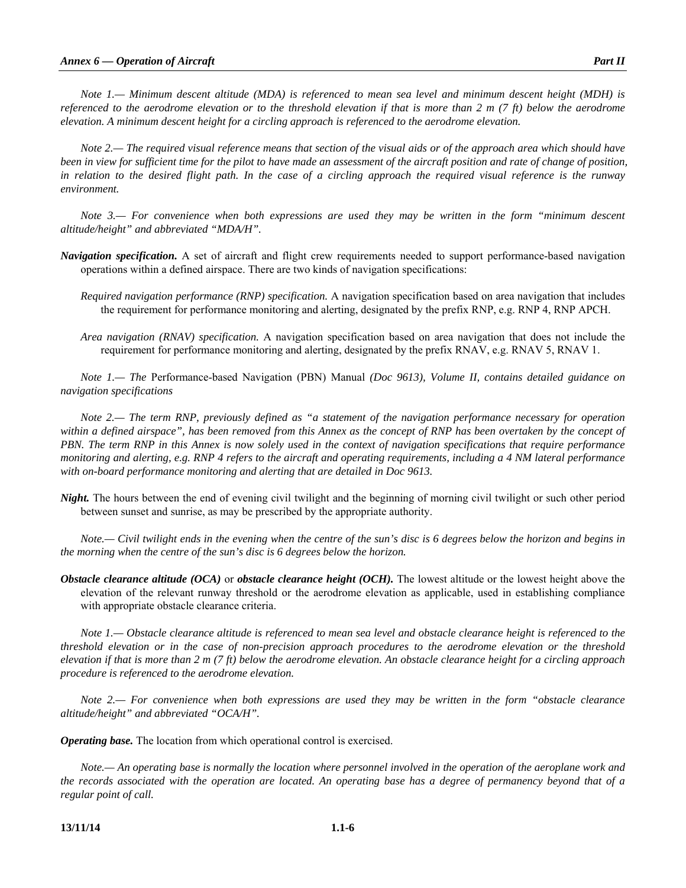*Note 1.— Minimum descent altitude (MDA) is referenced to mean sea level and minimum descent height (MDH) is referenced to the aerodrome elevation or to the threshold elevation if that is more than 2 m (7 ft) below the aerodrome elevation. A minimum descent height for a circling approach is referenced to the aerodrome elevation.*

*Note 2.— The required visual reference means that section of the visual aids or of the approach area which should have been in view for sufficient time for the pilot to have made an assessment of the aircraft position and rate of change of position, in relation to the desired flight path. In the case of a circling approach the required visual reference is the runway environment.*

*Note 3.— For convenience when both expressions are used they may be written in the form "minimum descent altitude/height" and abbreviated "MDA/H".*

***Navigation specification.*** A set of aircraft and flight crew requirements needed to support performance-based navigation operations within a defined airspace. There are two kinds of navigation specifications:

*Required navigation performance (RNP) specification.* A navigation specification based on area navigation that includes the requirement for performance monitoring and alerting, designated by the prefix RNP, e.g. RNP 4, RNP APCH.

*Area navigation (RNAV) specification.* A navigation specification based on area navigation that does not include the requirement for performance monitoring and alerting, designated by the prefix RNAV, e.g. RNAV 5, RNAV 1.

*Note 1.— The* Performance-based Navigation (PBN) Manual *(Doc 9613), Volume II, contains detailed guidance on navigation specifications*

*Note 2.— The term RNP, previously defined as "a statement of the navigation performance necessary for operation within a defined airspace", has been removed from this Annex as the concept of RNP has been overtaken by the concept of PBN. The term RNP in this Annex is now solely used in the context of navigation specifications that require performance monitoring and alerting, e.g. RNP 4 refers to the aircraft and operating requirements, including a 4 NM lateral performance with on-board performance monitoring and alerting that are detailed in Doc 9613.*

***Night.*** The hours between the end of evening civil twilight and the beginning of morning civil twilight or such other period between sunset and sunrise, as may be prescribed by the appropriate authority.

*Note.— Civil twilight ends in the evening when the centre of the sun's disc is 6 degrees below the horizon and begins in the morning when the centre of the sun's disc is 6 degrees below the horizon.*

***Obstacle clearance altitude (OCA)*** or ***obstacle clearance height (OCH).*** The lowest altitude or the lowest height above the elevation of the relevant runway threshold or the aerodrome elevation as applicable, used in establishing compliance with appropriate obstacle clearance criteria.

*Note 1.— Obstacle clearance altitude is referenced to mean sea level and obstacle clearance height is referenced to the threshold elevation or in the case of non-precision approach procedures to the aerodrome elevation or the threshold elevation if that is more than 2 m (7 ft) below the aerodrome elevation. An obstacle clearance height for a circling approach procedure is referenced to the aerodrome elevation.*

*Note 2.— For convenience when both expressions are used they may be written in the form "obstacle clearance altitude/height" and abbreviated "OCA/H".*

***Operating base.*** The location from which operational control is exercised.

*Note.— An operating base is normally the location where personnel involved in the operation of the aeroplane work and the records associated with the operation are located. An operating base has a degree of permanency beyond that of a regular point of call.*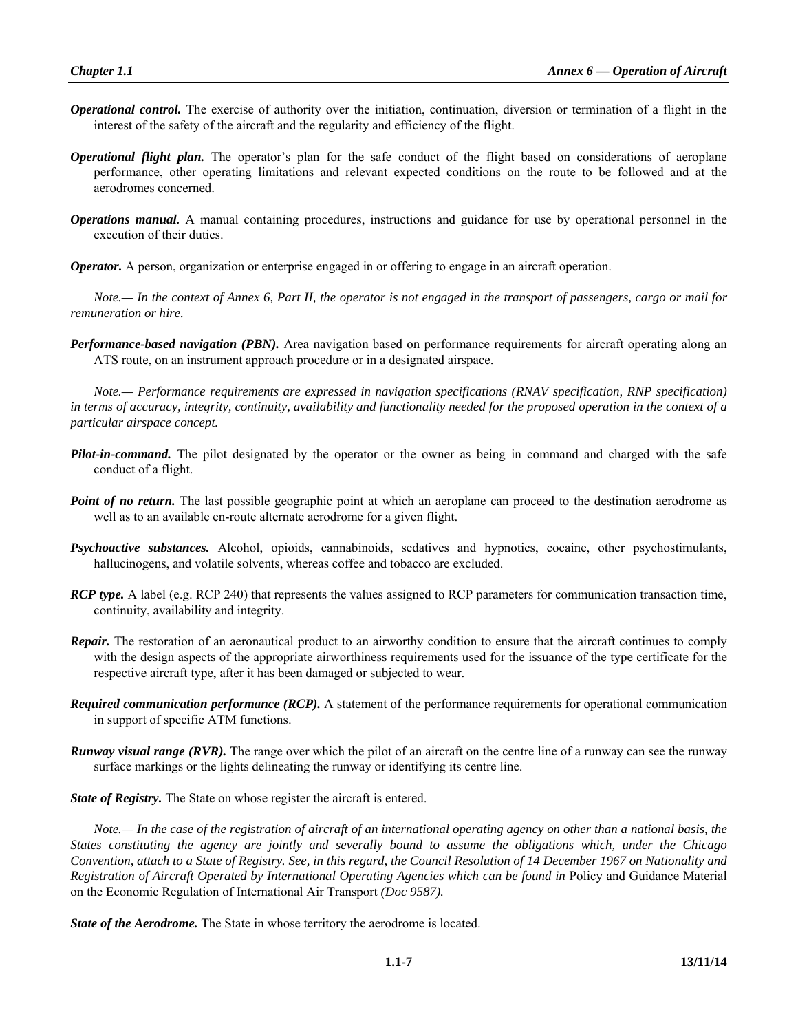***Operational control.*** The exercise of authority over the initiation, continuation, diversion or termination of a flight in the interest of the safety of the aircraft and the regularity and efficiency of the flight.

***Operational flight plan.*** The operator's plan for the safe conduct of the flight based on considerations of aeroplane performance, other operating limitations and relevant expected conditions on the route to be followed and at the aerodromes concerned.

***Operations manual.*** A manual containing procedures, instructions and guidance for use by operational personnel in the execution of their duties.

***Operator.*** A person, organization or enterprise engaged in or offering to engage in an aircraft operation.

*Note.— In the context of Annex 6, Part II, the operator is not engaged in the transport of passengers, cargo or mail for remuneration or hire.*

***Performance-based navigation (PBN).*** Area navigation based on performance requirements for aircraft operating along an ATS route, on an instrument approach procedure or in a designated airspace.

*Note.— Performance requirements are expressed in navigation specifications (RNAV specification, RNP specification) in terms of accuracy, integrity, continuity, availability and functionality needed for the proposed operation in the context of a particular airspace concept.*

***Pilot-in-command.*** The pilot designated by the operator or the owner as being in command and charged with the safe conduct of a flight.

***Point of no return.*** The last possible geographic point at which an aeroplane can proceed to the destination aerodrome as well as to an available en-route alternate aerodrome for a given flight.

***Psychoactive substances.*** Alcohol, opioids, cannabinoids, sedatives and hypnotics, cocaine, other psychostimulants, hallucinogens, and volatile solvents, whereas coffee and tobacco are excluded.

***RCP type.*** A label (e.g. RCP 240) that represents the values assigned to RCP parameters for communication transaction time, continuity, availability and integrity.

***Repair.*** The restoration of an aeronautical product to an airworthy condition to ensure that the aircraft continues to comply with the design aspects of the appropriate airworthiness requirements used for the issuance of the type certificate for the respective aircraft type, after it has been damaged or subjected to wear.

***Required communication performance (RCP).*** A statement of the performance requirements for operational communication in support of specific ATM functions.

***Runway visual range (RVR).*** The range over which the pilot of an aircraft on the centre line of a runway can see the runway surface markings or the lights delineating the runway or identifying its centre line.

***State of Registry.*** The State on whose register the aircraft is entered.

*Note.— In the case of the registration of aircraft of an international operating agency on other than a national basis, the States constituting the agency are jointly and severally bound to assume the obligations which, under the Chicago Convention, attach to a State of Registry. See, in this regard, the Council Resolution of 14 December 1967 on Nationality and Registration of Aircraft Operated by International Operating Agencies which can be found in* Policy and Guidance Material on the Economic Regulation of International Air Transport *(Doc 9587).*

***State of the Aerodrome.*** The State in whose territory the aerodrome is located.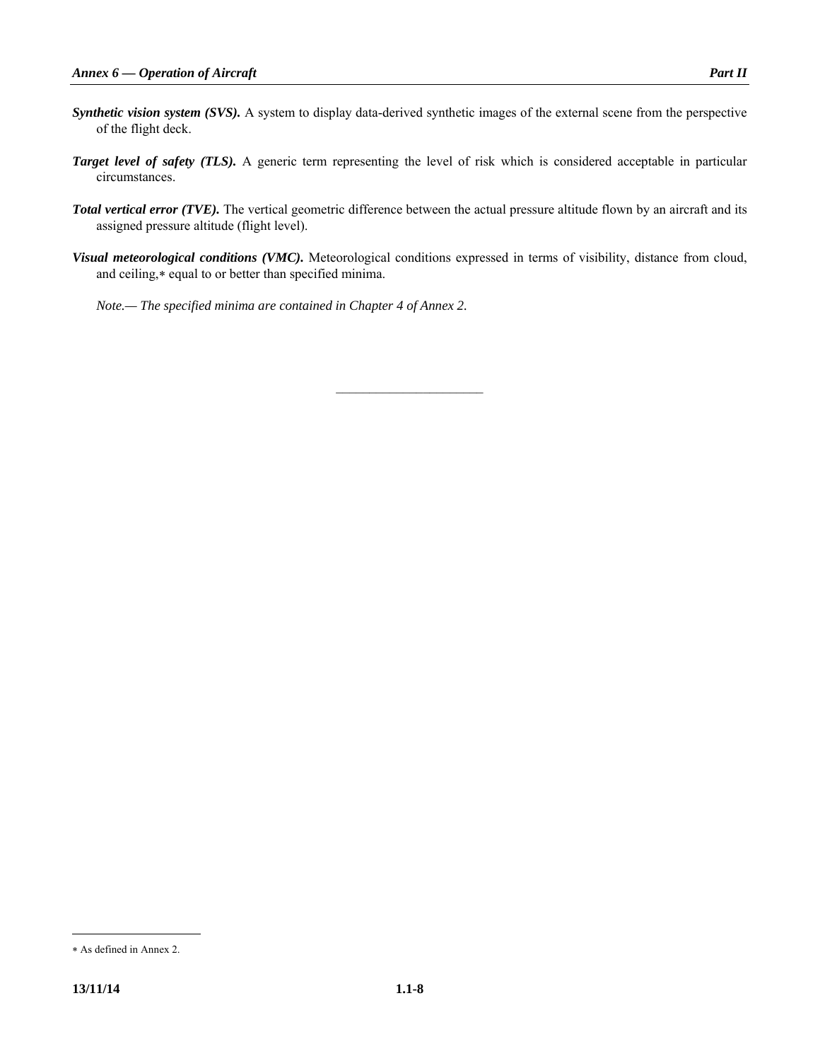***Synthetic vision system (SVS).*** A system to display data-derived synthetic images of the external scene from the perspective of the flight deck.

***Target level of safety (TLS).*** A generic term representing the level of risk which is considered acceptable in particular circumstances.

***Total vertical error (TVE).*** The vertical geometric difference between the actual pressure altitude flown by an aircraft and its assigned pressure altitude (flight level).

***Visual meteorological conditions (VMC).*** Meteorological conditions expressed in terms of visibility, distance from cloud, and ceiling,* equal to or better than specified minima.

*Note.— The specified minima are contained in Chapter 4 of Annex 2.*

---

* As defined in Annex 2.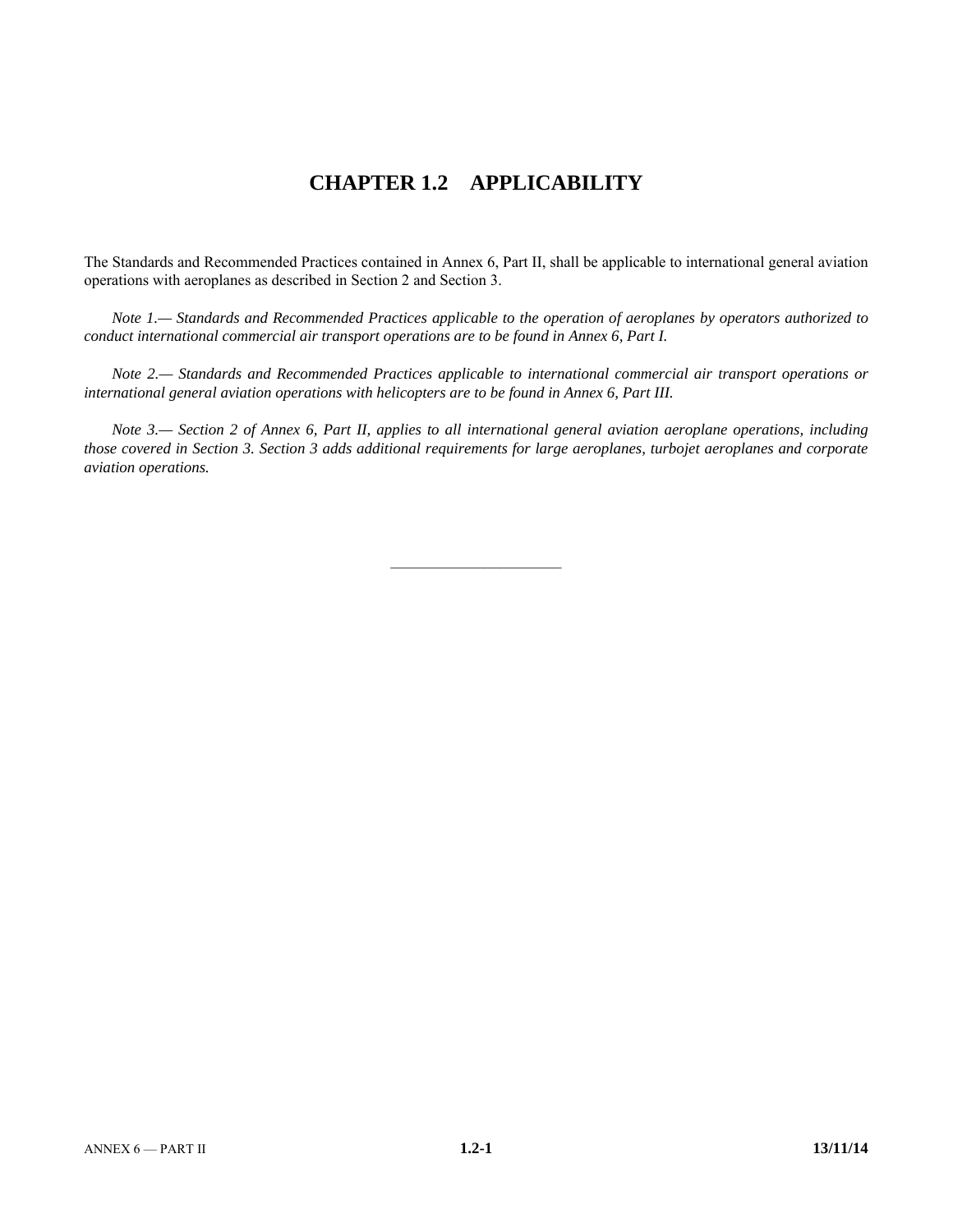# CHAPTER 1.2 APPLICABILITY

The Standards and Recommended Practices contained in Annex 6, Part II, shall be applicable to international general aviation operations with aeroplanes as described in Section 2 and Section 3.

*Note 1.— Standards and Recommended Practices applicable to the operation of aeroplanes by operators authorized to conduct international commercial air transport operations are to be found in Annex 6, Part I.*

*Note 2.— Standards and Recommended Practices applicable to international commercial air transport operations or international general aviation operations with helicopters are to be found in Annex 6, Part III.*

*Note 3.— Section 2 of Annex 6, Part II, applies to all international general aviation aeroplane operations, including those covered in Section 3. Section 3 adds additional requirements for large aeroplanes, turbojet aeroplanes and corporate aviation operations.*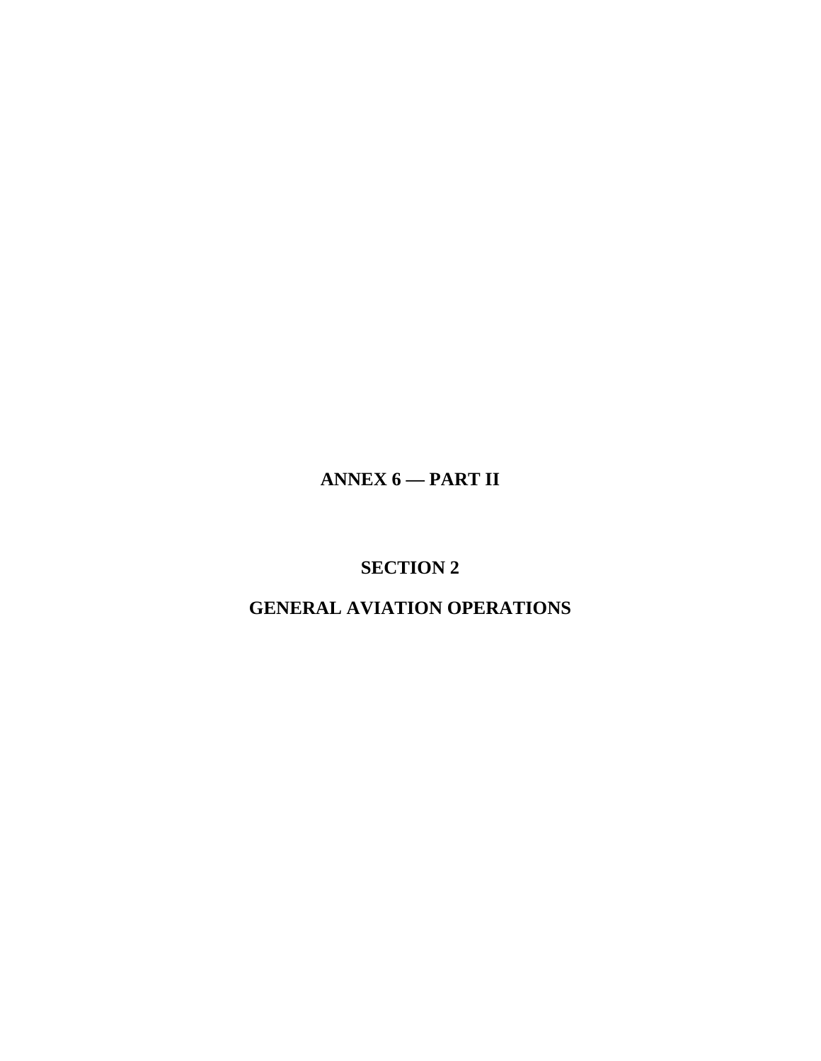# ANNEX 6 — PART II

## SECTION 2

## GENERAL AVIATION OPERATIONS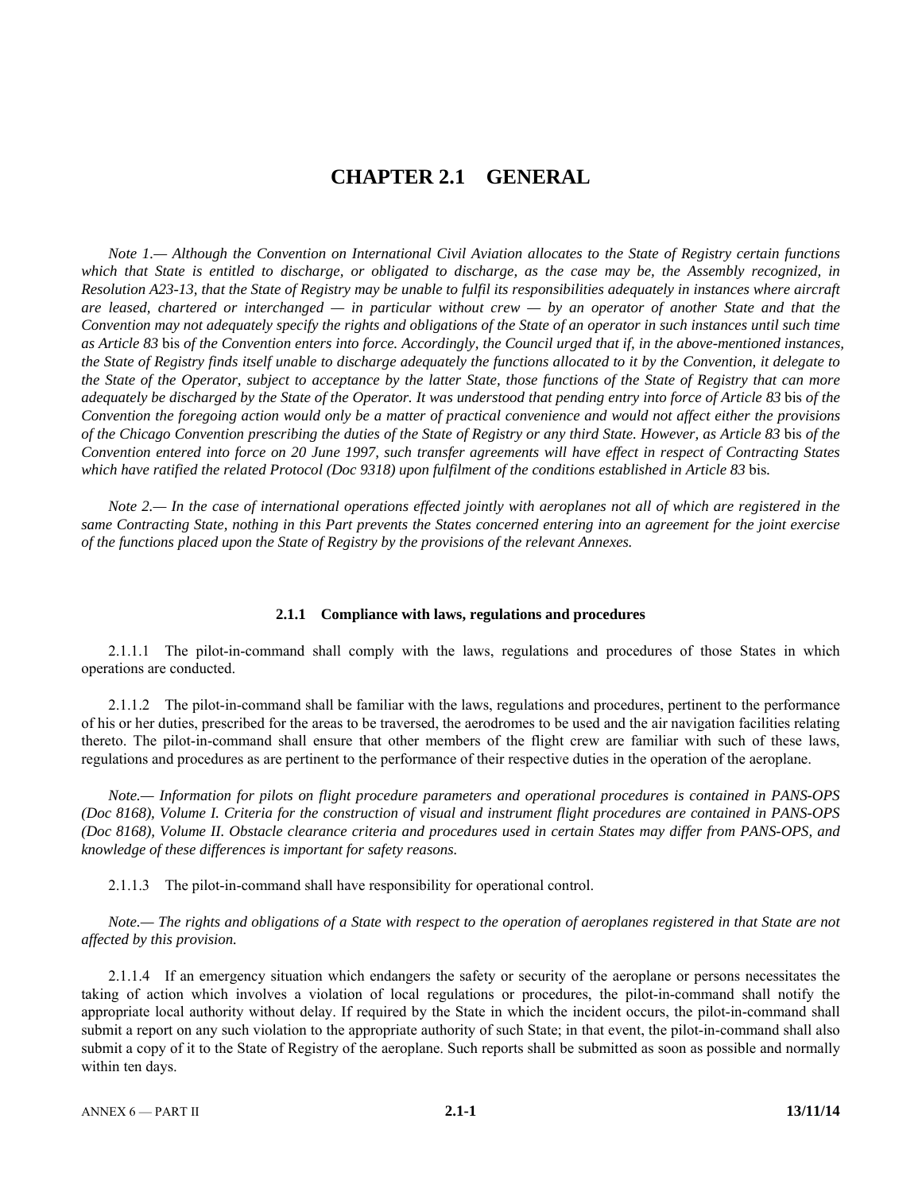# CHAPTER 2.1 GENERAL

*Note 1.— Although the Convention on International Civil Aviation allocates to the State of Registry certain functions which that State is entitled to discharge, or obligated to discharge, as the case may be, the Assembly recognized, in Resolution A23-13, that the State of Registry may be unable to fulfil its responsibilities adequately in instances where aircraft are leased, chartered or interchanged — in particular without crew — by an operator of another State and that the Convention may not adequately specify the rights and obligations of the State of an operator in such instances until such time as Article 83* bis *of the Convention enters into force. Accordingly, the Council urged that if, in the above-mentioned instances, the State of Registry finds itself unable to discharge adequately the functions allocated to it by the Convention, it delegate to the State of the Operator, subject to acceptance by the latter State, those functions of the State of Registry that can more adequately be discharged by the State of the Operator. It was understood that pending entry into force of Article 83* bis *of the Convention the foregoing action would only be a matter of practical convenience and would not affect either the provisions of the Chicago Convention prescribing the duties of the State of Registry or any third State. However, as Article 83* bis *of the Convention entered into force on 20 June 1997, such transfer agreements will have effect in respect of Contracting States which have ratified the related Protocol (Doc 9318) upon fulfilment of the conditions established in Article 83* bis*.*

*Note 2.— In the case of international operations effected jointly with aeroplanes not all of which are registered in the same Contracting State, nothing in this Part prevents the States concerned entering into an agreement for the joint exercise of the functions placed upon the State of Registry by the provisions of the relevant Annexes.*

### 2.1.1 Compliance with laws, regulations and procedures

2.1.1.1 The pilot-in-command shall comply with the laws, regulations and procedures of those States in which operations are conducted.

2.1.1.2 The pilot-in-command shall be familiar with the laws, regulations and procedures, pertinent to the performance of his or her duties, prescribed for the areas to be traversed, the aerodromes to be used and the air navigation facilities relating thereto. The pilot-in-command shall ensure that other members of the flight crew are familiar with such of these laws, regulations and procedures as are pertinent to the performance of their respective duties in the operation of the aeroplane.

*Note.— Information for pilots on flight procedure parameters and operational procedures is contained in PANS-OPS (Doc 8168), Volume I. Criteria for the construction of visual and instrument flight procedures are contained in PANS-OPS (Doc 8168), Volume II. Obstacle clearance criteria and procedures used in certain States may differ from PANS-OPS, and knowledge of these differences is important for safety reasons.*

2.1.1.3 The pilot-in-command shall have responsibility for operational control.

*Note.— The rights and obligations of a State with respect to the operation of aeroplanes registered in that State are not affected by this provision.*

2.1.1.4 If an emergency situation which endangers the safety or security of the aeroplane or persons necessitates the taking of action which involves a violation of local regulations or procedures, the pilot-in-command shall notify the appropriate local authority without delay. If required by the State in which the incident occurs, the pilot-in-command shall submit a report on any such violation to the appropriate authority of such State; in that event, the pilot-in-command shall also submit a copy of it to the State of Registry of the aeroplane. Such reports shall be submitted as soon as possible and normally within ten days.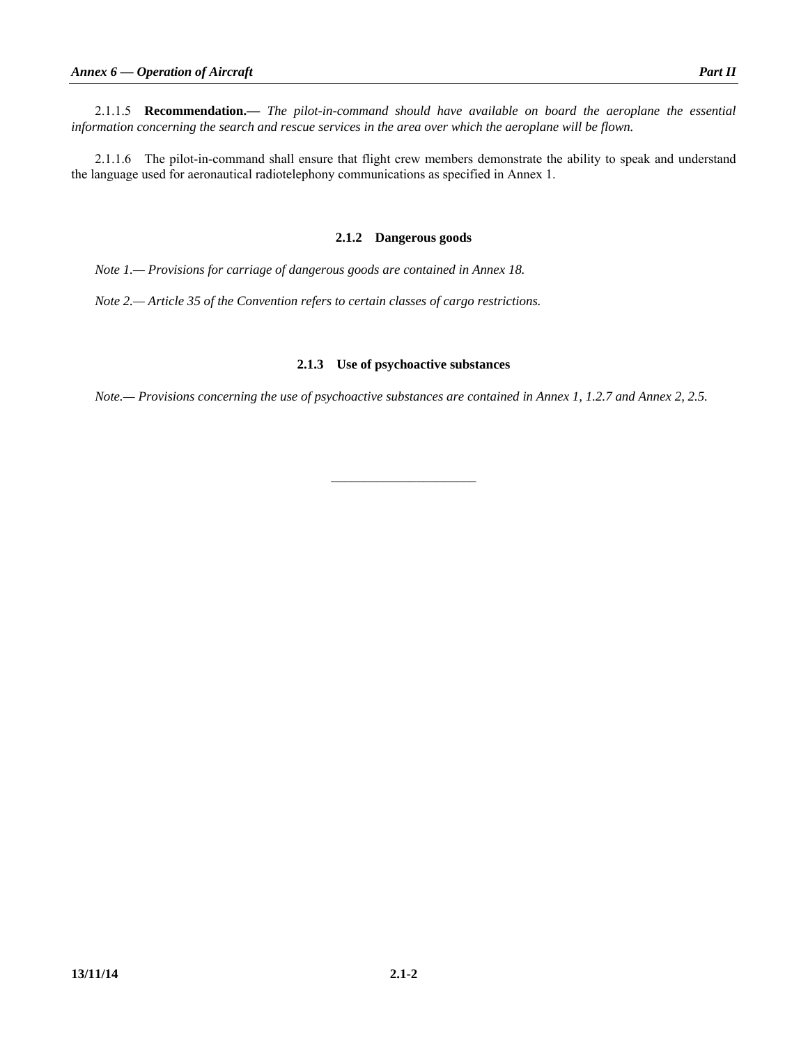2.1.1.5 **Recommendation.—** *The pilot-in-command should have available on board the aeroplane the essential information concerning the search and rescue services in the area over which the aeroplane will be flown.*

2.1.1.6 The pilot-in-command shall ensure that flight crew members demonstrate the ability to speak and understand the language used for aeronautical radiotelephony communications as specified in Annex 1.

### 2.1.2 Dangerous goods

*Note 1.— Provisions for carriage of dangerous goods are contained in Annex 18.*

*Note 2.— Article 35 of the Convention refers to certain classes of cargo restrictions.*

### 2.1.3 Use of psychoactive substances

*Note.— Provisions concerning the use of psychoactive substances are contained in Annex 1, 1.2.7 and Annex 2, 2.5.*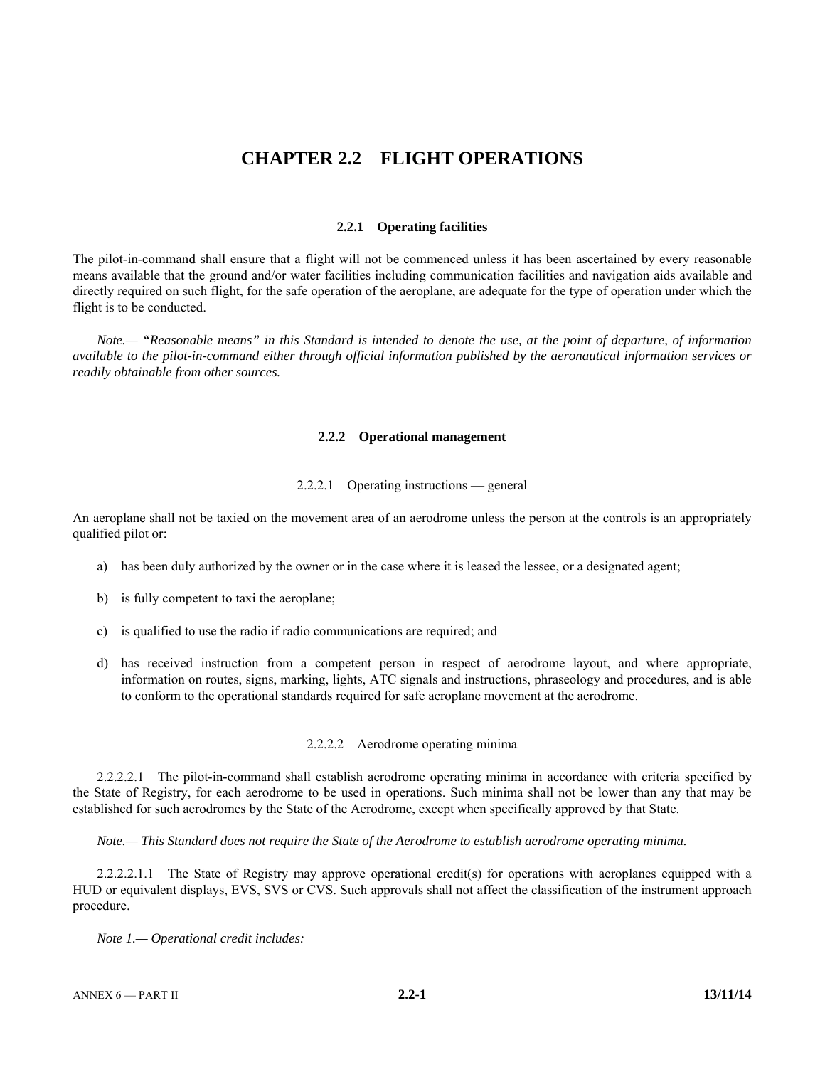# CHAPTER 2.2 FLIGHT OPERATIONS

## 2.2.1 Operating facilities

The pilot-in-command shall ensure that a flight will not be commenced unless it has been ascertained by every reasonable means available that the ground and/or water facilities including communication facilities and navigation aids available and directly required on such flight, for the safe operation of the aeroplane, are adequate for the type of operation under which the flight is to be conducted.

*Note.— "Reasonable means" in this Standard is intended to denote the use, at the point of departure, of information available to the pilot-in-command either through official information published by the aeronautical information services or readily obtainable from other sources.*

## 2.2.2 Operational management

### 2.2.2.1 Operating instructions — general

An aeroplane shall not be taxied on the movement area of an aerodrome unless the person at the controls is an appropriately qualified pilot or:

a) has been duly authorized by the owner or in the case where it is leased the lessee, or a designated agent;

b) is fully competent to taxi the aeroplane;

c) is qualified to use the radio if radio communications are required; and

d) has received instruction from a competent person in respect of aerodrome layout, and where appropriate, information on routes, signs, marking, lights, ATC signals and instructions, phraseology and procedures, and is able to conform to the operational standards required for safe aeroplane movement at the aerodrome.

### 2.2.2.2 Aerodrome operating minima

2.2.2.2.1 The pilot-in-command shall establish aerodrome operating minima in accordance with criteria specified by the State of Registry, for each aerodrome to be used in operations. Such minima shall not be lower than any that may be established for such aerodromes by the State of the Aerodrome, except when specifically approved by that State.

*Note.— This Standard does not require the State of the Aerodrome to establish aerodrome operating minima.*

2.2.2.2.1.1 The State of Registry may approve operational credit(s) for operations with aeroplanes equipped with a HUD or equivalent displays, EVS, SVS or CVS. Such approvals shall not affect the classification of the instrument approach procedure.

*Note 1.— Operational credit includes:*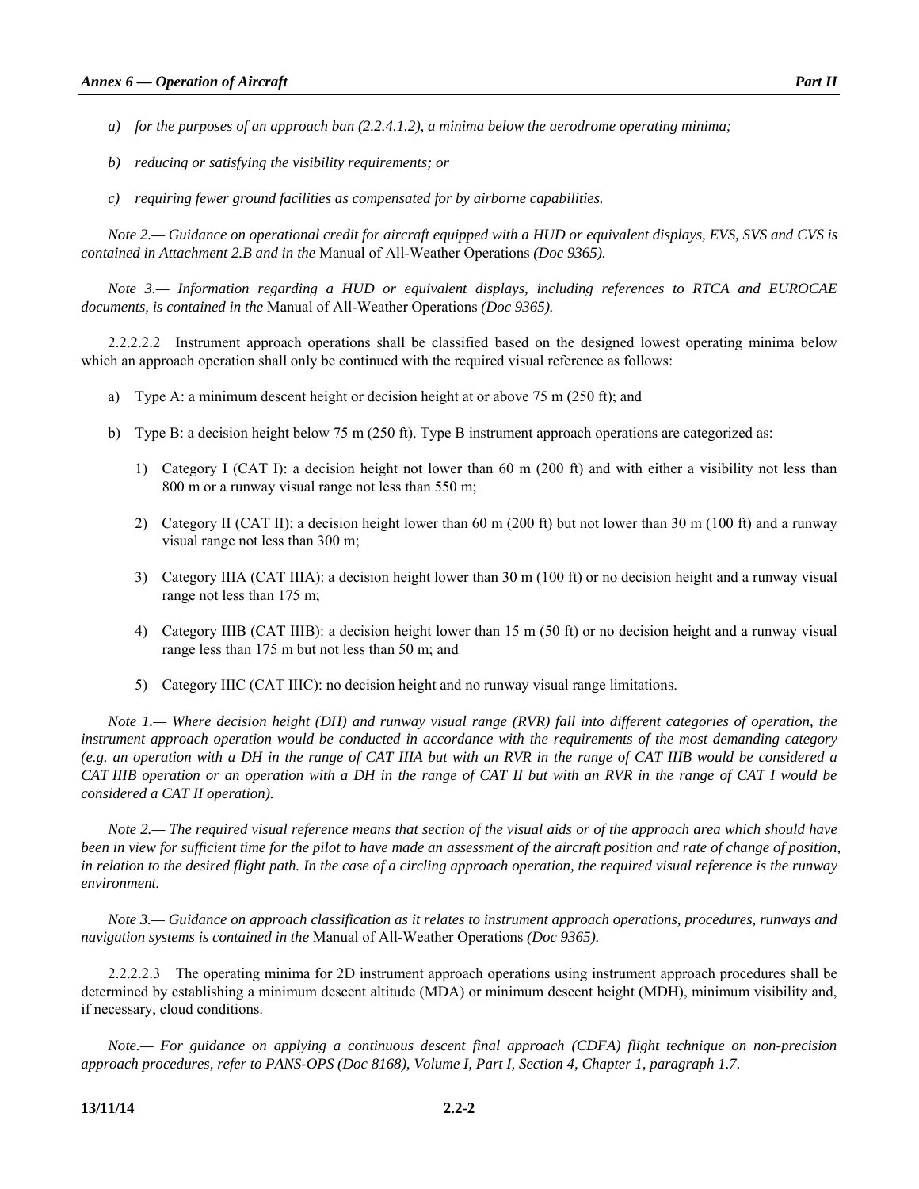*a) for the purposes of an approach ban (2.2.4.1.2), a minima below the aerodrome operating minima;*

*b) reducing or satisfying the visibility requirements; or*

*c) requiring fewer ground facilities as compensated for by airborne capabilities.*

*Note 2.— Guidance on operational credit for aircraft equipped with a HUD or equivalent displays, EVS, SVS and CVS is contained in Attachment 2.B and in the* Manual of All-Weather Operations *(Doc 9365).*

*Note 3.— Information regarding a HUD or equivalent displays, including references to RTCA and EUROCAE documents, is contained in the* Manual of All-Weather Operations *(Doc 9365).*

2.2.2.2.2 Instrument approach operations shall be classified based on the designed lowest operating minima below which an approach operation shall only be continued with the required visual reference as follows:

a) Type A: a minimum descent height or decision height at or above 75 m (250 ft); and

b) Type B: a decision height below 75 m (250 ft). Type B instrument approach operations are categorized as:

   1) Category I (CAT I): a decision height not lower than 60 m (200 ft) and with either a visibility not less than 800 m or a runway visual range not less than 550 m;

   2) Category II (CAT II): a decision height lower than 60 m (200 ft) but not lower than 30 m (100 ft) and a runway visual range not less than 300 m;

   3) Category IIIA (CAT IIIA): a decision height lower than 30 m (100 ft) or no decision height and a runway visual range not less than 175 m;

   4) Category IIIB (CAT IIIB): a decision height lower than 15 m (50 ft) or no decision height and a runway visual range less than 175 m but not less than 50 m; and

   5) Category IIIC (CAT IIIC): no decision height and no runway visual range limitations.

*Note 1.— Where decision height (DH) and runway visual range (RVR) fall into different categories of operation, the instrument approach operation would be conducted in accordance with the requirements of the most demanding category (e.g. an operation with a DH in the range of CAT IIIA but with an RVR in the range of CAT IIIB would be considered a CAT IIIB operation or an operation with a DH in the range of CAT II but with an RVR in the range of CAT I would be considered a CAT II operation).*

*Note 2.— The required visual reference means that section of the visual aids or of the approach area which should have been in view for sufficient time for the pilot to have made an assessment of the aircraft position and rate of change of position, in relation to the desired flight path. In the case of a circling approach operation, the required visual reference is the runway environment.*

*Note 3.— Guidance on approach classification as it relates to instrument approach operations, procedures, runways and navigation systems is contained in the* Manual of All-Weather Operations *(Doc 9365).*

2.2.2.2.3 The operating minima for 2D instrument approach operations using instrument approach procedures shall be determined by establishing a minimum descent altitude (MDA) or minimum descent height (MDH), minimum visibility and, if necessary, cloud conditions.

*Note.— For guidance on applying a continuous descent final approach (CDFA) flight technique on non-precision approach procedures, refer to PANS-OPS (Doc 8168), Volume I, Part I, Section 4, Chapter 1, paragraph 1.7.*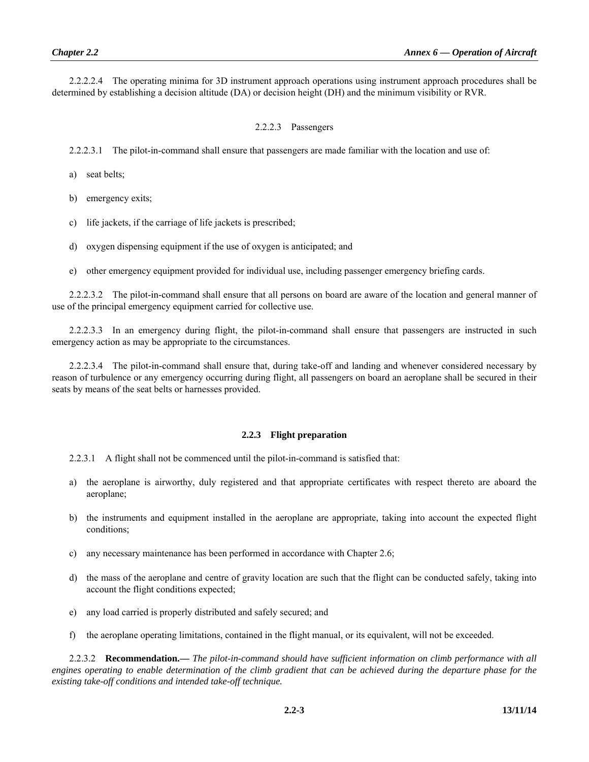2.2.2.2.4 The operating minima for 3D instrument approach operations using instrument approach procedures shall be determined by establishing a decision altitude (DA) or decision height (DH) and the minimum visibility or RVR.

2.2.2.3 Passengers

2.2.2.3.1 The pilot-in-command shall ensure that passengers are made familiar with the location and use of:

a) seat belts;

b) emergency exits;

c) life jackets, if the carriage of life jackets is prescribed;

d) oxygen dispensing equipment if the use of oxygen is anticipated; and

e) other emergency equipment provided for individual use, including passenger emergency briefing cards.

2.2.2.3.2 The pilot-in-command shall ensure that all persons on board are aware of the location and general manner of use of the principal emergency equipment carried for collective use.

2.2.2.3.3 In an emergency during flight, the pilot-in-command shall ensure that passengers are instructed in such emergency action as may be appropriate to the circumstances.

2.2.2.3.4 The pilot-in-command shall ensure that, during take-off and landing and whenever considered necessary by reason of turbulence or any emergency occurring during flight, all passengers on board an aeroplane shall be secured in their seats by means of the seat belts or harnesses provided.

### 2.2.3 Flight preparation

2.2.3.1 A flight shall not be commenced until the pilot-in-command is satisfied that:

a) the aeroplane is airworthy, duly registered and that appropriate certificates with respect thereto are aboard the aeroplane;

b) the instruments and equipment installed in the aeroplane are appropriate, taking into account the expected flight conditions;

c) any necessary maintenance has been performed in accordance with Chapter 2.6;

d) the mass of the aeroplane and centre of gravity location are such that the flight can be conducted safely, taking into account the flight conditions expected;

e) any load carried is properly distributed and safely secured; and

f) the aeroplane operating limitations, contained in the flight manual, or its equivalent, will not be exceeded.

2.2.3.2 **Recommendation.—** *The pilot-in-command should have sufficient information on climb performance with all engines operating to enable determination of the climb gradient that can be achieved during the departure phase for the existing take-off conditions and intended take-off technique.*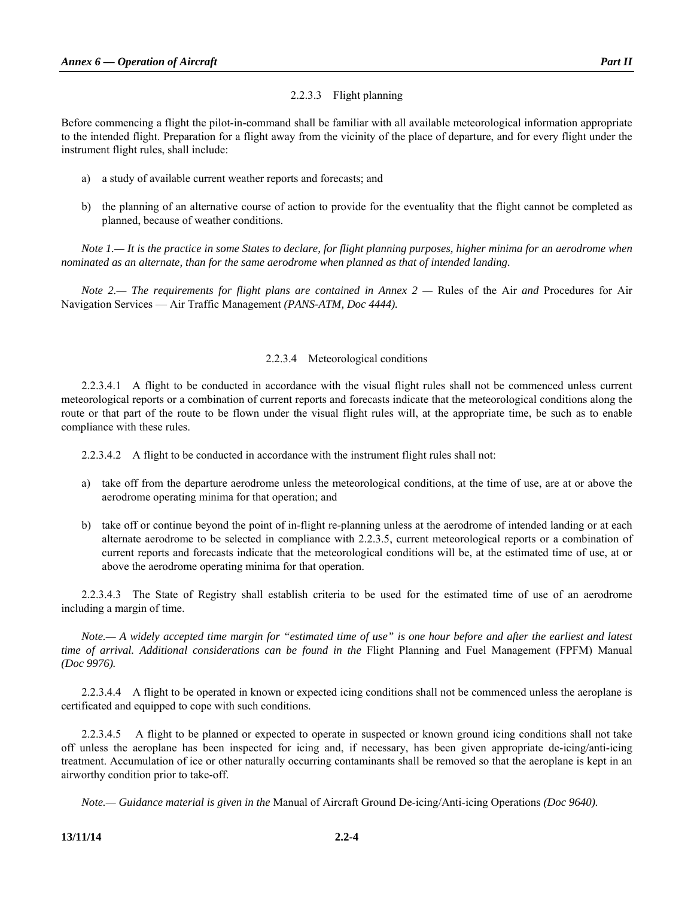#### 2.2.3.3 Flight planning

Before commencing a flight the pilot-in-command shall be familiar with all available meteorological information appropriate to the intended flight. Preparation for a flight away from the vicinity of the place of departure, and for every flight under the instrument flight rules, shall include:

a) a study of available current weather reports and forecasts; and

b) the planning of an alternative course of action to provide for the eventuality that the flight cannot be completed as planned, because of weather conditions.

*Note 1.— It is the practice in some States to declare, for flight planning purposes, higher minima for an aerodrome when nominated as an alternate, than for the same aerodrome when planned as that of intended landing.*

*Note 2.— The requirements for flight plans are contained in Annex 2 —* Rules of the Air *and* Procedures for Air Navigation Services — Air Traffic Management *(PANS-ATM, Doc 4444).*

#### 2.2.3.4 Meteorological conditions

2.2.3.4.1 A flight to be conducted in accordance with the visual flight rules shall not be commenced unless current meteorological reports or a combination of current reports and forecasts indicate that the meteorological conditions along the route or that part of the route to be flown under the visual flight rules will, at the appropriate time, be such as to enable compliance with these rules.

2.2.3.4.2 A flight to be conducted in accordance with the instrument flight rules shall not:

a) take off from the departure aerodrome unless the meteorological conditions, at the time of use, are at or above the aerodrome operating minima for that operation; and

b) take off or continue beyond the point of in-flight re-planning unless at the aerodrome of intended landing or at each alternate aerodrome to be selected in compliance with 2.2.3.5, current meteorological reports or a combination of current reports and forecasts indicate that the meteorological conditions will be, at the estimated time of use, at or above the aerodrome operating minima for that operation.

2.2.3.4.3 The State of Registry shall establish criteria to be used for the estimated time of use of an aerodrome including a margin of time.

*Note.— A widely accepted time margin for "estimated time of use" is one hour before and after the earliest and latest time of arrival. Additional considerations can be found in the* Flight Planning and Fuel Management (FPFM) Manual *(Doc 9976).*

2.2.3.4.4 A flight to be operated in known or expected icing conditions shall not be commenced unless the aeroplane is certificated and equipped to cope with such conditions.

2.2.3.4.5 A flight to be planned or expected to operate in suspected or known ground icing conditions shall not take off unless the aeroplane has been inspected for icing and, if necessary, has been given appropriate de-icing/anti-icing treatment. Accumulation of ice or other naturally occurring contaminants shall be removed so that the aeroplane is kept in an airworthy condition prior to take-off.

*Note.— Guidance material is given in the* Manual of Aircraft Ground De-icing/Anti-icing Operations *(Doc 9640).*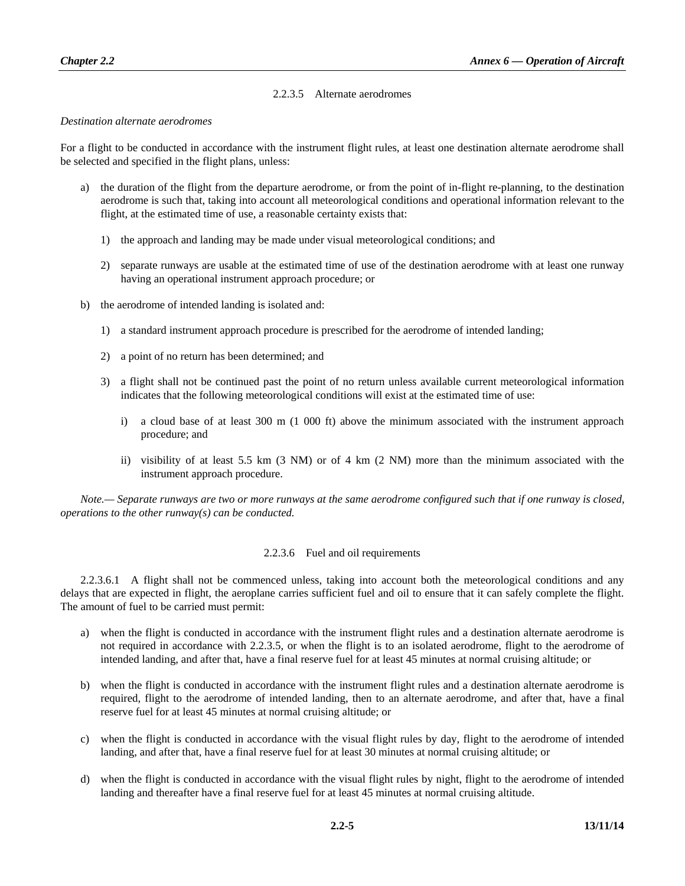### 2.2.3.5 Alternate aerodromes

*Destination alternate aerodromes*

For a flight to be conducted in accordance with the instrument flight rules, at least one destination alternate aerodrome shall be selected and specified in the flight plans, unless:

a) the duration of the flight from the departure aerodrome, or from the point of in-flight re-planning, to the destination aerodrome is such that, taking into account all meteorological conditions and operational information relevant to the flight, at the estimated time of use, a reasonable certainty exists that:

   1) the approach and landing may be made under visual meteorological conditions; and

   2) separate runways are usable at the estimated time of use of the destination aerodrome with at least one runway having an operational instrument approach procedure; or

b) the aerodrome of intended landing is isolated and:

   1) a standard instrument approach procedure is prescribed for the aerodrome of intended landing;

   2) a point of no return has been determined; and

   3) a flight shall not be continued past the point of no return unless available current meteorological information indicates that the following meteorological conditions will exist at the estimated time of use:

      i) a cloud base of at least 300 m (1 000 ft) above the minimum associated with the instrument approach procedure; and

      ii) visibility of at least 5.5 km (3 NM) or of 4 km (2 NM) more than the minimum associated with the instrument approach procedure.

*Note.— Separate runways are two or more runways at the same aerodrome configured such that if one runway is closed, operations to the other runway(s) can be conducted.*

### 2.2.3.6 Fuel and oil requirements

2.2.3.6.1 A flight shall not be commenced unless, taking into account both the meteorological conditions and any delays that are expected in flight, the aeroplane carries sufficient fuel and oil to ensure that it can safely complete the flight. The amount of fuel to be carried must permit:

a) when the flight is conducted in accordance with the instrument flight rules and a destination alternate aerodrome is not required in accordance with 2.2.3.5, or when the flight is to an isolated aerodrome, flight to the aerodrome of intended landing, and after that, have a final reserve fuel for at least 45 minutes at normal cruising altitude; or

b) when the flight is conducted in accordance with the instrument flight rules and a destination alternate aerodrome is required, flight to the aerodrome of intended landing, then to an alternate aerodrome, and after that, have a final reserve fuel for at least 45 minutes at normal cruising altitude; or

c) when the flight is conducted in accordance with the visual flight rules by day, flight to the aerodrome of intended landing, and after that, have a final reserve fuel for at least 30 minutes at normal cruising altitude; or

d) when the flight is conducted in accordance with the visual flight rules by night, flight to the aerodrome of intended landing and thereafter have a final reserve fuel for at least 45 minutes at normal cruising altitude.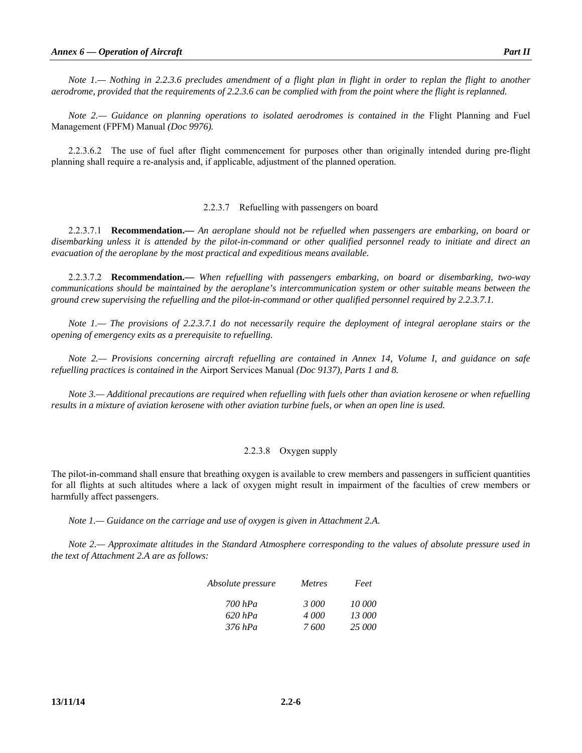*Note 1.— Nothing in 2.2.3.6 precludes amendment of a flight plan in flight in order to replan the flight to another aerodrome, provided that the requirements of 2.2.3.6 can be complied with from the point where the flight is replanned.*

*Note 2.— Guidance on planning operations to isolated aerodromes is contained in the* Flight Planning and Fuel Management (FPFM) Manual *(Doc 9976).*

2.2.3.6.2 The use of fuel after flight commencement for purposes other than originally intended during pre-flight planning shall require a re-analysis and, if applicable, adjustment of the planned operation.

### 2.2.3.7 Refuelling with passengers on board

2.2.3.7.1 **Recommendation.—** *An aeroplane should not be refuelled when passengers are embarking, on board or disembarking unless it is attended by the pilot-in-command or other qualified personnel ready to initiate and direct an evacuation of the aeroplane by the most practical and expeditious means available.*

2.2.3.7.2 **Recommendation.—** *When refuelling with passengers embarking, on board or disembarking, two-way communications should be maintained by the aeroplane's intercommunication system or other suitable means between the ground crew supervising the refuelling and the pilot-in-command or other qualified personnel required by 2.2.3.7.1.*

*Note 1.— The provisions of 2.2.3.7.1 do not necessarily require the deployment of integral aeroplane stairs or the opening of emergency exits as a prerequisite to refuelling.*

*Note 2.— Provisions concerning aircraft refuelling are contained in Annex 14, Volume I, and guidance on safe refuelling practices is contained in the* Airport Services Manual *(Doc 9137), Parts 1 and 8.*

*Note 3.— Additional precautions are required when refuelling with fuels other than aviation kerosene or when refuelling results in a mixture of aviation kerosene with other aviation turbine fuels, or when an open line is used.*

### 2.2.3.8 Oxygen supply

The pilot-in-command shall ensure that breathing oxygen is available to crew members and passengers in sufficient quantities for all flights at such altitudes where a lack of oxygen might result in impairment of the faculties of crew members or harmfully affect passengers.

*Note 1.— Guidance on the carriage and use of oxygen is given in Attachment 2.A.*

*Note 2.— Approximate altitudes in the Standard Atmosphere corresponding to the values of absolute pressure used in the text of Attachment 2.A are as follows:*

| *Absolute pressure* | *Metres* | *Feet* |
|---|---|---|
| *700 hPa* | *3 000* | *10 000* |
| *620 hPa* | *4 000* | *13 000* |
| *376 hPa* | *7 600* | *25 000* |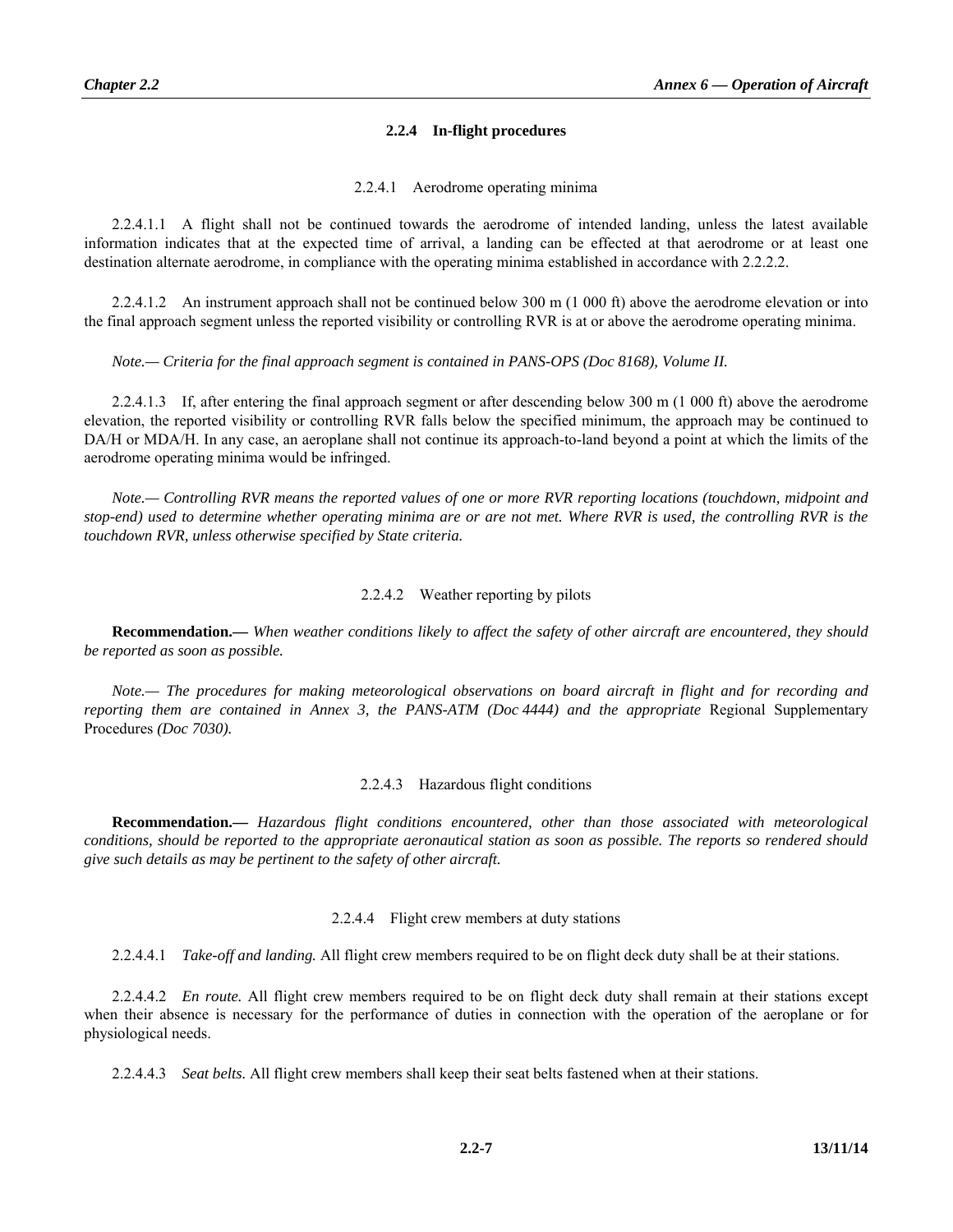### 2.2.4 In-flight procedures

#### 2.2.4.1 Aerodrome operating minima

2.2.4.1.1 A flight shall not be continued towards the aerodrome of intended landing, unless the latest available information indicates that at the expected time of arrival, a landing can be effected at that aerodrome or at least one destination alternate aerodrome, in compliance with the operating minima established in accordance with 2.2.2.2.

2.2.4.1.2 An instrument approach shall not be continued below 300 m (1 000 ft) above the aerodrome elevation or into the final approach segment unless the reported visibility or controlling RVR is at or above the aerodrome operating minima.

*Note.— Criteria for the final approach segment is contained in PANS-OPS (Doc 8168), Volume II.*

2.2.4.1.3 If, after entering the final approach segment or after descending below 300 m (1 000 ft) above the aerodrome elevation, the reported visibility or controlling RVR falls below the specified minimum, the approach may be continued to DA/H or MDA/H. In any case, an aeroplane shall not continue its approach-to-land beyond a point at which the limits of the aerodrome operating minima would be infringed.

*Note.— Controlling RVR means the reported values of one or more RVR reporting locations (touchdown, midpoint and stop-end) used to determine whether operating minima are or are not met. Where RVR is used, the controlling RVR is the touchdown RVR, unless otherwise specified by State criteria.*

#### 2.2.4.2 Weather reporting by pilots

**Recommendation.—** *When weather conditions likely to affect the safety of other aircraft are encountered, they should be reported as soon as possible.*

*Note.— The procedures for making meteorological observations on board aircraft in flight and for recording and reporting them are contained in Annex 3, the PANS-ATM (Doc 4444) and the appropriate* Regional Supplementary Procedures *(Doc 7030).*

#### 2.2.4.3 Hazardous flight conditions

**Recommendation.—** *Hazardous flight conditions encountered, other than those associated with meteorological conditions, should be reported to the appropriate aeronautical station as soon as possible. The reports so rendered should give such details as may be pertinent to the safety of other aircraft.*

#### 2.2.4.4 Flight crew members at duty stations

2.2.4.4.1 *Take-off and landing.* All flight crew members required to be on flight deck duty shall be at their stations.

2.2.4.4.2 *En route.* All flight crew members required to be on flight deck duty shall remain at their stations except when their absence is necessary for the performance of duties in connection with the operation of the aeroplane or for physiological needs.

2.2.4.4.3 *Seat belts.* All flight crew members shall keep their seat belts fastened when at their stations.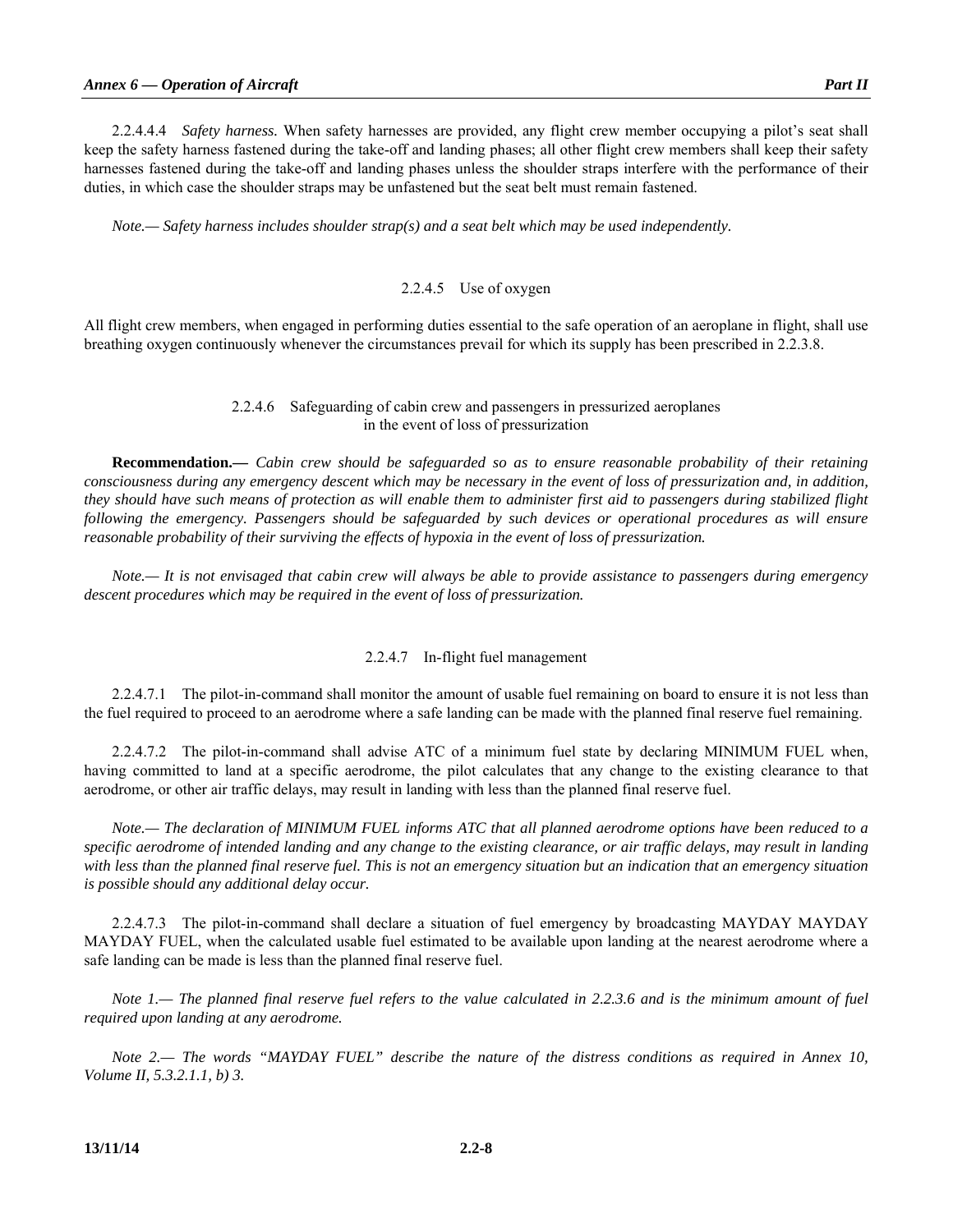2.2.4.4.4 *Safety harness.* When safety harnesses are provided, any flight crew member occupying a pilot's seat shall keep the safety harness fastened during the take-off and landing phases; all other flight crew members shall keep their safety harnesses fastened during the take-off and landing phases unless the shoulder straps interfere with the performance of their duties, in which case the shoulder straps may be unfastened but the seat belt must remain fastened.

*Note.— Safety harness includes shoulder strap(s) and a seat belt which may be used independently.*

### 2.2.4.5 Use of oxygen

All flight crew members, when engaged in performing duties essential to the safe operation of an aeroplane in flight, shall use breathing oxygen continuously whenever the circumstances prevail for which its supply has been prescribed in 2.2.3.8.

### 2.2.4.6 Safeguarding of cabin crew and passengers in pressurized aeroplanes in the event of loss of pressurization

**Recommendation.—** *Cabin crew should be safeguarded so as to ensure reasonable probability of their retaining consciousness during any emergency descent which may be necessary in the event of loss of pressurization and, in addition, they should have such means of protection as will enable them to administer first aid to passengers during stabilized flight following the emergency. Passengers should be safeguarded by such devices or operational procedures as will ensure reasonable probability of their surviving the effects of hypoxia in the event of loss of pressurization.*

*Note.— It is not envisaged that cabin crew will always be able to provide assistance to passengers during emergency descent procedures which may be required in the event of loss of pressurization.*

### 2.2.4.7 In-flight fuel management

2.2.4.7.1 The pilot-in-command shall monitor the amount of usable fuel remaining on board to ensure it is not less than the fuel required to proceed to an aerodrome where a safe landing can be made with the planned final reserve fuel remaining.

2.2.4.7.2 The pilot-in-command shall advise ATC of a minimum fuel state by declaring MINIMUM FUEL when, having committed to land at a specific aerodrome, the pilot calculates that any change to the existing clearance to that aerodrome, or other air traffic delays, may result in landing with less than the planned final reserve fuel.

*Note.— The declaration of MINIMUM FUEL informs ATC that all planned aerodrome options have been reduced to a specific aerodrome of intended landing and any change to the existing clearance, or air traffic delays, may result in landing with less than the planned final reserve fuel. This is not an emergency situation but an indication that an emergency situation is possible should any additional delay occur.*

2.2.4.7.3 The pilot-in-command shall declare a situation of fuel emergency by broadcasting MAYDAY MAYDAY MAYDAY FUEL, when the calculated usable fuel estimated to be available upon landing at the nearest aerodrome where a safe landing can be made is less than the planned final reserve fuel.

*Note 1.— The planned final reserve fuel refers to the value calculated in 2.2.3.6 and is the minimum amount of fuel required upon landing at any aerodrome.*

*Note 2.— The words "MAYDAY FUEL" describe the nature of the distress conditions as required in Annex 10, Volume II, 5.3.2.1.1, b) 3.*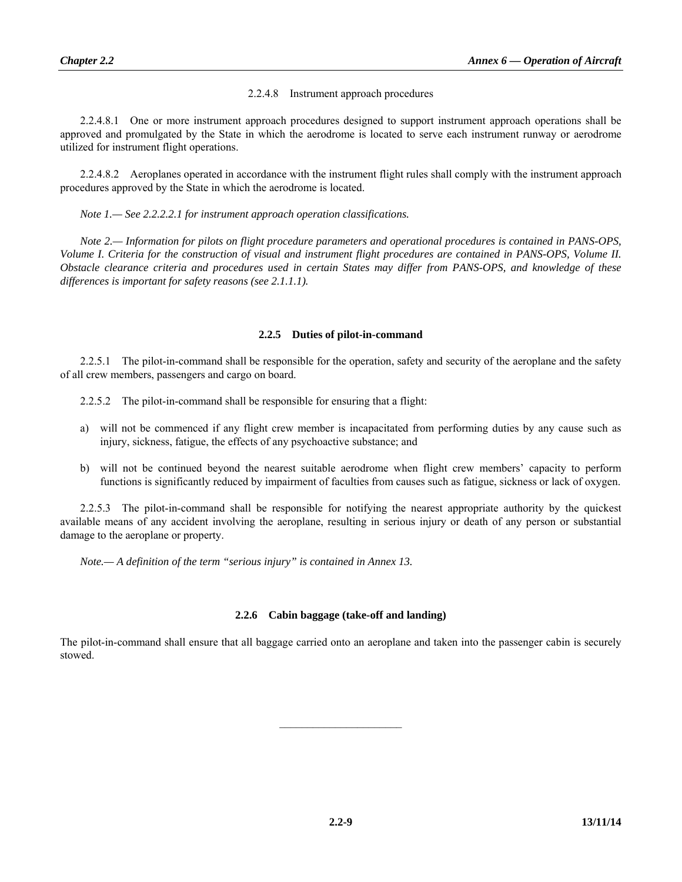#### 2.2.4.8 Instrument approach procedures

2.2.4.8.1 One or more instrument approach procedures designed to support instrument approach operations shall be approved and promulgated by the State in which the aerodrome is located to serve each instrument runway or aerodrome utilized for instrument flight operations.

2.2.4.8.2 Aeroplanes operated in accordance with the instrument flight rules shall comply with the instrument approach procedures approved by the State in which the aerodrome is located.

*Note 1.— See 2.2.2.2.1 for instrument approach operation classifications.*

*Note 2.— Information for pilots on flight procedure parameters and operational procedures is contained in PANS-OPS, Volume I. Criteria for the construction of visual and instrument flight procedures are contained in PANS-OPS, Volume II. Obstacle clearance criteria and procedures used in certain States may differ from PANS-OPS, and knowledge of these differences is important for safety reasons (see 2.1.1.1).*

### 2.2.5 Duties of pilot-in-command

2.2.5.1 The pilot-in-command shall be responsible for the operation, safety and security of the aeroplane and the safety of all crew members, passengers and cargo on board.

2.2.5.2 The pilot-in-command shall be responsible for ensuring that a flight:

a) will not be commenced if any flight crew member is incapacitated from performing duties by any cause such as injury, sickness, fatigue, the effects of any psychoactive substance; and

b) will not be continued beyond the nearest suitable aerodrome when flight crew members' capacity to perform functions is significantly reduced by impairment of faculties from causes such as fatigue, sickness or lack of oxygen.

2.2.5.3 The pilot-in-command shall be responsible for notifying the nearest appropriate authority by the quickest available means of any accident involving the aeroplane, resulting in serious injury or death of any person or substantial damage to the aeroplane or property.

*Note.— A definition of the term "serious injury" is contained in Annex 13.*

### 2.2.6 Cabin baggage (take-off and landing)

The pilot-in-command shall ensure that all baggage carried onto an aeroplane and taken into the passenger cabin is securely stowed.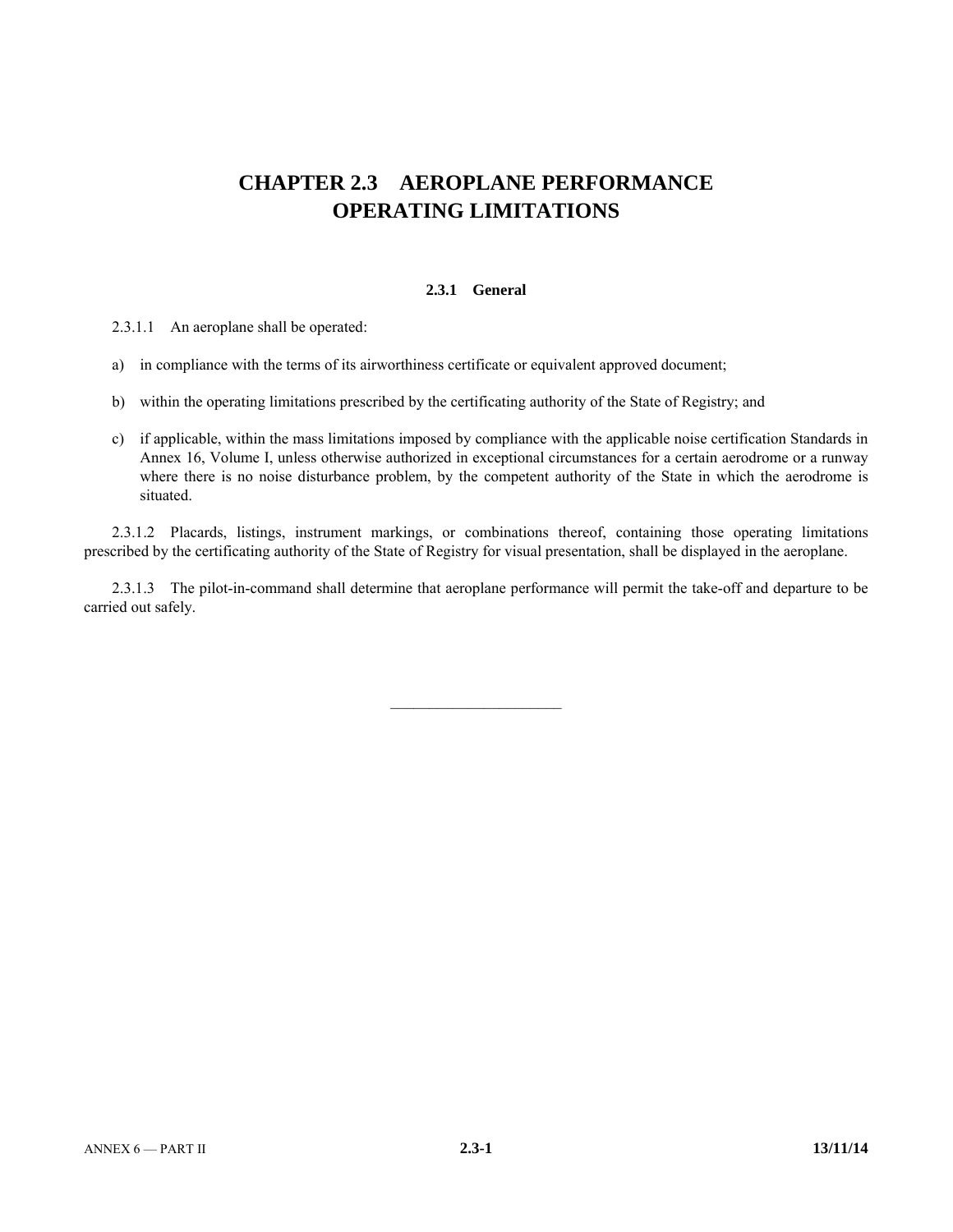# CHAPTER 2.3 AEROPLANE PERFORMANCE OPERATING LIMITATIONS

## 2.3.1 General

2.3.1.1 An aeroplane shall be operated:

a) in compliance with the terms of its airworthiness certificate or equivalent approved document;

b) within the operating limitations prescribed by the certificating authority of the State of Registry; and

c) if applicable, within the mass limitations imposed by compliance with the applicable noise certification Standards in Annex 16, Volume I, unless otherwise authorized in exceptional circumstances for a certain aerodrome or a runway where there is no noise disturbance problem, by the competent authority of the State in which the aerodrome is situated.

2.3.1.2 Placards, listings, instrument markings, or combinations thereof, containing those operating limitations prescribed by the certificating authority of the State of Registry for visual presentation, shall be displayed in the aeroplane.

2.3.1.3 The pilot-in-command shall determine that aeroplane performance will permit the take-off and departure to be carried out safely.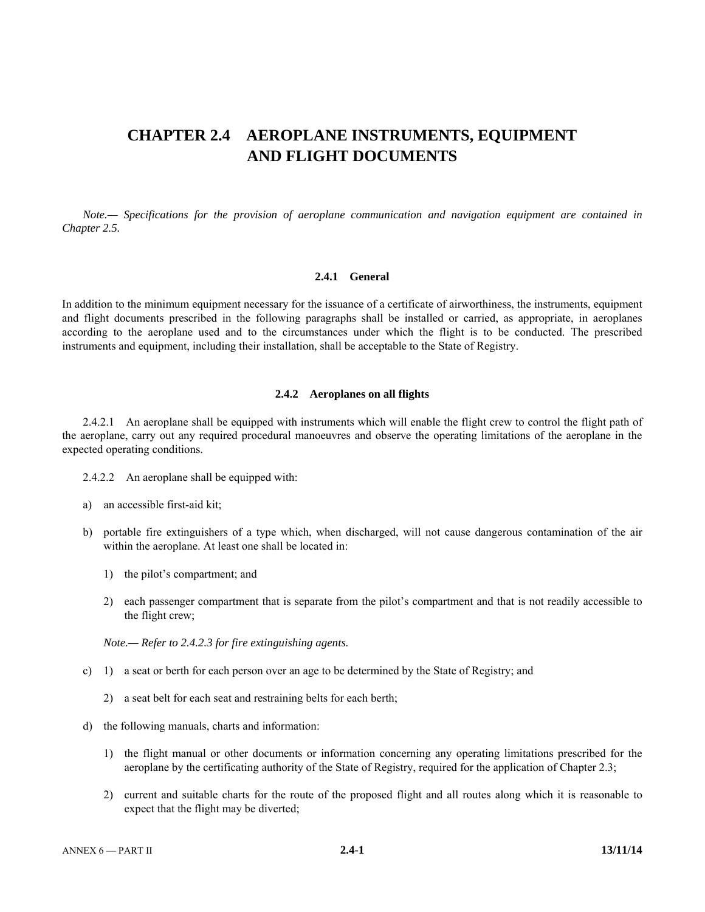# CHAPTER 2.4 AEROPLANE INSTRUMENTS, EQUIPMENT AND FLIGHT DOCUMENTS

*Note.— Specifications for the provision of aeroplane communication and navigation equipment are contained in Chapter 2.5.*

### 2.4.1 General

In addition to the minimum equipment necessary for the issuance of a certificate of airworthiness, the instruments, equipment and flight documents prescribed in the following paragraphs shall be installed or carried, as appropriate, in aeroplanes according to the aeroplane used and to the circumstances under which the flight is to be conducted. The prescribed instruments and equipment, including their installation, shall be acceptable to the State of Registry.

### 2.4.2 Aeroplanes on all flights

2.4.2.1 An aeroplane shall be equipped with instruments which will enable the flight crew to control the flight path of the aeroplane, carry out any required procedural manoeuvres and observe the operating limitations of the aeroplane in the expected operating conditions.

2.4.2.2 An aeroplane shall be equipped with:

a) an accessible first-aid kit;

b) portable fire extinguishers of a type which, when discharged, will not cause dangerous contamination of the air within the aeroplane. At least one shall be located in:

   1) the pilot's compartment; and

   2) each passenger compartment that is separate from the pilot's compartment and that is not readily accessible to the flight crew;

   *Note.— Refer to 2.4.2.3 for fire extinguishing agents.*

c) 1) a seat or berth for each person over an age to be determined by the State of Registry; and

   2) a seat belt for each seat and restraining belts for each berth;

d) the following manuals, charts and information:

   1) the flight manual or other documents or information concerning any operating limitations prescribed for the aeroplane by the certificating authority of the State of Registry, required for the application of Chapter 2.3;

   2) current and suitable charts for the route of the proposed flight and all routes along which it is reasonable to expect that the flight may be diverted;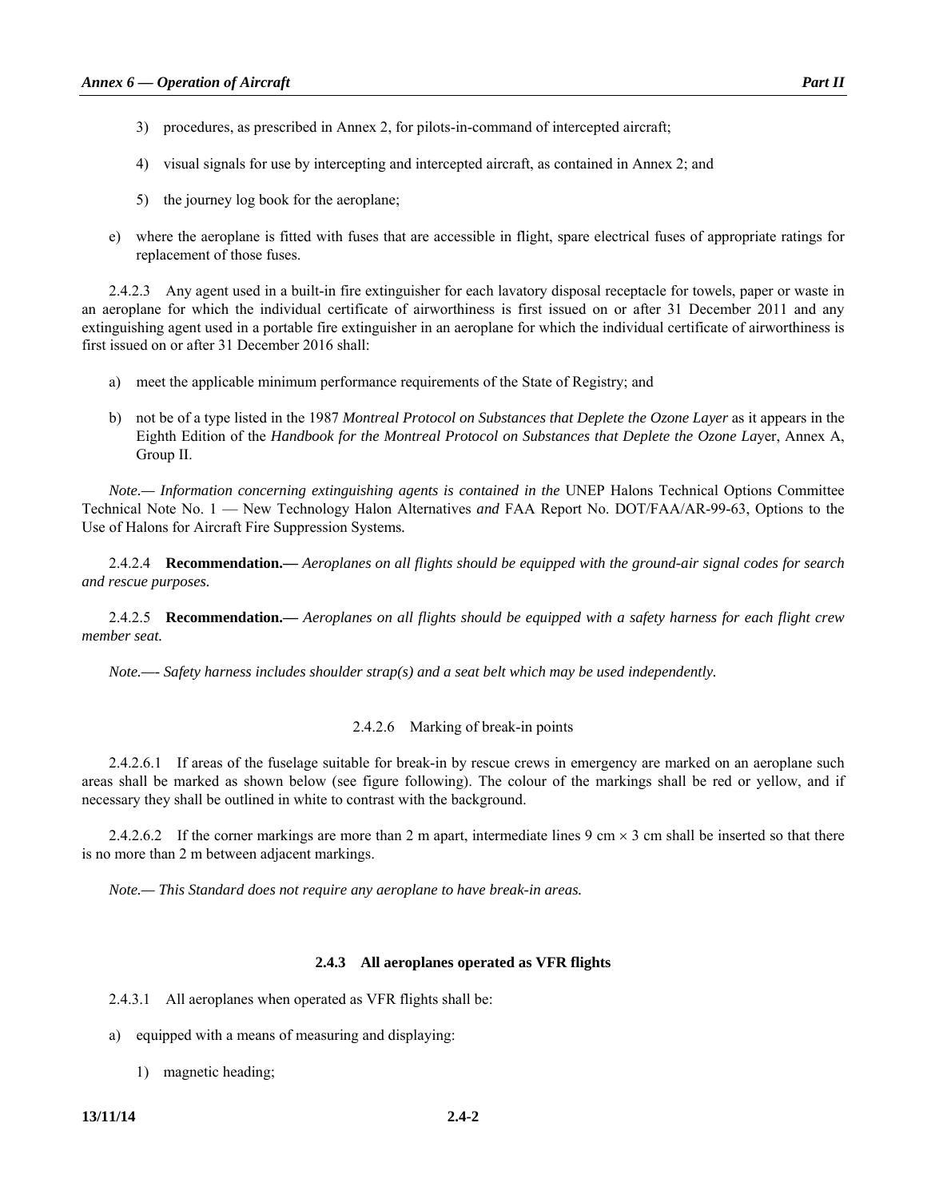3) procedures, as prescribed in Annex 2, for pilots-in-command of intercepted aircraft;

4) visual signals for use by intercepting and intercepted aircraft, as contained in Annex 2; and

5) the journey log book for the aeroplane;

e) where the aeroplane is fitted with fuses that are accessible in flight, spare electrical fuses of appropriate ratings for replacement of those fuses.

2.4.2.3 Any agent used in a built-in fire extinguisher for each lavatory disposal receptacle for towels, paper or waste in an aeroplane for which the individual certificate of airworthiness is first issued on or after 31 December 2011 and any extinguishing agent used in a portable fire extinguisher in an aeroplane for which the individual certificate of airworthiness is first issued on or after 31 December 2016 shall:

a) meet the applicable minimum performance requirements of the State of Registry; and

b) not be of a type listed in the 1987 *Montreal Protocol on Substances that Deplete the Ozone Layer* as it appears in the Eighth Edition of the *Handbook for the Montreal Protocol on Substances that Deplete the Ozone Lay*er, Annex A, Group II.

*Note.— Information concerning extinguishing agents is contained in the* UNEP Halons Technical Options Committee Technical Note No. 1 — New Technology Halon Alternatives *and* FAA Report No. DOT/FAA/AR-99-63, Options to the Use of Halons for Aircraft Fire Suppression Systems*.*

2.4.2.4 **Recommendation.—** *Aeroplanes on all flights should be equipped with the ground-air signal codes for search and rescue purposes.*

2.4.2.5 **Recommendation.—** *Aeroplanes on all flights should be equipped with a safety harness for each flight crew member seat.*

*Note.—- Safety harness includes shoulder strap(s) and a seat belt which may be used independently.*

2.4.2.6 Marking of break-in points

2.4.2.6.1 If areas of the fuselage suitable for break-in by rescue crews in emergency are marked on an aeroplane such areas shall be marked as shown below (see figure following). The colour of the markings shall be red or yellow, and if necessary they shall be outlined in white to contrast with the background.

2.4.2.6.2 If the corner markings are more than 2 m apart, intermediate lines 9 cm × 3 cm shall be inserted so that there is no more than 2 m between adjacent markings.

*Note.— This Standard does not require any aeroplane to have break-in areas.*

### 2.4.3 All aeroplanes operated as VFR flights

2.4.3.1 All aeroplanes when operated as VFR flights shall be:

a) equipped with a means of measuring and displaying:

1) magnetic heading;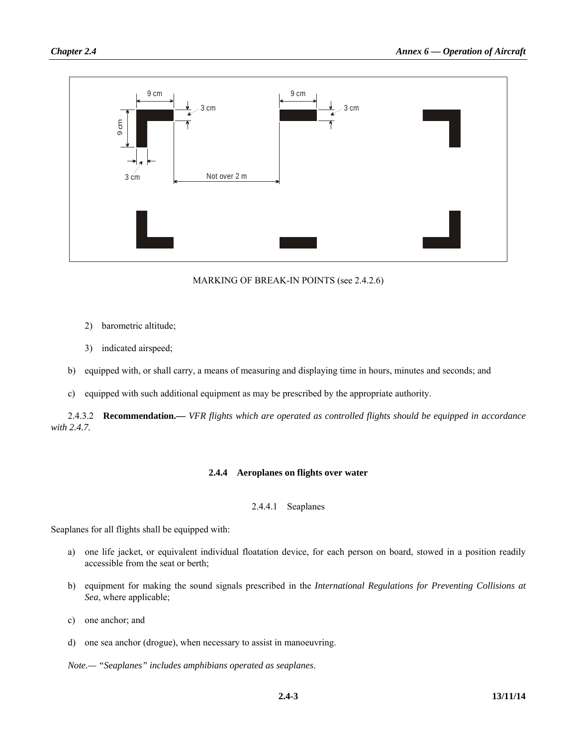MARKING OF BREAK-IN POINTS (see 2.4.2.6)

2) barometric altitude;

3) indicated airspeed;

b) equipped with, or shall carry, a means of measuring and displaying time in hours, minutes and seconds; and

c) equipped with such additional equipment as may be prescribed by the appropriate authority.

2.4.3.2 **Recommendation.—** *VFR flights which are operated as controlled flights should be equipped in accordance with 2.4.7.*

### 2.4.4 Aeroplanes on flights over water

2.4.4.1 Seaplanes

Seaplanes for all flights shall be equipped with:

a) one life jacket, or equivalent individual floatation device, for each person on board, stowed in a position readily accessible from the seat or berth;

b) equipment for making the sound signals prescribed in the *International Regulations for Preventing Collisions at Sea*, where applicable;

c) one anchor; and

d) one sea anchor (drogue), when necessary to assist in manoeuvring.

*Note.— "Seaplanes" includes amphibians operated as seaplanes.*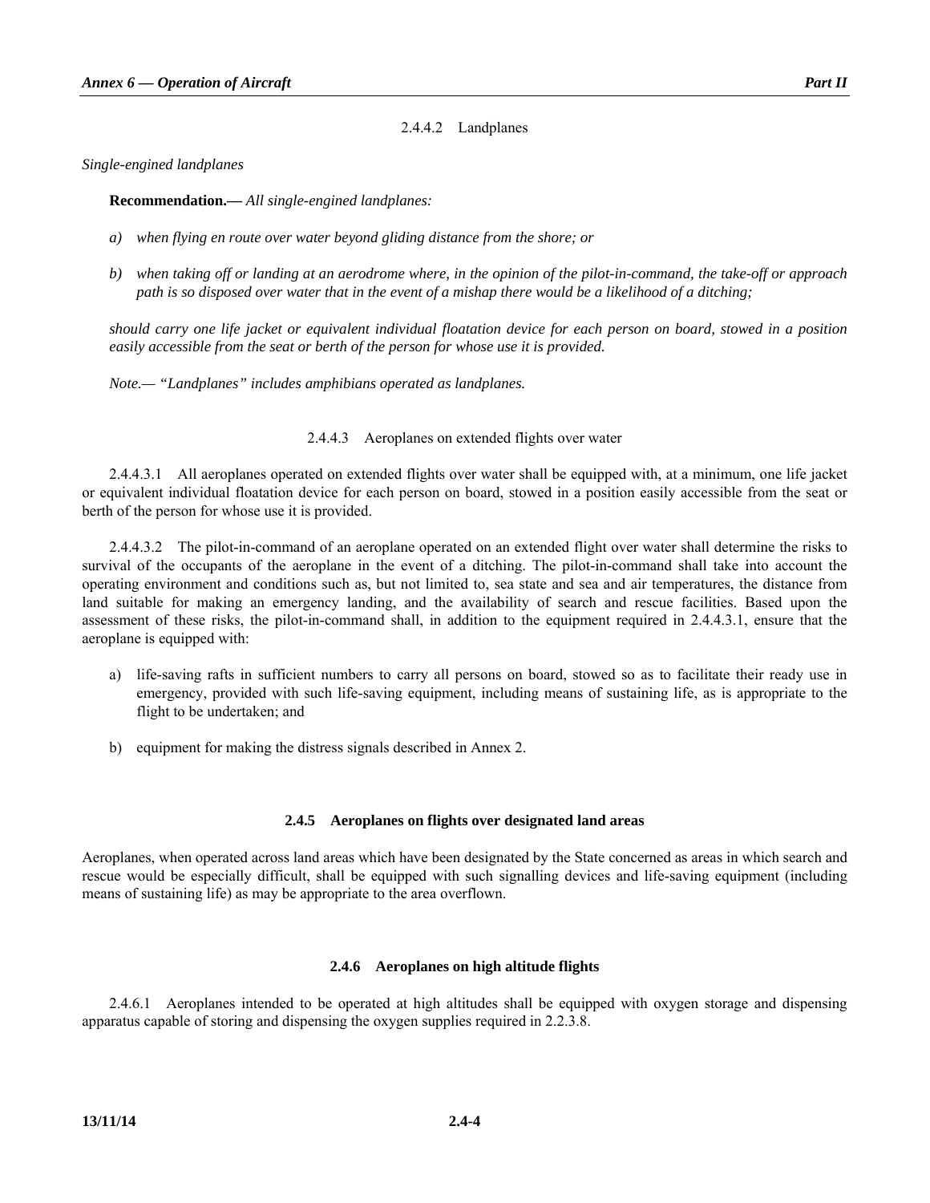2.4.4.2 Landplanes

*Single-engined landplanes*

**Recommendation.—** *All single-engined landplanes:*

*a) when flying en route over water beyond gliding distance from the shore; or*

*b) when taking off or landing at an aerodrome where, in the opinion of the pilot-in-command, the take-off or approach path is so disposed over water that in the event of a mishap there would be a likelihood of a ditching;*

*should carry one life jacket or equivalent individual floatation device for each person on board, stowed in a position easily accessible from the seat or berth of the person for whose use it is provided.*

*Note.— "Landplanes" includes amphibians operated as landplanes.*

2.4.4.3 Aeroplanes on extended flights over water

2.4.4.3.1 All aeroplanes operated on extended flights over water shall be equipped with, at a minimum, one life jacket or equivalent individual floatation device for each person on board, stowed in a position easily accessible from the seat or berth of the person for whose use it is provided.

2.4.4.3.2 The pilot-in-command of an aeroplane operated on an extended flight over water shall determine the risks to survival of the occupants of the aeroplane in the event of a ditching. The pilot-in-command shall take into account the operating environment and conditions such as, but not limited to, sea state and sea and air temperatures, the distance from land suitable for making an emergency landing, and the availability of search and rescue facilities. Based upon the assessment of these risks, the pilot-in-command shall, in addition to the equipment required in 2.4.4.3.1, ensure that the aeroplane is equipped with:

a) life-saving rafts in sufficient numbers to carry all persons on board, stowed so as to facilitate their ready use in emergency, provided with such life-saving equipment, including means of sustaining life, as is appropriate to the flight to be undertaken; and

b) equipment for making the distress signals described in Annex 2.

### 2.4.5 Aeroplanes on flights over designated land areas

Aeroplanes, when operated across land areas which have been designated by the State concerned as areas in which search and rescue would be especially difficult, shall be equipped with such signalling devices and life-saving equipment (including means of sustaining life) as may be appropriate to the area overflown.

### 2.4.6 Aeroplanes on high altitude flights

2.4.6.1 Aeroplanes intended to be operated at high altitudes shall be equipped with oxygen storage and dispensing apparatus capable of storing and dispensing the oxygen supplies required in 2.2.3.8.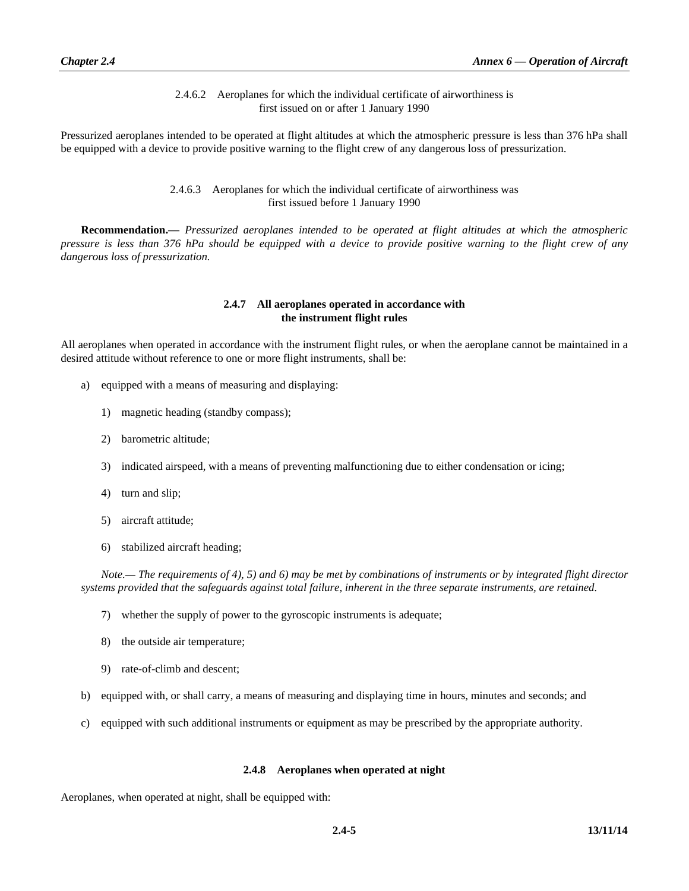2.4.6.2 Aeroplanes for which the individual certificate of airworthiness is first issued on or after 1 January 1990

Pressurized aeroplanes intended to be operated at flight altitudes at which the atmospheric pressure is less than 376 hPa shall be equipped with a device to provide positive warning to the flight crew of any dangerous loss of pressurization.

2.4.6.3 Aeroplanes for which the individual certificate of airworthiness was first issued before 1 January 1990

**Recommendation.—** *Pressurized aeroplanes intended to be operated at flight altitudes at which the atmospheric pressure is less than 376 hPa should be equipped with a device to provide positive warning to the flight crew of any dangerous loss of pressurization.*

### 2.4.7 All aeroplanes operated in accordance with the instrument flight rules

All aeroplanes when operated in accordance with the instrument flight rules, or when the aeroplane cannot be maintained in a desired attitude without reference to one or more flight instruments, shall be:

a) equipped with a means of measuring and displaying:

   1) magnetic heading (standby compass);

   2) barometric altitude;

   3) indicated airspeed, with a means of preventing malfunctioning due to either condensation or icing;

   4) turn and slip;

   5) aircraft attitude;

   6) stabilized aircraft heading;

   *Note.— The requirements of 4), 5) and 6) may be met by combinations of instruments or by integrated flight director systems provided that the safeguards against total failure, inherent in the three separate instruments, are retained.*

   7) whether the supply of power to the gyroscopic instruments is adequate;

   8) the outside air temperature;

   9) rate-of-climb and descent;

b) equipped with, or shall carry, a means of measuring and displaying time in hours, minutes and seconds; and

c) equipped with such additional instruments or equipment as may be prescribed by the appropriate authority.

### 2.4.8 Aeroplanes when operated at night

Aeroplanes, when operated at night, shall be equipped with: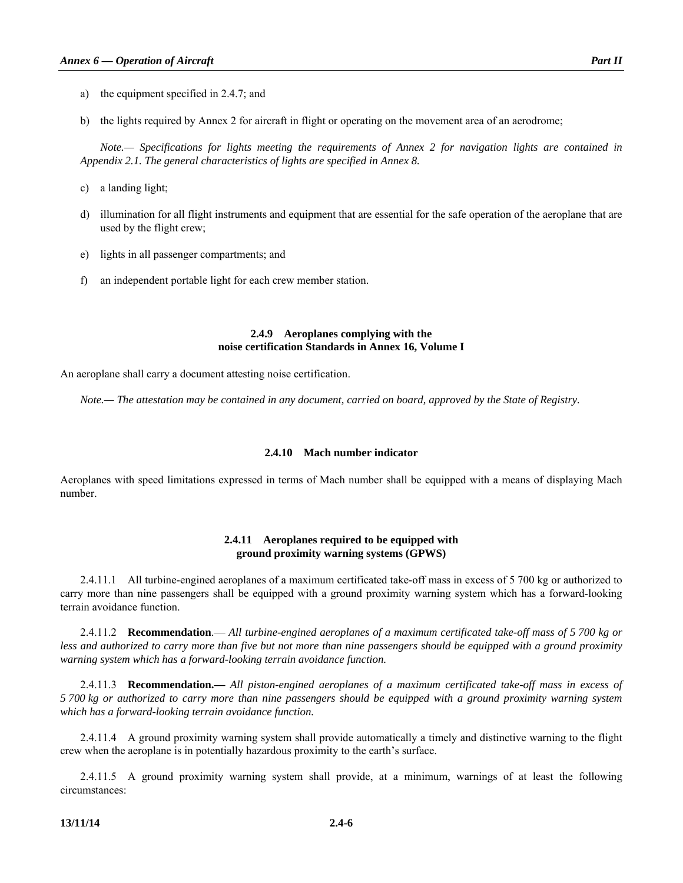a) the equipment specified in 2.4.7; and

b) the lights required by Annex 2 for aircraft in flight or operating on the movement area of an aerodrome;

*Note.— Specifications for lights meeting the requirements of Annex 2 for navigation lights are contained in Appendix 2.1. The general characteristics of lights are specified in Annex 8.*

c) a landing light;

d) illumination for all flight instruments and equipment that are essential for the safe operation of the aeroplane that are used by the flight crew;

e) lights in all passenger compartments; and

f) an independent portable light for each crew member station.

### 2.4.9 Aeroplanes complying with the noise certification Standards in Annex 16, Volume I

An aeroplane shall carry a document attesting noise certification.

*Note.— The attestation may be contained in any document, carried on board, approved by the State of Registry.*

### 2.4.10 Mach number indicator

Aeroplanes with speed limitations expressed in terms of Mach number shall be equipped with a means of displaying Mach number.

### 2.4.11 Aeroplanes required to be equipped with ground proximity warning systems (GPWS)

2.4.11.1 All turbine-engined aeroplanes of a maximum certificated take-off mass in excess of 5 700 kg or authorized to carry more than nine passengers shall be equipped with a ground proximity warning system which has a forward-looking terrain avoidance function.

2.4.11.2 **Recommendation**.— *All turbine-engined aeroplanes of a maximum certificated take-off mass of 5 700 kg or less and authorized to carry more than five but not more than nine passengers should be equipped with a ground proximity warning system which has a forward-looking terrain avoidance function.*

2.4.11.3 **Recommendation.—** *All piston-engined aeroplanes of a maximum certificated take-off mass in excess of 5 700 kg or authorized to carry more than nine passengers should be equipped with a ground proximity warning system which has a forward-looking terrain avoidance function.*

2.4.11.4 A ground proximity warning system shall provide automatically a timely and distinctive warning to the flight crew when the aeroplane is in potentially hazardous proximity to the earth's surface.

2.4.11.5 A ground proximity warning system shall provide, at a minimum, warnings of at least the following circumstances: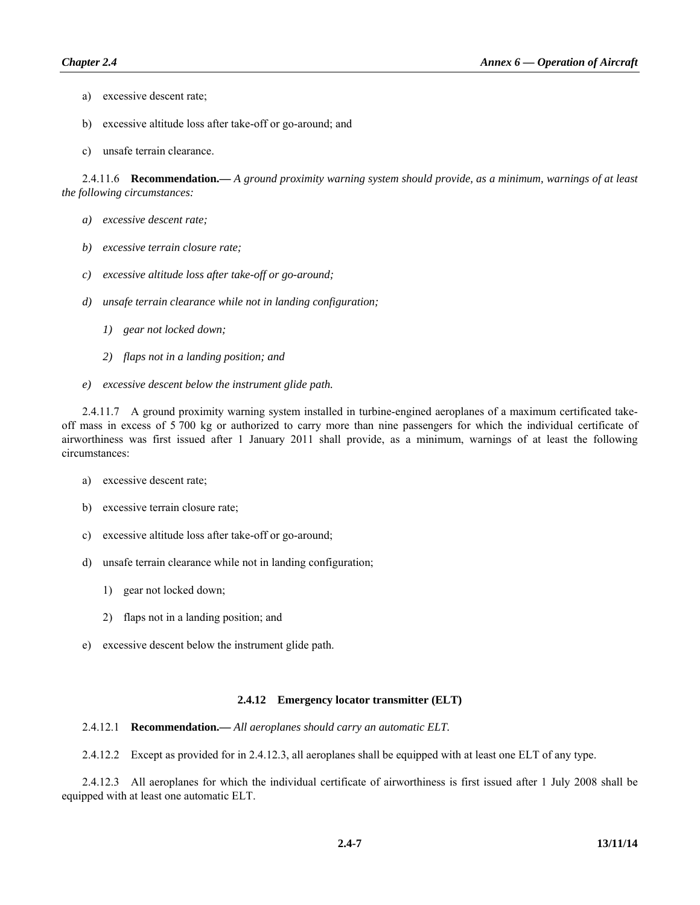a) excessive descent rate;

b) excessive altitude loss after take-off or go-around; and

c) unsafe terrain clearance.

2.4.11.6 **Recommendation.—** *A ground proximity warning system should provide, as a minimum, warnings of at least the following circumstances:*

*a) excessive descent rate;*

*b) excessive terrain closure rate;*

*c) excessive altitude loss after take-off or go-around;*

*d) unsafe terrain clearance while not in landing configuration;*

*1) gear not locked down;*

*2) flaps not in a landing position; and*

*e) excessive descent below the instrument glide path.*

2.4.11.7 A ground proximity warning system installed in turbine-engined aeroplanes of a maximum certificated take-off mass in excess of 5 700 kg or authorized to carry more than nine passengers for which the individual certificate of airworthiness was first issued after 1 January 2011 shall provide, as a minimum, warnings of at least the following circumstances:

a) excessive descent rate;

b) excessive terrain closure rate;

c) excessive altitude loss after take-off or go-around;

d) unsafe terrain clearance while not in landing configuration;

1) gear not locked down;

2) flaps not in a landing position; and

e) excessive descent below the instrument glide path.

### 2.4.12 Emergency locator transmitter (ELT)

2.4.12.1 **Recommendation.—** *All aeroplanes should carry an automatic ELT.*

2.4.12.2 Except as provided for in 2.4.12.3, all aeroplanes shall be equipped with at least one ELT of any type.

2.4.12.3 All aeroplanes for which the individual certificate of airworthiness is first issued after 1 July 2008 shall be equipped with at least one automatic ELT.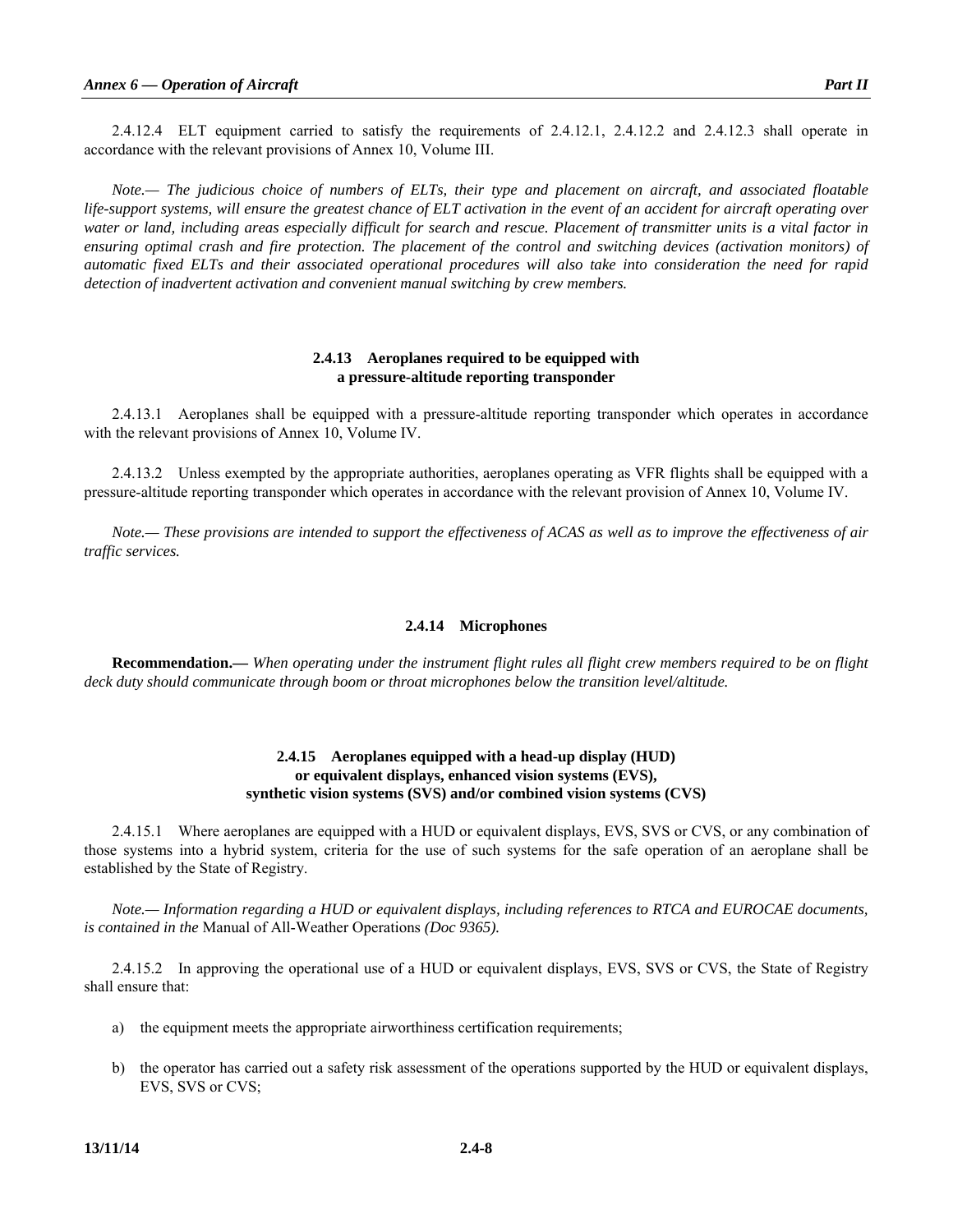2.4.12.4 ELT equipment carried to satisfy the requirements of 2.4.12.1, 2.4.12.2 and 2.4.12.3 shall operate in accordance with the relevant provisions of Annex 10, Volume III.

*Note.— The judicious choice of numbers of ELTs, their type and placement on aircraft, and associated floatable life-support systems, will ensure the greatest chance of ELT activation in the event of an accident for aircraft operating over water or land, including areas especially difficult for search and rescue. Placement of transmitter units is a vital factor in ensuring optimal crash and fire protection. The placement of the control and switching devices (activation monitors) of automatic fixed ELTs and their associated operational procedures will also take into consideration the need for rapid detection of inadvertent activation and convenient manual switching by crew members.*

### 2.4.13 Aeroplanes required to be equipped with a pressure-altitude reporting transponder

2.4.13.1 Aeroplanes shall be equipped with a pressure-altitude reporting transponder which operates in accordance with the relevant provisions of Annex 10, Volume IV.

2.4.13.2 Unless exempted by the appropriate authorities, aeroplanes operating as VFR flights shall be equipped with a pressure-altitude reporting transponder which operates in accordance with the relevant provision of Annex 10, Volume IV.

*Note.— These provisions are intended to support the effectiveness of ACAS as well as to improve the effectiveness of air traffic services.*

### 2.4.14 Microphones

**Recommendation.—** *When operating under the instrument flight rules all flight crew members required to be on flight deck duty should communicate through boom or throat microphones below the transition level/altitude.*

### 2.4.15 Aeroplanes equipped with a head-up display (HUD) or equivalent displays, enhanced vision systems (EVS), synthetic vision systems (SVS) and/or combined vision systems (CVS)

2.4.15.1 Where aeroplanes are equipped with a HUD or equivalent displays, EVS, SVS or CVS, or any combination of those systems into a hybrid system, criteria for the use of such systems for the safe operation of an aeroplane shall be established by the State of Registry.

*Note.— Information regarding a HUD or equivalent displays, including references to RTCA and EUROCAE documents, is contained in the* Manual of All-Weather Operations *(Doc 9365).*

2.4.15.2 In approving the operational use of a HUD or equivalent displays, EVS, SVS or CVS, the State of Registry shall ensure that:

a) the equipment meets the appropriate airworthiness certification requirements;

b) the operator has carried out a safety risk assessment of the operations supported by the HUD or equivalent displays, EVS, SVS or CVS;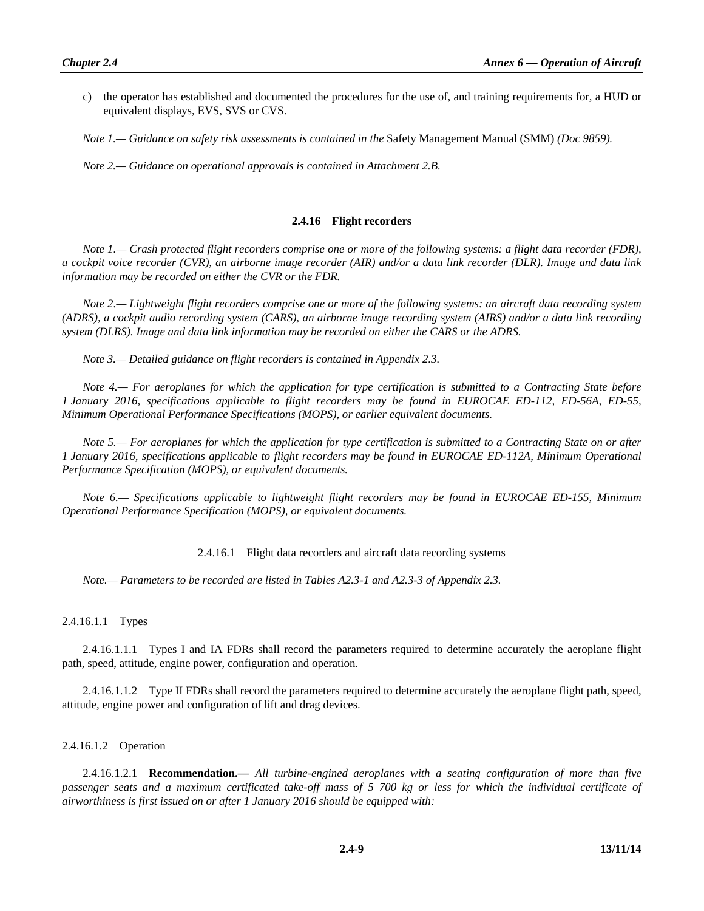c) the operator has established and documented the procedures for the use of, and training requirements for, a HUD or equivalent displays, EVS, SVS or CVS.

*Note 1.— Guidance on safety risk assessments is contained in the* Safety Management Manual (SMM) *(Doc 9859).*

*Note 2.— Guidance on operational approvals is contained in Attachment 2.B.*

## 2.4.16 Flight recorders

*Note 1.— Crash protected flight recorders comprise one or more of the following systems: a flight data recorder (FDR), a cockpit voice recorder (CVR), an airborne image recorder (AIR) and/or a data link recorder (DLR). Image and data link information may be recorded on either the CVR or the FDR.*

*Note 2.— Lightweight flight recorders comprise one or more of the following systems: an aircraft data recording system (ADRS), a cockpit audio recording system (CARS), an airborne image recording system (AIRS) and/or a data link recording system (DLRS). Image and data link information may be recorded on either the CARS or the ADRS.*

*Note 3.— Detailed guidance on flight recorders is contained in Appendix 2.3.*

*Note 4.— For aeroplanes for which the application for type certification is submitted to a Contracting State before 1 January 2016, specifications applicable to flight recorders may be found in EUROCAE ED-112, ED-56A, ED-55, Minimum Operational Performance Specifications (MOPS), or earlier equivalent documents.*

*Note 5.— For aeroplanes for which the application for type certification is submitted to a Contracting State on or after 1 January 2016, specifications applicable to flight recorders may be found in EUROCAE ED-112A, Minimum Operational Performance Specification (MOPS), or equivalent documents.*

*Note 6.— Specifications applicable to lightweight flight recorders may be found in EUROCAE ED-155, Minimum Operational Performance Specification (MOPS), or equivalent documents.*

### 2.4.16.1 Flight data recorders and aircraft data recording systems

*Note.— Parameters to be recorded are listed in Tables A2.3-1 and A2.3-3 of Appendix 2.3.*

#### 2.4.16.1.1 Types

2.4.16.1.1.1 Types I and IA FDRs shall record the parameters required to determine accurately the aeroplane flight path, speed, attitude, engine power, configuration and operation.

2.4.16.1.1.2 Type II FDRs shall record the parameters required to determine accurately the aeroplane flight path, speed, attitude, engine power and configuration of lift and drag devices.

#### 2.4.16.1.2 Operation

2.4.16.1.2.1 **Recommendation.—** *All turbine-engined aeroplanes with a seating configuration of more than five passenger seats and a maximum certificated take-off mass of 5 700 kg or less for which the individual certificate of airworthiness is first issued on or after 1 January 2016 should be equipped with:*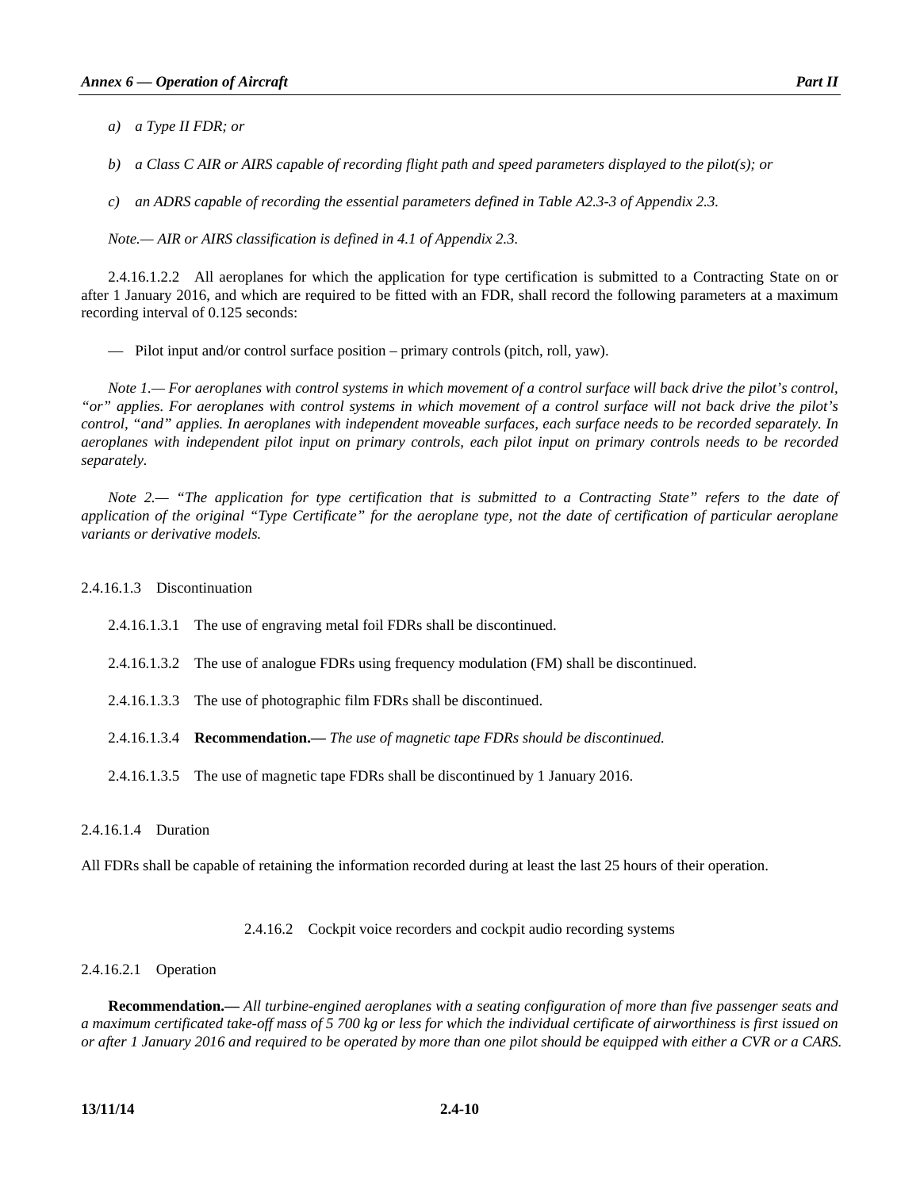*a) a Type II FDR; or*

*b) a Class C AIR or AIRS capable of recording flight path and speed parameters displayed to the pilot(s); or*

*c) an ADRS capable of recording the essential parameters defined in Table A2.3-3 of Appendix 2.3.*

*Note.— AIR or AIRS classification is defined in 4.1 of Appendix 2.3.*

2.4.16.1.2.2 All aeroplanes for which the application for type certification is submitted to a Contracting State on or after 1 January 2016, and which are required to be fitted with an FDR, shall record the following parameters at a maximum recording interval of 0.125 seconds:

— Pilot input and/or control surface position – primary controls (pitch, roll, yaw).

*Note 1.— For aeroplanes with control systems in which movement of a control surface will back drive the pilot's control, "or" applies. For aeroplanes with control systems in which movement of a control surface will not back drive the pilot's control, "and" applies. In aeroplanes with independent moveable surfaces, each surface needs to be recorded separately. In aeroplanes with independent pilot input on primary controls, each pilot input on primary controls needs to be recorded separately.*

*Note 2.— "The application for type certification that is submitted to a Contracting State" refers to the date of application of the original "Type Certificate" for the aeroplane type, not the date of certification of particular aeroplane variants or derivative models.*

2.4.16.1.3 Discontinuation

2.4.16.1.3.1 The use of engraving metal foil FDRs shall be discontinued.

2.4.16.1.3.2 The use of analogue FDRs using frequency modulation (FM) shall be discontinued.

2.4.16.1.3.3 The use of photographic film FDRs shall be discontinued.

2.4.16.1.3.4 **Recommendation.—** *The use of magnetic tape FDRs should be discontinued.*

2.4.16.1.3.5 The use of magnetic tape FDRs shall be discontinued by 1 January 2016.

2.4.16.1.4 Duration

All FDRs shall be capable of retaining the information recorded during at least the last 25 hours of their operation.

## 2.4.16.2 Cockpit voice recorders and cockpit audio recording systems

2.4.16.2.1 Operation

**Recommendation.—** *All turbine-engined aeroplanes with a seating configuration of more than five passenger seats and a maximum certificated take-off mass of 5 700 kg or less for which the individual certificate of airworthiness is first issued on or after 1 January 2016 and required to be operated by more than one pilot should be equipped with either a CVR or a CARS.*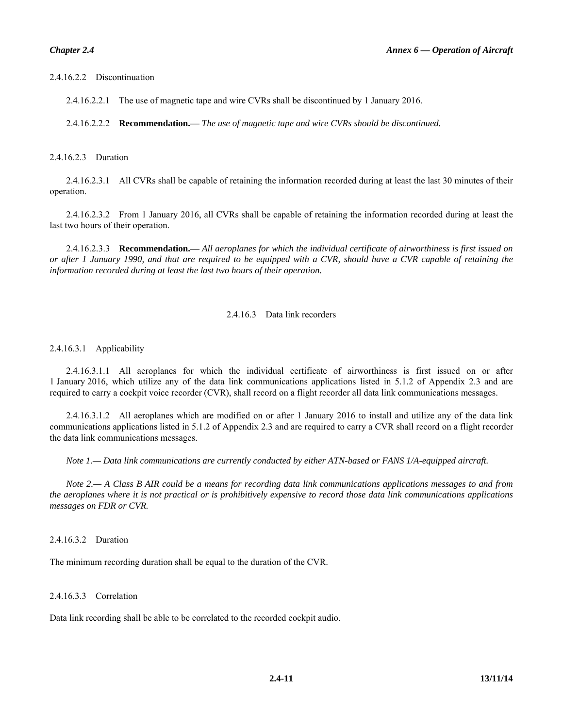2.4.16.2.2 Discontinuation

2.4.16.2.2.1 The use of magnetic tape and wire CVRs shall be discontinued by 1 January 2016.

2.4.16.2.2.2 **Recommendation.—** *The use of magnetic tape and wire CVRs should be discontinued.*

2.4.16.2.3 Duration

2.4.16.2.3.1 All CVRs shall be capable of retaining the information recorded during at least the last 30 minutes of their operation.

2.4.16.2.3.2 From 1 January 2016, all CVRs shall be capable of retaining the information recorded during at least the last two hours of their operation.

2.4.16.2.3.3 **Recommendation.—** *All aeroplanes for which the individual certificate of airworthiness is first issued on or after 1 January 1990, and that are required to be equipped with a CVR, should have a CVR capable of retaining the information recorded during at least the last two hours of their operation.*

### 2.4.16.3 Data link recorders

2.4.16.3.1 Applicability

2.4.16.3.1.1 All aeroplanes for which the individual certificate of airworthiness is first issued on or after 1 January 2016, which utilize any of the data link communications applications listed in 5.1.2 of Appendix 2.3 and are required to carry a cockpit voice recorder (CVR), shall record on a flight recorder all data link communications messages.

2.4.16.3.1.2 All aeroplanes which are modified on or after 1 January 2016 to install and utilize any of the data link communications applications listed in 5.1.2 of Appendix 2.3 and are required to carry a CVR shall record on a flight recorder the data link communications messages.

*Note 1.— Data link communications are currently conducted by either ATN-based or FANS 1/A-equipped aircraft.*

*Note 2.— A Class B AIR could be a means for recording data link communications applications messages to and from the aeroplanes where it is not practical or is prohibitively expensive to record those data link communications applications messages on FDR or CVR.*

2.4.16.3.2 Duration

The minimum recording duration shall be equal to the duration of the CVR.

2.4.16.3.3 Correlation

Data link recording shall be able to be correlated to the recorded cockpit audio.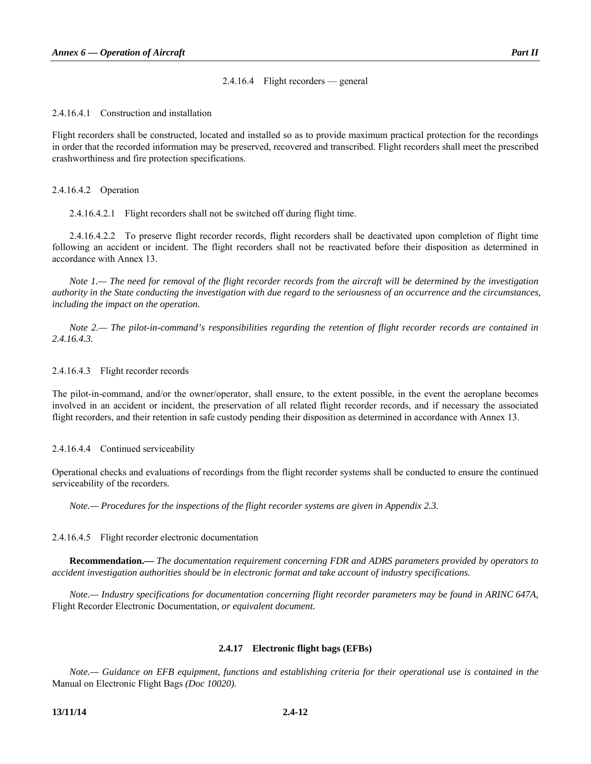#### 2.4.16.4 Flight recorders — general

2.4.16.4.1 Construction and installation

Flight recorders shall be constructed, located and installed so as to provide maximum practical protection for the recordings in order that the recorded information may be preserved, recovered and transcribed. Flight recorders shall meet the prescribed crashworthiness and fire protection specifications.

2.4.16.4.2 Operation

2.4.16.4.2.1 Flight recorders shall not be switched off during flight time.

2.4.16.4.2.2 To preserve flight recorder records, flight recorders shall be deactivated upon completion of flight time following an accident or incident. The flight recorders shall not be reactivated before their disposition as determined in accordance with Annex 13.

*Note 1.— The need for removal of the flight recorder records from the aircraft will be determined by the investigation authority in the State conducting the investigation with due regard to the seriousness of an occurrence and the circumstances, including the impact on the operation.*

*Note 2.— The pilot-in-command's responsibilities regarding the retention of flight recorder records are contained in 2.4.16.4.3.*

2.4.16.4.3 Flight recorder records

The pilot-in-command, and/or the owner/operator, shall ensure, to the extent possible, in the event the aeroplane becomes involved in an accident or incident, the preservation of all related flight recorder records, and if necessary the associated flight recorders, and their retention in safe custody pending their disposition as determined in accordance with Annex 13.

2.4.16.4.4 Continued serviceability

Operational checks and evaluations of recordings from the flight recorder systems shall be conducted to ensure the continued serviceability of the recorders.

*Note.— Procedures for the inspections of the flight recorder systems are given in Appendix 2.3.*

2.4.16.4.5 Flight recorder electronic documentation

**Recommendation.—** *The documentation requirement concerning FDR and ADRS parameters provided by operators to accident investigation authorities should be in electronic format and take account of industry specifications.*

*Note.— Industry specifications for documentation concerning flight recorder parameters may be found in ARINC 647A,* Flight Recorder Electronic Documentation*, or equivalent document.*

### 2.4.17 Electronic flight bags (EFBs)

*Note.— Guidance on EFB equipment, functions and establishing criteria for their operational use is contained in the* Manual on Electronic Flight Bags *(Doc 10020).*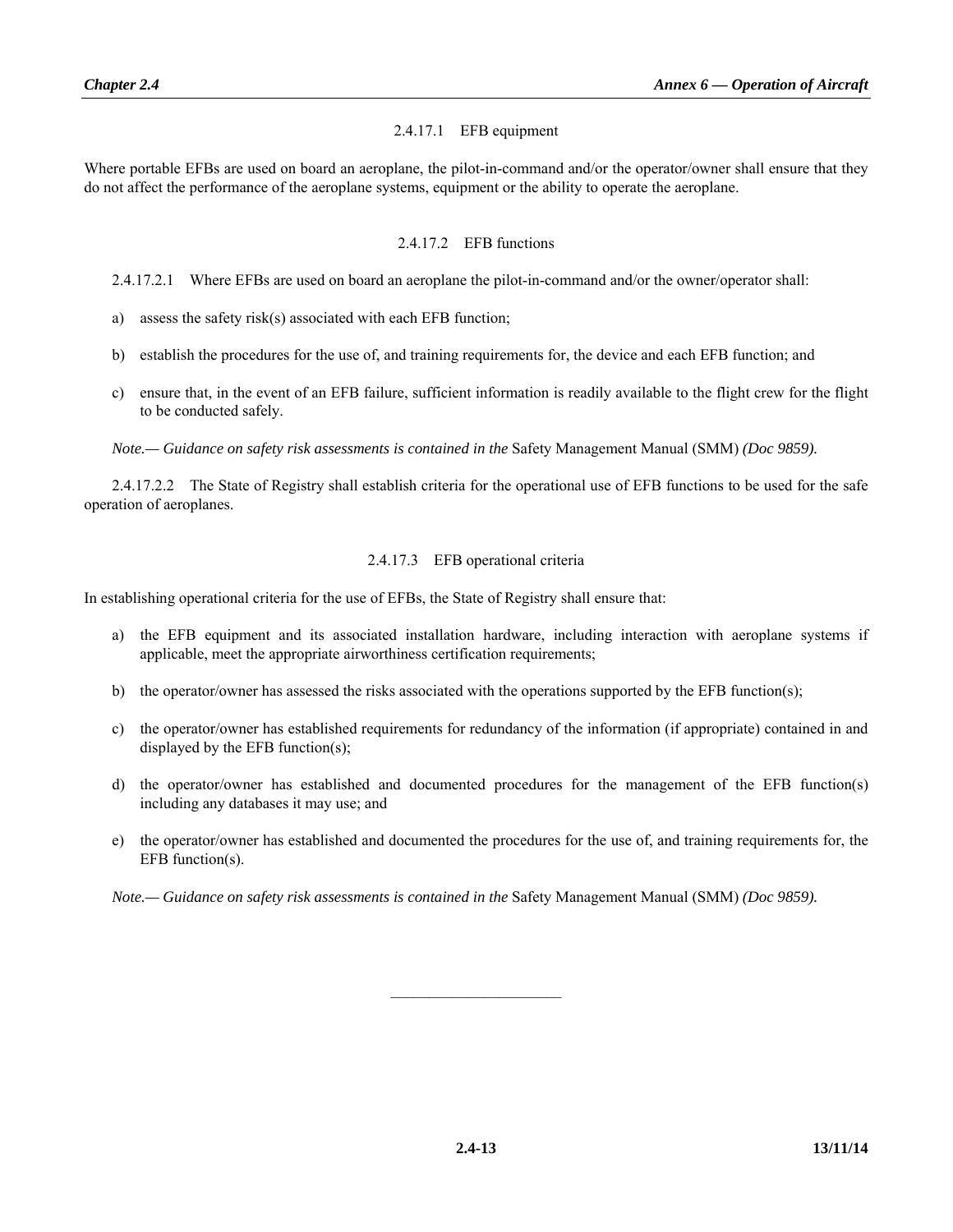#### 2.4.17.1 EFB equipment

Where portable EFBs are used on board an aeroplane, the pilot-in-command and/or the operator/owner shall ensure that they do not affect the performance of the aeroplane systems, equipment or the ability to operate the aeroplane.

#### 2.4.17.2 EFB functions

2.4.17.2.1 Where EFBs are used on board an aeroplane the pilot-in-command and/or the owner/operator shall:

a) assess the safety risk(s) associated with each EFB function;

b) establish the procedures for the use of, and training requirements for, the device and each EFB function; and

c) ensure that, in the event of an EFB failure, sufficient information is readily available to the flight crew for the flight to be conducted safely.

*Note.— Guidance on safety risk assessments is contained in the* Safety Management Manual (SMM) *(Doc 9859).*

2.4.17.2.2 The State of Registry shall establish criteria for the operational use of EFB functions to be used for the safe operation of aeroplanes.

#### 2.4.17.3 EFB operational criteria

In establishing operational criteria for the use of EFBs, the State of Registry shall ensure that:

a) the EFB equipment and its associated installation hardware, including interaction with aeroplane systems if applicable, meet the appropriate airworthiness certification requirements;

b) the operator/owner has assessed the risks associated with the operations supported by the EFB function(s);

c) the operator/owner has established requirements for redundancy of the information (if appropriate) contained in and displayed by the EFB function(s);

d) the operator/owner has established and documented procedures for the management of the EFB function(s) including any databases it may use; and

e) the operator/owner has established and documented the procedures for the use of, and training requirements for, the EFB function(s).

*Note.— Guidance on safety risk assessments is contained in the* Safety Management Manual (SMM) *(Doc 9859).*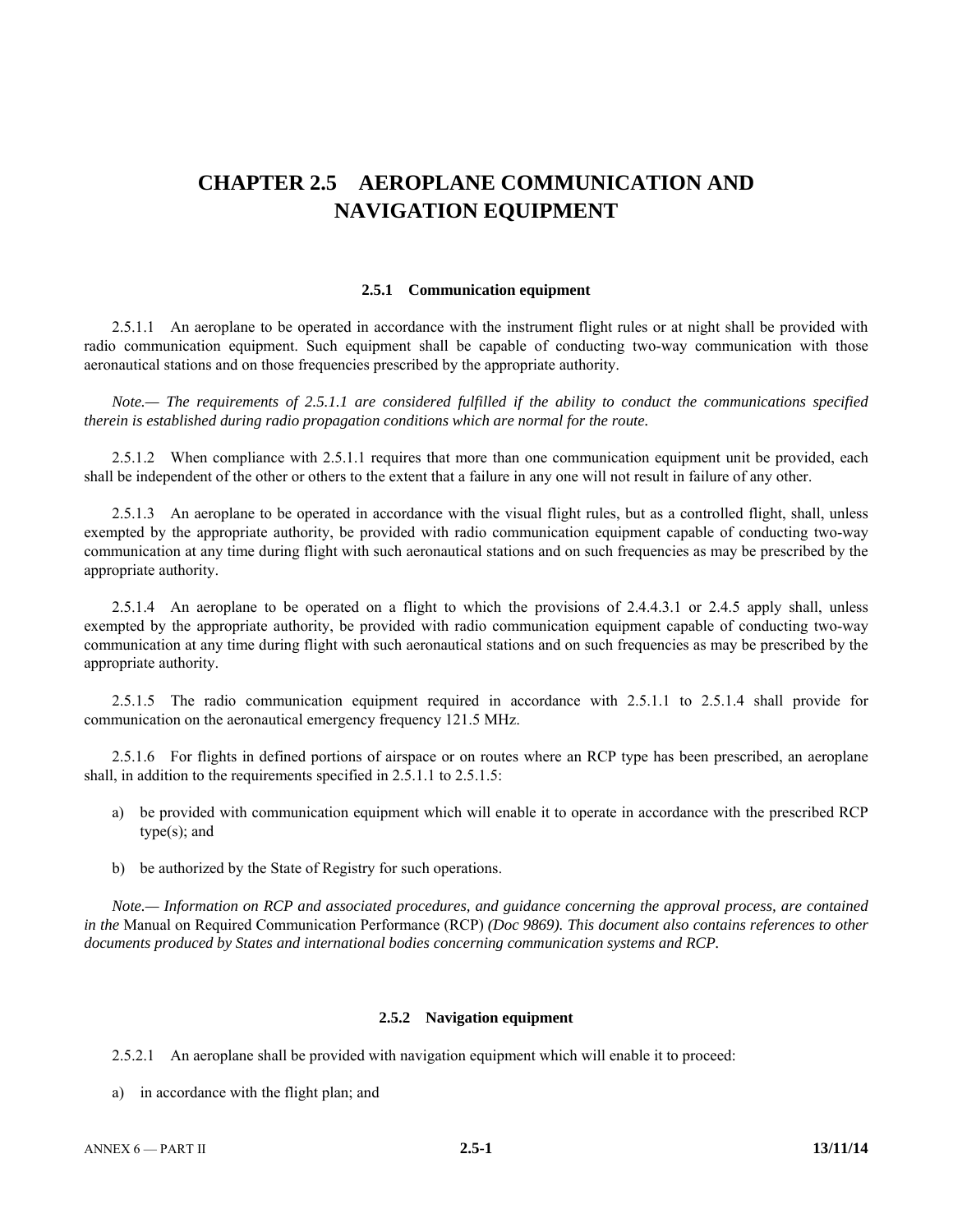# CHAPTER 2.5 AEROPLANE COMMUNICATION AND NAVIGATION EQUIPMENT

### 2.5.1 Communication equipment

2.5.1.1 An aeroplane to be operated in accordance with the instrument flight rules or at night shall be provided with radio communication equipment. Such equipment shall be capable of conducting two-way communication with those aeronautical stations and on those frequencies prescribed by the appropriate authority.

*Note.— The requirements of 2.5.1.1 are considered fulfilled if the ability to conduct the communications specified therein is established during radio propagation conditions which are normal for the route.*

2.5.1.2 When compliance with 2.5.1.1 requires that more than one communication equipment unit be provided, each shall be independent of the other or others to the extent that a failure in any one will not result in failure of any other.

2.5.1.3 An aeroplane to be operated in accordance with the visual flight rules, but as a controlled flight, shall, unless exempted by the appropriate authority, be provided with radio communication equipment capable of conducting two-way communication at any time during flight with such aeronautical stations and on such frequencies as may be prescribed by the appropriate authority.

2.5.1.4 An aeroplane to be operated on a flight to which the provisions of 2.4.4.3.1 or 2.4.5 apply shall, unless exempted by the appropriate authority, be provided with radio communication equipment capable of conducting two-way communication at any time during flight with such aeronautical stations and on such frequencies as may be prescribed by the appropriate authority.

2.5.1.5 The radio communication equipment required in accordance with 2.5.1.1 to 2.5.1.4 shall provide for communication on the aeronautical emergency frequency 121.5 MHz.

2.5.1.6 For flights in defined portions of airspace or on routes where an RCP type has been prescribed, an aeroplane shall, in addition to the requirements specified in 2.5.1.1 to 2.5.1.5:

a) be provided with communication equipment which will enable it to operate in accordance with the prescribed RCP type(s); and

b) be authorized by the State of Registry for such operations.

*Note.— Information on RCP and associated procedures, and guidance concerning the approval process, are contained in the* Manual on Required Communication Performance (RCP) *(Doc 9869). This document also contains references to other documents produced by States and international bodies concerning communication systems and RCP.*

### 2.5.2 Navigation equipment

2.5.2.1 An aeroplane shall be provided with navigation equipment which will enable it to proceed:

a) in accordance with the flight plan; and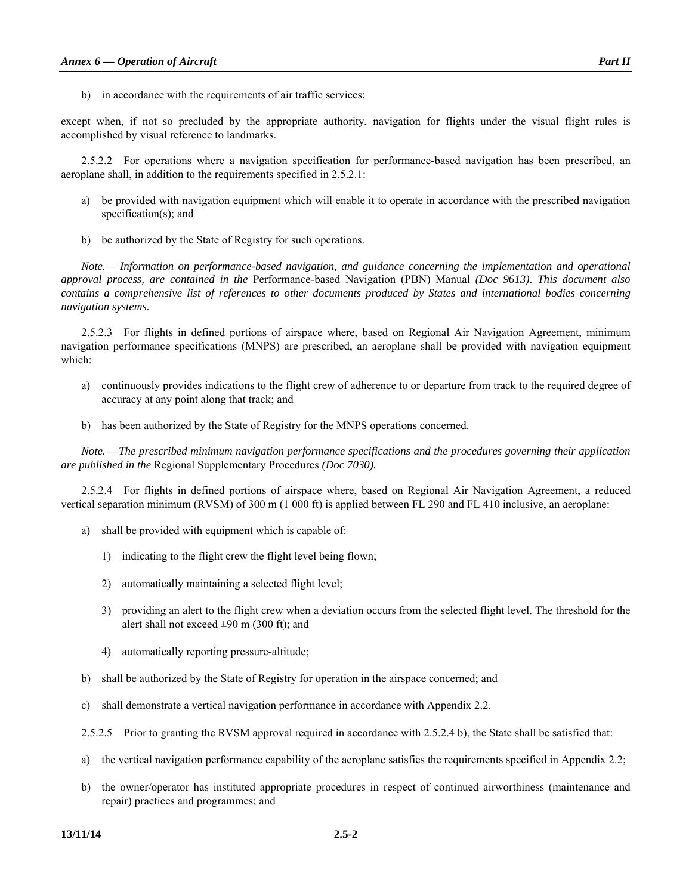b) in accordance with the requirements of air traffic services;

except when, if not so precluded by the appropriate authority, navigation for flights under the visual flight rules is accomplished by visual reference to landmarks.

2.5.2.2 For operations where a navigation specification for performance-based navigation has been prescribed, an aeroplane shall, in addition to the requirements specified in 2.5.2.1:

a) be provided with navigation equipment which will enable it to operate in accordance with the prescribed navigation specification(s); and

b) be authorized by the State of Registry for such operations.

*Note.— Information on performance-based navigation, and guidance concerning the implementation and operational approval process, are contained in the* Performance-based Navigation (PBN) Manual *(Doc 9613). This document also contains a comprehensive list of references to other documents produced by States and international bodies concerning navigation systems.*

2.5.2.3 For flights in defined portions of airspace where, based on Regional Air Navigation Agreement, minimum navigation performance specifications (MNPS) are prescribed, an aeroplane shall be provided with navigation equipment which:

a) continuously provides indications to the flight crew of adherence to or departure from track to the required degree of accuracy at any point along that track; and

b) has been authorized by the State of Registry for the MNPS operations concerned.

*Note.— The prescribed minimum navigation performance specifications and the procedures governing their application are published in the* Regional Supplementary Procedures *(Doc 7030).*

2.5.2.4 For flights in defined portions of airspace where, based on Regional Air Navigation Agreement, a reduced vertical separation minimum (RVSM) of 300 m (1 000 ft) is applied between FL 290 and FL 410 inclusive, an aeroplane:

a) shall be provided with equipment which is capable of:

   1) indicating to the flight crew the flight level being flown;

   2) automatically maintaining a selected flight level;

   3) providing an alert to the flight crew when a deviation occurs from the selected flight level. The threshold for the alert shall not exceed ±90 m (300 ft); and

   4) automatically reporting pressure-altitude;

b) shall be authorized by the State of Registry for operation in the airspace concerned; and

c) shall demonstrate a vertical navigation performance in accordance with Appendix 2.2.

2.5.2.5 Prior to granting the RVSM approval required in accordance with 2.5.2.4 b), the State shall be satisfied that:

a) the vertical navigation performance capability of the aeroplane satisfies the requirements specified in Appendix 2.2;

b) the owner/operator has instituted appropriate procedures in respect of continued airworthiness (maintenance and repair) practices and programmes; and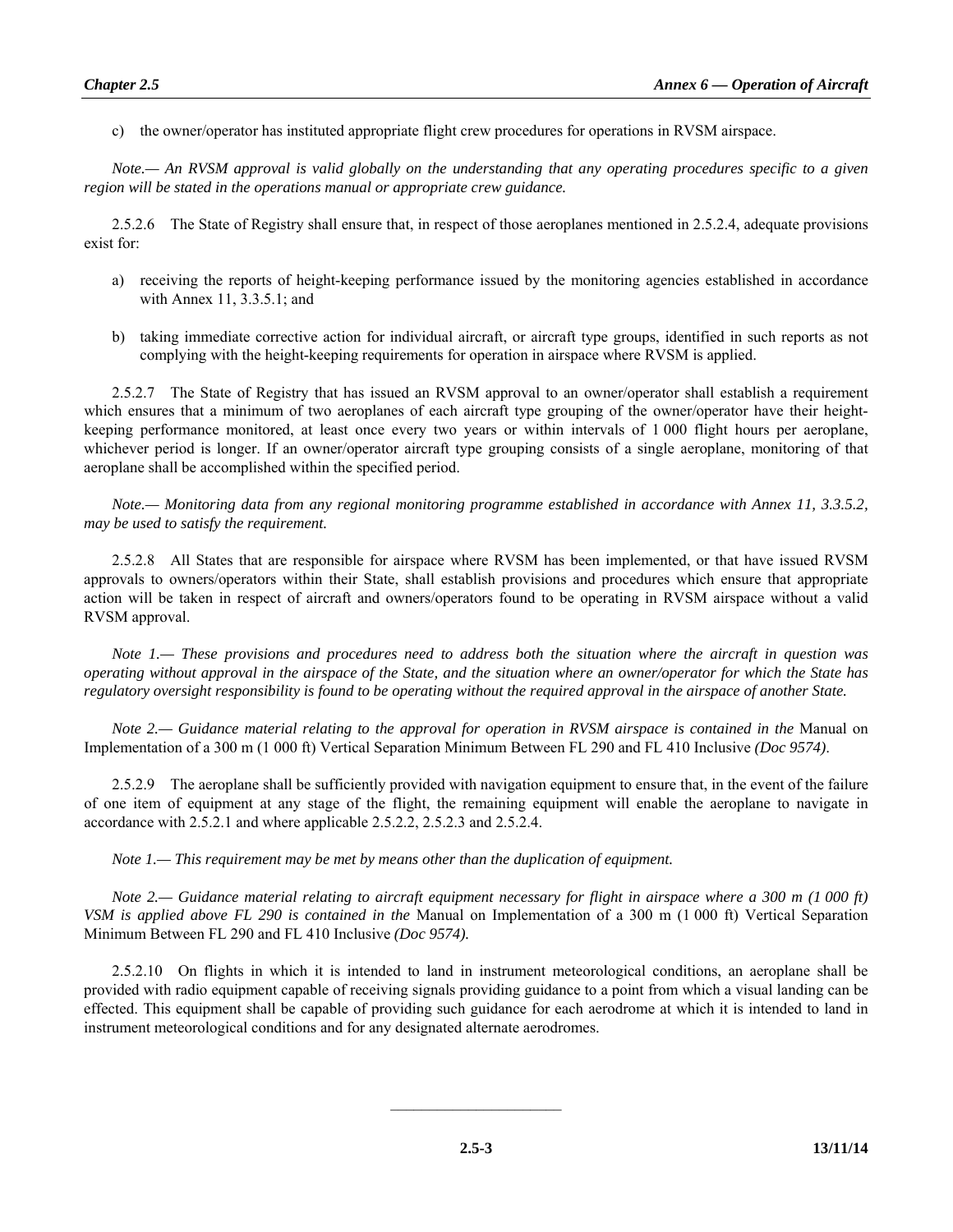c) the owner/operator has instituted appropriate flight crew procedures for operations in RVSM airspace.

*Note.— An RVSM approval is valid globally on the understanding that any operating procedures specific to a given region will be stated in the operations manual or appropriate crew guidance.*

2.5.2.6 The State of Registry shall ensure that, in respect of those aeroplanes mentioned in 2.5.2.4, adequate provisions exist for:

a) receiving the reports of height-keeping performance issued by the monitoring agencies established in accordance with Annex 11, 3.3.5.1; and

b) taking immediate corrective action for individual aircraft, or aircraft type groups, identified in such reports as not complying with the height-keeping requirements for operation in airspace where RVSM is applied.

2.5.2.7 The State of Registry that has issued an RVSM approval to an owner/operator shall establish a requirement which ensures that a minimum of two aeroplanes of each aircraft type grouping of the owner/operator have their height-keeping performance monitored, at least once every two years or within intervals of 1 000 flight hours per aeroplane, whichever period is longer. If an owner/operator aircraft type grouping consists of a single aeroplane, monitoring of that aeroplane shall be accomplished within the specified period.

*Note.— Monitoring data from any regional monitoring programme established in accordance with Annex 11, 3.3.5.2, may be used to satisfy the requirement.*

2.5.2.8 All States that are responsible for airspace where RVSM has been implemented, or that have issued RVSM approvals to owners/operators within their State, shall establish provisions and procedures which ensure that appropriate action will be taken in respect of aircraft and owners/operators found to be operating in RVSM airspace without a valid RVSM approval.

*Note 1.— These provisions and procedures need to address both the situation where the aircraft in question was operating without approval in the airspace of the State, and the situation where an owner/operator for which the State has regulatory oversight responsibility is found to be operating without the required approval in the airspace of another State.*

*Note 2.— Guidance material relating to the approval for operation in RVSM airspace is contained in the* Manual on Implementation of a 300 m (1 000 ft) Vertical Separation Minimum Between FL 290 and FL 410 Inclusive *(Doc 9574).*

2.5.2.9 The aeroplane shall be sufficiently provided with navigation equipment to ensure that, in the event of the failure of one item of equipment at any stage of the flight, the remaining equipment will enable the aeroplane to navigate in accordance with 2.5.2.1 and where applicable 2.5.2.2, 2.5.2.3 and 2.5.2.4.

*Note 1.— This requirement may be met by means other than the duplication of equipment.*

*Note 2.— Guidance material relating to aircraft equipment necessary for flight in airspace where a 300 m (1 000 ft) VSM is applied above FL 290 is contained in the* Manual on Implementation of a 300 m (1 000 ft) Vertical Separation Minimum Between FL 290 and FL 410 Inclusive *(Doc 9574).*

2.5.2.10 On flights in which it is intended to land in instrument meteorological conditions, an aeroplane shall be provided with radio equipment capable of receiving signals providing guidance to a point from which a visual landing can be effected. This equipment shall be capable of providing such guidance for each aerodrome at which it is intended to land in instrument meteorological conditions and for any designated alternate aerodromes.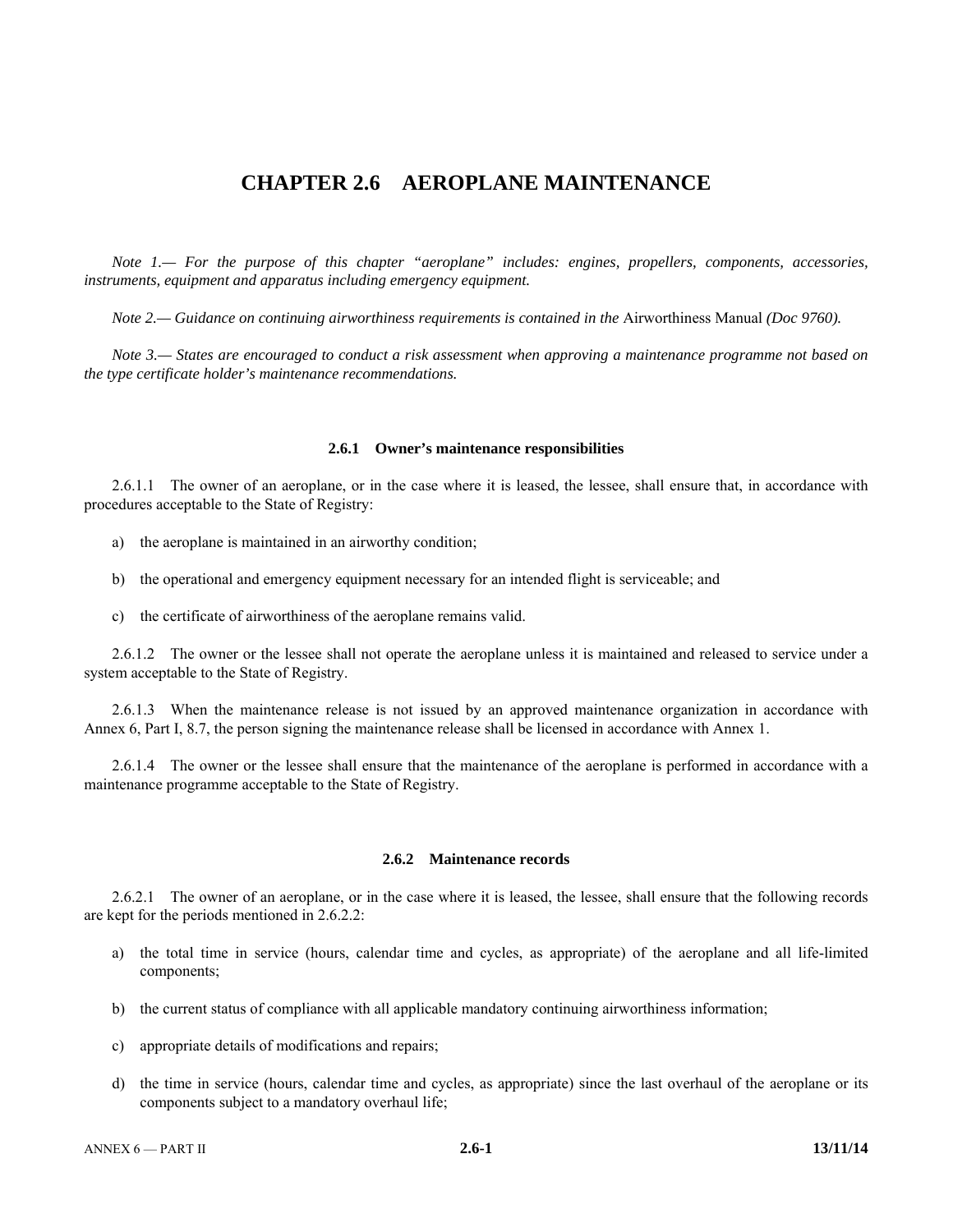# CHAPTER 2.6 AEROPLANE MAINTENANCE

*Note 1.— For the purpose of this chapter "aeroplane" includes: engines, propellers, components, accessories, instruments, equipment and apparatus including emergency equipment.*

*Note 2.— Guidance on continuing airworthiness requirements is contained in the* Airworthiness Manual *(Doc 9760).*

*Note 3.— States are encouraged to conduct a risk assessment when approving a maintenance programme not based on the type certificate holder's maintenance recommendations.*

### 2.6.1 Owner's maintenance responsibilities

2.6.1.1 The owner of an aeroplane, or in the case where it is leased, the lessee, shall ensure that, in accordance with procedures acceptable to the State of Registry:

a) the aeroplane is maintained in an airworthy condition;

b) the operational and emergency equipment necessary for an intended flight is serviceable; and

c) the certificate of airworthiness of the aeroplane remains valid.

2.6.1.2 The owner or the lessee shall not operate the aeroplane unless it is maintained and released to service under a system acceptable to the State of Registry.

2.6.1.3 When the maintenance release is not issued by an approved maintenance organization in accordance with Annex 6, Part I, 8.7, the person signing the maintenance release shall be licensed in accordance with Annex 1.

2.6.1.4 The owner or the lessee shall ensure that the maintenance of the aeroplane is performed in accordance with a maintenance programme acceptable to the State of Registry.

### 2.6.2 Maintenance records

2.6.2.1 The owner of an aeroplane, or in the case where it is leased, the lessee, shall ensure that the following records are kept for the periods mentioned in 2.6.2.2:

a) the total time in service (hours, calendar time and cycles, as appropriate) of the aeroplane and all life-limited components;

b) the current status of compliance with all applicable mandatory continuing airworthiness information;

c) appropriate details of modifications and repairs;

d) the time in service (hours, calendar time and cycles, as appropriate) since the last overhaul of the aeroplane or its components subject to a mandatory overhaul life;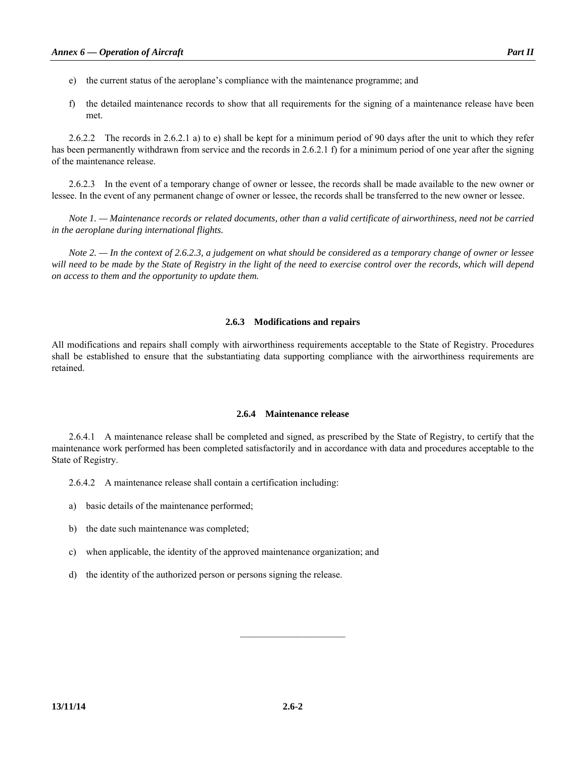e) the current status of the aeroplane's compliance with the maintenance programme; and

f) the detailed maintenance records to show that all requirements for the signing of a maintenance release have been met.

2.6.2.2 The records in 2.6.2.1 a) to e) shall be kept for a minimum period of 90 days after the unit to which they refer has been permanently withdrawn from service and the records in 2.6.2.1 f) for a minimum period of one year after the signing of the maintenance release.

2.6.2.3 In the event of a temporary change of owner or lessee, the records shall be made available to the new owner or lessee. In the event of any permanent change of owner or lessee, the records shall be transferred to the new owner or lessee.

*Note 1. — Maintenance records or related documents, other than a valid certificate of airworthiness, need not be carried in the aeroplane during international flights.*

*Note 2. — In the context of 2.6.2.3, a judgement on what should be considered as a temporary change of owner or lessee will need to be made by the State of Registry in the light of the need to exercise control over the records, which will depend on access to them and the opportunity to update them.*

### 2.6.3 Modifications and repairs

All modifications and repairs shall comply with airworthiness requirements acceptable to the State of Registry. Procedures shall be established to ensure that the substantiating data supporting compliance with the airworthiness requirements are retained.

### 2.6.4 Maintenance release

2.6.4.1 A maintenance release shall be completed and signed, as prescribed by the State of Registry, to certify that the maintenance work performed has been completed satisfactorily and in accordance with data and procedures acceptable to the State of Registry.

2.6.4.2 A maintenance release shall contain a certification including:

a) basic details of the maintenance performed;

b) the date such maintenance was completed;

c) when applicable, the identity of the approved maintenance organization; and

d) the identity of the authorized person or persons signing the release.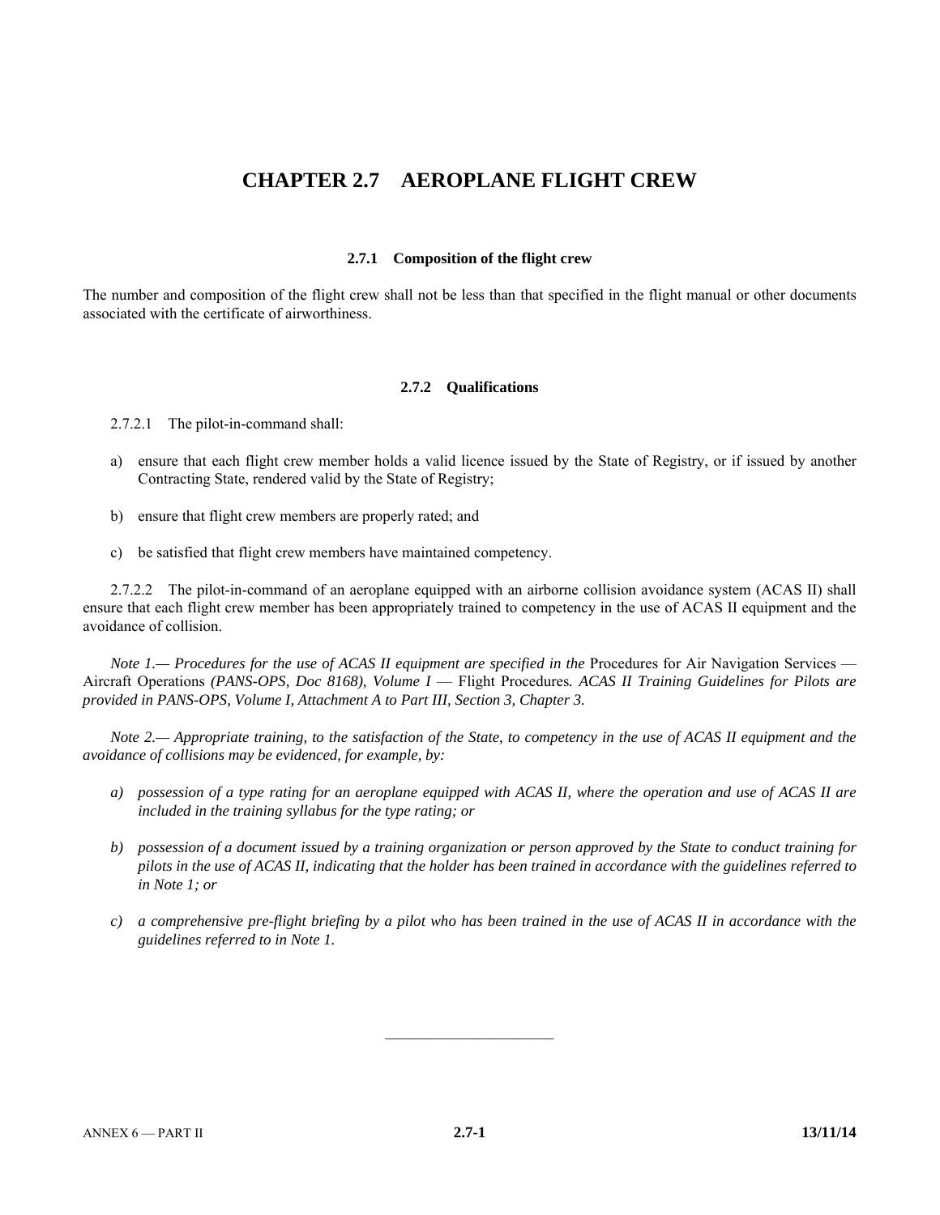# CHAPTER 2.7 AEROPLANE FLIGHT CREW

### 2.7.1 Composition of the flight crew

The number and composition of the flight crew shall not be less than that specified in the flight manual or other documents associated with the certificate of airworthiness.

### 2.7.2 Qualifications

2.7.2.1 The pilot-in-command shall:

a) ensure that each flight crew member holds a valid licence issued by the State of Registry, or if issued by another Contracting State, rendered valid by the State of Registry;

b) ensure that flight crew members are properly rated; and

c) be satisfied that flight crew members have maintained competency.

2.7.2.2 The pilot-in-command of an aeroplane equipped with an airborne collision avoidance system (ACAS II) shall ensure that each flight crew member has been appropriately trained to competency in the use of ACAS II equipment and the avoidance of collision.

*Note 1.— Procedures for the use of ACAS II equipment are specified in the* Procedures for Air Navigation Services — Aircraft Operations *(PANS-OPS, Doc 8168), Volume I —* Flight Procedures*. ACAS II Training Guidelines for Pilots are provided in PANS-OPS, Volume I, Attachment A to Part III, Section 3, Chapter 3.*

*Note 2.— Appropriate training, to the satisfaction of the State, to competency in the use of ACAS II equipment and the avoidance of collisions may be evidenced, for example, by:*

*a) possession of a type rating for an aeroplane equipped with ACAS II, where the operation and use of ACAS II are included in the training syllabus for the type rating; or*

*b) possession of a document issued by a training organization or person approved by the State to conduct training for pilots in the use of ACAS II, indicating that the holder has been trained in accordance with the guidelines referred to in Note 1; or*

*c) a comprehensive pre-flight briefing by a pilot who has been trained in the use of ACAS II in accordance with the guidelines referred to in Note 1.*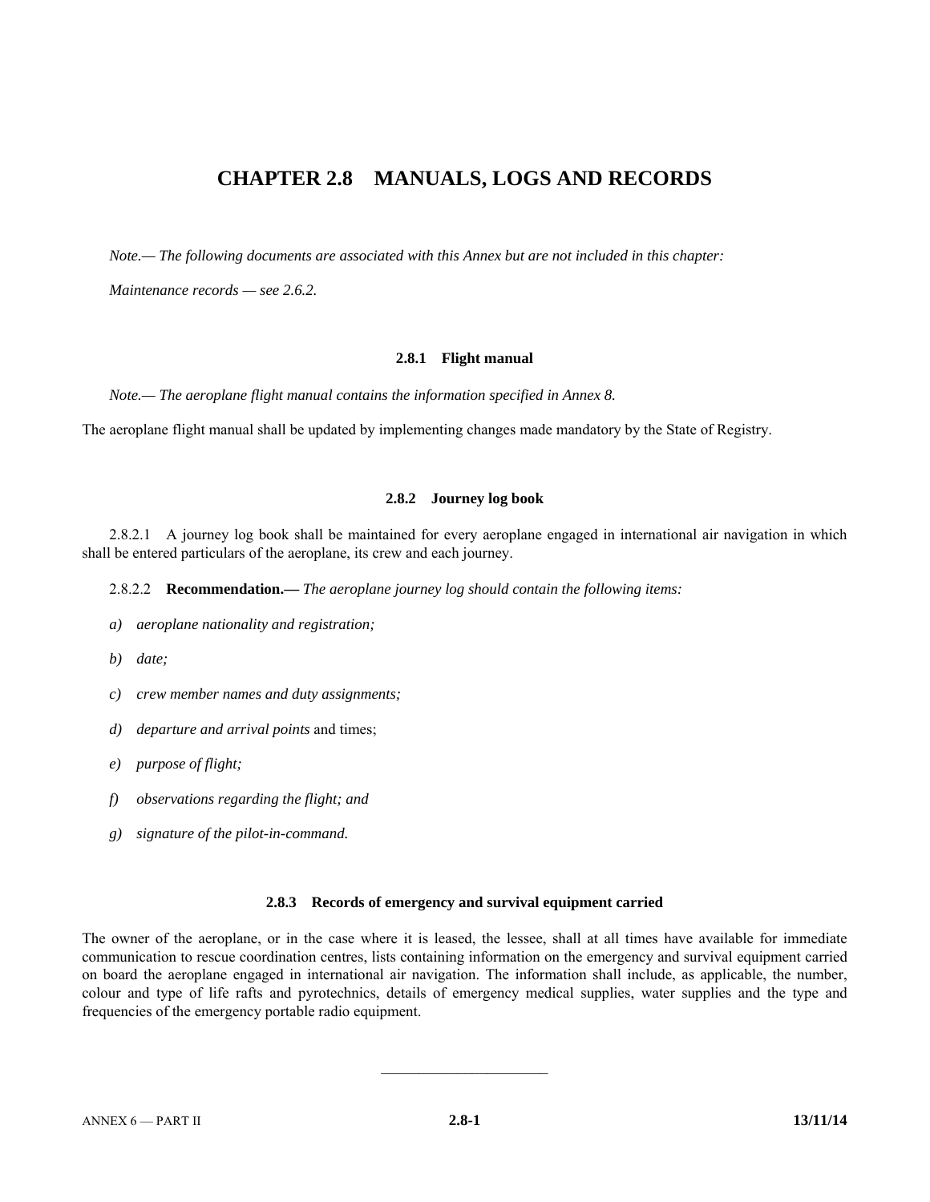# CHAPTER 2.8 MANUALS, LOGS AND RECORDS

*Note.— The following documents are associated with this Annex but are not included in this chapter:*

*Maintenance records — see 2.6.2.*

### 2.8.1 Flight manual

*Note.— The aeroplane flight manual contains the information specified in Annex 8.*

The aeroplane flight manual shall be updated by implementing changes made mandatory by the State of Registry.

### 2.8.2 Journey log book

2.8.2.1 A journey log book shall be maintained for every aeroplane engaged in international air navigation in which shall be entered particulars of the aeroplane, its crew and each journey.

2.8.2.2 **Recommendation.—** *The aeroplane journey log should contain the following items:*

*a) aeroplane nationality and registration;*

*b) date;*

*c) crew member names and duty assignments;*

*d) departure and arrival points* and times;

*e) purpose of flight;*

*f) observations regarding the flight; and*

*g) signature of the pilot-in-command.*

### 2.8.3 Records of emergency and survival equipment carried

The owner of the aeroplane, or in the case where it is leased, the lessee, shall at all times have available for immediate communication to rescue coordination centres, lists containing information on the emergency and survival equipment carried on board the aeroplane engaged in international air navigation. The information shall include, as applicable, the number, colour and type of life rafts and pyrotechnics, details of emergency medical supplies, water supplies and the type and frequencies of the emergency portable radio equipment.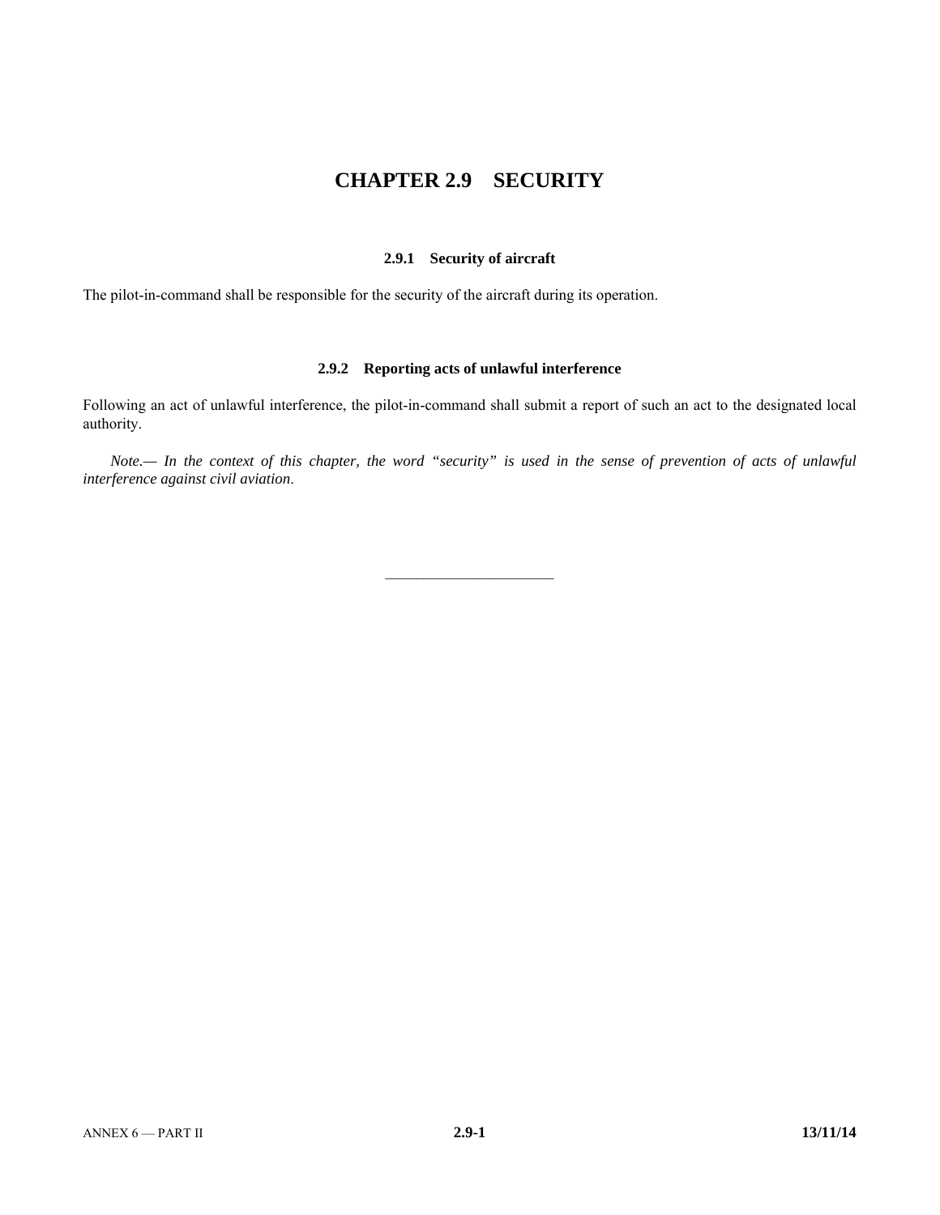# CHAPTER 2.9 SECURITY

### 2.9.1 Security of aircraft

The pilot-in-command shall be responsible for the security of the aircraft during its operation.

### 2.9.2 Reporting acts of unlawful interference

Following an act of unlawful interference, the pilot-in-command shall submit a report of such an act to the designated local authority.

*Note.— In the context of this chapter, the word "security" is used in the sense of prevention of acts of unlawful interference against civil aviation.*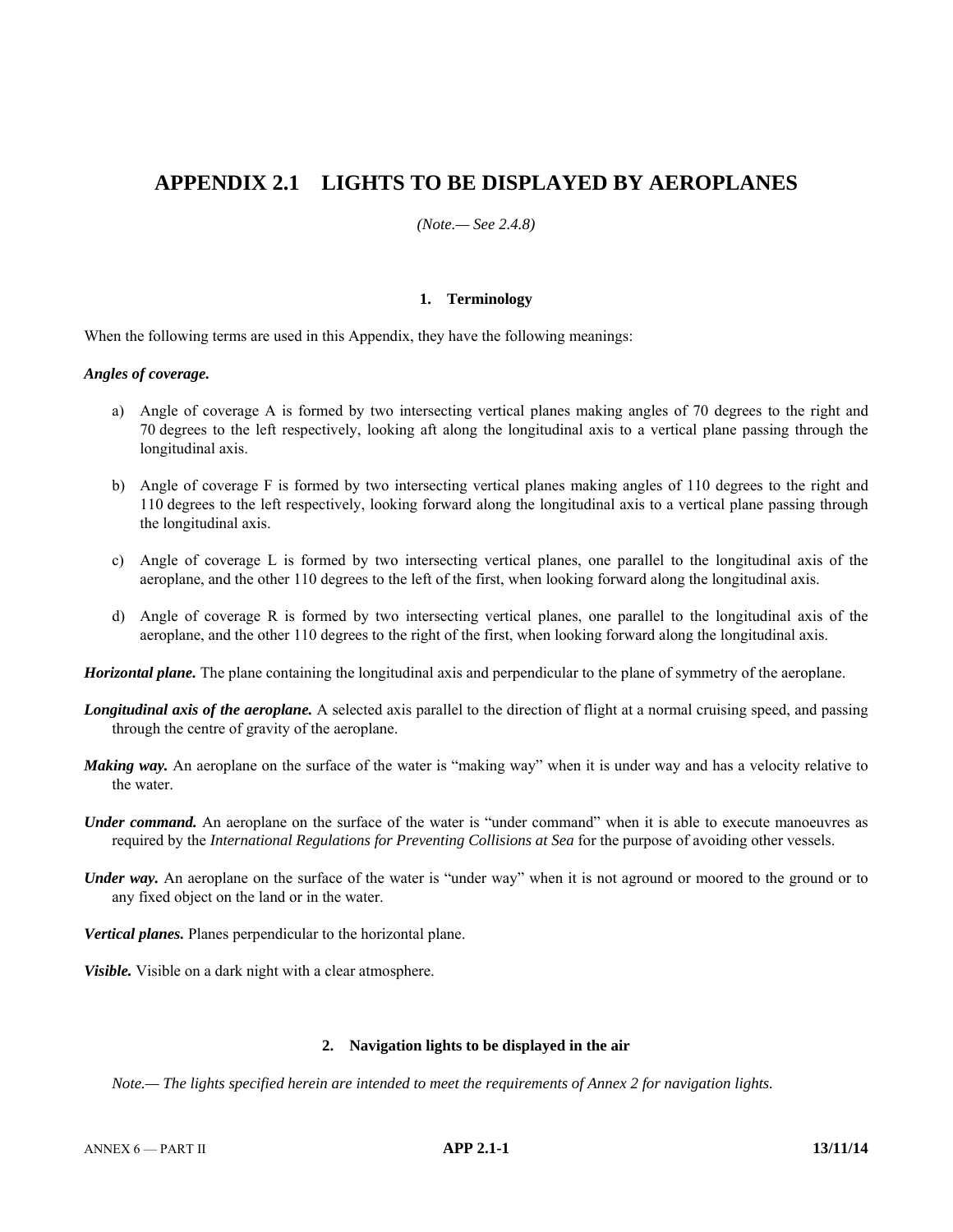# APPENDIX 2.1 LIGHTS TO BE DISPLAYED BY AEROPLANES

*(Note.— See 2.4.8)*

### 1. Terminology

When the following terms are used in this Appendix, they have the following meanings:

***Angles of coverage.***

a) Angle of coverage A is formed by two intersecting vertical planes making angles of 70 degrees to the right and 70 degrees to the left respectively, looking aft along the longitudinal axis to a vertical plane passing through the longitudinal axis.

b) Angle of coverage F is formed by two intersecting vertical planes making angles of 110 degrees to the right and 110 degrees to the left respectively, looking forward along the longitudinal axis to a vertical plane passing through the longitudinal axis.

c) Angle of coverage L is formed by two intersecting vertical planes, one parallel to the longitudinal axis of the aeroplane, and the other 110 degrees to the left of the first, when looking forward along the longitudinal axis.

d) Angle of coverage R is formed by two intersecting vertical planes, one parallel to the longitudinal axis of the aeroplane, and the other 110 degrees to the right of the first, when looking forward along the longitudinal axis.

***Horizontal plane.*** The plane containing the longitudinal axis and perpendicular to the plane of symmetry of the aeroplane.

***Longitudinal axis of the aeroplane.*** A selected axis parallel to the direction of flight at a normal cruising speed, and passing through the centre of gravity of the aeroplane.

***Making way.*** An aeroplane on the surface of the water is "making way" when it is under way and has a velocity relative to the water.

***Under command.*** An aeroplane on the surface of the water is "under command" when it is able to execute manoeuvres as required by the *International Regulations for Preventing Collisions at Sea* for the purpose of avoiding other vessels.

***Under way.*** An aeroplane on the surface of the water is "under way" when it is not aground or moored to the ground or to any fixed object on the land or in the water.

***Vertical planes.*** Planes perpendicular to the horizontal plane.

***Visible.*** Visible on a dark night with a clear atmosphere.

### 2. Navigation lights to be displayed in the air

*Note.— The lights specified herein are intended to meet the requirements of Annex 2 for navigation lights.*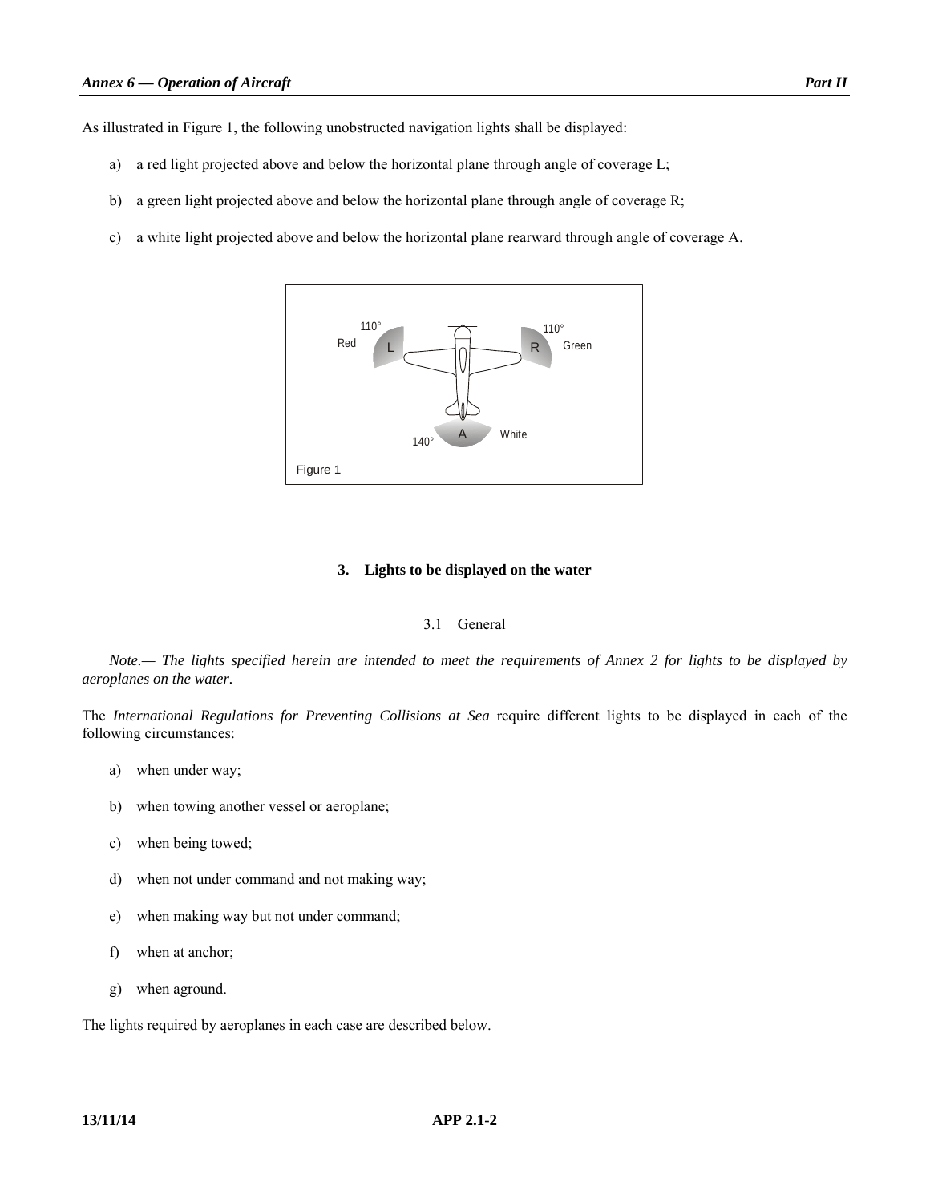As illustrated in Figure 1, the following unobstructed navigation lights shall be displayed:

a) a red light projected above and below the horizontal plane through angle of coverage L;

b) a green light projected above and below the horizontal plane through angle of coverage R;

c) a white light projected above and below the horizontal plane rearward through angle of coverage A.

Figure 1

## 3. Lights to be displayed on the water

### 3.1 General

*Note.— The lights specified herein are intended to meet the requirements of Annex 2 for lights to be displayed by aeroplanes on the water.*

The *International Regulations for Preventing Collisions at Sea* require different lights to be displayed in each of the following circumstances:

a) when under way;

b) when towing another vessel or aeroplane;

c) when being towed;

d) when not under command and not making way;

e) when making way but not under command;

f) when at anchor;

g) when aground.

The lights required by aeroplanes in each case are described below.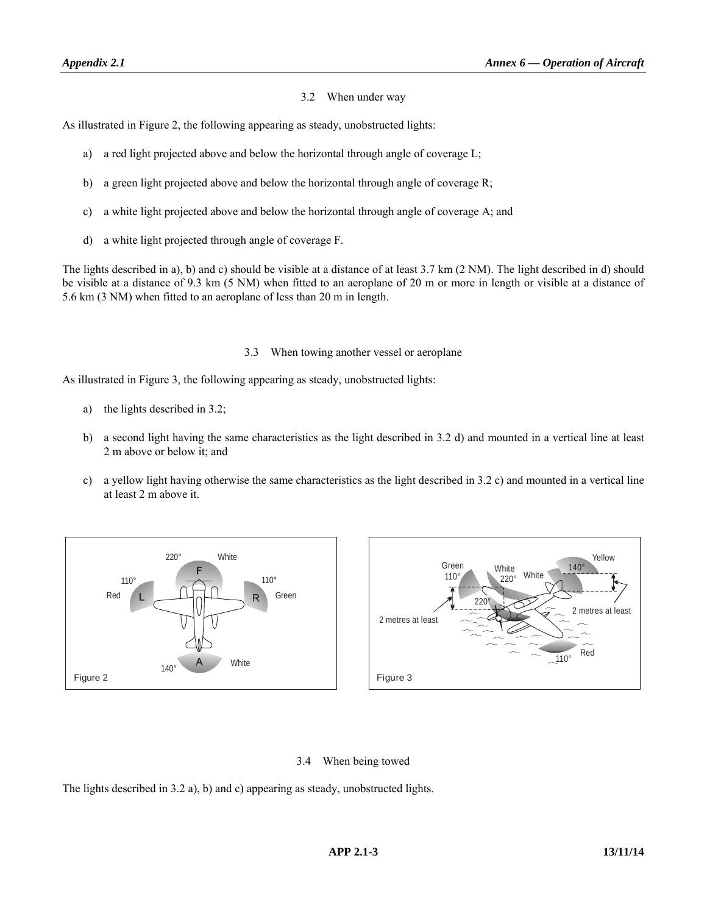### 3.2 When under way

As illustrated in Figure 2, the following appearing as steady, unobstructed lights:

a) a red light projected above and below the horizontal through angle of coverage L;

b) a green light projected above and below the horizontal through angle of coverage R;

c) a white light projected above and below the horizontal through angle of coverage A; and

d) a white light projected through angle of coverage F.

The lights described in a), b) and c) should be visible at a distance of at least 3.7 km (2 NM). The light described in d) should be visible at a distance of 9.3 km (5 NM) when fitted to an aeroplane of 20 m or more in length or visible at a distance of 5.6 km (3 NM) when fitted to an aeroplane of less than 20 m in length.

### 3.3 When towing another vessel or aeroplane

As illustrated in Figure 3, the following appearing as steady, unobstructed lights:

a) the lights described in 3.2;

b) a second light having the same characteristics as the light described in 3.2 d) and mounted in a vertical line at least 2 m above or below it; and

c) a yellow light having otherwise the same characteristics as the light described in 3.2 c) and mounted in a vertical line at least 2 m above it.

Figure 2

Figure 3

### 3.4 When being towed

The lights described in 3.2 a), b) and c) appearing as steady, unobstructed lights.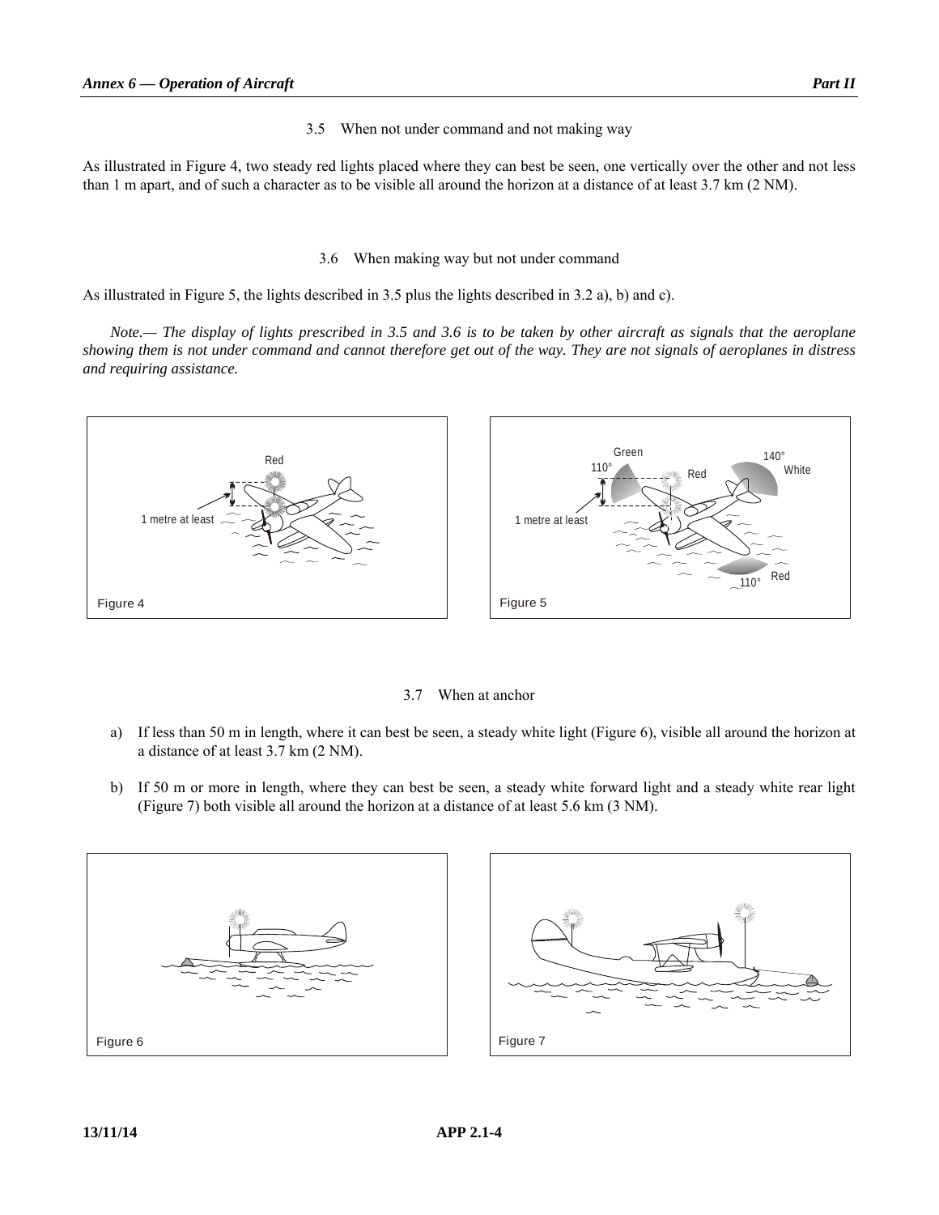### 3.5 When not under command and not making way

As illustrated in Figure 4, two steady red lights placed where they can best be seen, one vertically over the other and not less than 1 m apart, and of such a character as to be visible all around the horizon at a distance of at least 3.7 km (2 NM).

### 3.6 When making way but not under command

As illustrated in Figure 5, the lights described in 3.5 plus the lights described in 3.2 a), b) and c).

*Note.— The display of lights prescribed in 3.5 and 3.6 is to be taken by other aircraft as signals that the aeroplane showing them is not under command and cannot therefore get out of the way. They are not signals of aeroplanes in distress and requiring assistance.*

Figure 4

Figure 5

### 3.7 When at anchor

a) If less than 50 m in length, where it can best be seen, a steady white light (Figure 6), visible all around the horizon at a distance of at least 3.7 km (2 NM).

b) If 50 m or more in length, where they can best be seen, a steady white forward light and a steady white rear light (Figure 7) both visible all around the horizon at a distance of at least 5.6 km (3 NM).

Figure 6

Figure 7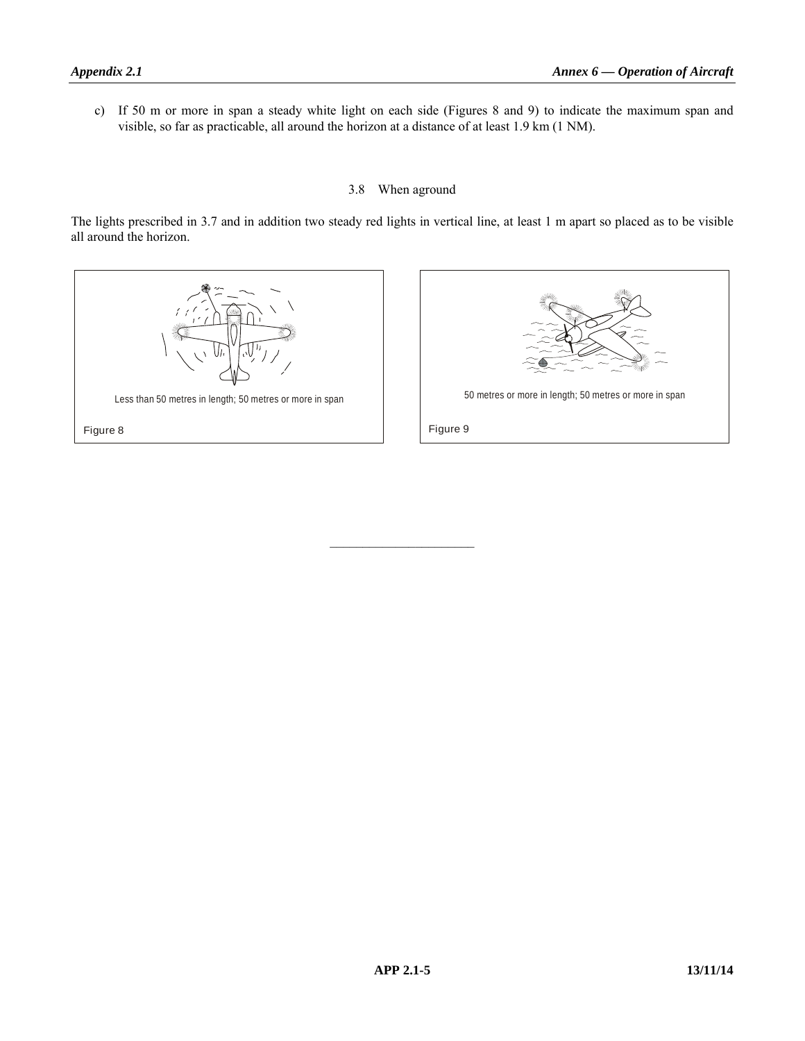c) If 50 m or more in span a steady white light on each side (Figures 8 and 9) to indicate the maximum span and visible, so far as practicable, all around the horizon at a distance of at least 1.9 km (1 NM).

### 3.8 When aground

The lights prescribed in 3.7 and in addition two steady red lights in vertical line, at least 1 m apart so placed as to be visible all around the horizon.

Less than 50 metres in length; 50 metres or more in span

Figure 8

50 metres or more in length; 50 metres or more in span

Figure 9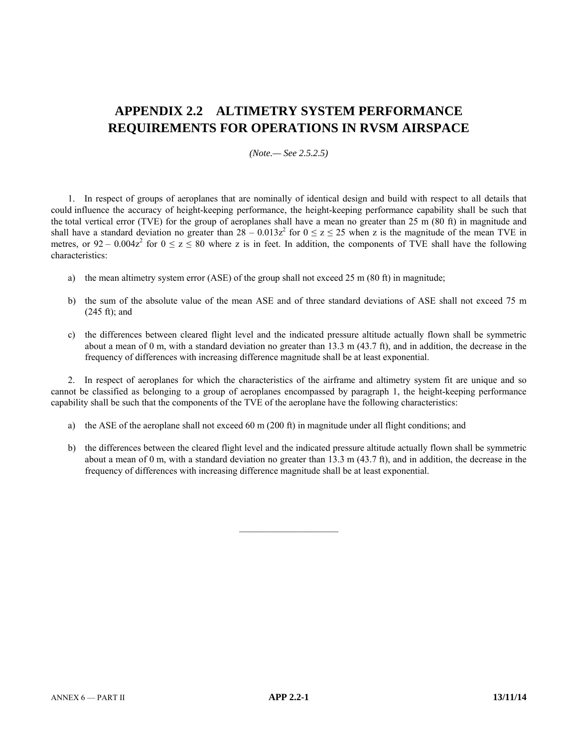# APPENDIX 2.2 ALTIMETRY SYSTEM PERFORMANCE REQUIREMENTS FOR OPERATIONS IN RVSM AIRSPACE

*(Note.— See 2.5.2.5)*

1. In respect of groups of aeroplanes that are nominally of identical design and build with respect to all details that could influence the accuracy of height-keeping performance, the height-keeping performance capability shall be such that the total vertical error (TVE) for the group of aeroplanes shall have a mean no greater than 25 m (80 ft) in magnitude and shall have a standard deviation no greater than $28 - 0.013z^2$ for $0 \leq z \leq 25$ when z is the magnitude of the mean TVE in metres, or $92 - 0.004z^2$ for $0 \leq z \leq 80$ where z is in feet. In addition, the components of TVE shall have the following characteristics:

a) the mean altimetry system error (ASE) of the group shall not exceed 25 m (80 ft) in magnitude;

b) the sum of the absolute value of the mean ASE and of three standard deviations of ASE shall not exceed 75 m (245 ft); and

c) the differences between cleared flight level and the indicated pressure altitude actually flown shall be symmetric about a mean of 0 m, with a standard deviation no greater than 13.3 m (43.7 ft), and in addition, the decrease in the frequency of differences with increasing difference magnitude shall be at least exponential.

2. In respect of aeroplanes for which the characteristics of the airframe and altimetry system fit are unique and so cannot be classified as belonging to a group of aeroplanes encompassed by paragraph 1, the height-keeping performance capability shall be such that the components of the TVE of the aeroplane have the following characteristics:

a) the ASE of the aeroplane shall not exceed 60 m (200 ft) in magnitude under all flight conditions; and

b) the differences between the cleared flight level and the indicated pressure altitude actually flown shall be symmetric about a mean of 0 m, with a standard deviation no greater than 13.3 m (43.7 ft), and in addition, the decrease in the frequency of differences with increasing difference magnitude shall be at least exponential.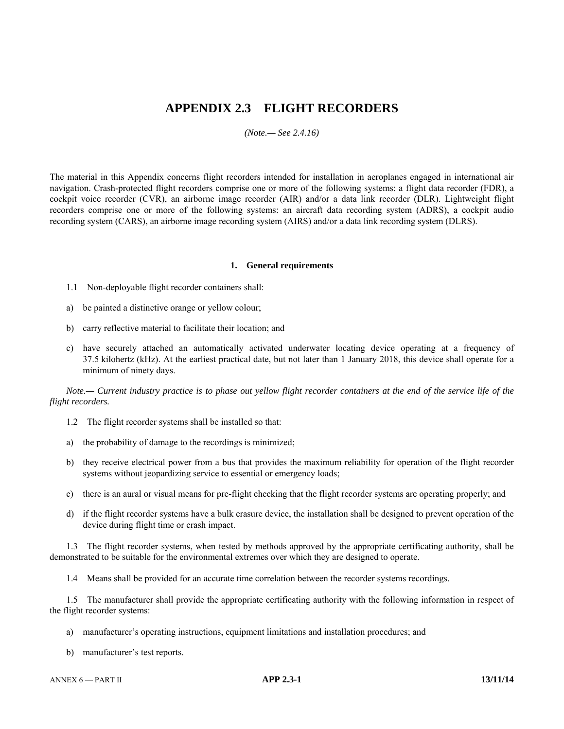# APPENDIX 2.3 FLIGHT RECORDERS

*(Note.— See 2.4.16)*

The material in this Appendix concerns flight recorders intended for installation in aeroplanes engaged in international air navigation. Crash-protected flight recorders comprise one or more of the following systems: a flight data recorder (FDR), a cockpit voice recorder (CVR), an airborne image recorder (AIR) and/or a data link recorder (DLR). Lightweight flight recorders comprise one or more of the following systems: an aircraft data recording system (ADRS), a cockpit audio recording system (CARS), an airborne image recording system (AIRS) and/or a data link recording system (DLRS).

## 1. General requirements

1.1 Non-deployable flight recorder containers shall:

a) be painted a distinctive orange or yellow colour;

b) carry reflective material to facilitate their location; and

c) have securely attached an automatically activated underwater locating device operating at a frequency of 37.5 kilohertz (kHz). At the earliest practical date, but not later than 1 January 2018, this device shall operate for a minimum of ninety days.

*Note.— Current industry practice is to phase out yellow flight recorder containers at the end of the service life of the flight recorders.*

1.2 The flight recorder systems shall be installed so that:

a) the probability of damage to the recordings is minimized;

b) they receive electrical power from a bus that provides the maximum reliability for operation of the flight recorder systems without jeopardizing service to essential or emergency loads;

c) there is an aural or visual means for pre-flight checking that the flight recorder systems are operating properly; and

d) if the flight recorder systems have a bulk erasure device, the installation shall be designed to prevent operation of the device during flight time or crash impact.

1.3 The flight recorder systems, when tested by methods approved by the appropriate certificating authority, shall be demonstrated to be suitable for the environmental extremes over which they are designed to operate.

1.4 Means shall be provided for an accurate time correlation between the recorder systems recordings.

1.5 The manufacturer shall provide the appropriate certificating authority with the following information in respect of the flight recorder systems:

a) manufacturer's operating instructions, equipment limitations and installation procedures; and

b) manufacturer's test reports.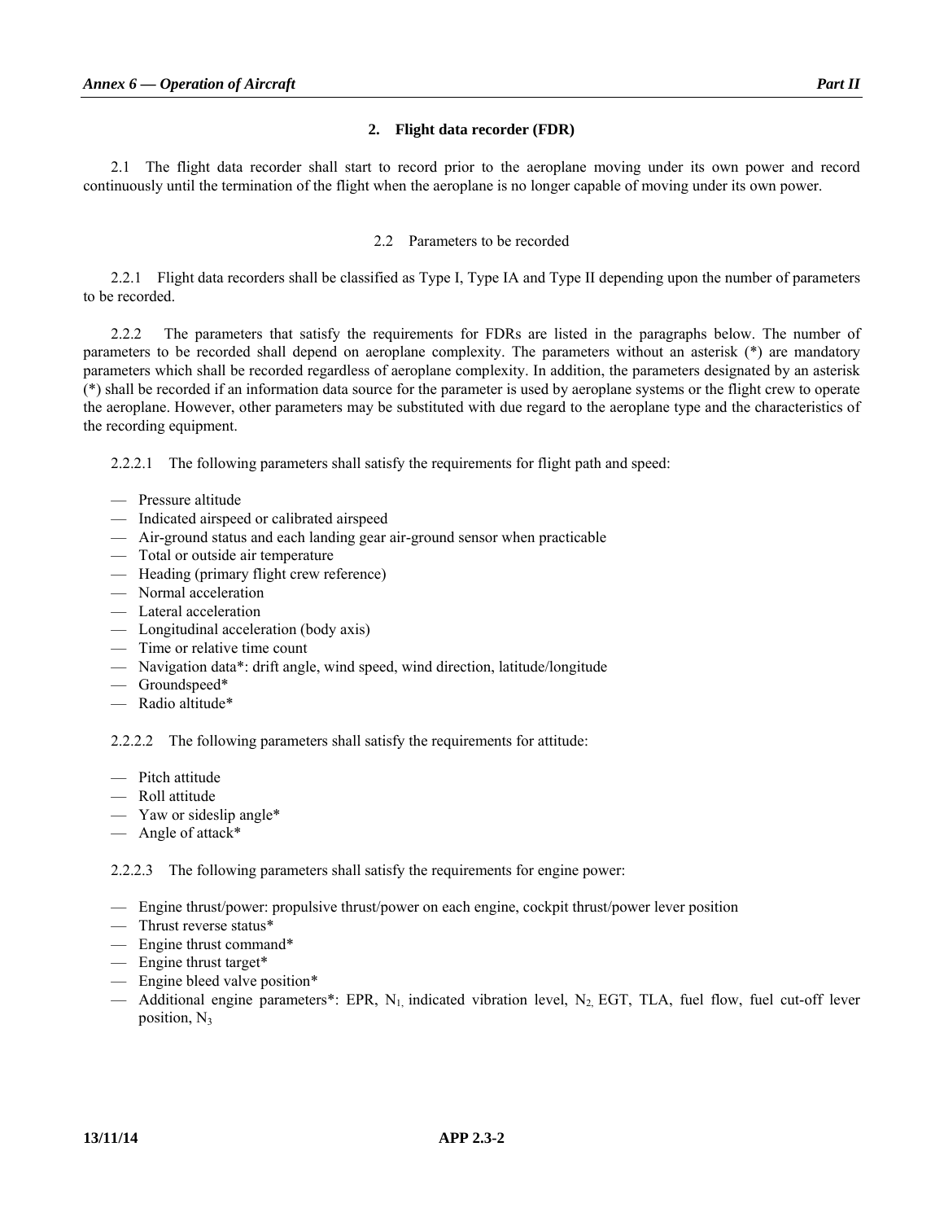## 2. Flight data recorder (FDR)

2.1 The flight data recorder shall start to record prior to the aeroplane moving under its own power and record continuously until the termination of the flight when the aeroplane is no longer capable of moving under its own power.

### 2.2 Parameters to be recorded

2.2.1 Flight data recorders shall be classified as Type I, Type IA and Type II depending upon the number of parameters to be recorded.

2.2.2 The parameters that satisfy the requirements for FDRs are listed in the paragraphs below. The number of parameters to be recorded shall depend on aeroplane complexity. The parameters without an asterisk (*) are mandatory parameters which shall be recorded regardless of aeroplane complexity. In addition, the parameters designated by an asterisk (*) shall be recorded if an information data source for the parameter is used by aeroplane systems or the flight crew to operate the aeroplane. However, other parameters may be substituted with due regard to the aeroplane type and the characteristics of the recording equipment.

2.2.2.1 The following parameters shall satisfy the requirements for flight path and speed:

- Pressure altitude
- Indicated airspeed or calibrated airspeed
- Air-ground status and each landing gear air-ground sensor when practicable
- Total or outside air temperature
- Heading (primary flight crew reference)
- Normal acceleration
- Lateral acceleration
- Longitudinal acceleration (body axis)
- Time or relative time count
- Navigation data*: drift angle, wind speed, wind direction, latitude/longitude
- Groundspeed*
- Radio altitude*

2.2.2.2 The following parameters shall satisfy the requirements for attitude:

- Pitch attitude
- Roll attitude
- Yaw or sideslip angle*
- Angle of attack*

2.2.2.3 The following parameters shall satisfy the requirements for engine power:

- Engine thrust/power: propulsive thrust/power on each engine, cockpit thrust/power lever position
- Thrust reverse status*
- Engine thrust command*
- Engine thrust target*
- Engine bleed valve position*
- Additional engine parameters*: EPR, $N_1$, indicated vibration level, $N_2$, EGT, TLA, fuel flow, fuel cut-off lever position, $N_3$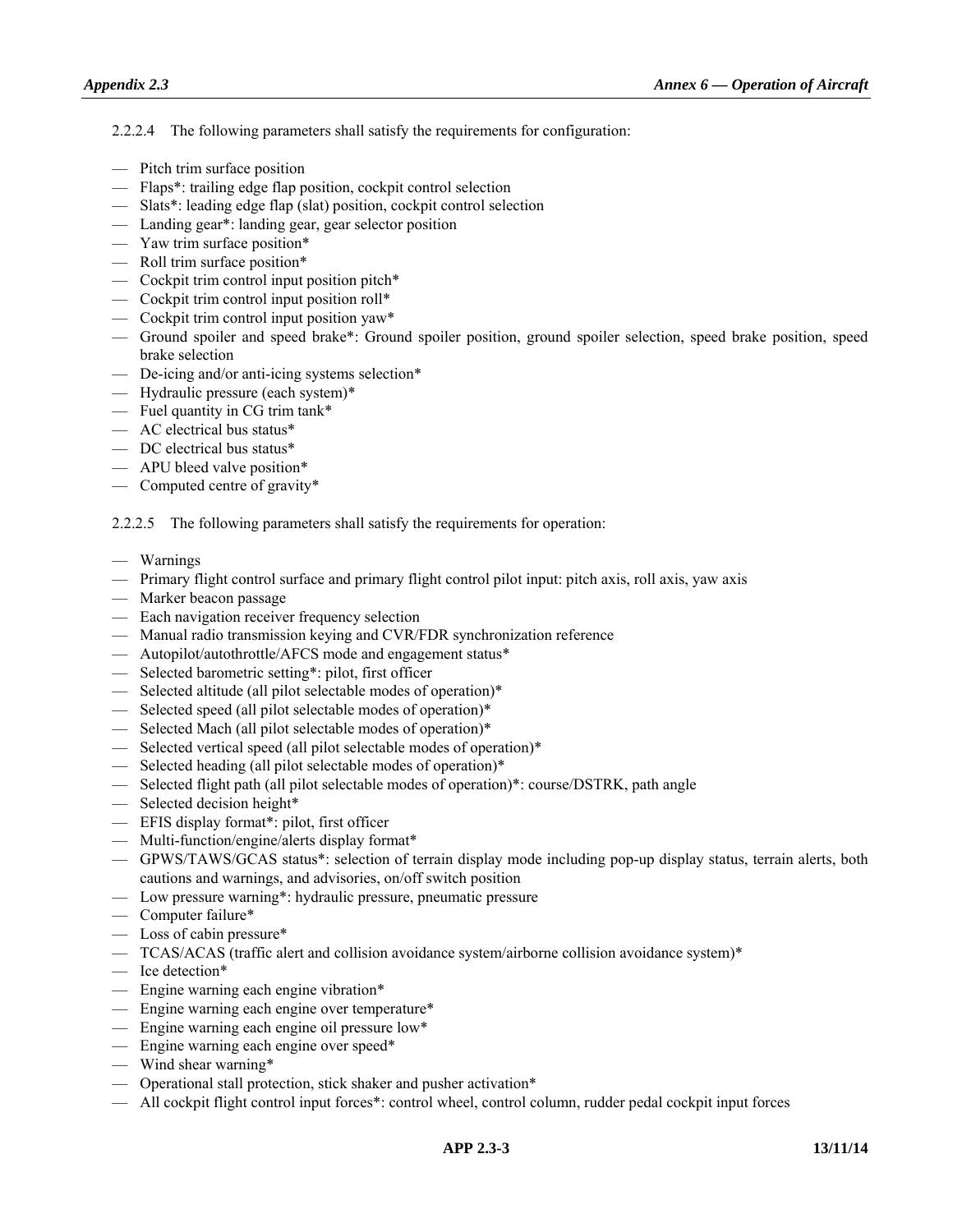2.2.2.4 The following parameters shall satisfy the requirements for configuration:

- Pitch trim surface position
- Flaps*: trailing edge flap position, cockpit control selection
- Slats*: leading edge flap (slat) position, cockpit control selection
- Landing gear*: landing gear, gear selector position
- Yaw trim surface position*
- Roll trim surface position*
- Cockpit trim control input position pitch*
- Cockpit trim control input position roll*
- Cockpit trim control input position yaw*
- Ground spoiler and speed brake*: Ground spoiler position, ground spoiler selection, speed brake position, speed brake selection
- De-icing and/or anti-icing systems selection*
- Hydraulic pressure (each system)*
- Fuel quantity in CG trim tank*
- AC electrical bus status*
- DC electrical bus status*
- APU bleed valve position*
- Computed centre of gravity*

2.2.2.5 The following parameters shall satisfy the requirements for operation:

- Warnings
- Primary flight control surface and primary flight control pilot input: pitch axis, roll axis, yaw axis
- Marker beacon passage
- Each navigation receiver frequency selection
- Manual radio transmission keying and CVR/FDR synchronization reference
- Autopilot/autothrottle/AFCS mode and engagement status*
- Selected barometric setting*: pilot, first officer
- Selected altitude (all pilot selectable modes of operation)*
- Selected speed (all pilot selectable modes of operation)*
- Selected Mach (all pilot selectable modes of operation)*
- Selected vertical speed (all pilot selectable modes of operation)*
- Selected heading (all pilot selectable modes of operation)*
- Selected flight path (all pilot selectable modes of operation)*: course/DSTRK, path angle
- Selected decision height*
- EFIS display format*: pilot, first officer
- Multi-function/engine/alerts display format*
- GPWS/TAWS/GCAS status*: selection of terrain display mode including pop-up display status, terrain alerts, both cautions and warnings, and advisories, on/off switch position
- Low pressure warning*: hydraulic pressure, pneumatic pressure
- Computer failure*
- Loss of cabin pressure*
- TCAS/ACAS (traffic alert and collision avoidance system/airborne collision avoidance system)*
- Ice detection*
- Engine warning each engine vibration*
- Engine warning each engine over temperature*
- Engine warning each engine oil pressure low*
- Engine warning each engine over speed*
- Wind shear warning*
- Operational stall protection, stick shaker and pusher activation*
- All cockpit flight control input forces*: control wheel, control column, rudder pedal cockpit input forces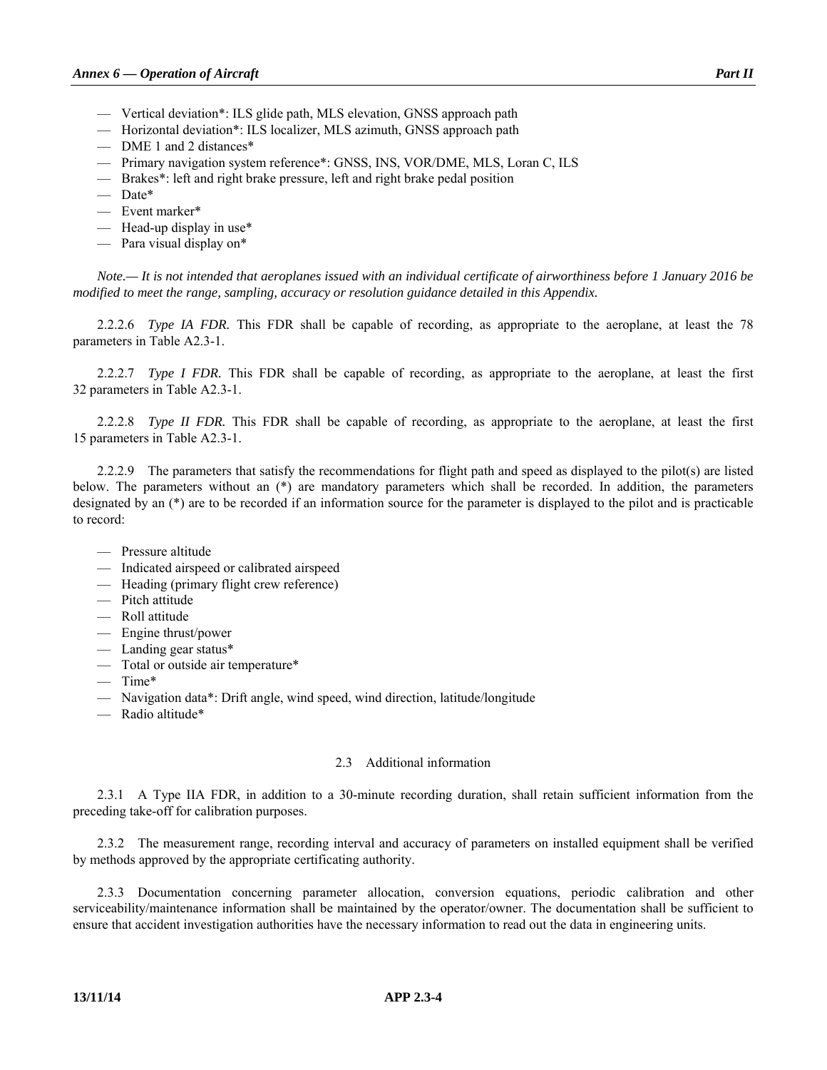- Vertical deviation*: ILS glide path, MLS elevation, GNSS approach path
- Horizontal deviation*: ILS localizer, MLS azimuth, GNSS approach path
- DME 1 and 2 distances*
- Primary navigation system reference*: GNSS, INS, VOR/DME, MLS, Loran C, ILS
- Brakes*: left and right brake pressure, left and right brake pedal position
- Date*
- Event marker*
- Head-up display in use*
- Para visual display on*

*Note.— It is not intended that aeroplanes issued with an individual certificate of airworthiness before 1 January 2016 be modified to meet the range, sampling, accuracy or resolution guidance detailed in this Appendix.*

2.2.2.6 *Type IA FDR.* This FDR shall be capable of recording, as appropriate to the aeroplane, at least the 78 parameters in Table A2.3-1.

2.2.2.7 *Type I FDR.* This FDR shall be capable of recording, as appropriate to the aeroplane, at least the first 32 parameters in Table A2.3-1.

2.2.2.8 *Type II FDR.* This FDR shall be capable of recording, as appropriate to the aeroplane, at least the first 15 parameters in Table A2.3-1.

2.2.2.9 The parameters that satisfy the recommendations for flight path and speed as displayed to the pilot(s) are listed below. The parameters without an (*) are mandatory parameters which shall be recorded. In addition, the parameters designated by an (*) are to be recorded if an information source for the parameter is displayed to the pilot and is practicable to record:

- Pressure altitude
- Indicated airspeed or calibrated airspeed
- Heading (primary flight crew reference)
- Pitch attitude
- Roll attitude
- Engine thrust/power
- Landing gear status*
- Total or outside air temperature*
- Time*
- Navigation data*: Drift angle, wind speed, wind direction, latitude/longitude
- Radio altitude*

## 2.3 Additional information

2.3.1 A Type IIA FDR, in addition to a 30-minute recording duration, shall retain sufficient information from the preceding take-off for calibration purposes.

2.3.2 The measurement range, recording interval and accuracy of parameters on installed equipment shall be verified by methods approved by the appropriate certificating authority.

2.3.3 Documentation concerning parameter allocation, conversion equations, periodic calibration and other serviceability/maintenance information shall be maintained by the operator/owner. The documentation shall be sufficient to ensure that accident investigation authorities have the necessary information to read out the data in engineering units.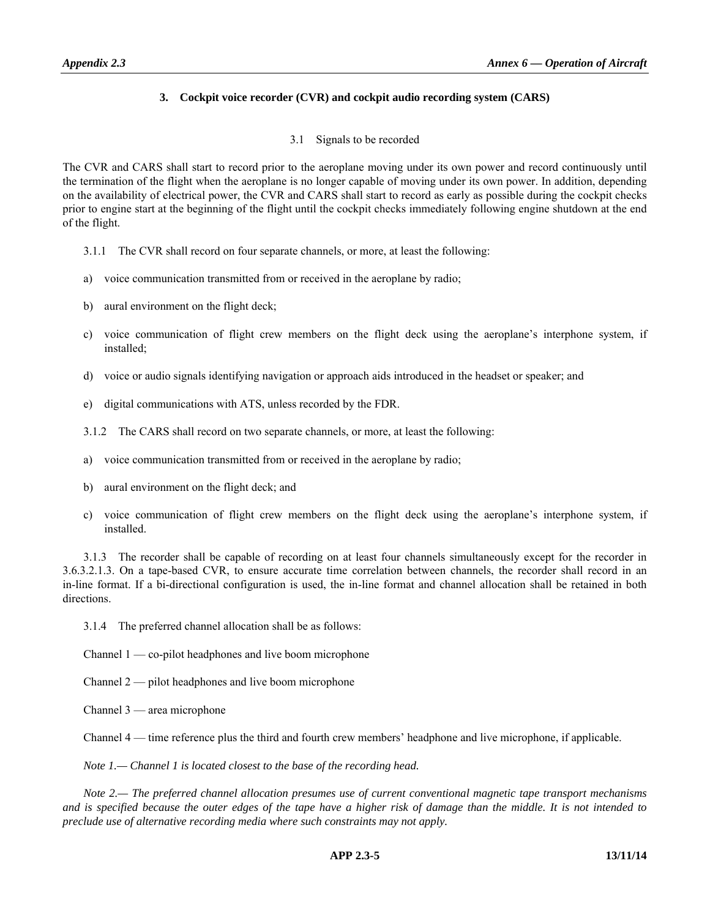## 3. Cockpit voice recorder (CVR) and cockpit audio recording system (CARS)

### 3.1 Signals to be recorded

The CVR and CARS shall start to record prior to the aeroplane moving under its own power and record continuously until the termination of the flight when the aeroplane is no longer capable of moving under its own power. In addition, depending on the availability of electrical power, the CVR and CARS shall start to record as early as possible during the cockpit checks prior to engine start at the beginning of the flight until the cockpit checks immediately following engine shutdown at the end of the flight.

3.1.1 The CVR shall record on four separate channels, or more, at least the following:

a) voice communication transmitted from or received in the aeroplane by radio;

b) aural environment on the flight deck;

c) voice communication of flight crew members on the flight deck using the aeroplane's interphone system, if installed;

d) voice or audio signals identifying navigation or approach aids introduced in the headset or speaker; and

e) digital communications with ATS, unless recorded by the FDR.

3.1.2 The CARS shall record on two separate channels, or more, at least the following:

a) voice communication transmitted from or received in the aeroplane by radio;

b) aural environment on the flight deck; and

c) voice communication of flight crew members on the flight deck using the aeroplane's interphone system, if installed.

3.1.3 The recorder shall be capable of recording on at least four channels simultaneously except for the recorder in 3.6.3.2.1.3. On a tape-based CVR, to ensure accurate time correlation between channels, the recorder shall record in an in-line format. If a bi-directional configuration is used, the in-line format and channel allocation shall be retained in both directions.

3.1.4 The preferred channel allocation shall be as follows:

Channel 1 — co-pilot headphones and live boom microphone

Channel 2 — pilot headphones and live boom microphone

Channel 3 — area microphone

Channel 4 — time reference plus the third and fourth crew members' headphone and live microphone, if applicable.

*Note 1.— Channel 1 is located closest to the base of the recording head.*

*Note 2.— The preferred channel allocation presumes use of current conventional magnetic tape transport mechanisms and is specified because the outer edges of the tape have a higher risk of damage than the middle. It is not intended to preclude use of alternative recording media where such constraints may not apply.*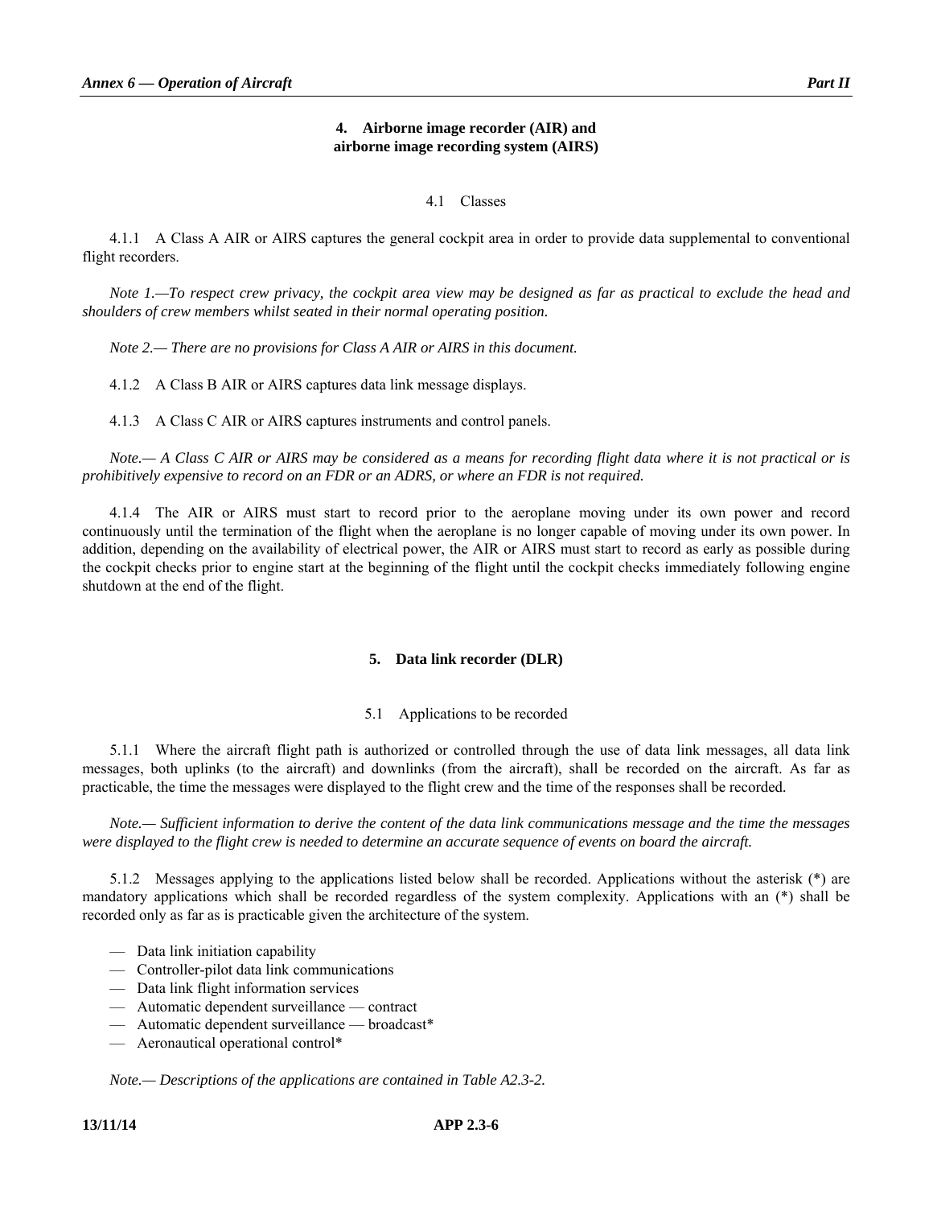## 4. Airborne image recorder (AIR) and airborne image recording system (AIRS)

### 4.1 Classes

4.1.1 A Class A AIR or AIRS captures the general cockpit area in order to provide data supplemental to conventional flight recorders.

*Note 1.—To respect crew privacy, the cockpit area view may be designed as far as practical to exclude the head and shoulders of crew members whilst seated in their normal operating position.*

*Note 2.— There are no provisions for Class A AIR or AIRS in this document.*

4.1.2 A Class B AIR or AIRS captures data link message displays.

4.1.3 A Class C AIR or AIRS captures instruments and control panels.

*Note.— A Class C AIR or AIRS may be considered as a means for recording flight data where it is not practical or is prohibitively expensive to record on an FDR or an ADRS, or where an FDR is not required.*

4.1.4 The AIR or AIRS must start to record prior to the aeroplane moving under its own power and record continuously until the termination of the flight when the aeroplane is no longer capable of moving under its own power. In addition, depending on the availability of electrical power, the AIR or AIRS must start to record as early as possible during the cockpit checks prior to engine start at the beginning of the flight until the cockpit checks immediately following engine shutdown at the end of the flight.

## 5. Data link recorder (DLR)

### 5.1 Applications to be recorded

5.1.1 Where the aircraft flight path is authorized or controlled through the use of data link messages, all data link messages, both uplinks (to the aircraft) and downlinks (from the aircraft), shall be recorded on the aircraft. As far as practicable, the time the messages were displayed to the flight crew and the time of the responses shall be recorded.

*Note.— Sufficient information to derive the content of the data link communications message and the time the messages were displayed to the flight crew is needed to determine an accurate sequence of events on board the aircraft.*

5.1.2 Messages applying to the applications listed below shall be recorded. Applications without the asterisk (*) are mandatory applications which shall be recorded regardless of the system complexity. Applications with an (*) shall be recorded only as far as is practicable given the architecture of the system.

- Data link initiation capability
- Controller-pilot data link communications
- Data link flight information services
- Automatic dependent surveillance — contract
- Automatic dependent surveillance — broadcast*
- Aeronautical operational control*

*Note.— Descriptions of the applications are contained in Table A2.3-2.*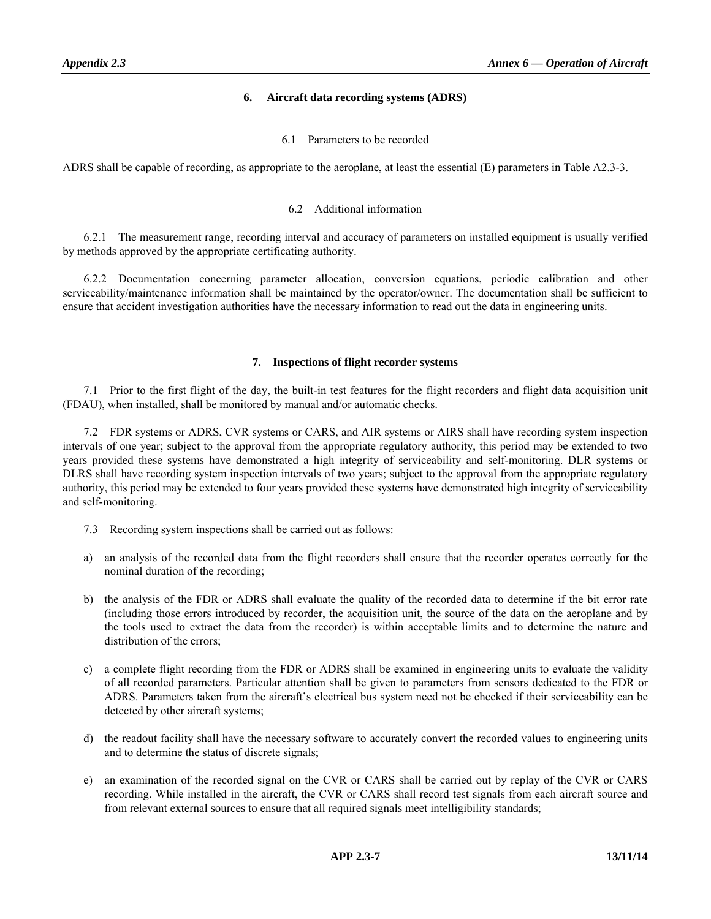## 6. Aircraft data recording systems (ADRS)

### 6.1 Parameters to be recorded

ADRS shall be capable of recording, as appropriate to the aeroplane, at least the essential (E) parameters in Table A2.3-3.

### 6.2 Additional information

6.2.1 The measurement range, recording interval and accuracy of parameters on installed equipment is usually verified by methods approved by the appropriate certificating authority.

6.2.2 Documentation concerning parameter allocation, conversion equations, periodic calibration and other serviceability/maintenance information shall be maintained by the operator/owner. The documentation shall be sufficient to ensure that accident investigation authorities have the necessary information to read out the data in engineering units.

## 7. Inspections of flight recorder systems

7.1 Prior to the first flight of the day, the built-in test features for the flight recorders and flight data acquisition unit (FDAU), when installed, shall be monitored by manual and/or automatic checks.

7.2 FDR systems or ADRS, CVR systems or CARS, and AIR systems or AIRS shall have recording system inspection intervals of one year; subject to the approval from the appropriate regulatory authority, this period may be extended to two years provided these systems have demonstrated a high integrity of serviceability and self-monitoring. DLR systems or DLRS shall have recording system inspection intervals of two years; subject to the approval from the appropriate regulatory authority, this period may be extended to four years provided these systems have demonstrated high integrity of serviceability and self-monitoring.

7.3 Recording system inspections shall be carried out as follows:

a) an analysis of the recorded data from the flight recorders shall ensure that the recorder operates correctly for the nominal duration of the recording;

b) the analysis of the FDR or ADRS shall evaluate the quality of the recorded data to determine if the bit error rate (including those errors introduced by recorder, the acquisition unit, the source of the data on the aeroplane and by the tools used to extract the data from the recorder) is within acceptable limits and to determine the nature and distribution of the errors;

c) a complete flight recording from the FDR or ADRS shall be examined in engineering units to evaluate the validity of all recorded parameters. Particular attention shall be given to parameters from sensors dedicated to the FDR or ADRS. Parameters taken from the aircraft's electrical bus system need not be checked if their serviceability can be detected by other aircraft systems;

d) the readout facility shall have the necessary software to accurately convert the recorded values to engineering units and to determine the status of discrete signals;

e) an examination of the recorded signal on the CVR or CARS shall be carried out by replay of the CVR or CARS recording. While installed in the aircraft, the CVR or CARS shall record test signals from each aircraft source and from relevant external sources to ensure that all required signals meet intelligibility standards;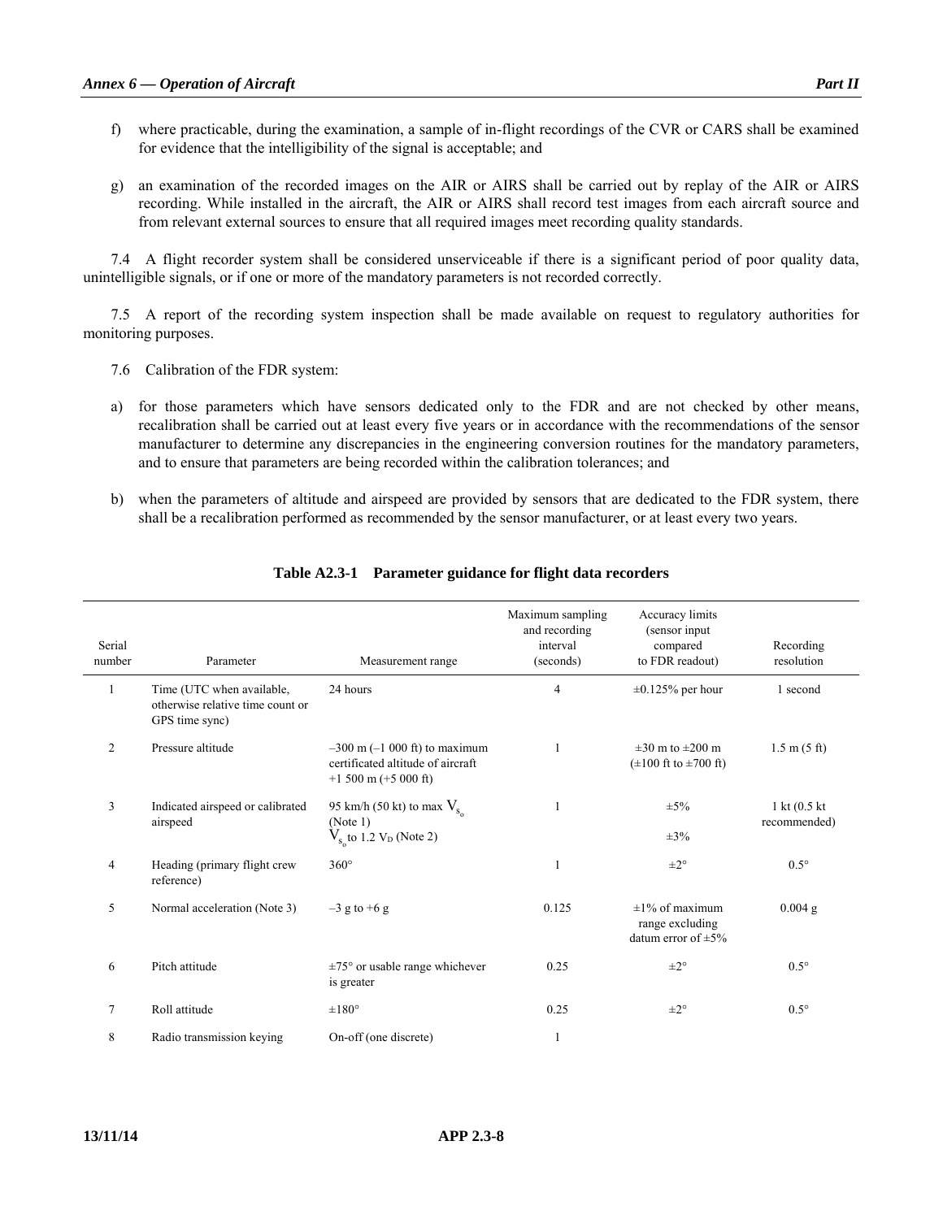f) where practicable, during the examination, a sample of in-flight recordings of the CVR or CARS shall be examined for evidence that the intelligibility of the signal is acceptable; and

g) an examination of the recorded images on the AIR or AIRS shall be carried out by replay of the AIR or AIRS recording. While installed in the aircraft, the AIR or AIRS shall record test images from each aircraft source and from relevant external sources to ensure that all required images meet recording quality standards.

7.4 A flight recorder system shall be considered unserviceable if there is a significant period of poor quality data, unintelligible signals, or if one or more of the mandatory parameters is not recorded correctly.

7.5 A report of the recording system inspection shall be made available on request to regulatory authorities for monitoring purposes.

7.6 Calibration of the FDR system:

a) for those parameters which have sensors dedicated only to the FDR and are not checked by other means, recalibration shall be carried out at least every five years or in accordance with the recommendations of the sensor manufacturer to determine any discrepancies in the engineering conversion routines for the mandatory parameters, and to ensure that parameters are being recorded within the calibration tolerances; and

b) when the parameters of altitude and airspeed are provided by sensors that are dedicated to the FDR system, there shall be a recalibration performed as recommended by the sensor manufacturer, or at least every two years.

**Table A2.3-1 Parameter guidance for flight data recorders**

| Serial number | Parameter | Measurement range | Maximum sampling and recording interval (seconds) | Accuracy limits (sensor input compared to FDR readout) | Recording resolution |
|---|---|---|---|---|---|
| 1 | Time (UTC when available, otherwise relative time count or GPS time sync) | 24 hours | 4 | ±0.125% per hour | 1 second |
| 2 | Pressure altitude | –300 m (–1 000 ft) to maximum certificated altitude of aircraft +1 500 m (+5 000 ft) | 1 | ±30 m to ±200 m (±100 ft to ±700 ft) | 1.5 m (5 ft) |
| 3 | Indicated airspeed or calibrated airspeed | 95 km/h (50 kt) to max $V_{s_o}$ (Note 1)<br>$V_{s_o}$ to 1.2 $V_D$ (Note 2) | 1 | ±5%<br>±3% | 1 kt (0.5 kt recommended) |
| 4 | Heading (primary flight crew reference) | 360° | 1 | ±2° | 0.5° |
| 5 | Normal acceleration (Note 3) | –3 g to +6 g | 0.125 | ±1% of maximum range excluding datum error of ±5% | 0.004 g |
| 6 | Pitch attitude | ±75° or usable range whichever is greater | 0.25 | ±2° | 0.5° |
| 7 | Roll attitude | ±180° | 0.25 | ±2° | 0.5° |
| 8 | Radio transmission keying | On-off (one discrete) | 1 | | |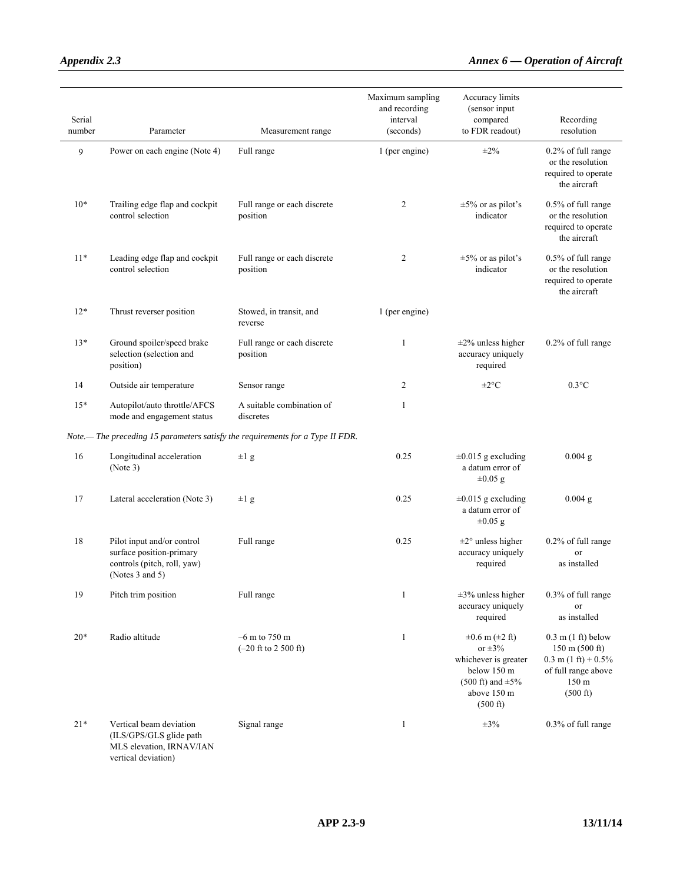| Serial number | Parameter | Measurement range | Maximum sampling and recording interval (seconds) | Accuracy limits (sensor input compared to FDR readout) | Recording resolution |
|---|---|---|---|---|---|
| 9 | Power on each engine (Note 4) | Full range | 1 (per engine) | ±2% | 0.2% of full range or the resolution required to operate the aircraft |
| 10* | Trailing edge flap and cockpit control selection | Full range or each discrete position | 2 | ±5% or as pilot's indicator | 0.5% of full range or the resolution required to operate the aircraft |
| 11* | Leading edge flap and cockpit control selection | Full range or each discrete position | 2 | ±5% or as pilot's indicator | 0.5% of full range or the resolution required to operate the aircraft |
| 12* | Thrust reverser position | Stowed, in transit, and reverse | 1 (per engine) | | |
| 13* | Ground spoiler/speed brake selection (selection and position) | Full range or each discrete position | 1 | ±2% unless higher accuracy uniquely required | 0.2% of full range |
| 14 | Outside air temperature | Sensor range | 2 | ±2°C | 0.3°C |
| 15* | Autopilot/auto throttle/AFCS mode and engagement status | A suitable combination of discretes | 1 | | |
| *Note.— The preceding 15 parameters satisfy the requirements for a Type II FDR.* | | | | | |
| 16 | Longitudinal acceleration (Note 3) | ±1 g | 0.25 | ±0.015 g excluding a datum error of ±0.05 g | 0.004 g |
| 17 | Lateral acceleration (Note 3) | ±1 g | 0.25 | ±0.015 g excluding a datum error of ±0.05 g | 0.004 g |
| 18 | Pilot input and/or control surface position-primary controls (pitch, roll, yaw) (Notes 3 and 5) | Full range | 0.25 | ±2° unless higher accuracy uniquely required | 0.2% of full range or as installed |
| 19 | Pitch trim position | Full range | 1 | ±3% unless higher accuracy uniquely required | 0.3% of full range or as installed |
| 20* | Radio altitude | –6 m to 750 m (–20 ft to 2 500 ft) | 1 | ±0.6 m (±2 ft) or ±3% whichever is greater below 150 m (500 ft) and ±5% above 150 m (500 ft) | 0.3 m (1 ft) below 150 m (500 ft) 0.3 m (1 ft) + 0.5% of full range above 150 m (500 ft) |
| 21* | Vertical beam deviation (ILS/GPS/GLS glide path MLS elevation, IRNAV/IAN vertical deviation) | Signal range | 1 | ±3% | 0.3% of full range |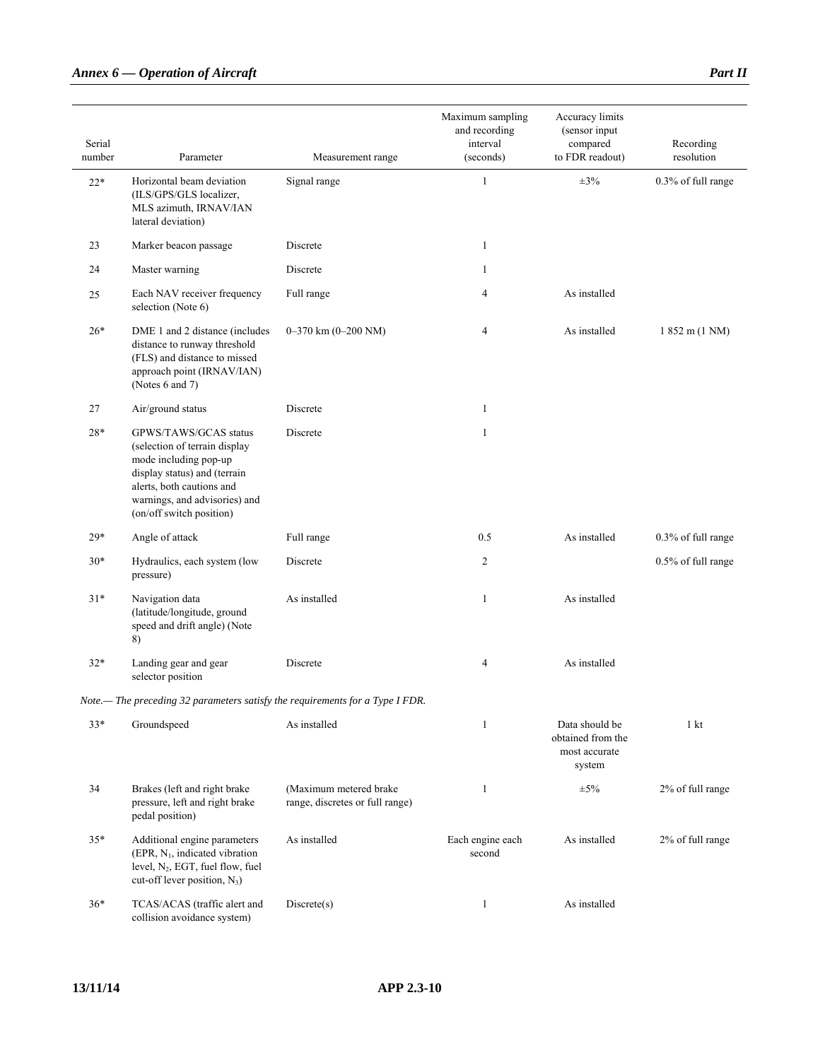| Serial number | Parameter | Measurement range | Maximum sampling and recording interval (seconds) | Accuracy limits (sensor input compared to FDR readout) | Recording resolution |
|---|---|---|---|---|---|
| 22* | Horizontal beam deviation (ILS/GPS/GLS localizer, MLS azimuth, IRNAV/IAN lateral deviation) | Signal range | 1 | ±3% | 0.3% of full range |
| 23 | Marker beacon passage | Discrete | 1 | | |
| 24 | Master warning | Discrete | 1 | | |
| 25 | Each NAV receiver frequency selection (Note 6) | Full range | 4 | As installed | |
| 26* | DME 1 and 2 distance (includes distance to runway threshold (FLS) and distance to missed approach point (IRNAV/IAN) (Notes 6 and 7) | 0–370 km (0–200 NM) | 4 | As installed | 1 852 m (1 NM) |
| 27 | Air/ground status | Discrete | 1 | | |
| 28* | GPWS/TAWS/GCAS status (selection of terrain display mode including pop-up display status) and (terrain alerts, both cautions and warnings, and advisories) and (on/off switch position) | Discrete | 1 | | |
| 29* | Angle of attack | Full range | 0.5 | As installed | 0.3% of full range |
| 30* | Hydraulics, each system (low pressure) | Discrete | 2 | | 0.5% of full range |
| 31* | Navigation data (latitude/longitude, ground speed and drift angle) (Note 8) | As installed | 1 | As installed | |
| 32* | Landing gear and gear selector position | Discrete | 4 | As installed | |

*Note.— The preceding 32 parameters satisfy the requirements for a Type I FDR.*

| Serial number | Parameter | Measurement range | Maximum sampling and recording interval (seconds) | Accuracy limits (sensor input compared to FDR readout) | Recording resolution |
|---|---|---|---|---|---|
| 33* | Groundspeed | As installed | 1 | Data should be obtained from the most accurate system | 1 kt |
| 34 | Brakes (left and right brake pressure, left and right brake pedal position) | (Maximum metered brake range, discretes or full range) | 1 | ±5% | 2% of full range |
| 35* | Additional engine parameters (EPR, $N_1$, indicated vibration level, $N_2$, EGT, fuel flow, fuel cut-off lever position, $N_3$) | As installed | Each engine each second | As installed | 2% of full range |
| 36* | TCAS/ACAS (traffic alert and collision avoidance system) | Discrete(s) | 1 | As installed | |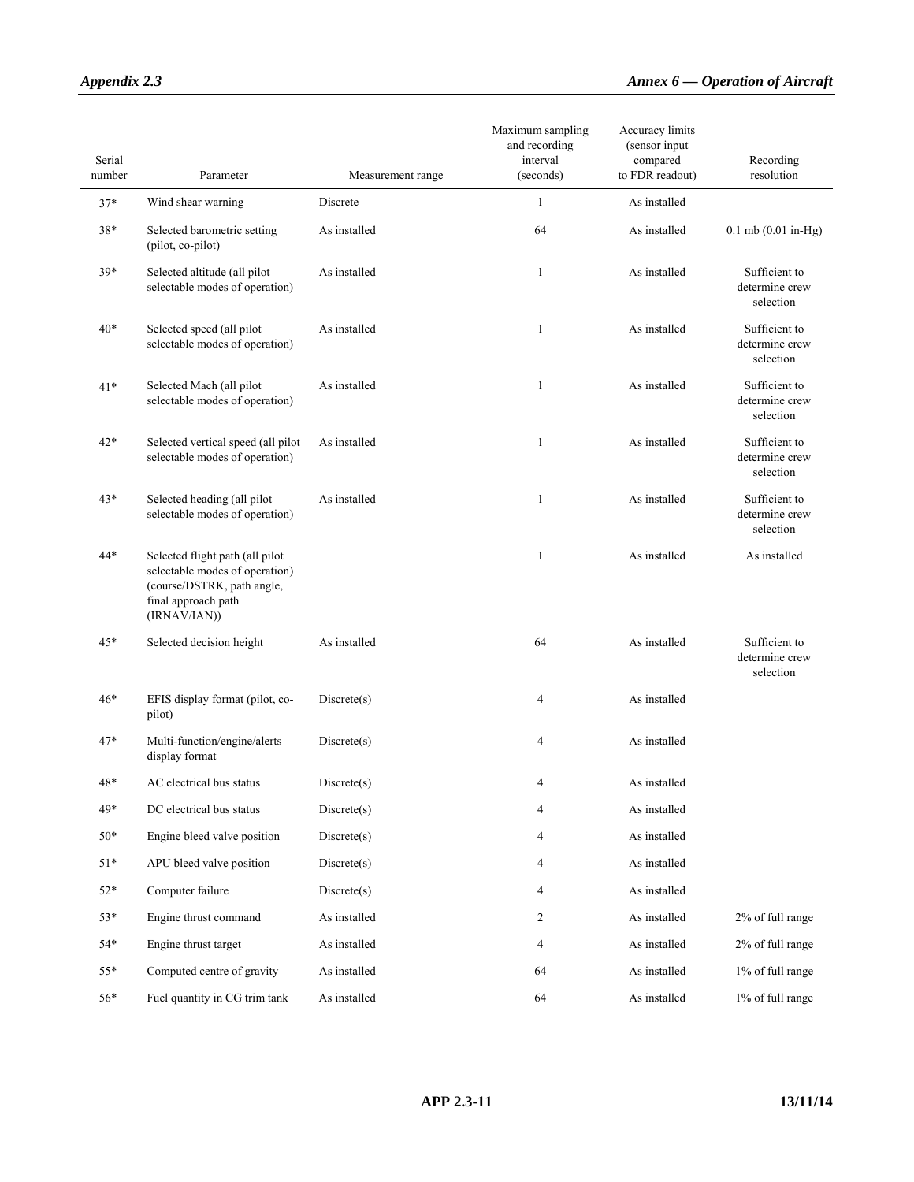| Serial number | Parameter | Measurement range | Maximum sampling and recording interval (seconds) | Accuracy limits (sensor input compared to FDR readout) | Recording resolution |
|---|---|---|---|---|---|
| 37* | Wind shear warning | Discrete | 1 | As installed | |
| 38* | Selected barometric setting (pilot, co-pilot) | As installed | 64 | As installed | 0.1 mb (0.01 in-Hg) |
| 39* | Selected altitude (all pilot selectable modes of operation) | As installed | 1 | As installed | Sufficient to determine crew selection |
| 40* | Selected speed (all pilot selectable modes of operation) | As installed | 1 | As installed | Sufficient to determine crew selection |
| 41* | Selected Mach (all pilot selectable modes of operation) | As installed | 1 | As installed | Sufficient to determine crew selection |
| 42* | Selected vertical speed (all pilot selectable modes of operation) | As installed | 1 | As installed | Sufficient to determine crew selection |
| 43* | Selected heading (all pilot selectable modes of operation) | As installed | 1 | As installed | Sufficient to determine crew selection |
| 44* | Selected flight path (all pilot selectable modes of operation) (course/DSTRK, path angle, final approach path (IRNAV/IAN)) | | 1 | As installed | As installed |
| 45* | Selected decision height | As installed | 64 | As installed | Sufficient to determine crew selection |
| 46* | EFIS display format (pilot, co-pilot) | Discrete(s) | 4 | As installed | |
| 47* | Multi-function/engine/alerts display format | Discrete(s) | 4 | As installed | |
| 48* | AC electrical bus status | Discrete(s) | 4 | As installed | |
| 49* | DC electrical bus status | Discrete(s) | 4 | As installed | |
| 50* | Engine bleed valve position | Discrete(s) | 4 | As installed | |
| 51* | APU bleed valve position | Discrete(s) | 4 | As installed | |
| 52* | Computer failure | Discrete(s) | 4 | As installed | |
| 53* | Engine thrust command | As installed | 2 | As installed | 2% of full range |
| 54* | Engine thrust target | As installed | 4 | As installed | 2% of full range |
| 55* | Computed centre of gravity | As installed | 64 | As installed | 1% of full range |
| 56* | Fuel quantity in CG trim tank | As installed | 64 | As installed | 1% of full range |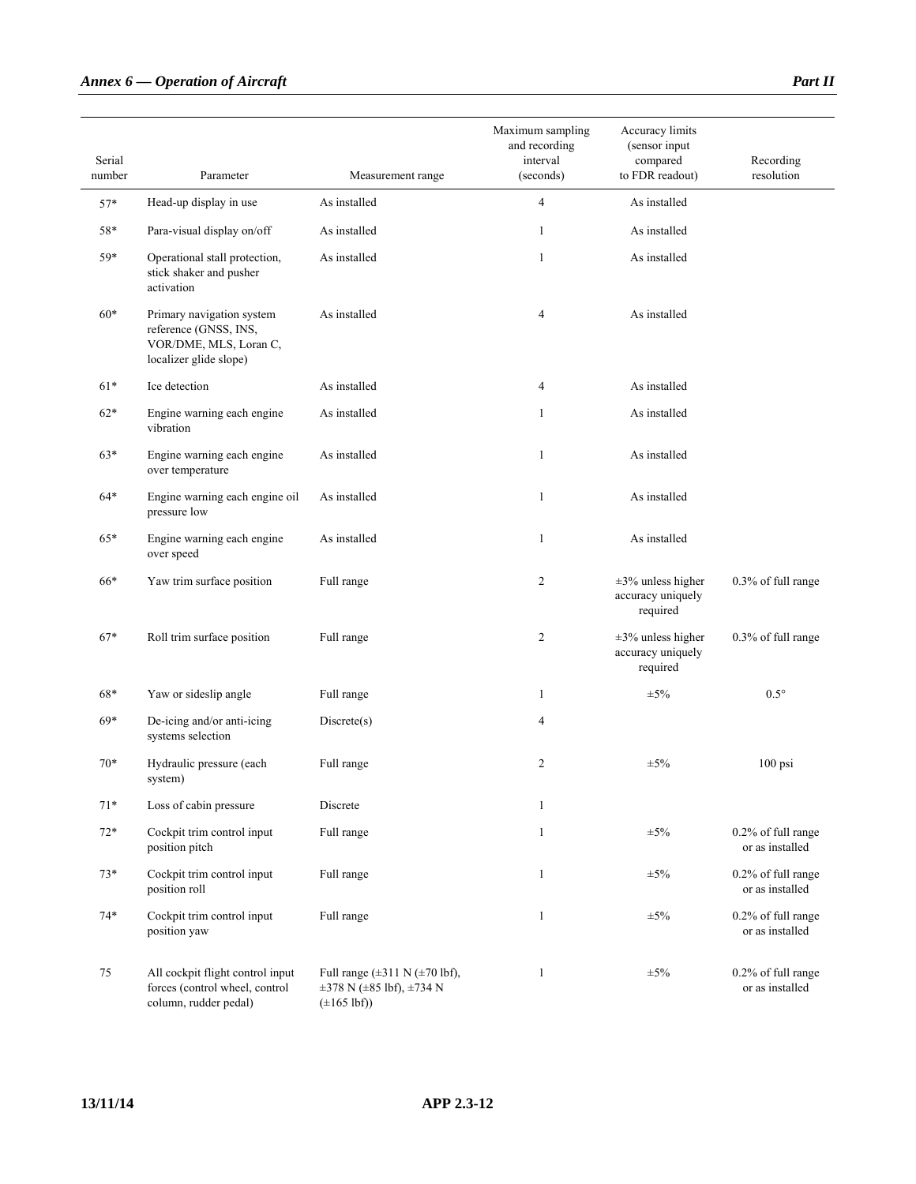| Serial number | Parameter | Measurement range | Maximum sampling and recording interval (seconds) | Accuracy limits (sensor input compared to FDR readout) | Recording resolution |
|---|---|---|---|---|---|
| 57* | Head-up display in use | As installed | 4 | As installed | |
| 58* | Para-visual display on/off | As installed | 1 | As installed | |
| 59* | Operational stall protection, stick shaker and pusher activation | As installed | 1 | As installed | |
| 60* | Primary navigation system reference (GNSS, INS, VOR/DME, MLS, Loran C, localizer glide slope) | As installed | 4 | As installed | |
| 61* | Ice detection | As installed | 4 | As installed | |
| 62* | Engine warning each engine vibration | As installed | 1 | As installed | |
| 63* | Engine warning each engine over temperature | As installed | 1 | As installed | |
| 64* | Engine warning each engine oil pressure low | As installed | 1 | As installed | |
| 65* | Engine warning each engine over speed | As installed | 1 | As installed | |
| 66* | Yaw trim surface position | Full range | 2 | ±3% unless higher accuracy uniquely required | 0.3% of full range |
| 67* | Roll trim surface position | Full range | 2 | ±3% unless higher accuracy uniquely required | 0.3% of full range |
| 68* | Yaw or sideslip angle | Full range | 1 | ±5% | 0.5° |
| 69* | De-icing and/or anti-icing systems selection | Discrete(s) | 4 | | |
| 70* | Hydraulic pressure (each system) | Full range | 2 | ±5% | 100 psi |
| 71* | Loss of cabin pressure | Discrete | 1 | | |
| 72* | Cockpit trim control input position pitch | Full range | 1 | ±5% | 0.2% of full range or as installed |
| 73* | Cockpit trim control input position roll | Full range | 1 | ±5% | 0.2% of full range or as installed |
| 74* | Cockpit trim control input position yaw | Full range | 1 | ±5% | 0.2% of full range or as installed |
| 75 | All cockpit flight control input forces (control wheel, control column, rudder pedal) | Full range (±311 N (±70 lbf), ±378 N (±85 lbf), ±734 N (±165 lbf)) | 1 | ±5% | 0.2% of full range or as installed |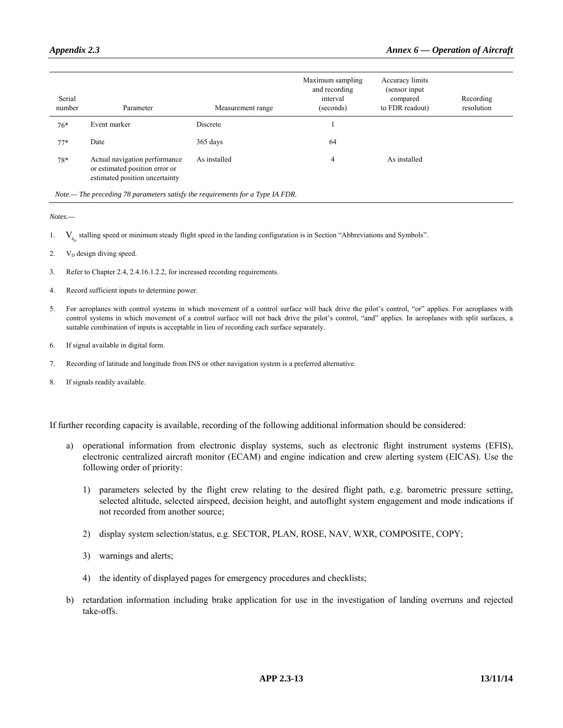| Serial number | Parameter | Measurement range | Maximum sampling and recording interval (seconds) | Accuracy limits (sensor input compared to FDR readout) | Recording resolution |
|---|---|---|---|---|---|
| 76* | Event marker | Discrete | 1 | | |
| 77* | Date | 365 days | 64 | | |
| 78* | Actual navigation performance or estimated position error or estimated position uncertainty | As installed | 4 | As installed | |

*Note.— The preceding 78 parameters satisfy the requirements for a Type IA FDR.*

*Notes.—*

1. $V_{s_o}$ stalling speed or minimum steady flight speed in the landing configuration is in Section "Abbreviations and Symbols".
2. $V_D$ design diving speed.
3. Refer to Chapter 2.4, 2.4.16.1.2.2, for increased recording requirements.
4. Record sufficient inputs to determine power.
5. For aeroplanes with control systems in which movement of a control surface will back drive the pilot's control, "or" applies. For aeroplanes with control systems in which movement of a control surface will not back drive the pilot's control, "and" applies. In aeroplanes with split surfaces, a suitable combination of inputs is acceptable in lieu of recording each surface separately.
6. If signal available in digital form.
7. Recording of latitude and longitude from INS or other navigation system is a preferred alternative.
8. If signals readily available.

If further recording capacity is available, recording of the following additional information should be considered:

a) operational information from electronic display systems, such as electronic flight instrument systems (EFIS), electronic centralized aircraft monitor (ECAM) and engine indication and crew alerting system (EICAS). Use the following order of priority:

   1) parameters selected by the flight crew relating to the desired flight path, e.g. barometric pressure setting, selected altitude, selected airspeed, decision height, and autoflight system engagement and mode indications if not recorded from another source;

   2) display system selection/status, e.g. SECTOR, PLAN, ROSE, NAV, WXR, COMPOSITE, COPY;

   3) warnings and alerts;

   4) the identity of displayed pages for emergency procedures and checklists;

b) retardation information including brake application for use in the investigation of landing overruns and rejected take-offs.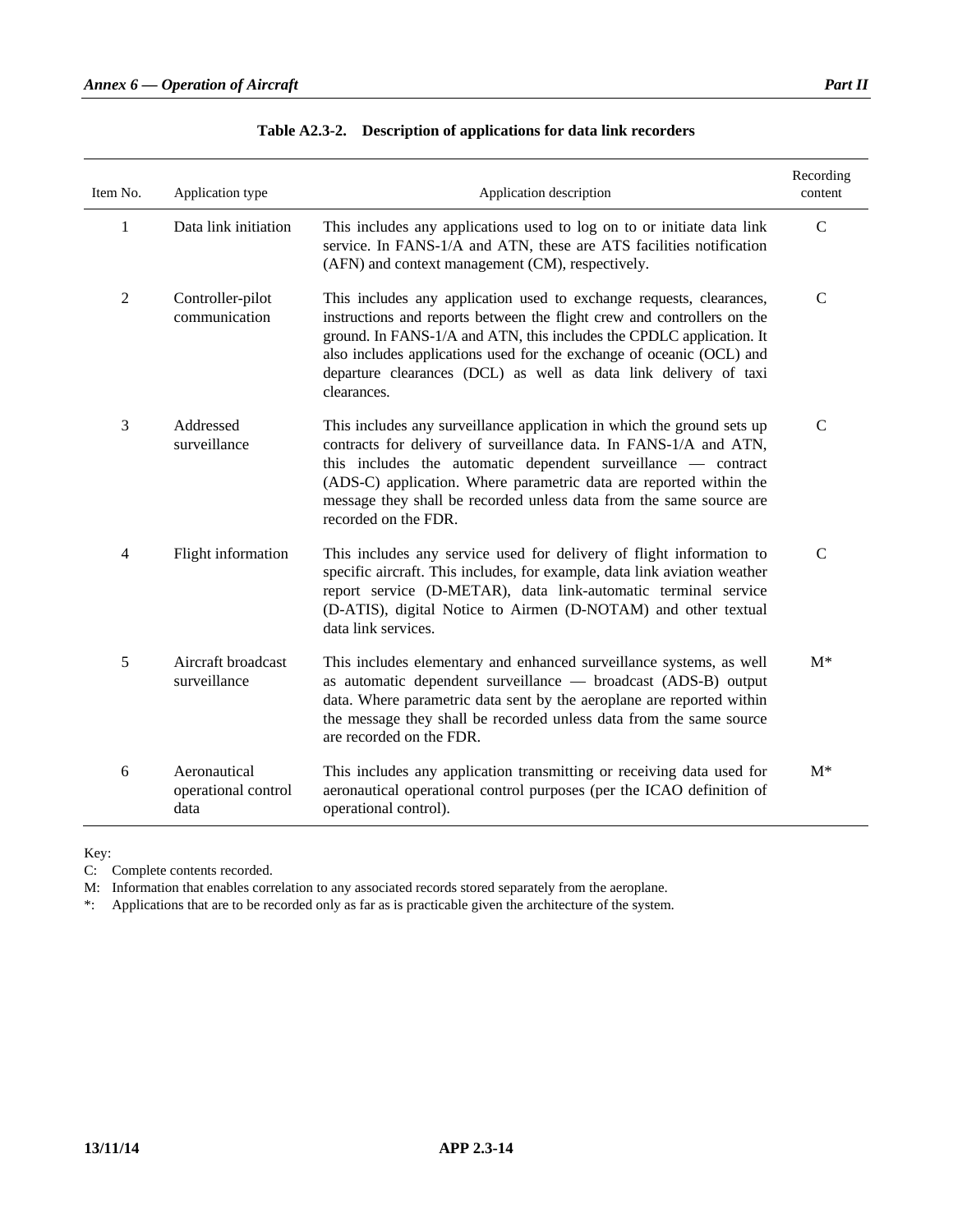**Table A2.3-2. Description of applications for data link recorders**

| Item No. | Application type | Application description | Recording content |
|---|---|---|---|
| 1 | Data link initiation | This includes any applications used to log on to or initiate data link service. In FANS-1/A and ATN, these are ATS facilities notification (AFN) and context management (CM), respectively. | C |
| 2 | Controller-pilot communication | This includes any application used to exchange requests, clearances, instructions and reports between the flight crew and controllers on the ground. In FANS-1/A and ATN, this includes the CPDLC application. It also includes applications used for the exchange of oceanic (OCL) and departure clearances (DCL) as well as data link delivery of taxi clearances. | C |
| 3 | Addressed surveillance | This includes any surveillance application in which the ground sets up contracts for delivery of surveillance data. In FANS-1/A and ATN, this includes the automatic dependent surveillance — contract (ADS-C) application. Where parametric data are reported within the message they shall be recorded unless data from the same source are recorded on the FDR. | C |
| 4 | Flight information | This includes any service used for delivery of flight information to specific aircraft. This includes, for example, data link aviation weather report service (D-METAR), data link-automatic terminal service (D-ATIS), digital Notice to Airmen (D-NOTAM) and other textual data link services. | C |
| 5 | Aircraft broadcast surveillance | This includes elementary and enhanced surveillance systems, as well as automatic dependent surveillance — broadcast (ADS-B) output data. Where parametric data sent by the aeroplane are reported within the message they shall be recorded unless data from the same source are recorded on the FDR. | M* |
| 6 | Aeronautical operational control data | This includes any application transmitting or receiving data used for aeronautical operational control purposes (per the ICAO definition of operational control). | M* |

Key:

C: Complete contents recorded.

M: Information that enables correlation to any associated records stored separately from the aeroplane.

*: Applications that are to be recorded only as far as is practicable given the architecture of the system.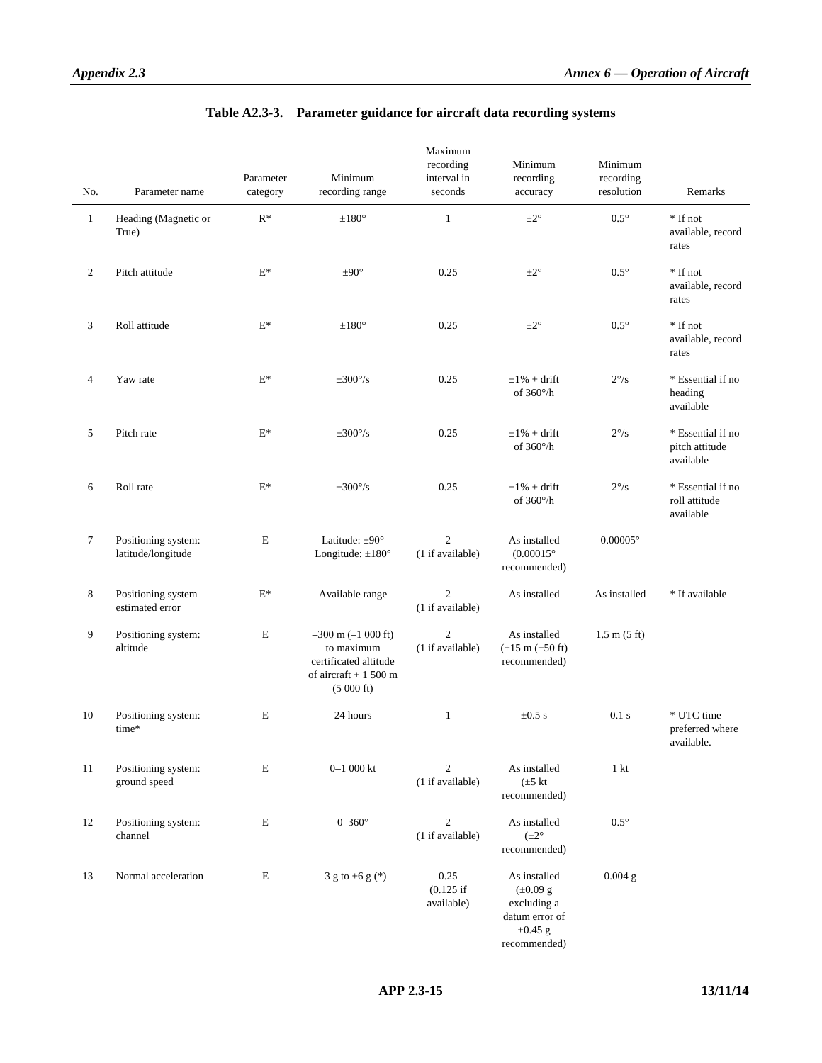**Table A2.3-3. Parameter guidance for aircraft data recording systems**

| No. | Parameter name | Parameter category | Minimum recording range | Maximum recording interval in seconds | Minimum recording accuracy | Minimum recording resolution | Remarks |
|---|---|---|---|---|---|---|---|
| 1 | Heading (Magnetic or True) | R* | ±180° | 1 | ±2° | 0.5° | * If not available, record rates |
| 2 | Pitch attitude | E* | ±90° | 0.25 | ±2° | 0.5° | * If not available, record rates |
| 3 | Roll attitude | E* | ±180° | 0.25 | ±2° | 0.5° | * If not available, record rates |
| 4 | Yaw rate | E* | ±300°/s | 0.25 | ±1% + drift of 360°/h | 2°/s | * Essential if no heading available |
| 5 | Pitch rate | E* | ±300°/s | 0.25 | ±1% + drift of 360°/h | 2°/s | * Essential if no pitch attitude available |
| 6 | Roll rate | E* | ±300°/s | 0.25 | ±1% + drift of 360°/h | 2°/s | * Essential if no roll attitude available |
| 7 | Positioning system: latitude/longitude | E | Latitude: ±90° Longitude: ±180° | 2 (1 if available) | As installed (0.00015° recommended) | 0.00005° | |
| 8 | Positioning system estimated error | E* | Available range | 2 (1 if available) | As installed | As installed | * If available |
| 9 | Positioning system: altitude | E | –300 m (–1 000 ft) to maximum certificated altitude of aircraft + 1 500 m (5 000 ft) | 2 (1 if available) | As installed (±15 m (±50 ft) recommended) | 1.5 m (5 ft) | |
| 10 | Positioning system: time* | E | 24 hours | 1 | ±0.5 s | 0.1 s | * UTC time preferred where available. |
| 11 | Positioning system: ground speed | E | 0–1 000 kt | 2 (1 if available) | As installed (±5 kt recommended) | 1 kt | |
| 12 | Positioning system: channel | E | 0–360° | 2 (1 if available) | As installed (±2° recommended) | 0.5° | |
| 13 | Normal acceleration | E | –3 g to +6 g (*) | 0.25 (0.125 if available) | As installed (±0.09 g excluding a datum error of ±0.45 g recommended) | 0.004 g | |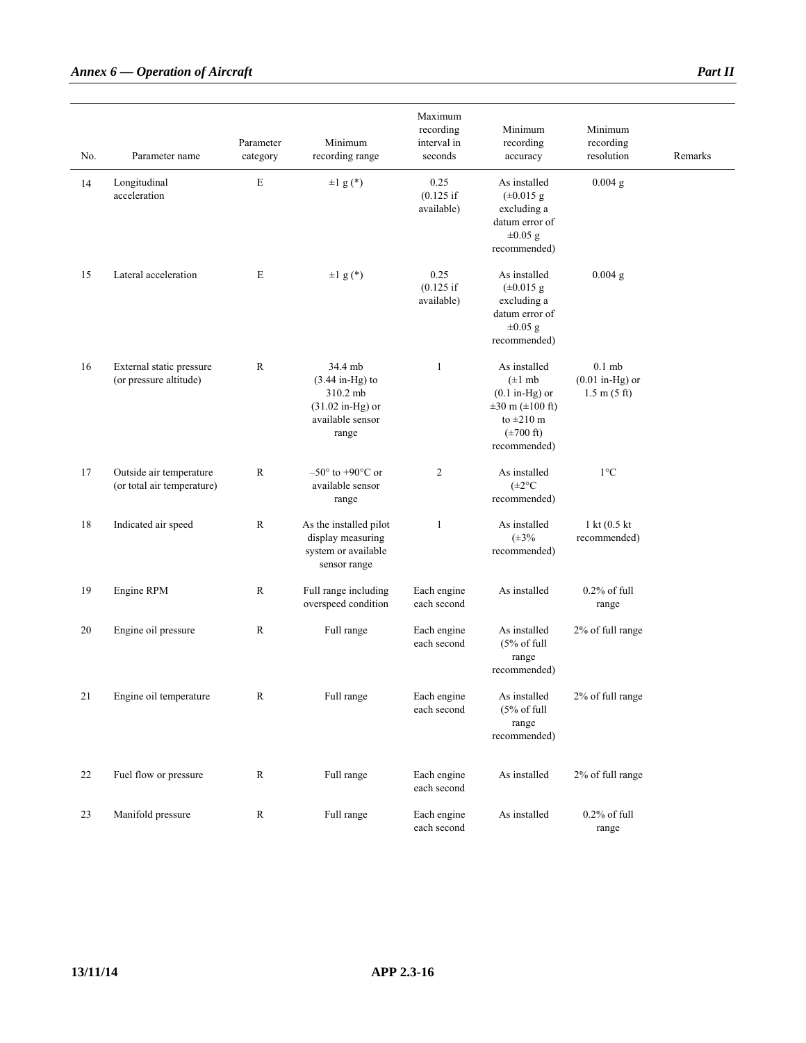| No. | Parameter name | Parameter category | Minimum recording range | Maximum recording interval in seconds | Minimum recording accuracy | Minimum recording resolution | Remarks |
|---|---|---|---|---|---|---|---|
| 14 | Longitudinal acceleration | E | ±1 g (*) | 0.25 (0.125 if available) | As installed (±0.015 g excluding a datum error of ±0.05 g recommended) | 0.004 g | |
| 15 | Lateral acceleration | E | ±1 g (*) | 0.25 (0.125 if available) | As installed (±0.015 g excluding a datum error of ±0.05 g recommended) | 0.004 g | |
| 16 | External static pressure (or pressure altitude) | R | 34.4 mb (3.44 in-Hg) to 310.2 mb (31.02 in-Hg) or available sensor range | 1 | As installed (±1 mb (0.1 in-Hg) or ±30 m (±100 ft) to ±210 m (±700 ft) recommended) | 0.1 mb (0.01 in-Hg) or 1.5 m (5 ft) | |
| 17 | Outside air temperature (or total air temperature) | R | –50° to +90°C or available sensor range | 2 | As installed (±2°C recommended) | 1°C | |
| 18 | Indicated air speed | R | As the installed pilot display measuring system or available sensor range | 1 | As installed (±3% recommended) | 1 kt (0.5 kt recommended) | |
| 19 | Engine RPM | R | Full range including overspeed condition | Each engine each second | As installed | 0.2% of full range | |
| 20 | Engine oil pressure | R | Full range | Each engine each second | As installed (5% of full range recommended) | 2% of full range | |
| 21 | Engine oil temperature | R | Full range | Each engine each second | As installed (5% of full range recommended) | 2% of full range | |
| 22 | Fuel flow or pressure | R | Full range | Each engine each second | As installed | 2% of full range | |
| 23 | Manifold pressure | R | Full range | Each engine each second | As installed | 0.2% of full range | |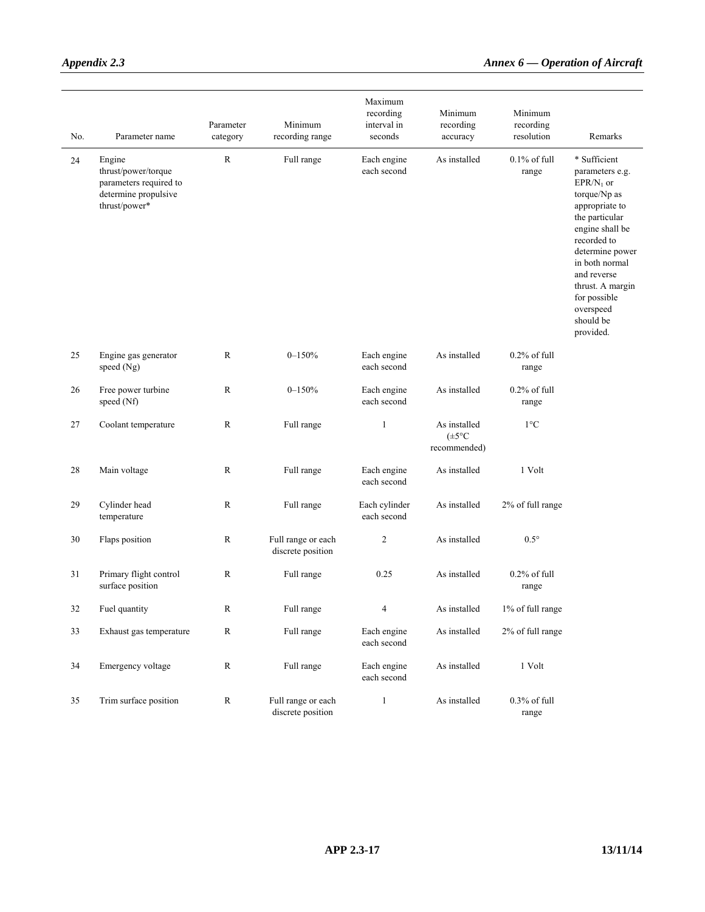| No. | Parameter name | Parameter category | Minimum recording range | Maximum recording interval in seconds | Minimum recording accuracy | Minimum recording resolution | Remarks |
|---|---|---|---|---|---|---|---|
| 24 | Engine thrust/power/torque parameters required to determine propulsive thrust/power* | R | Full range | Each engine each second | As installed | 0.1% of full range | * Sufficient parameters e.g. $EPR/N_1$ or torque/Np as appropriate to the particular engine shall be recorded to determine power in both normal and reverse thrust. A margin for possible overspeed should be provided. |
| 25 | Engine gas generator speed (Ng) | R | 0–150% | Each engine each second | As installed | 0.2% of full range | |
| 26 | Free power turbine speed (Nf) | R | 0–150% | Each engine each second | As installed | 0.2% of full range | |
| 27 | Coolant temperature | R | Full range | 1 | As installed (±5°C recommended) | 1°C | |
| 28 | Main voltage | R | Full range | Each engine each second | As installed | 1 Volt | |
| 29 | Cylinder head temperature | R | Full range | Each cylinder each second | As installed | 2% of full range | |
| 30 | Flaps position | R | Full range or each discrete position | 2 | As installed | 0.5° | |
| 31 | Primary flight control surface position | R | Full range | 0.25 | As installed | 0.2% of full range | |
| 32 | Fuel quantity | R | Full range | 4 | As installed | 1% of full range | |
| 33 | Exhaust gas temperature | R | Full range | Each engine each second | As installed | 2% of full range | |
| 34 | Emergency voltage | R | Full range | Each engine each second | As installed | 1 Volt | |
| 35 | Trim surface position | R | Full range or each discrete position | 1 | As installed | 0.3% of full range | |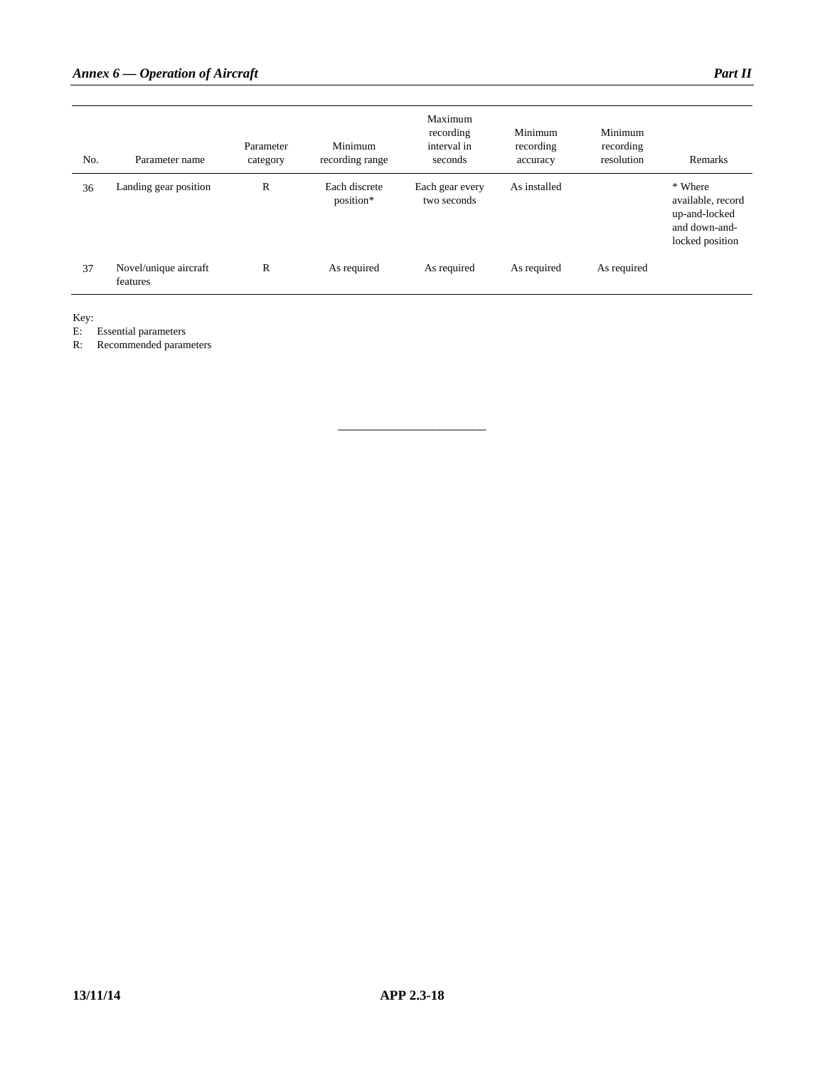| No. | Parameter name | Parameter category | Minimum recording range | Maximum recording interval in seconds | Minimum recording accuracy | Minimum recording resolution | Remarks |
|---|---|---|---|---|---|---|---|
| 36 | Landing gear position | R | Each discrete position* | Each gear every two seconds | As installed | | * Where available, record up-and-locked and down-and-locked position |
| 37 | Novel/unique aircraft features | R | As required | As required | As required | As required | |

Key:
E: Essential parameters
R: Recommended parameters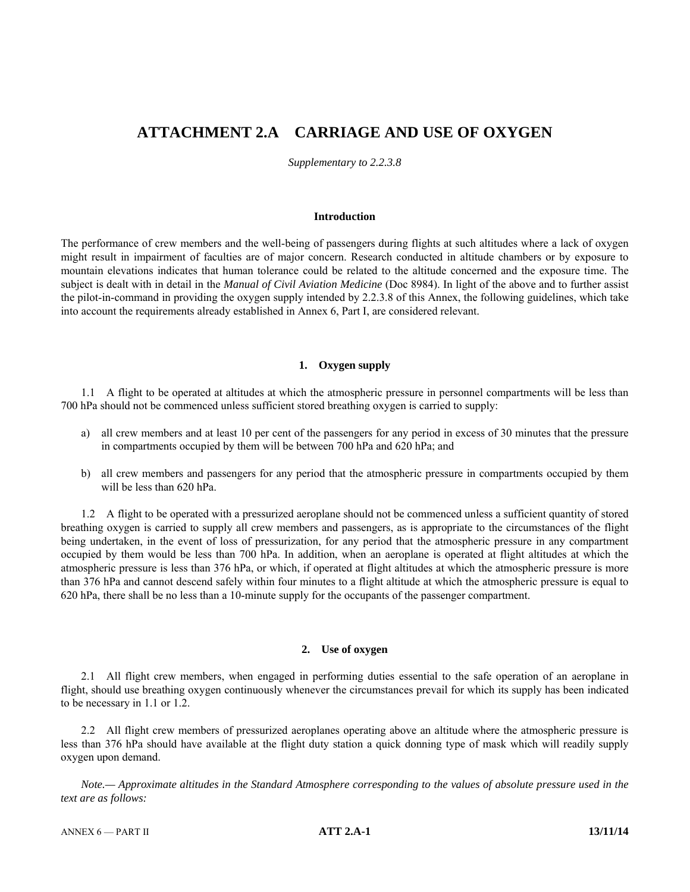# ATTACHMENT 2.A    CARRIAGE AND USE OF OXYGEN

*Supplementary to 2.2.3.8*

**Introduction**

The performance of crew members and the well-being of passengers during flights at such altitudes where a lack of oxygen might result in impairment of faculties are of major concern. Research conducted in altitude chambers or by exposure to mountain elevations indicates that human tolerance could be related to the altitude concerned and the exposure time. The subject is dealt with in detail in the *Manual of Civil Aviation Medicine* (Doc 8984). In light of the above and to further assist the pilot-in-command in providing the oxygen supply intended by 2.2.3.8 of this Annex, the following guidelines, which take into account the requirements already established in Annex 6, Part I, are considered relevant.

## 1. Oxygen supply

1.1 A flight to be operated at altitudes at which the atmospheric pressure in personnel compartments will be less than 700 hPa should not be commenced unless sufficient stored breathing oxygen is carried to supply:

a) all crew members and at least 10 per cent of the passengers for any period in excess of 30 minutes that the pressure in compartments occupied by them will be between 700 hPa and 620 hPa; and

b) all crew members and passengers for any period that the atmospheric pressure in compartments occupied by them will be less than 620 hPa.

1.2 A flight to be operated with a pressurized aeroplane should not be commenced unless a sufficient quantity of stored breathing oxygen is carried to supply all crew members and passengers, as is appropriate to the circumstances of the flight being undertaken, in the event of loss of pressurization, for any period that the atmospheric pressure in any compartment occupied by them would be less than 700 hPa. In addition, when an aeroplane is operated at flight altitudes at which the atmospheric pressure is less than 376 hPa, or which, if operated at flight altitudes at which the atmospheric pressure is more than 376 hPa and cannot descend safely within four minutes to a flight altitude at which the atmospheric pressure is equal to 620 hPa, there shall be no less than a 10-minute supply for the occupants of the passenger compartment.

## 2. Use of oxygen

2.1 All flight crew members, when engaged in performing duties essential to the safe operation of an aeroplane in flight, should use breathing oxygen continuously whenever the circumstances prevail for which its supply has been indicated to be necessary in 1.1 or 1.2.

2.2 All flight crew members of pressurized aeroplanes operating above an altitude where the atmospheric pressure is less than 376 hPa should have available at the flight duty station a quick donning type of mask which will readily supply oxygen upon demand.

*Note.— Approximate altitudes in the Standard Atmosphere corresponding to the values of absolute pressure used in the text are as follows:*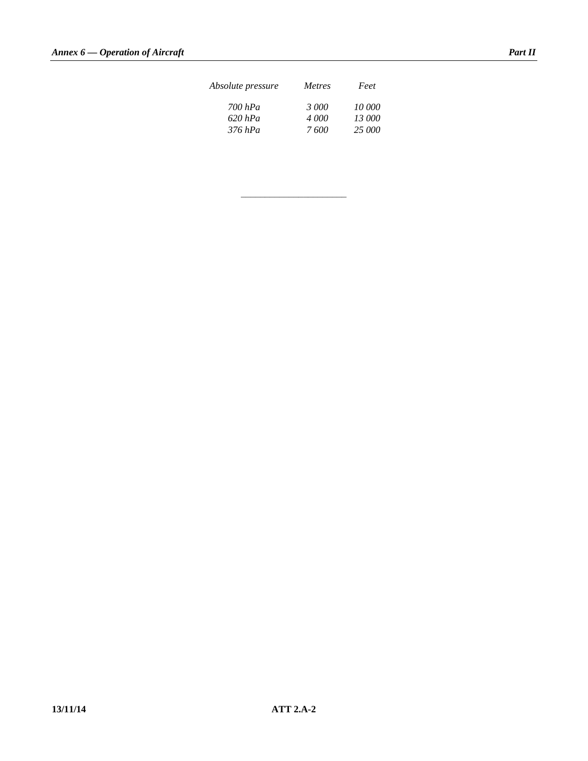| *Absolute pressure* | *Metres* | *Feet* |
|---|---|---|
| *700 hPa* | *3 000* | *10 000* |
| *620 hPa* | *4 000* | *13 000* |
| *376 hPa* | *7 600* | *25 000* |

---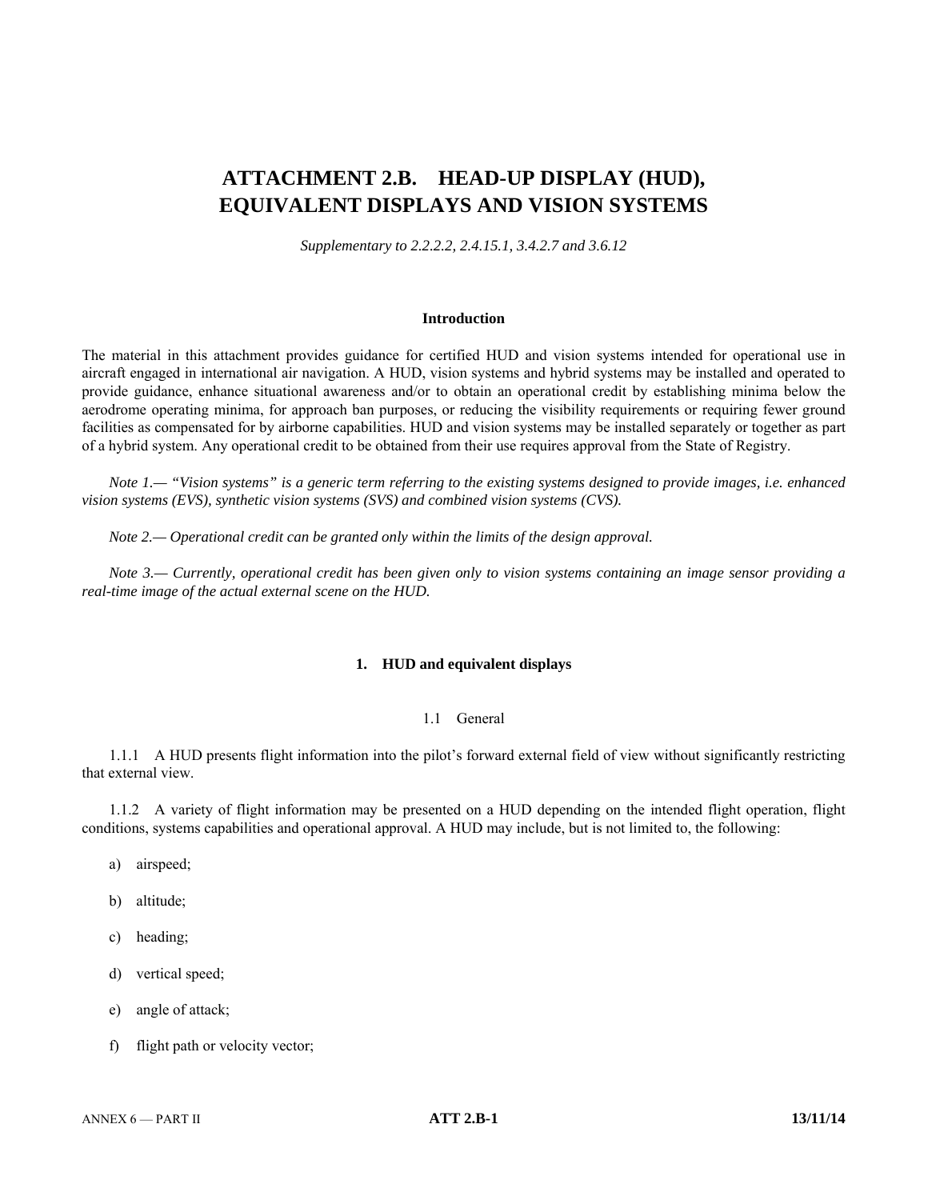# ATTACHMENT 2.B. HEAD-UP DISPLAY (HUD), EQUIVALENT DISPLAYS AND VISION SYSTEMS

*Supplementary to 2.2.2.2, 2.4.15.1, 3.4.2.7 and 3.6.12*

## Introduction

The material in this attachment provides guidance for certified HUD and vision systems intended for operational use in aircraft engaged in international air navigation. A HUD, vision systems and hybrid systems may be installed and operated to provide guidance, enhance situational awareness and/or to obtain an operational credit by establishing minima below the aerodrome operating minima, for approach ban purposes, or reducing the visibility requirements or requiring fewer ground facilities as compensated for by airborne capabilities. HUD and vision systems may be installed separately or together as part of a hybrid system. Any operational credit to be obtained from their use requires approval from the State of Registry.

*Note 1.— "Vision systems" is a generic term referring to the existing systems designed to provide images, i.e. enhanced vision systems (EVS), synthetic vision systems (SVS) and combined vision systems (CVS).*

*Note 2.— Operational credit can be granted only within the limits of the design approval.*

*Note 3.— Currently, operational credit has been given only to vision systems containing an image sensor providing a real-time image of the actual external scene on the HUD.*

## 1. HUD and equivalent displays

### 1.1 General

1.1.1 A HUD presents flight information into the pilot's forward external field of view without significantly restricting that external view.

1.1.2 A variety of flight information may be presented on a HUD depending on the intended flight operation, flight conditions, systems capabilities and operational approval. A HUD may include, but is not limited to, the following:

a) airspeed;

b) altitude;

c) heading;

d) vertical speed;

e) angle of attack;

f) flight path or velocity vector;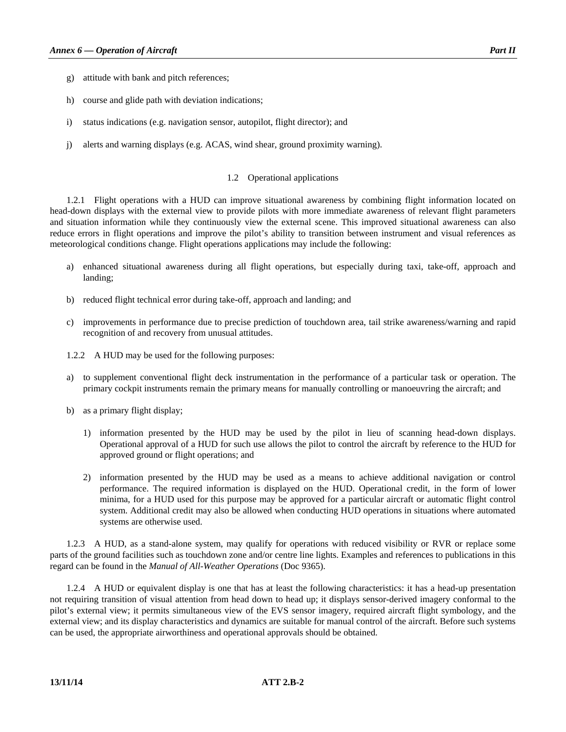g) attitude with bank and pitch references;

h) course and glide path with deviation indications;

i) status indications (e.g. navigation sensor, autopilot, flight director); and

j) alerts and warning displays (e.g. ACAS, wind shear, ground proximity warning).

### 1.2 Operational applications

1.2.1 Flight operations with a HUD can improve situational awareness by combining flight information located on head-down displays with the external view to provide pilots with more immediate awareness of relevant flight parameters and situation information while they continuously view the external scene. This improved situational awareness can also reduce errors in flight operations and improve the pilot's ability to transition between instrument and visual references as meteorological conditions change. Flight operations applications may include the following:

a) enhanced situational awareness during all flight operations, but especially during taxi, take-off, approach and landing;

b) reduced flight technical error during take-off, approach and landing; and

c) improvements in performance due to precise prediction of touchdown area, tail strike awareness/warning and rapid recognition of and recovery from unusual attitudes.

1.2.2 A HUD may be used for the following purposes:

a) to supplement conventional flight deck instrumentation in the performance of a particular task or operation. The primary cockpit instruments remain the primary means for manually controlling or manoeuvring the aircraft; and

b) as a primary flight display;

   1) information presented by the HUD may be used by the pilot in lieu of scanning head-down displays. Operational approval of a HUD for such use allows the pilot to control the aircraft by reference to the HUD for approved ground or flight operations; and

   2) information presented by the HUD may be used as a means to achieve additional navigation or control performance. The required information is displayed on the HUD. Operational credit, in the form of lower minima, for a HUD used for this purpose may be approved for a particular aircraft or automatic flight control system. Additional credit may also be allowed when conducting HUD operations in situations where automated systems are otherwise used.

1.2.3 A HUD, as a stand-alone system, may qualify for operations with reduced visibility or RVR or replace some parts of the ground facilities such as touchdown zone and/or centre line lights. Examples and references to publications in this regard can be found in the *Manual of All-Weather Operations* (Doc 9365).

1.2.4 A HUD or equivalent display is one that has at least the following characteristics: it has a head-up presentation not requiring transition of visual attention from head down to head up; it displays sensor-derived imagery conformal to the pilot's external view; it permits simultaneous view of the EVS sensor imagery, required aircraft flight symbology, and the external view; and its display characteristics and dynamics are suitable for manual control of the aircraft. Before such systems can be used, the appropriate airworthiness and operational approvals should be obtained.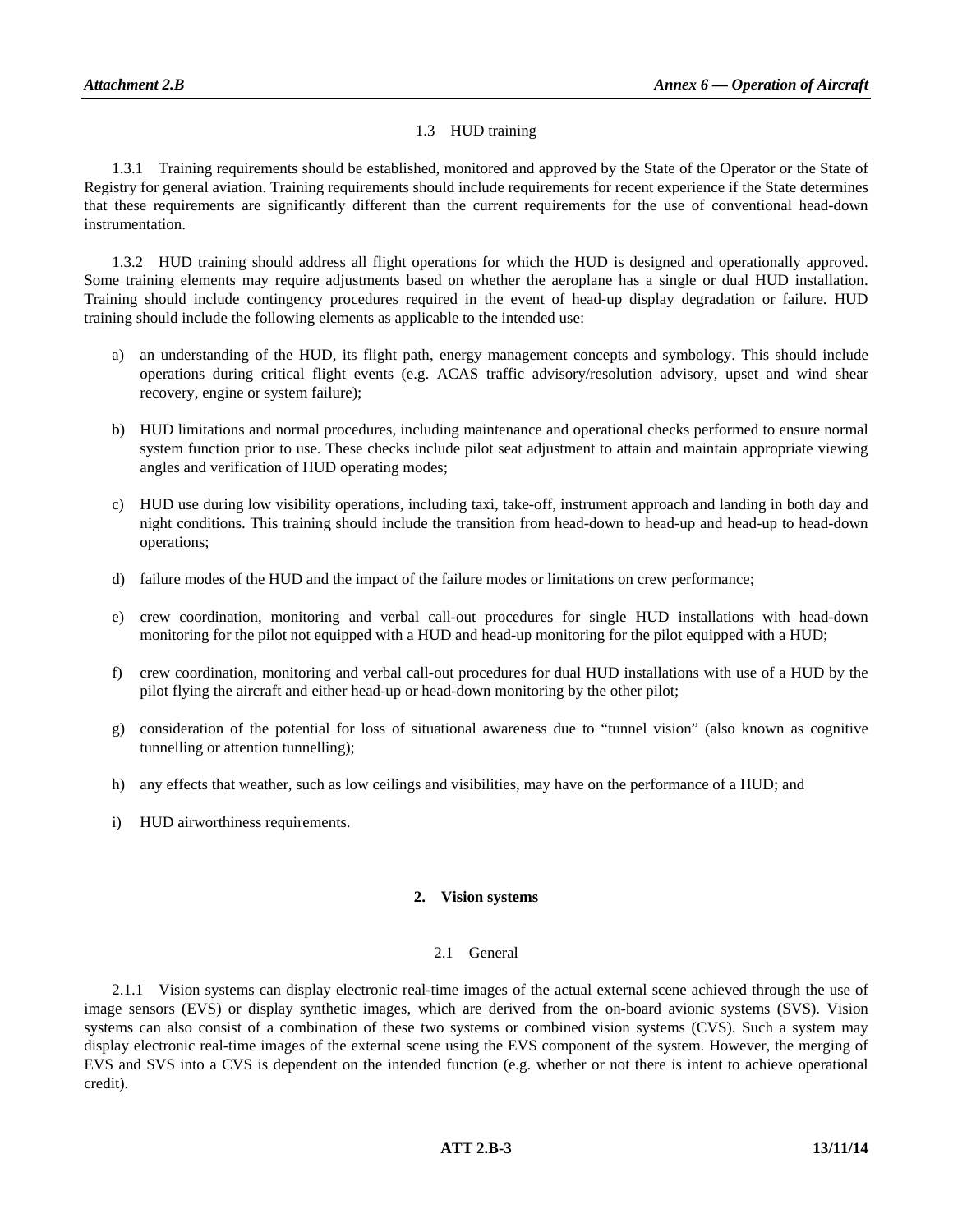### 1.3 HUD training

1.3.1 Training requirements should be established, monitored and approved by the State of the Operator or the State of Registry for general aviation. Training requirements should include requirements for recent experience if the State determines that these requirements are significantly different than the current requirements for the use of conventional head-down instrumentation.

1.3.2 HUD training should address all flight operations for which the HUD is designed and operationally approved. Some training elements may require adjustments based on whether the aeroplane has a single or dual HUD installation. Training should include contingency procedures required in the event of head-up display degradation or failure. HUD training should include the following elements as applicable to the intended use:

a) an understanding of the HUD, its flight path, energy management concepts and symbology. This should include operations during critical flight events (e.g. ACAS traffic advisory/resolution advisory, upset and wind shear recovery, engine or system failure);

b) HUD limitations and normal procedures, including maintenance and operational checks performed to ensure normal system function prior to use. These checks include pilot seat adjustment to attain and maintain appropriate viewing angles and verification of HUD operating modes;

c) HUD use during low visibility operations, including taxi, take-off, instrument approach and landing in both day and night conditions. This training should include the transition from head-down to head-up and head-up to head-down operations;

d) failure modes of the HUD and the impact of the failure modes or limitations on crew performance;

e) crew coordination, monitoring and verbal call-out procedures for single HUD installations with head-down monitoring for the pilot not equipped with a HUD and head-up monitoring for the pilot equipped with a HUD;

f) crew coordination, monitoring and verbal call-out procedures for dual HUD installations with use of a HUD by the pilot flying the aircraft and either head-up or head-down monitoring by the other pilot;

g) consideration of the potential for loss of situational awareness due to "tunnel vision" (also known as cognitive tunnelling or attention tunnelling);

h) any effects that weather, such as low ceilings and visibilities, may have on the performance of a HUD; and

i) HUD airworthiness requirements.

## 2. Vision systems

### 2.1 General

2.1.1 Vision systems can display electronic real-time images of the actual external scene achieved through the use of image sensors (EVS) or display synthetic images, which are derived from the on-board avionic systems (SVS). Vision systems can also consist of a combination of these two systems or combined vision systems (CVS). Such a system may display electronic real-time images of the external scene using the EVS component of the system. However, the merging of EVS and SVS into a CVS is dependent on the intended function (e.g. whether or not there is intent to achieve operational credit).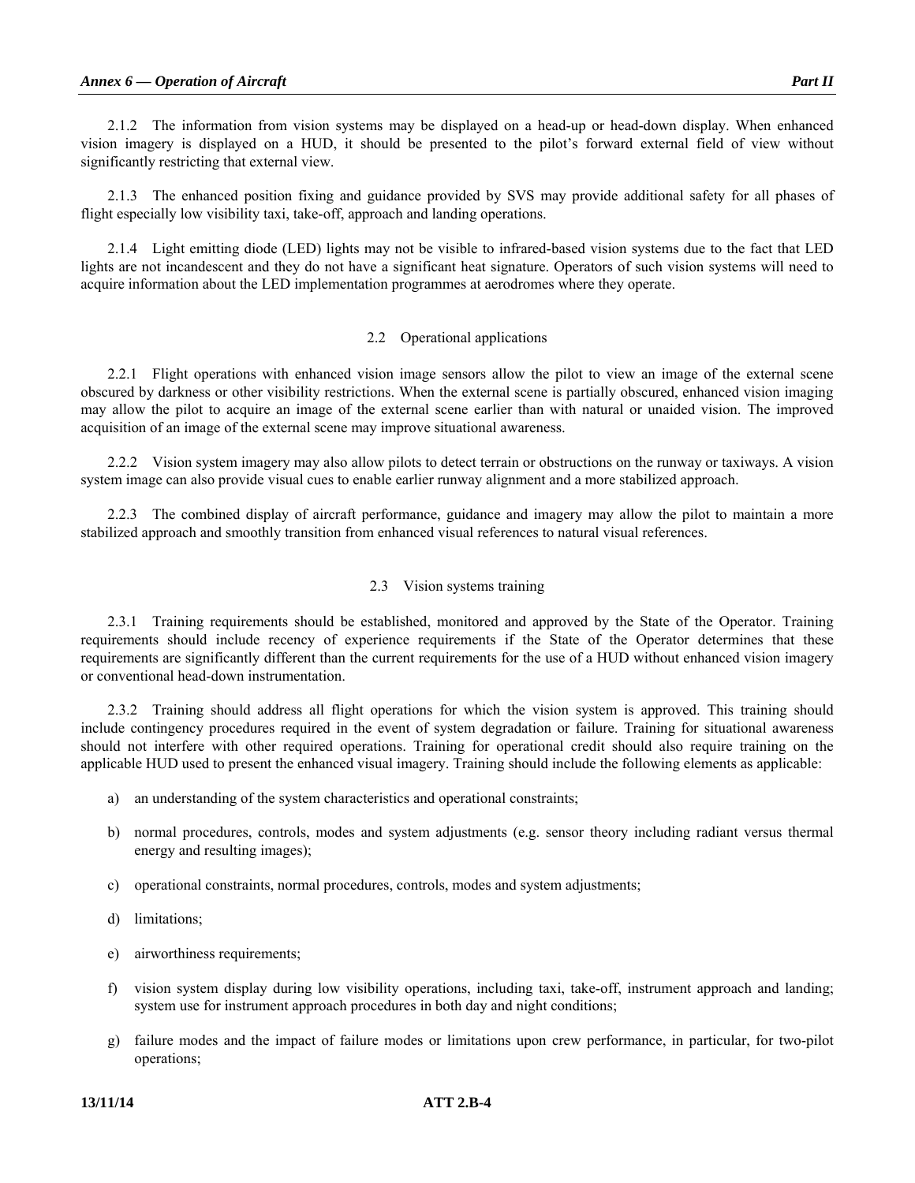2.1.2 The information from vision systems may be displayed on a head-up or head-down display. When enhanced vision imagery is displayed on a HUD, it should be presented to the pilot's forward external field of view without significantly restricting that external view.

2.1.3 The enhanced position fixing and guidance provided by SVS may provide additional safety for all phases of flight especially low visibility taxi, take-off, approach and landing operations.

2.1.4 Light emitting diode (LED) lights may not be visible to infrared-based vision systems due to the fact that LED lights are not incandescent and they do not have a significant heat signature. Operators of such vision systems will need to acquire information about the LED implementation programmes at aerodromes where they operate.

## 2.2 Operational applications

2.2.1 Flight operations with enhanced vision image sensors allow the pilot to view an image of the external scene obscured by darkness or other visibility restrictions. When the external scene is partially obscured, enhanced vision imaging may allow the pilot to acquire an image of the external scene earlier than with natural or unaided vision. The improved acquisition of an image of the external scene may improve situational awareness.

2.2.2 Vision system imagery may also allow pilots to detect terrain or obstructions on the runway or taxiways. A vision system image can also provide visual cues to enable earlier runway alignment and a more stabilized approach.

2.2.3 The combined display of aircraft performance, guidance and imagery may allow the pilot to maintain a more stabilized approach and smoothly transition from enhanced visual references to natural visual references.

## 2.3 Vision systems training

2.3.1 Training requirements should be established, monitored and approved by the State of the Operator. Training requirements should include recency of experience requirements if the State of the Operator determines that these requirements are significantly different than the current requirements for the use of a HUD without enhanced vision imagery or conventional head-down instrumentation.

2.3.2 Training should address all flight operations for which the vision system is approved. This training should include contingency procedures required in the event of system degradation or failure. Training for situational awareness should not interfere with other required operations. Training for operational credit should also require training on the applicable HUD used to present the enhanced visual imagery. Training should include the following elements as applicable:

a) an understanding of the system characteristics and operational constraints;

b) normal procedures, controls, modes and system adjustments (e.g. sensor theory including radiant versus thermal energy and resulting images);

c) operational constraints, normal procedures, controls, modes and system adjustments;

d) limitations;

e) airworthiness requirements;

f) vision system display during low visibility operations, including taxi, take-off, instrument approach and landing; system use for instrument approach procedures in both day and night conditions;

g) failure modes and the impact of failure modes or limitations upon crew performance, in particular, for two-pilot operations;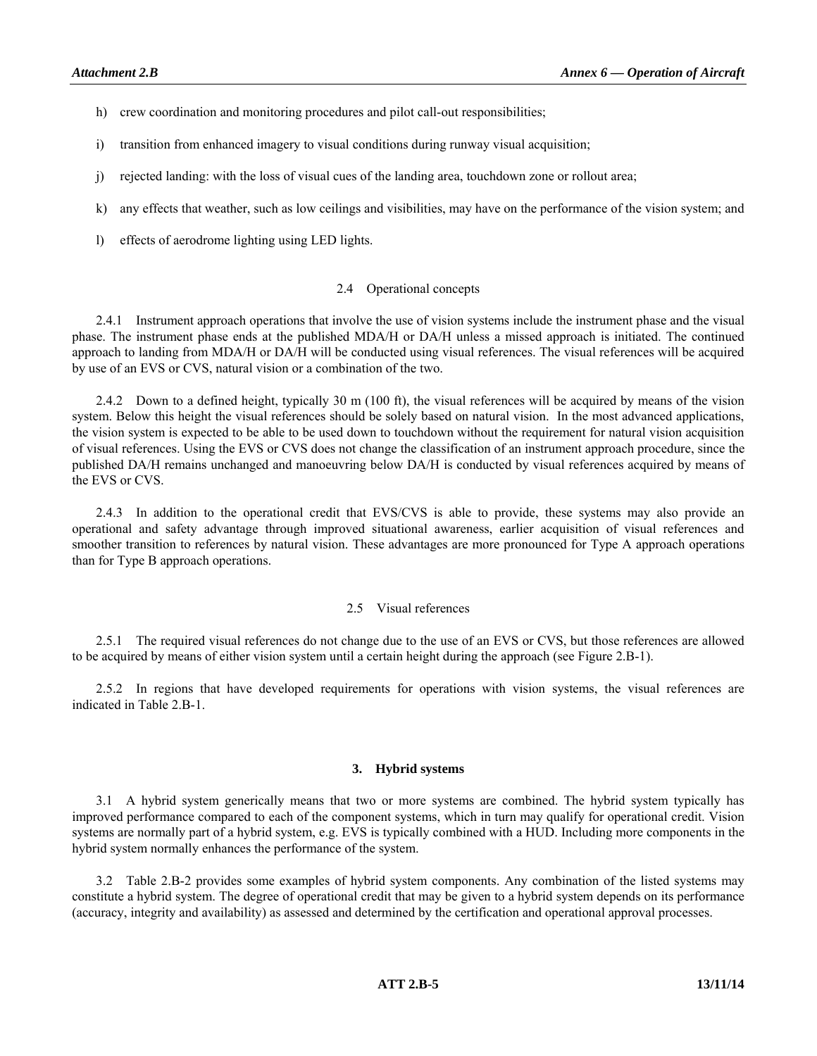h) crew coordination and monitoring procedures and pilot call-out responsibilities;

i) transition from enhanced imagery to visual conditions during runway visual acquisition;

j) rejected landing: with the loss of visual cues of the landing area, touchdown zone or rollout area;

k) any effects that weather, such as low ceilings and visibilities, may have on the performance of the vision system; and

l) effects of aerodrome lighting using LED lights.

### 2.4 Operational concepts

2.4.1 Instrument approach operations that involve the use of vision systems include the instrument phase and the visual phase. The instrument phase ends at the published MDA/H or DA/H unless a missed approach is initiated. The continued approach to landing from MDA/H or DA/H will be conducted using visual references. The visual references will be acquired by use of an EVS or CVS, natural vision or a combination of the two.

2.4.2 Down to a defined height, typically 30 m (100 ft), the visual references will be acquired by means of the vision system. Below this height the visual references should be solely based on natural vision. In the most advanced applications, the vision system is expected to be able to be used down to touchdown without the requirement for natural vision acquisition of visual references. Using the EVS or CVS does not change the classification of an instrument approach procedure, since the published DA/H remains unchanged and manoeuvring below DA/H is conducted by visual references acquired by means of the EVS or CVS.

2.4.3 In addition to the operational credit that EVS/CVS is able to provide, these systems may also provide an operational and safety advantage through improved situational awareness, earlier acquisition of visual references and smoother transition to references by natural vision. These advantages are more pronounced for Type A approach operations than for Type B approach operations.

### 2.5 Visual references

2.5.1 The required visual references do not change due to the use of an EVS or CVS, but those references are allowed to be acquired by means of either vision system until a certain height during the approach (see Figure 2.B-1).

2.5.2 In regions that have developed requirements for operations with vision systems, the visual references are indicated in Table 2.B-1.

## 3. Hybrid systems

3.1 A hybrid system generically means that two or more systems are combined. The hybrid system typically has improved performance compared to each of the component systems, which in turn may qualify for operational credit. Vision systems are normally part of a hybrid system, e.g. EVS is typically combined with a HUD. Including more components in the hybrid system normally enhances the performance of the system.

3.2 Table 2.B-2 provides some examples of hybrid system components. Any combination of the listed systems may constitute a hybrid system. The degree of operational credit that may be given to a hybrid system depends on its performance (accuracy, integrity and availability) as assessed and determined by the certification and operational approval processes.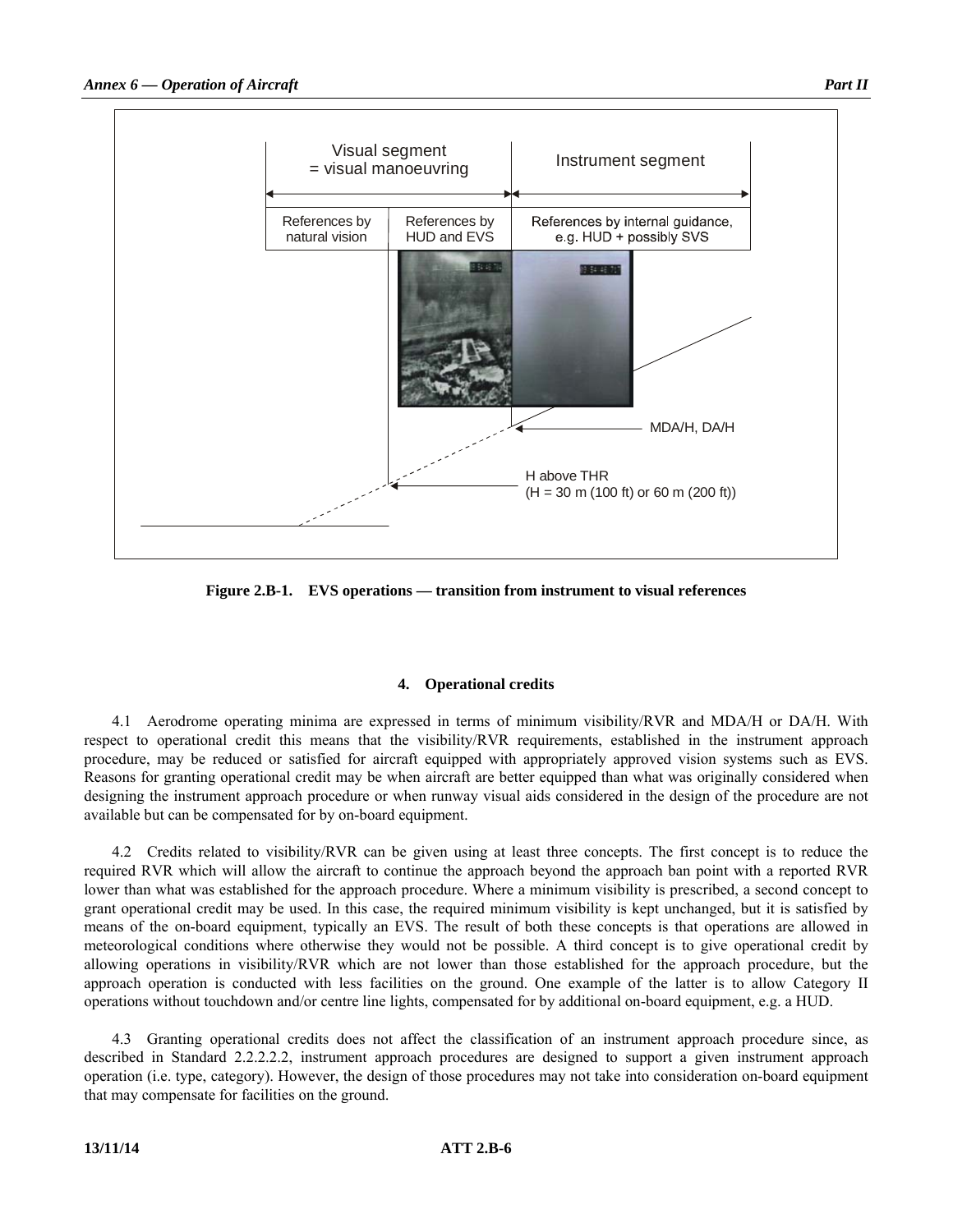Visual segment
= visual manoeuvring

Instrument segment

References by natural vision | References by HUD and EVS | References by internal guidance, e.g. HUD + possibly SVS

MDA/H, DA/H

H above THR
(H = 30 m (100 ft) or 60 m (200 ft))

**Figure 2.B-1. EVS operations — transition from instrument to visual references**

#### 4. Operational credits

4.1 Aerodrome operating minima are expressed in terms of minimum visibility/RVR and MDA/H or DA/H. With respect to operational credit this means that the visibility/RVR requirements, established in the instrument approach procedure, may be reduced or satisfied for aircraft equipped with appropriately approved vision systems such as EVS. Reasons for granting operational credit may be when aircraft are better equipped than what was originally considered when designing the instrument approach procedure or when runway visual aids considered in the design of the procedure are not available but can be compensated for by on-board equipment.

4.2 Credits related to visibility/RVR can be given using at least three concepts. The first concept is to reduce the required RVR which will allow the aircraft to continue the approach beyond the approach ban point with a reported RVR lower than what was established for the approach procedure. Where a minimum visibility is prescribed, a second concept to grant operational credit may be used. In this case, the required minimum visibility is kept unchanged, but it is satisfied by means of the on-board equipment, typically an EVS. The result of both these concepts is that operations are allowed in meteorological conditions where otherwise they would not be possible. A third concept is to give operational credit by allowing operations in visibility/RVR which are not lower than those established for the approach procedure, but the approach operation is conducted with less facilities on the ground. One example of the latter is to allow Category II operations without touchdown and/or centre line lights, compensated for by additional on-board equipment, e.g. a HUD.

4.3 Granting operational credits does not affect the classification of an instrument approach procedure since, as described in Standard 2.2.2.2.2, instrument approach procedures are designed to support a given instrument approach operation (i.e. type, category). However, the design of those procedures may not take into consideration on-board equipment that may compensate for facilities on the ground.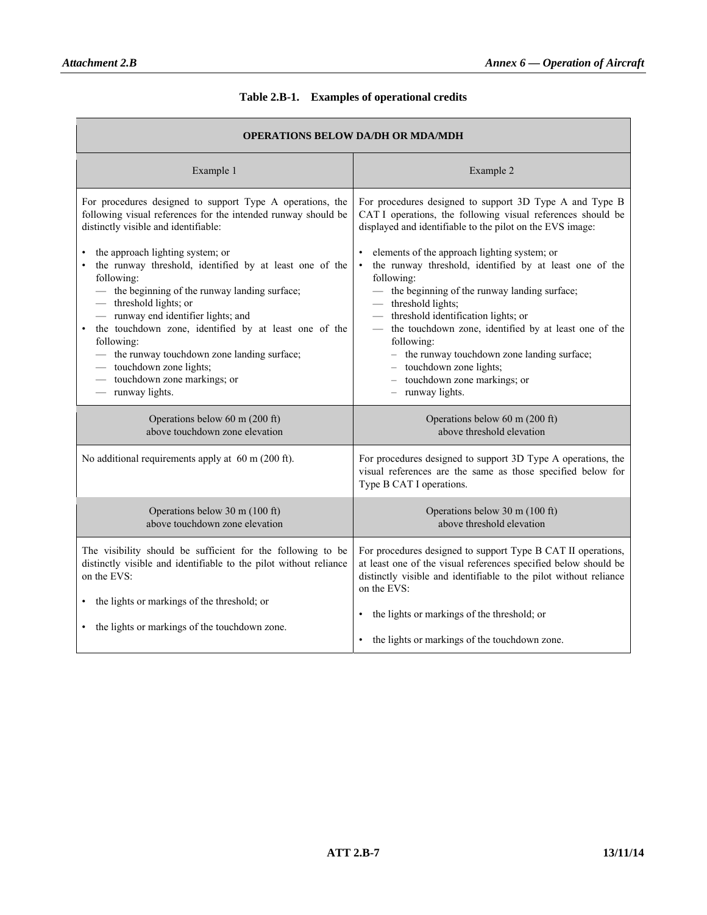**Table 2.B-1. Examples of operational credits**

| OPERATIONS BELOW DA/DH OR MDA/MDH | |
|---|---|
| Example 1 | Example 2 |
| For procedures designed to support Type A operations, the following visual references for the intended runway should be distinctly visible and identifiable:<br><br>• the approach lighting system; or<br>• the runway threshold, identified by at least one of the following:<br>— the beginning of the runway landing surface;<br>— threshold lights; or<br>— runway end identifier lights; and<br>• the touchdown zone, identified by at least one of the following:<br>— the runway touchdown zone landing surface;<br>— touchdown zone lights;<br>— touchdown zone markings; or<br>— runway lights. | For procedures designed to support 3D Type A and Type B CAT I operations, the following visual references should be displayed and identifiable to the pilot on the EVS image:<br><br>• elements of the approach lighting system; or<br>• the runway threshold, identified by at least one of the following:<br>— the beginning of the runway landing surface;<br>— threshold lights;<br>— threshold identification lights; or<br>— the touchdown zone, identified by at least one of the following:<br>– the runway touchdown zone landing surface;<br>– touchdown zone lights;<br>– touchdown zone markings; or<br>– runway lights. |
| Operations below 60 m (200 ft) above touchdown zone elevation | Operations below 60 m (200 ft) above threshold elevation |
| No additional requirements apply at 60 m (200 ft). | For procedures designed to support 3D Type A operations, the visual references are the same as those specified below for Type B CAT I operations. |
| Operations below 30 m (100 ft) above touchdown zone elevation | Operations below 30 m (100 ft) above threshold elevation |
| The visibility should be sufficient for the following to be distinctly visible and identifiable to the pilot without reliance on the EVS:<br><br>• the lights or markings of the threshold; or<br><br>• the lights or markings of the touchdown zone. | For procedures designed to support Type B CAT II operations, at least one of the visual references specified below should be distinctly visible and identifiable to the pilot without reliance on the EVS:<br><br>• the lights or markings of the threshold; or<br><br>• the lights or markings of the touchdown zone. |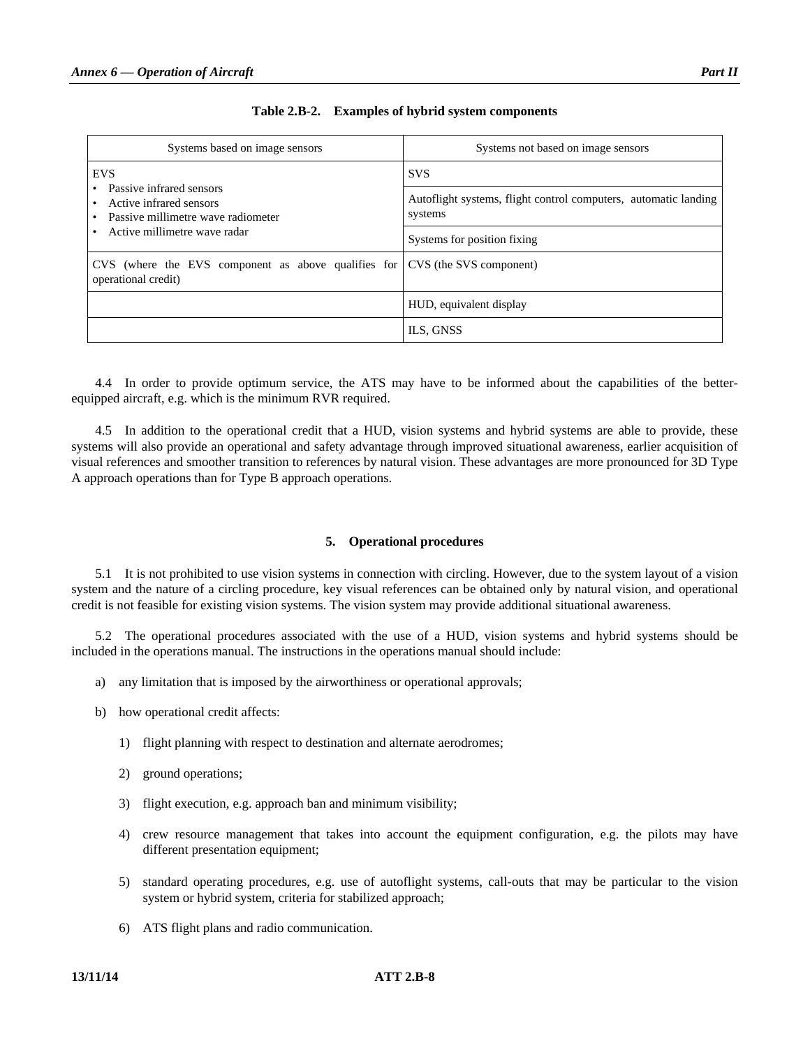**Table 2.B-2. Examples of hybrid system components**

| Systems based on image sensors | Systems not based on image sensors |
|---|---|
| EVS<br>• Passive infrared sensors<br>• Active infrared sensors<br>• Passive millimetre wave radiometer<br>• Active millimetre wave radar | SVS |
| | Autoflight systems, flight control computers, automatic landing systems |
| | Systems for position fixing |
| CVS (where the EVS component as above qualifies for operational credit) | CVS (the SVS component) |
| | HUD, equivalent display |
| | ILS, GNSS |

4.4 In order to provide optimum service, the ATS may have to be informed about the capabilities of the better-equipped aircraft, e.g. which is the minimum RVR required.

4.5 In addition to the operational credit that a HUD, vision systems and hybrid systems are able to provide, these systems will also provide an operational and safety advantage through improved situational awareness, earlier acquisition of visual references and smoother transition to references by natural vision. These advantages are more pronounced for 3D Type A approach operations than for Type B approach operations.

## 5. Operational procedures

5.1 It is not prohibited to use vision systems in connection with circling. However, due to the system layout of a vision system and the nature of a circling procedure, key visual references can be obtained only by natural vision, and operational credit is not feasible for existing vision systems. The vision system may provide additional situational awareness.

5.2 The operational procedures associated with the use of a HUD, vision systems and hybrid systems should be included in the operations manual. The instructions in the operations manual should include:

a) any limitation that is imposed by the airworthiness or operational approvals;

b) how operational credit affects:

   1) flight planning with respect to destination and alternate aerodromes;

   2) ground operations;

   3) flight execution, e.g. approach ban and minimum visibility;

   4) crew resource management that takes into account the equipment configuration, e.g. the pilots may have different presentation equipment;

   5) standard operating procedures, e.g. use of autoflight systems, call-outs that may be particular to the vision system or hybrid system, criteria for stabilized approach;

   6) ATS flight plans and radio communication.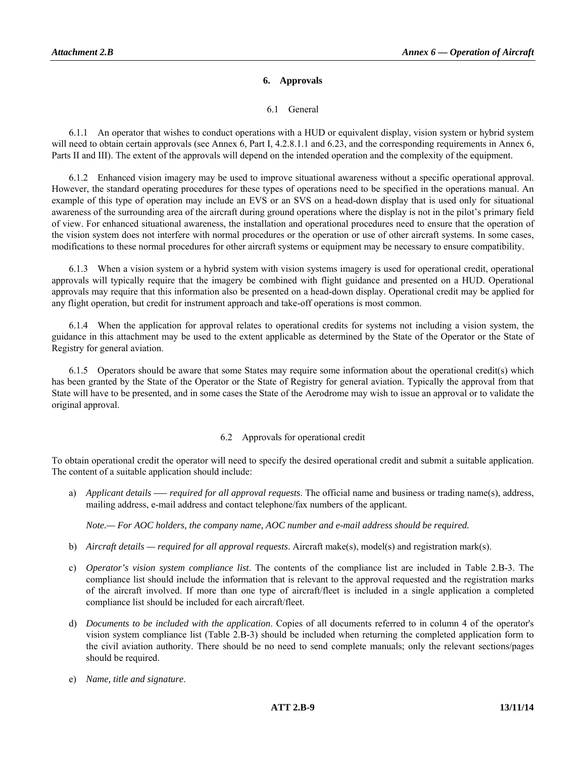## 6. Approvals

### 6.1 General

6.1.1 An operator that wishes to conduct operations with a HUD or equivalent display, vision system or hybrid system will need to obtain certain approvals (see Annex 6, Part I, 4.2.8.1.1 and 6.23, and the corresponding requirements in Annex 6, Parts II and III). The extent of the approvals will depend on the intended operation and the complexity of the equipment.

6.1.2 Enhanced vision imagery may be used to improve situational awareness without a specific operational approval. However, the standard operating procedures for these types of operations need to be specified in the operations manual. An example of this type of operation may include an EVS or an SVS on a head-down display that is used only for situational awareness of the surrounding area of the aircraft during ground operations where the display is not in the pilot's primary field of view. For enhanced situational awareness, the installation and operational procedures need to ensure that the operation of the vision system does not interfere with normal procedures or the operation or use of other aircraft systems. In some cases, modifications to these normal procedures for other aircraft systems or equipment may be necessary to ensure compatibility.

6.1.3 When a vision system or a hybrid system with vision systems imagery is used for operational credit, operational approvals will typically require that the imagery be combined with flight guidance and presented on a HUD. Operational approvals may require that this information also be presented on a head-down display. Operational credit may be applied for any flight operation, but credit for instrument approach and take-off operations is most common.

6.1.4 When the application for approval relates to operational credits for systems not including a vision system, the guidance in this attachment may be used to the extent applicable as determined by the State of the Operator or the State of Registry for general aviation.

6.1.5 Operators should be aware that some States may require some information about the operational credit(s) which has been granted by the State of the Operator or the State of Registry for general aviation. Typically the approval from that State will have to be presented, and in some cases the State of the Aerodrome may wish to issue an approval or to validate the original approval.

### 6.2 Approvals for operational credit

To obtain operational credit the operator will need to specify the desired operational credit and submit a suitable application. The content of a suitable application should include:

a) *Applicant details —– required for all approval requests*. The official name and business or trading name(s), address, mailing address, e-mail address and contact telephone/fax numbers of the applicant.

*Note.— For AOC holders, the company name, AOC number and e-mail address should be required.*

b) *Aircraft details — required for all approval requests*. Aircraft make(s), model(s) and registration mark(s).

c) *Operator's vision system compliance list*. The contents of the compliance list are included in Table 2.B-3. The compliance list should include the information that is relevant to the approval requested and the registration marks of the aircraft involved. If more than one type of aircraft/fleet is included in a single application a completed compliance list should be included for each aircraft/fleet.

d) *Documents to be included with the application*. Copies of all documents referred to in column 4 of the operator's vision system compliance list (Table 2.B-3) should be included when returning the completed application form to the civil aviation authority. There should be no need to send complete manuals; only the relevant sections/pages should be required.

e) *Name, title and signature*.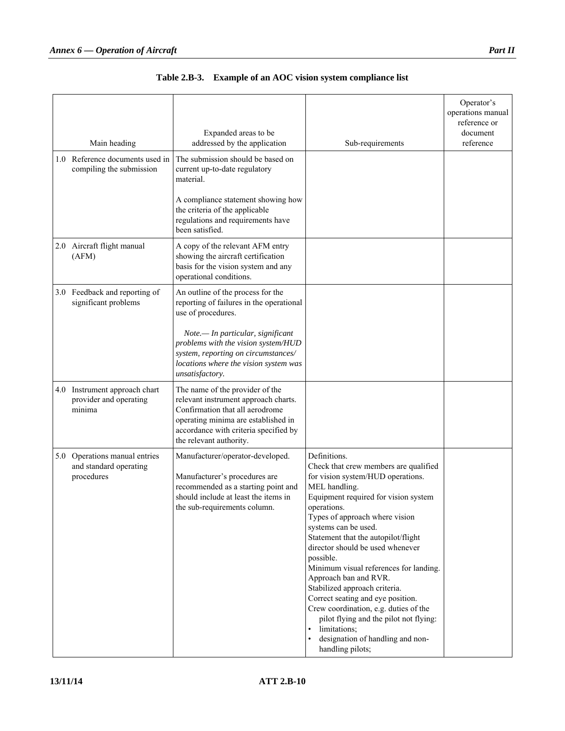**Table 2.B-3. Example of an AOC vision system compliance list**

| Main heading | Expanded areas to be addressed by the application | Sub-requirements | Operator's operations manual reference or document reference |
|---|---|---|---|
| 1.0 Reference documents used in compiling the submission | The submission should be based on current up-to-date regulatory material.<br><br>A compliance statement showing how the criteria of the applicable regulations and requirements have been satisfied. | | |
| 2.0 Aircraft flight manual (AFM) | A copy of the relevant AFM entry showing the aircraft certification basis for the vision system and any operational conditions. | | |
| 3.0 Feedback and reporting of significant problems | An outline of the process for the reporting of failures in the operational use of procedures.<br><br>*Note.— In particular, significant problems with the vision system/HUD system, reporting on circumstances/ locations where the vision system was unsatisfactory.* | | |
| 4.0 Instrument approach chart provider and operating minima | The name of the provider of the relevant instrument approach charts. Confirmation that all aerodrome operating minima are established in accordance with criteria specified by the relevant authority. | | |
| 5.0 Operations manual entries and standard operating procedures | Manufacturer/operator-developed.<br><br>Manufacturer's procedures are recommended as a starting point and should include at least the items in the sub-requirements column. | Definitions.<br>Check that crew members are qualified for vision system/HUD operations.<br>MEL handling.<br>Equipment required for vision system operations.<br>Types of approach where vision systems can be used.<br>Statement that the autopilot/flight director should be used whenever possible.<br>Minimum visual references for landing.<br>Approach ban and RVR.<br>Stabilized approach criteria.<br>Correct seating and eye position.<br>Crew coordination, e.g. duties of the pilot flying and the pilot not flying:<br>• limitations;<br>• designation of handling and non-handling pilots; | |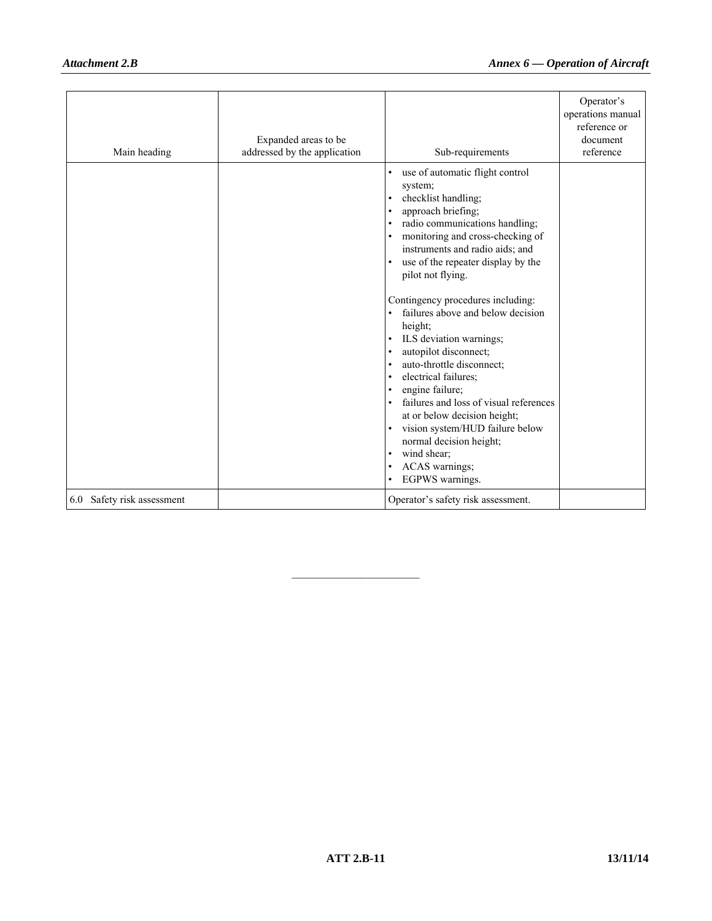| Main heading | Expanded areas to be addressed by the application | Sub-requirements | Operator's operations manual reference or document reference |
|---|---|---|---|
| | | • use of automatic flight control system;<br>• checklist handling;<br>• approach briefing;<br>• radio communications handling;<br>• monitoring and cross-checking of instruments and radio aids; and<br>• use of the repeater display by the pilot not flying.<br><br>Contingency procedures including:<br>• failures above and below decision height;<br>• ILS deviation warnings;<br>• autopilot disconnect;<br>• auto-throttle disconnect;<br>• electrical failures;<br>• engine failure;<br>• failures and loss of visual references at or below decision height;<br>• vision system/HUD failure below normal decision height;<br>• wind shear;<br>• ACAS warnings;<br>• EGPWS warnings. | |
| 6.0 Safety risk assessment | | Operator's safety risk assessment. | |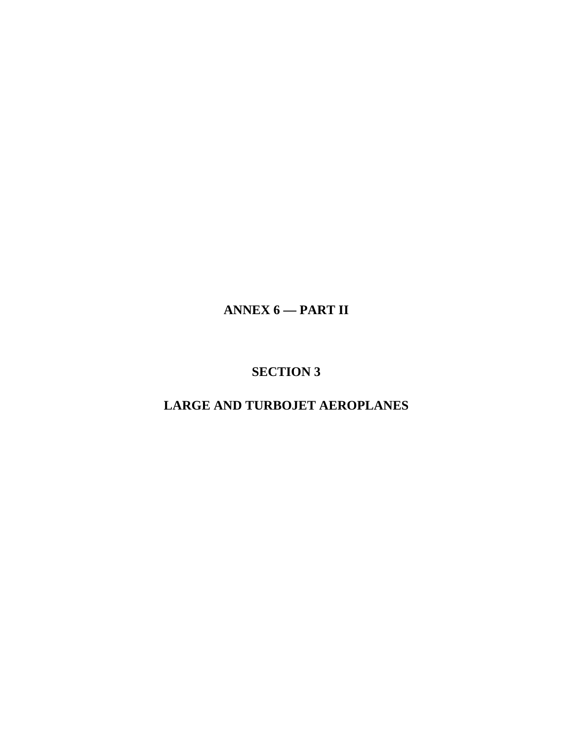# ANNEX 6 — PART II

# SECTION 3

# LARGE AND TURBOJET AEROPLANES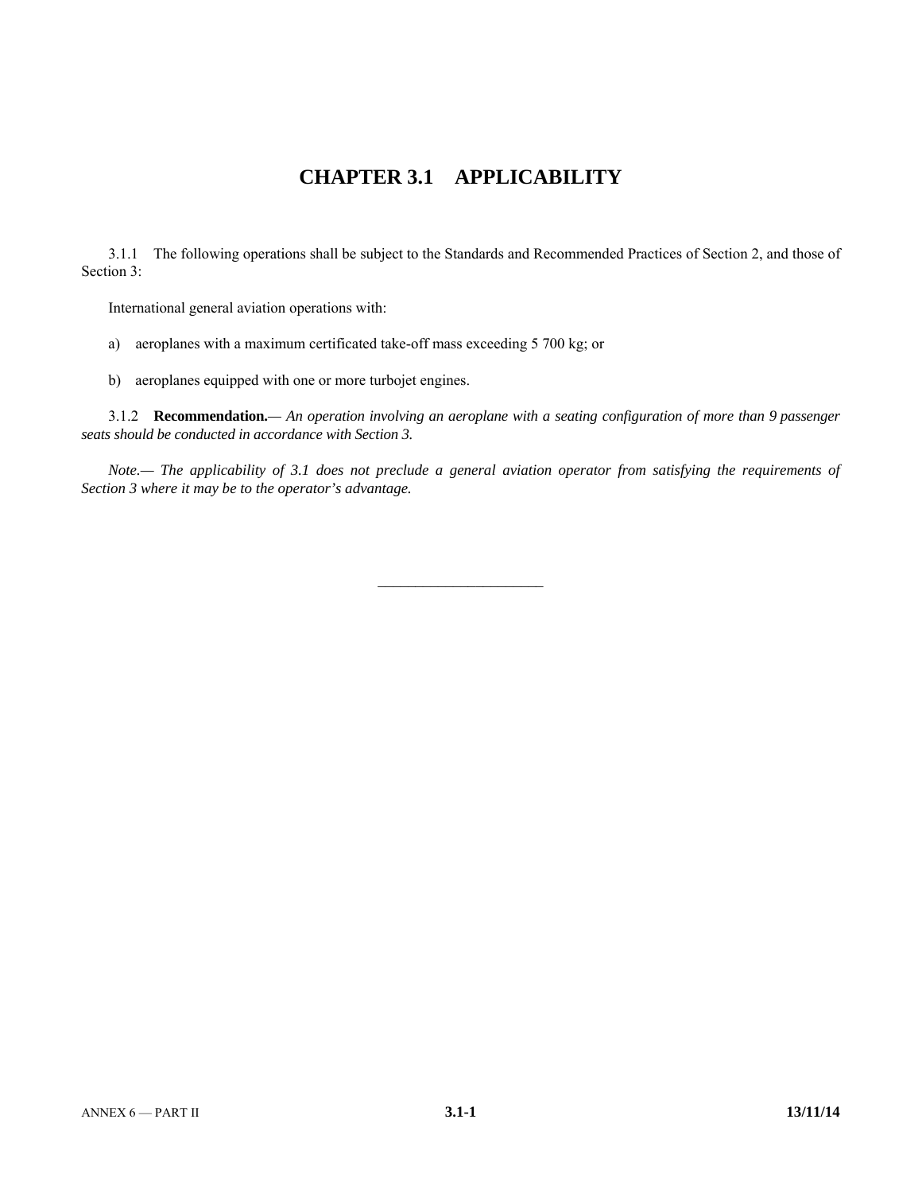# CHAPTER 3.1 APPLICABILITY

3.1.1 The following operations shall be subject to the Standards and Recommended Practices of Section 2, and those of Section 3:

International general aviation operations with:

a) aeroplanes with a maximum certificated take-off mass exceeding 5 700 kg; or

b) aeroplanes equipped with one or more turbojet engines.

3.1.2 **Recommendation.—** *An operation involving an aeroplane with a seating configuration of more than 9 passenger seats should be conducted in accordance with Section 3.*

*Note.— The applicability of 3.1 does not preclude a general aviation operator from satisfying the requirements of Section 3 where it may be to the operator's advantage.*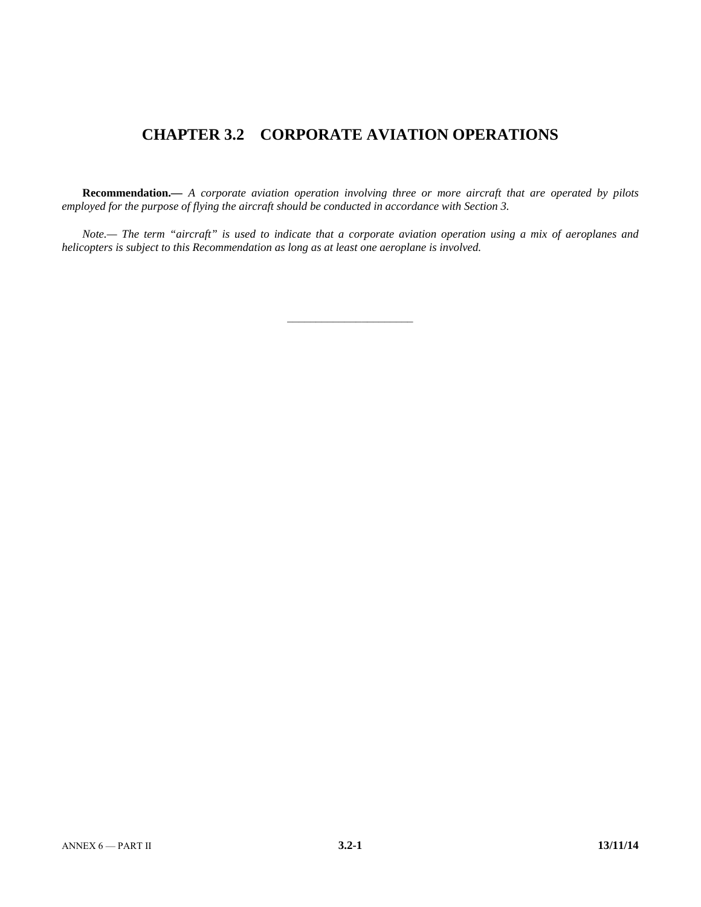# CHAPTER 3.2 CORPORATE AVIATION OPERATIONS

**Recommendation.—** *A corporate aviation operation involving three or more aircraft that are operated by pilots employed for the purpose of flying the aircraft should be conducted in accordance with Section 3.*

*Note.— The term "aircraft" is used to indicate that a corporate aviation operation using a mix of aeroplanes and helicopters is subject to this Recommendation as long as at least one aeroplane is involved.*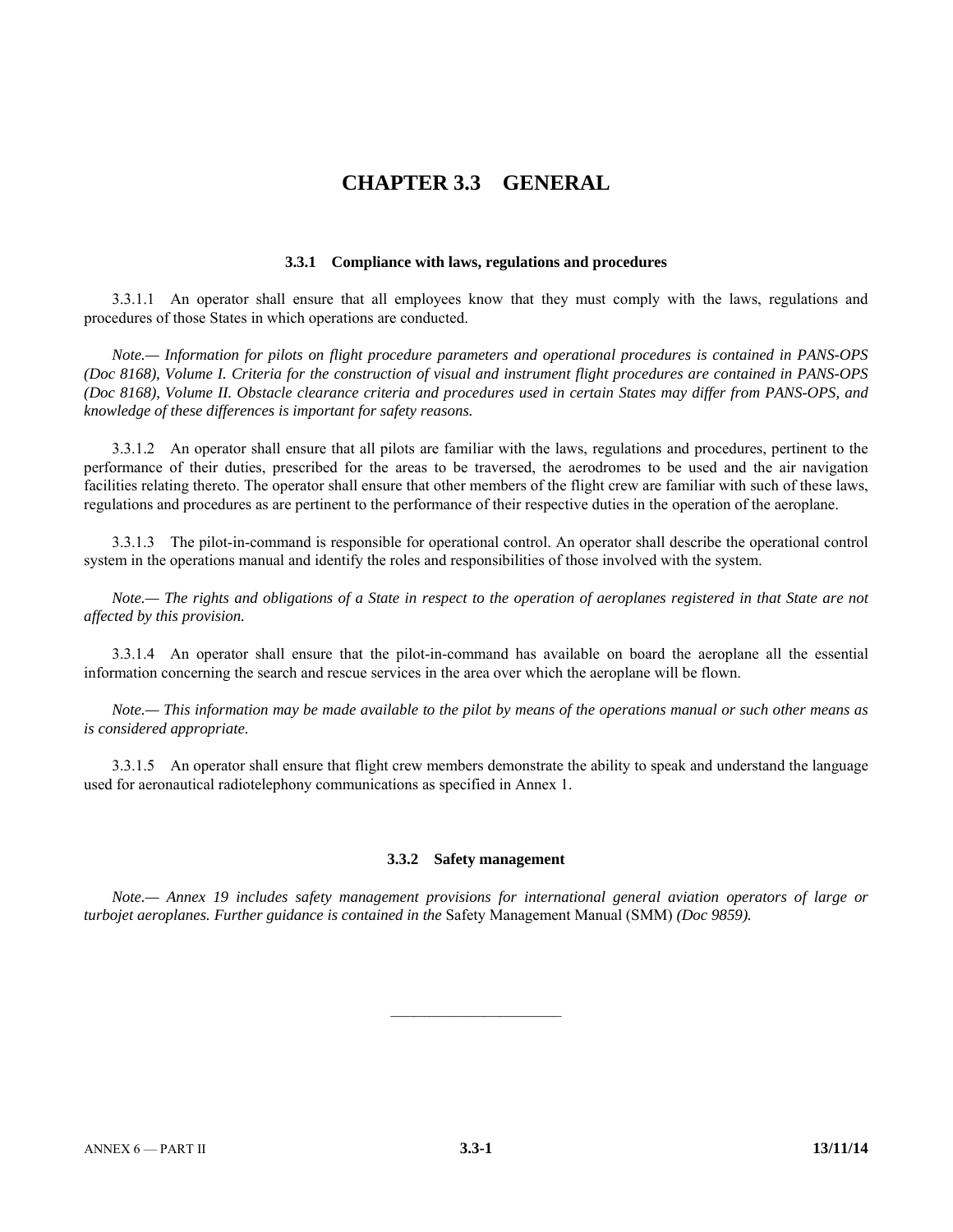# CHAPTER 3.3 GENERAL

### 3.3.1 Compliance with laws, regulations and procedures

3.3.1.1 An operator shall ensure that all employees know that they must comply with the laws, regulations and procedures of those States in which operations are conducted.

*Note.— Information for pilots on flight procedure parameters and operational procedures is contained in PANS-OPS (Doc 8168), Volume I. Criteria for the construction of visual and instrument flight procedures are contained in PANS-OPS (Doc 8168), Volume II. Obstacle clearance criteria and procedures used in certain States may differ from PANS-OPS, and knowledge of these differences is important for safety reasons.*

3.3.1.2 An operator shall ensure that all pilots are familiar with the laws, regulations and procedures, pertinent to the performance of their duties, prescribed for the areas to be traversed, the aerodromes to be used and the air navigation facilities relating thereto. The operator shall ensure that other members of the flight crew are familiar with such of these laws, regulations and procedures as are pertinent to the performance of their respective duties in the operation of the aeroplane.

3.3.1.3 The pilot-in-command is responsible for operational control. An operator shall describe the operational control system in the operations manual and identify the roles and responsibilities of those involved with the system.

*Note.— The rights and obligations of a State in respect to the operation of aeroplanes registered in that State are not affected by this provision.*

3.3.1.4 An operator shall ensure that the pilot-in-command has available on board the aeroplane all the essential information concerning the search and rescue services in the area over which the aeroplane will be flown.

*Note.— This information may be made available to the pilot by means of the operations manual or such other means as is considered appropriate.*

3.3.1.5 An operator shall ensure that flight crew members demonstrate the ability to speak and understand the language used for aeronautical radiotelephony communications as specified in Annex 1.

### 3.3.2 Safety management

*Note.— Annex 19 includes safety management provisions for international general aviation operators of large or turbojet aeroplanes. Further guidance is contained in the* Safety Management Manual (SMM) *(Doc 9859).*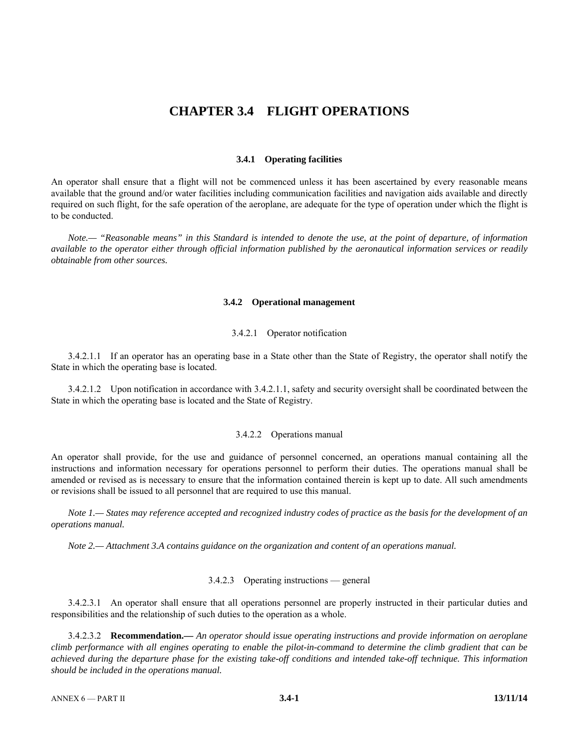# CHAPTER 3.4 FLIGHT OPERATIONS

## 3.4.1 Operating facilities

An operator shall ensure that a flight will not be commenced unless it has been ascertained by every reasonable means available that the ground and/or water facilities including communication facilities and navigation aids available and directly required on such flight, for the safe operation of the aeroplane, are adequate for the type of operation under which the flight is to be conducted.

*Note.— "Reasonable means" in this Standard is intended to denote the use, at the point of departure, of information available to the operator either through official information published by the aeronautical information services or readily obtainable from other sources.*

## 3.4.2 Operational management

### 3.4.2.1 Operator notification

3.4.2.1.1 If an operator has an operating base in a State other than the State of Registry, the operator shall notify the State in which the operating base is located.

3.4.2.1.2 Upon notification in accordance with 3.4.2.1.1, safety and security oversight shall be coordinated between the State in which the operating base is located and the State of Registry.

### 3.4.2.2 Operations manual

An operator shall provide, for the use and guidance of personnel concerned, an operations manual containing all the instructions and information necessary for operations personnel to perform their duties. The operations manual shall be amended or revised as is necessary to ensure that the information contained therein is kept up to date. All such amendments or revisions shall be issued to all personnel that are required to use this manual.

*Note 1.— States may reference accepted and recognized industry codes of practice as the basis for the development of an operations manual.*

*Note 2.— Attachment 3.A contains guidance on the organization and content of an operations manual.*

### 3.4.2.3 Operating instructions — general

3.4.2.3.1 An operator shall ensure that all operations personnel are properly instructed in their particular duties and responsibilities and the relationship of such duties to the operation as a whole.

3.4.2.3.2 **Recommendation.—** *An operator should issue operating instructions and provide information on aeroplane climb performance with all engines operating to enable the pilot-in-command to determine the climb gradient that can be achieved during the departure phase for the existing take-off conditions and intended take-off technique. This information should be included in the operations manual.*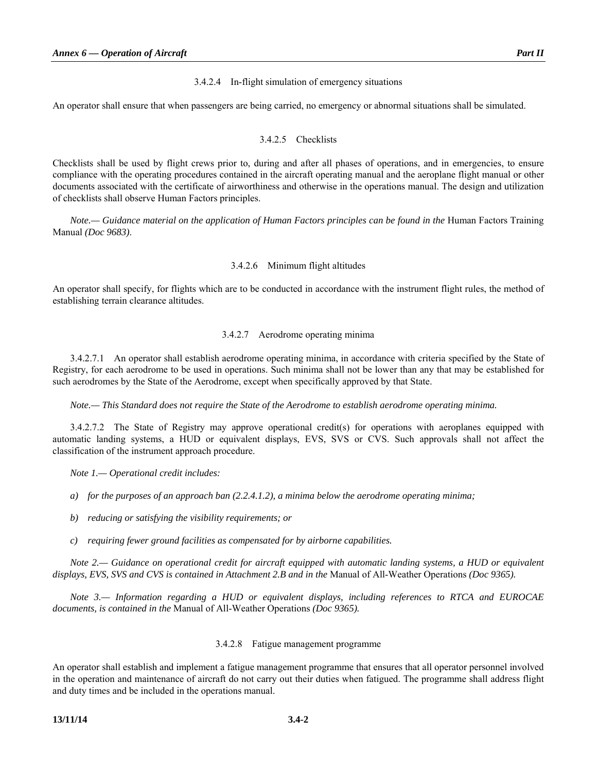#### 3.4.2.4 In-flight simulation of emergency situations

An operator shall ensure that when passengers are being carried, no emergency or abnormal situations shall be simulated.

#### 3.4.2.5 Checklists

Checklists shall be used by flight crews prior to, during and after all phases of operations, and in emergencies, to ensure compliance with the operating procedures contained in the aircraft operating manual and the aeroplane flight manual or other documents associated with the certificate of airworthiness and otherwise in the operations manual. The design and utilization of checklists shall observe Human Factors principles.

*Note.— Guidance material on the application of Human Factors principles can be found in the* Human Factors Training Manual *(Doc 9683)*.

#### 3.4.2.6 Minimum flight altitudes

An operator shall specify, for flights which are to be conducted in accordance with the instrument flight rules, the method of establishing terrain clearance altitudes.

#### 3.4.2.7 Aerodrome operating minima

3.4.2.7.1 An operator shall establish aerodrome operating minima, in accordance with criteria specified by the State of Registry, for each aerodrome to be used in operations. Such minima shall not be lower than any that may be established for such aerodromes by the State of the Aerodrome, except when specifically approved by that State.

*Note.— This Standard does not require the State of the Aerodrome to establish aerodrome operating minima.*

3.4.2.7.2 The State of Registry may approve operational credit(s) for operations with aeroplanes equipped with automatic landing systems, a HUD or equivalent displays, EVS, SVS or CVS. Such approvals shall not affect the classification of the instrument approach procedure.

*Note 1.— Operational credit includes:*

*a) for the purposes of an approach ban (2.2.4.1.2), a minima below the aerodrome operating minima;*

*b) reducing or satisfying the visibility requirements; or*

*c) requiring fewer ground facilities as compensated for by airborne capabilities.*

*Note 2.— Guidance on operational credit for aircraft equipped with automatic landing systems, a HUD or equivalent displays, EVS, SVS and CVS is contained in Attachment 2.B and in the* Manual of All-Weather Operations *(Doc 9365).*

*Note 3.— Information regarding a HUD or equivalent displays, including references to RTCA and EUROCAE documents, is contained in the* Manual of All-Weather Operations *(Doc 9365).*

#### 3.4.2.8 Fatigue management programme

An operator shall establish and implement a fatigue management programme that ensures that all operator personnel involved in the operation and maintenance of aircraft do not carry out their duties when fatigued. The programme shall address flight and duty times and be included in the operations manual.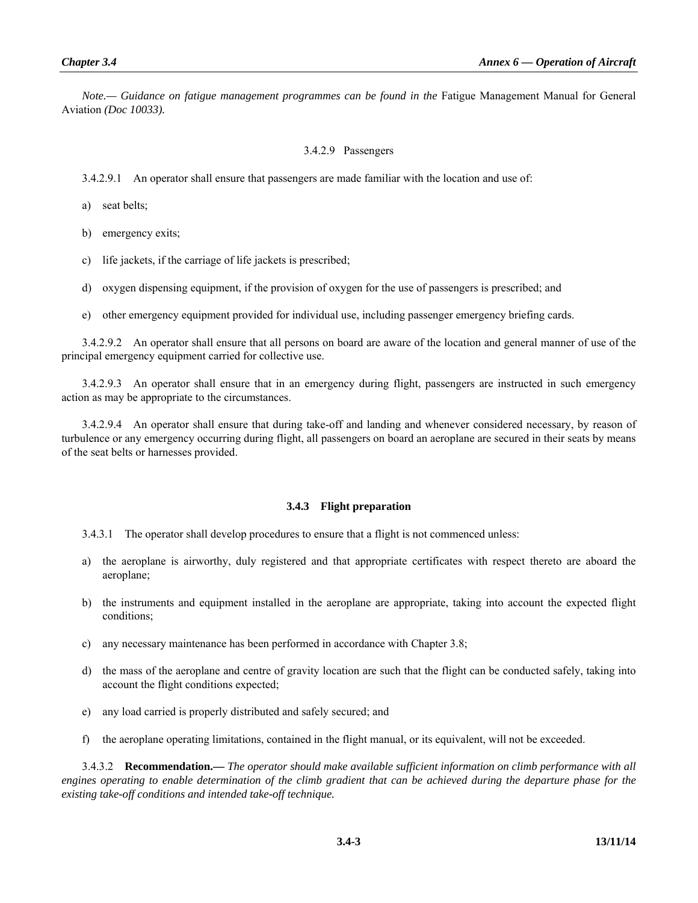*Note.— Guidance on fatigue management programmes can be found in the* Fatigue Management Manual for General Aviation *(Doc 10033).*

3.4.2.9 Passengers

3.4.2.9.1 An operator shall ensure that passengers are made familiar with the location and use of:

a) seat belts;

b) emergency exits;

c) life jackets, if the carriage of life jackets is prescribed;

d) oxygen dispensing equipment, if the provision of oxygen for the use of passengers is prescribed; and

e) other emergency equipment provided for individual use, including passenger emergency briefing cards.

3.4.2.9.2 An operator shall ensure that all persons on board are aware of the location and general manner of use of the principal emergency equipment carried for collective use.

3.4.2.9.3 An operator shall ensure that in an emergency during flight, passengers are instructed in such emergency action as may be appropriate to the circumstances.

3.4.2.9.4 An operator shall ensure that during take-off and landing and whenever considered necessary, by reason of turbulence or any emergency occurring during flight, all passengers on board an aeroplane are secured in their seats by means of the seat belts or harnesses provided.

### 3.4.3 Flight preparation

3.4.3.1 The operator shall develop procedures to ensure that a flight is not commenced unless:

a) the aeroplane is airworthy, duly registered and that appropriate certificates with respect thereto are aboard the aeroplane;

b) the instruments and equipment installed in the aeroplane are appropriate, taking into account the expected flight conditions;

c) any necessary maintenance has been performed in accordance with Chapter 3.8;

d) the mass of the aeroplane and centre of gravity location are such that the flight can be conducted safely, taking into account the flight conditions expected;

e) any load carried is properly distributed and safely secured; and

f) the aeroplane operating limitations, contained in the flight manual, or its equivalent, will not be exceeded.

3.4.3.2 **Recommendation.—** *The operator should make available sufficient information on climb performance with all engines operating to enable determination of the climb gradient that can be achieved during the departure phase for the existing take-off conditions and intended take-off technique.*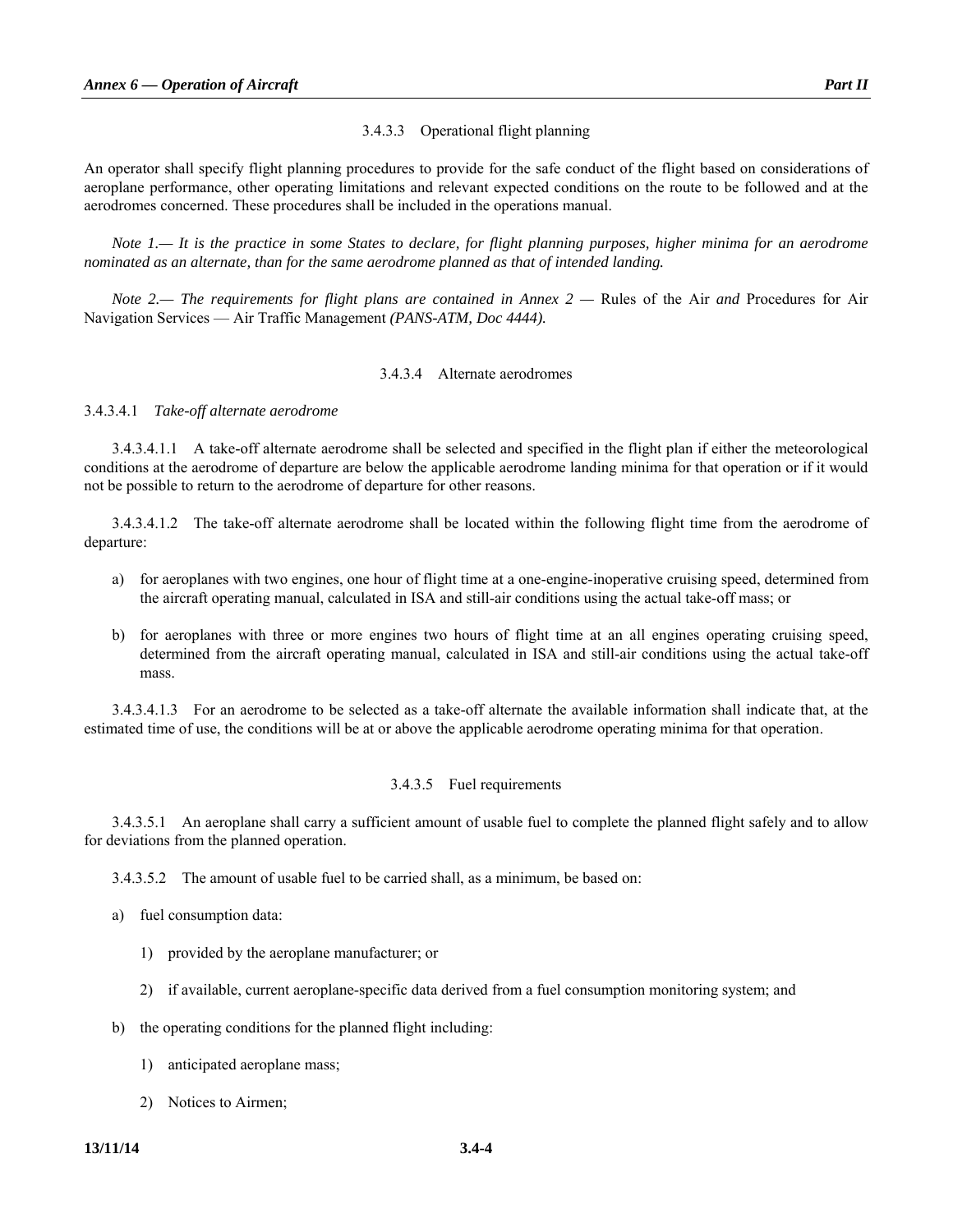### 3.4.3.3 Operational flight planning

An operator shall specify flight planning procedures to provide for the safe conduct of the flight based on considerations of aeroplane performance, other operating limitations and relevant expected conditions on the route to be followed and at the aerodromes concerned. These procedures shall be included in the operations manual.

*Note 1.— It is the practice in some States to declare, for flight planning purposes, higher minima for an aerodrome nominated as an alternate, than for the same aerodrome planned as that of intended landing.*

*Note 2.— The requirements for flight plans are contained in Annex 2 —* Rules of the Air *and* Procedures for Air Navigation Services — Air Traffic Management *(PANS-ATM, Doc 4444).*

### 3.4.3.4 Alternate aerodromes

3.4.3.4.1 *Take-off alternate aerodrome*

3.4.3.4.1.1 A take-off alternate aerodrome shall be selected and specified in the flight plan if either the meteorological conditions at the aerodrome of departure are below the applicable aerodrome landing minima for that operation or if it would not be possible to return to the aerodrome of departure for other reasons.

3.4.3.4.1.2 The take-off alternate aerodrome shall be located within the following flight time from the aerodrome of departure:

a) for aeroplanes with two engines, one hour of flight time at a one-engine-inoperative cruising speed, determined from the aircraft operating manual, calculated in ISA and still-air conditions using the actual take-off mass; or

b) for aeroplanes with three or more engines two hours of flight time at an all engines operating cruising speed, determined from the aircraft operating manual, calculated in ISA and still-air conditions using the actual take-off mass.

3.4.3.4.1.3 For an aerodrome to be selected as a take-off alternate the available information shall indicate that, at the estimated time of use, the conditions will be at or above the applicable aerodrome operating minima for that operation.

### 3.4.3.5 Fuel requirements

3.4.3.5.1 An aeroplane shall carry a sufficient amount of usable fuel to complete the planned flight safely and to allow for deviations from the planned operation.

3.4.3.5.2 The amount of usable fuel to be carried shall, as a minimum, be based on:

a) fuel consumption data:

   1) provided by the aeroplane manufacturer; or

   2) if available, current aeroplane-specific data derived from a fuel consumption monitoring system; and

b) the operating conditions for the planned flight including:

   1) anticipated aeroplane mass;

   2) Notices to Airmen;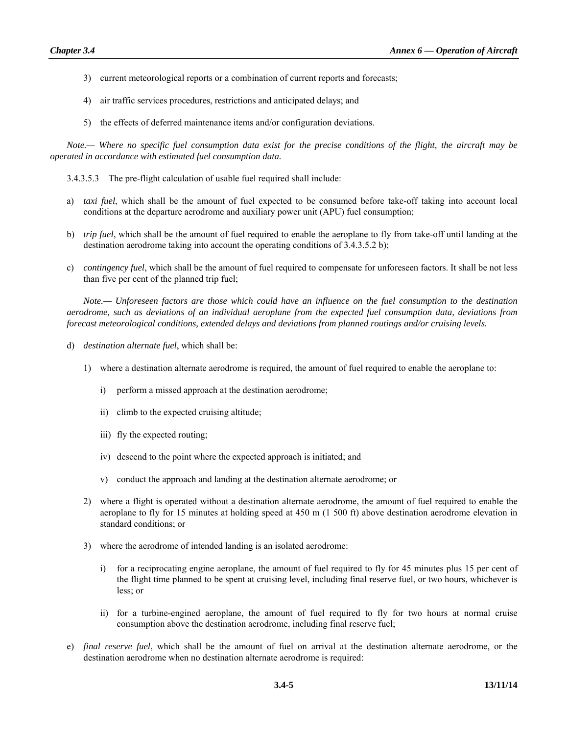3) current meteorological reports or a combination of current reports and forecasts;

4) air traffic services procedures, restrictions and anticipated delays; and

5) the effects of deferred maintenance items and/or configuration deviations.

*Note.— Where no specific fuel consumption data exist for the precise conditions of the flight, the aircraft may be operated in accordance with estimated fuel consumption data.*

3.4.3.5.3 The pre-flight calculation of usable fuel required shall include:

a) *taxi fuel*, which shall be the amount of fuel expected to be consumed before take-off taking into account local conditions at the departure aerodrome and auxiliary power unit (APU) fuel consumption;

b) *trip fuel*, which shall be the amount of fuel required to enable the aeroplane to fly from take-off until landing at the destination aerodrome taking into account the operating conditions of 3.4.3.5.2 b);

c) *contingency fuel*, which shall be the amount of fuel required to compensate for unforeseen factors. It shall be not less than five per cent of the planned trip fuel;

   *Note.— Unforeseen factors are those which could have an influence on the fuel consumption to the destination aerodrome, such as deviations of an individual aeroplane from the expected fuel consumption data, deviations from forecast meteorological conditions, extended delays and deviations from planned routings and/or cruising levels.*

d) *destination alternate fuel*, which shall be:

   1) where a destination alternate aerodrome is required, the amount of fuel required to enable the aeroplane to:

      i) perform a missed approach at the destination aerodrome;

      ii) climb to the expected cruising altitude;

      iii) fly the expected routing;

      iv) descend to the point where the expected approach is initiated; and

      v) conduct the approach and landing at the destination alternate aerodrome; or

   2) where a flight is operated without a destination alternate aerodrome, the amount of fuel required to enable the aeroplane to fly for 15 minutes at holding speed at 450 m (1 500 ft) above destination aerodrome elevation in standard conditions; or

   3) where the aerodrome of intended landing is an isolated aerodrome:

      i) for a reciprocating engine aeroplane, the amount of fuel required to fly for 45 minutes plus 15 per cent of the flight time planned to be spent at cruising level, including final reserve fuel, or two hours, whichever is less; or

      ii) for a turbine-engined aeroplane, the amount of fuel required to fly for two hours at normal cruise consumption above the destination aerodrome, including final reserve fuel;

e) *final reserve fuel*, which shall be the amount of fuel on arrival at the destination alternate aerodrome, or the destination aerodrome when no destination alternate aerodrome is required: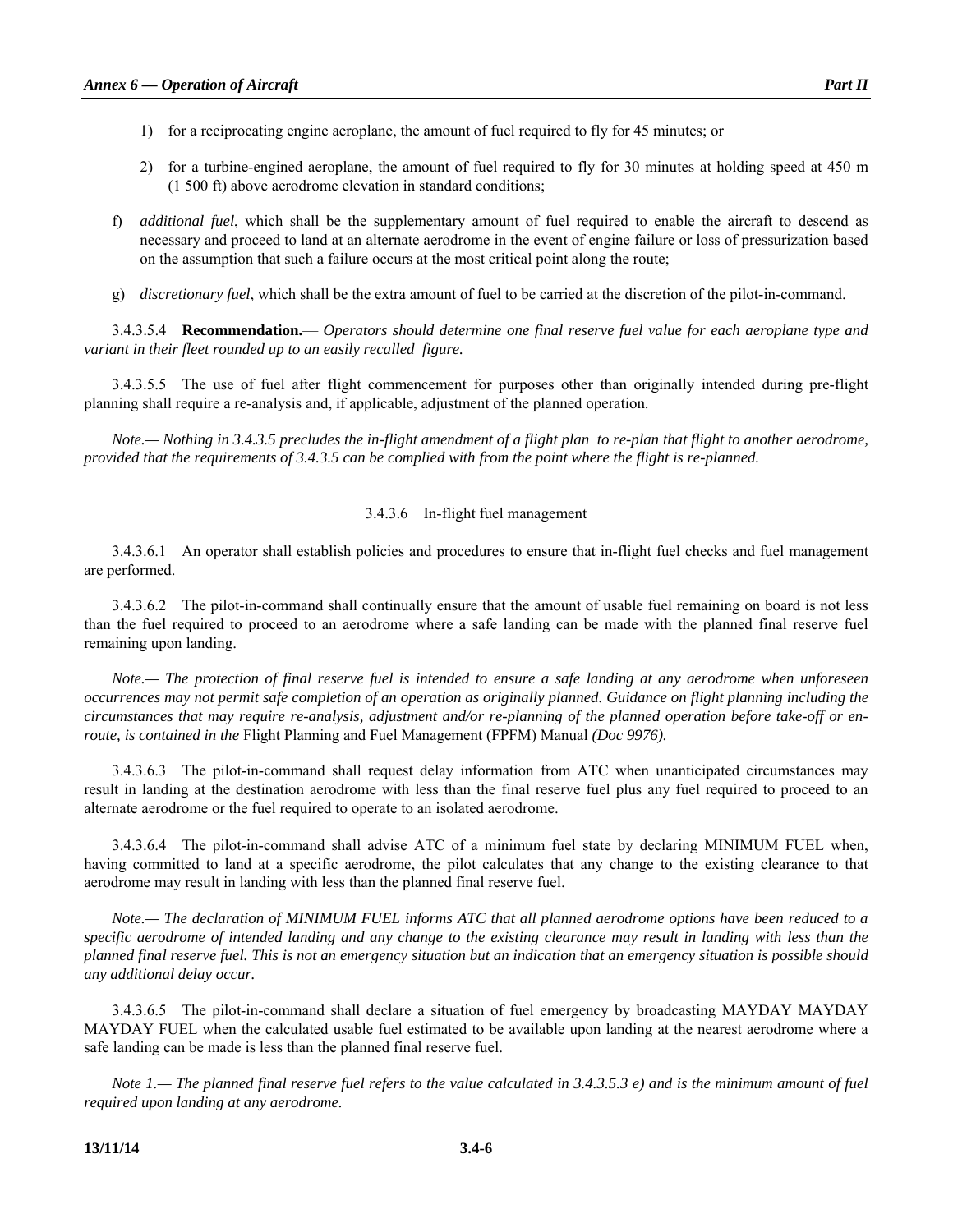1) for a reciprocating engine aeroplane, the amount of fuel required to fly for 45 minutes; or

2) for a turbine-engined aeroplane, the amount of fuel required to fly for 30 minutes at holding speed at 450 m (1 500 ft) above aerodrome elevation in standard conditions;

f) *additional fuel*, which shall be the supplementary amount of fuel required to enable the aircraft to descend as necessary and proceed to land at an alternate aerodrome in the event of engine failure or loss of pressurization based on the assumption that such a failure occurs at the most critical point along the route;

g) *discretionary fuel*, which shall be the extra amount of fuel to be carried at the discretion of the pilot-in-command.

3.4.3.5.4 **Recommendation.**— *Operators should determine one final reserve fuel value for each aeroplane type and variant in their fleet rounded up to an easily recalled figure.*

3.4.3.5.5 The use of fuel after flight commencement for purposes other than originally intended during pre-flight planning shall require a re-analysis and, if applicable, adjustment of the planned operation.

*Note.— Nothing in 3.4.3.5 precludes the in-flight amendment of a flight plan to re-plan that flight to another aerodrome, provided that the requirements of 3.4.3.5 can be complied with from the point where the flight is re-planned.*

### 3.4.3.6 In-flight fuel management

3.4.3.6.1 An operator shall establish policies and procedures to ensure that in-flight fuel checks and fuel management are performed.

3.4.3.6.2 The pilot-in-command shall continually ensure that the amount of usable fuel remaining on board is not less than the fuel required to proceed to an aerodrome where a safe landing can be made with the planned final reserve fuel remaining upon landing.

*Note.— The protection of final reserve fuel is intended to ensure a safe landing at any aerodrome when unforeseen occurrences may not permit safe completion of an operation as originally planned. Guidance on flight planning including the circumstances that may require re-analysis, adjustment and/or re-planning of the planned operation before take-off or en-route, is contained in the* Flight Planning and Fuel Management (FPFM) Manual *(Doc 9976).*

3.4.3.6.3 The pilot-in-command shall request delay information from ATC when unanticipated circumstances may result in landing at the destination aerodrome with less than the final reserve fuel plus any fuel required to proceed to an alternate aerodrome or the fuel required to operate to an isolated aerodrome.

3.4.3.6.4 The pilot-in-command shall advise ATC of a minimum fuel state by declaring MINIMUM FUEL when, having committed to land at a specific aerodrome, the pilot calculates that any change to the existing clearance to that aerodrome may result in landing with less than the planned final reserve fuel.

*Note.— The declaration of MINIMUM FUEL informs ATC that all planned aerodrome options have been reduced to a specific aerodrome of intended landing and any change to the existing clearance may result in landing with less than the planned final reserve fuel. This is not an emergency situation but an indication that an emergency situation is possible should any additional delay occur.*

3.4.3.6.5 The pilot-in-command shall declare a situation of fuel emergency by broadcasting MAYDAY MAYDAY MAYDAY FUEL when the calculated usable fuel estimated to be available upon landing at the nearest aerodrome where a safe landing can be made is less than the planned final reserve fuel.

*Note 1.— The planned final reserve fuel refers to the value calculated in 3.4.3.5.3 e) and is the minimum amount of fuel required upon landing at any aerodrome.*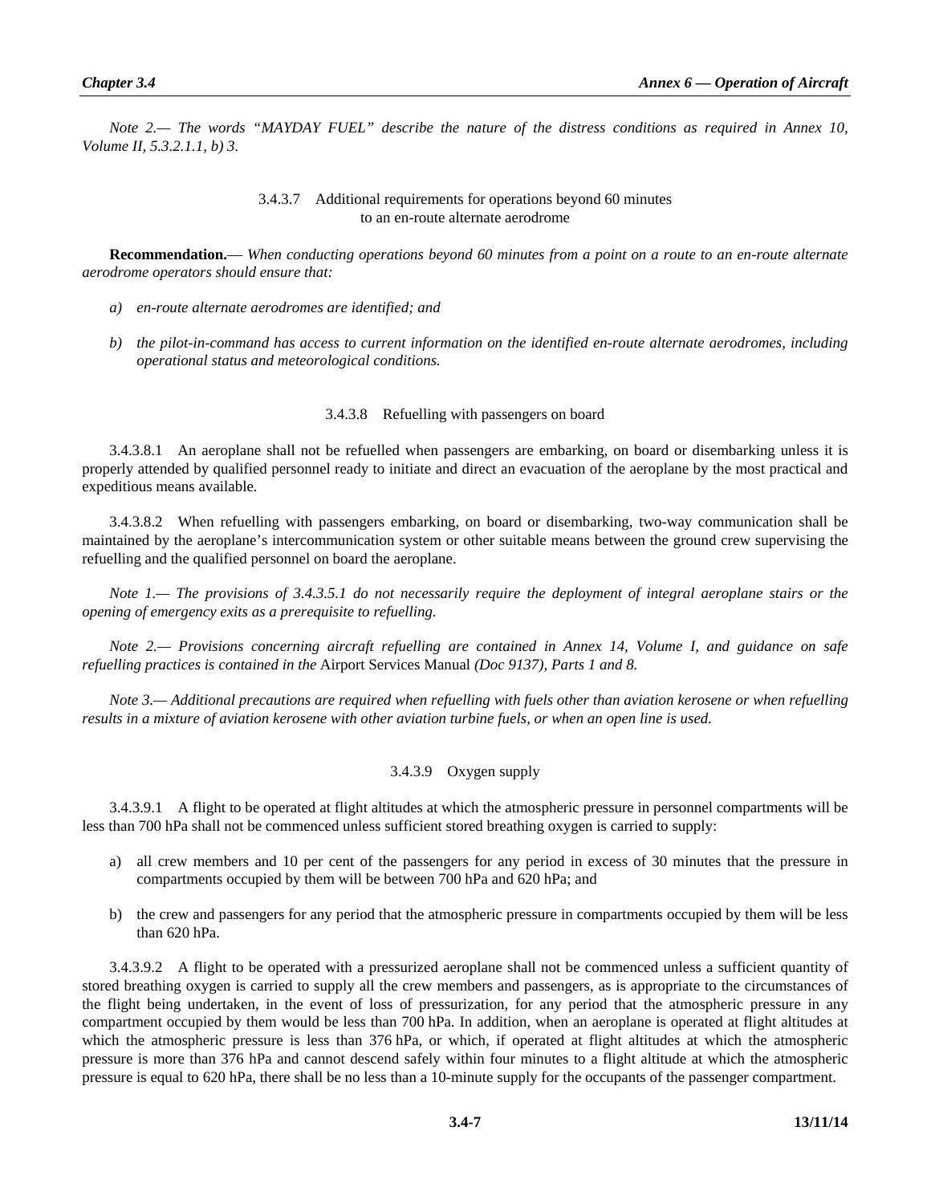*Note 2.— The words "MAYDAY FUEL" describe the nature of the distress conditions as required in Annex 10, Volume II, 5.3.2.1.1, b) 3.*

### 3.4.3.7 Additional requirements for operations beyond 60 minutes to an en-route alternate aerodrome

**Recommendation.**— *When conducting operations beyond 60 minutes from a point on a route to an en-route alternate aerodrome operators should ensure that:*

*a) en-route alternate aerodromes are identified; and*

*b) the pilot-in-command has access to current information on the identified en-route alternate aerodromes, including operational status and meteorological conditions.*

### 3.4.3.8 Refuelling with passengers on board

3.4.3.8.1 An aeroplane shall not be refuelled when passengers are embarking, on board or disembarking unless it is properly attended by qualified personnel ready to initiate and direct an evacuation of the aeroplane by the most practical and expeditious means available.

3.4.3.8.2 When refuelling with passengers embarking, on board or disembarking, two-way communication shall be maintained by the aeroplane's intercommunication system or other suitable means between the ground crew supervising the refuelling and the qualified personnel on board the aeroplane.

*Note 1.— The provisions of 3.4.3.5.1 do not necessarily require the deployment of integral aeroplane stairs or the opening of emergency exits as a prerequisite to refuelling.*

*Note 2.— Provisions concerning aircraft refuelling are contained in Annex 14, Volume I, and guidance on safe refuelling practices is contained in the* Airport Services Manual *(Doc 9137), Parts 1 and 8.*

*Note 3.— Additional precautions are required when refuelling with fuels other than aviation kerosene or when refuelling results in a mixture of aviation kerosene with other aviation turbine fuels, or when an open line is used.*

### 3.4.3.9 Oxygen supply

3.4.3.9.1 A flight to be operated at flight altitudes at which the atmospheric pressure in personnel compartments will be less than 700 hPa shall not be commenced unless sufficient stored breathing oxygen is carried to supply:

a) all crew members and 10 per cent of the passengers for any period in excess of 30 minutes that the pressure in compartments occupied by them will be between 700 hPa and 620 hPa; and

b) the crew and passengers for any period that the atmospheric pressure in compartments occupied by them will be less than 620 hPa.

3.4.3.9.2 A flight to be operated with a pressurized aeroplane shall not be commenced unless a sufficient quantity of stored breathing oxygen is carried to supply all the crew members and passengers, as is appropriate to the circumstances of the flight being undertaken, in the event of loss of pressurization, for any period that the atmospheric pressure in any compartment occupied by them would be less than 700 hPa. In addition, when an aeroplane is operated at flight altitudes at which the atmospheric pressure is less than 376 hPa, or which, if operated at flight altitudes at which the atmospheric pressure is more than 376 hPa and cannot descend safely within four minutes to a flight altitude at which the atmospheric pressure is equal to 620 hPa, there shall be no less than a 10-minute supply for the occupants of the passenger compartment.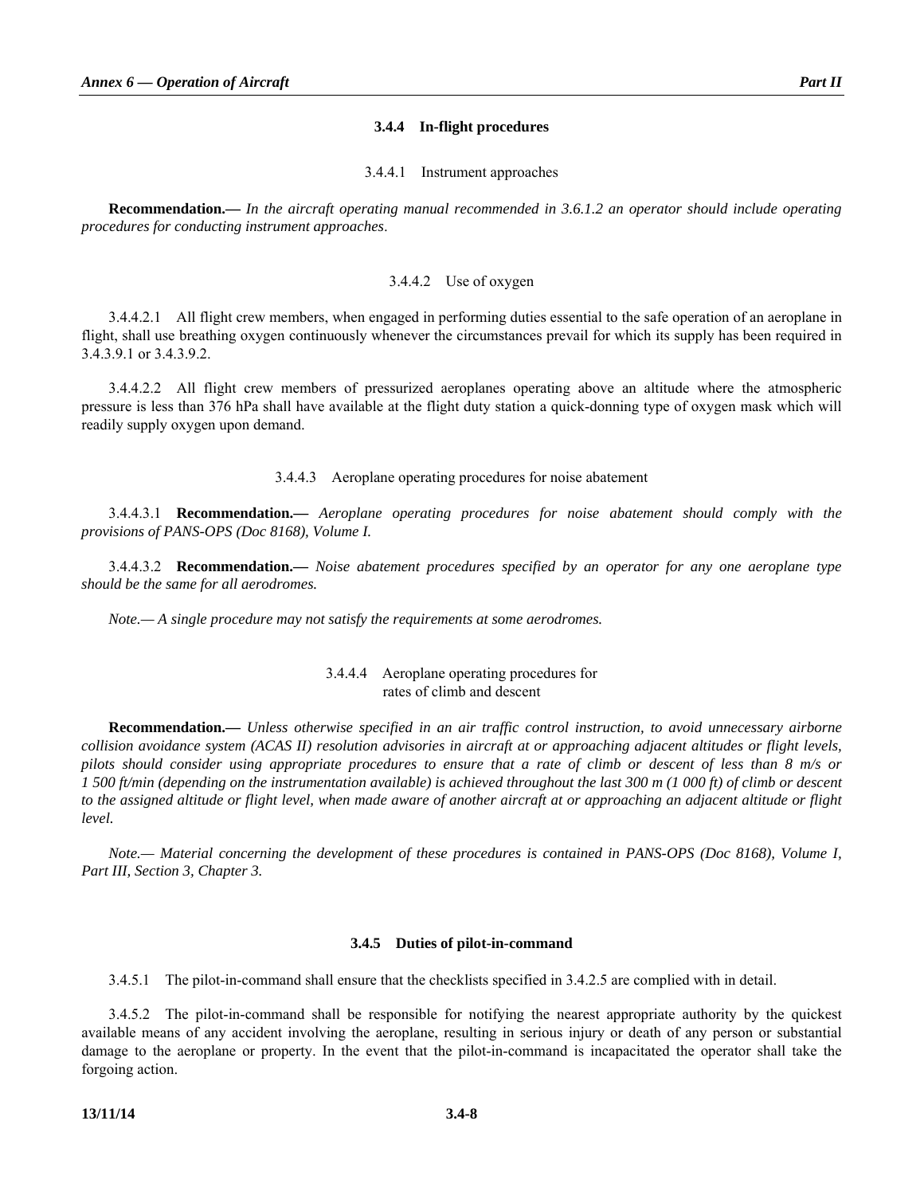### 3.4.4 In-flight procedures

#### 3.4.4.1 Instrument approaches

**Recommendation.—** *In the aircraft operating manual recommended in 3.6.1.2 an operator should include operating procedures for conducting instrument approaches*.

#### 3.4.4.2 Use of oxygen

3.4.4.2.1 All flight crew members, when engaged in performing duties essential to the safe operation of an aeroplane in flight, shall use breathing oxygen continuously whenever the circumstances prevail for which its supply has been required in 3.4.3.9.1 or 3.4.3.9.2.

3.4.4.2.2 All flight crew members of pressurized aeroplanes operating above an altitude where the atmospheric pressure is less than 376 hPa shall have available at the flight duty station a quick-donning type of oxygen mask which will readily supply oxygen upon demand.

#### 3.4.4.3 Aeroplane operating procedures for noise abatement

3.4.4.3.1 **Recommendation.—** *Aeroplane operating procedures for noise abatement should comply with the provisions of PANS-OPS (Doc 8168), Volume I.*

3.4.4.3.2 **Recommendation.—** *Noise abatement procedures specified by an operator for any one aeroplane type should be the same for all aerodromes.*

*Note.— A single procedure may not satisfy the requirements at some aerodromes.*

#### 3.4.4.4 Aeroplane operating procedures for rates of climb and descent

**Recommendation.—** *Unless otherwise specified in an air traffic control instruction, to avoid unnecessary airborne collision avoidance system (ACAS II) resolution advisories in aircraft at or approaching adjacent altitudes or flight levels, pilots should consider using appropriate procedures to ensure that a rate of climb or descent of less than 8 m/s or 1 500 ft/min (depending on the instrumentation available) is achieved throughout the last 300 m (1 000 ft) of climb or descent to the assigned altitude or flight level, when made aware of another aircraft at or approaching an adjacent altitude or flight level.*

*Note.— Material concerning the development of these procedures is contained in PANS-OPS (Doc 8168), Volume I, Part III, Section 3, Chapter 3.*

### 3.4.5 Duties of pilot-in-command

3.4.5.1 The pilot-in-command shall ensure that the checklists specified in 3.4.2.5 are complied with in detail.

3.4.5.2 The pilot-in-command shall be responsible for notifying the nearest appropriate authority by the quickest available means of any accident involving the aeroplane, resulting in serious injury or death of any person or substantial damage to the aeroplane or property. In the event that the pilot-in-command is incapacitated the operator shall take the forgoing action.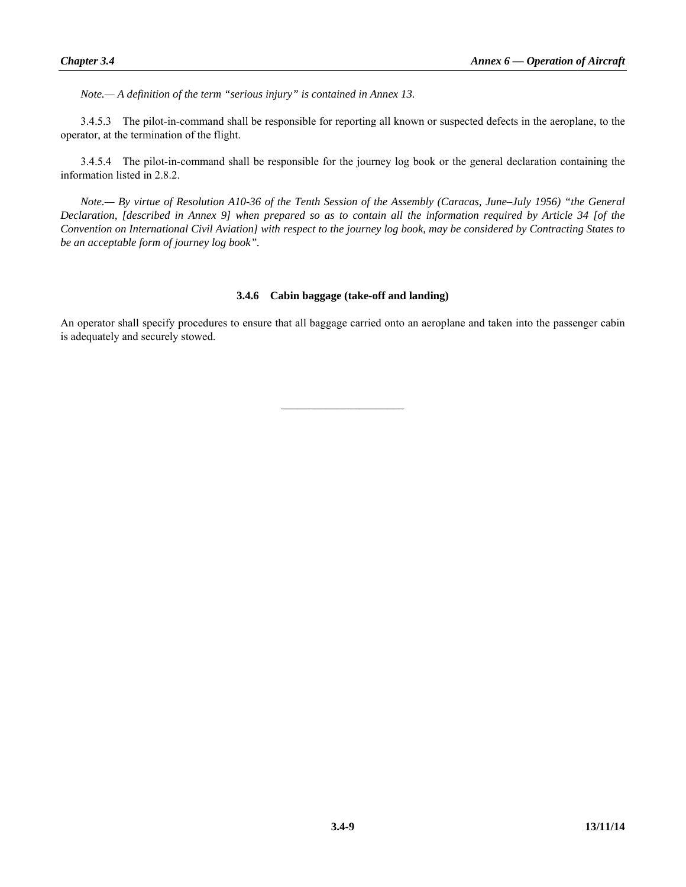*Note.— A definition of the term "serious injury" is contained in Annex 13.*

3.4.5.3 The pilot-in-command shall be responsible for reporting all known or suspected defects in the aeroplane, to the operator, at the termination of the flight.

3.4.5.4 The pilot-in-command shall be responsible for the journey log book or the general declaration containing the information listed in 2.8.2.

*Note.— By virtue of Resolution A10-36 of the Tenth Session of the Assembly (Caracas, June–July 1956) "the General Declaration, [described in Annex 9] when prepared so as to contain all the information required by Article 34 [of the Convention on International Civil Aviation] with respect to the journey log book, may be considered by Contracting States to be an acceptable form of journey log book".*

### 3.4.6 Cabin baggage (take-off and landing)

An operator shall specify procedures to ensure that all baggage carried onto an aeroplane and taken into the passenger cabin is adequately and securely stowed.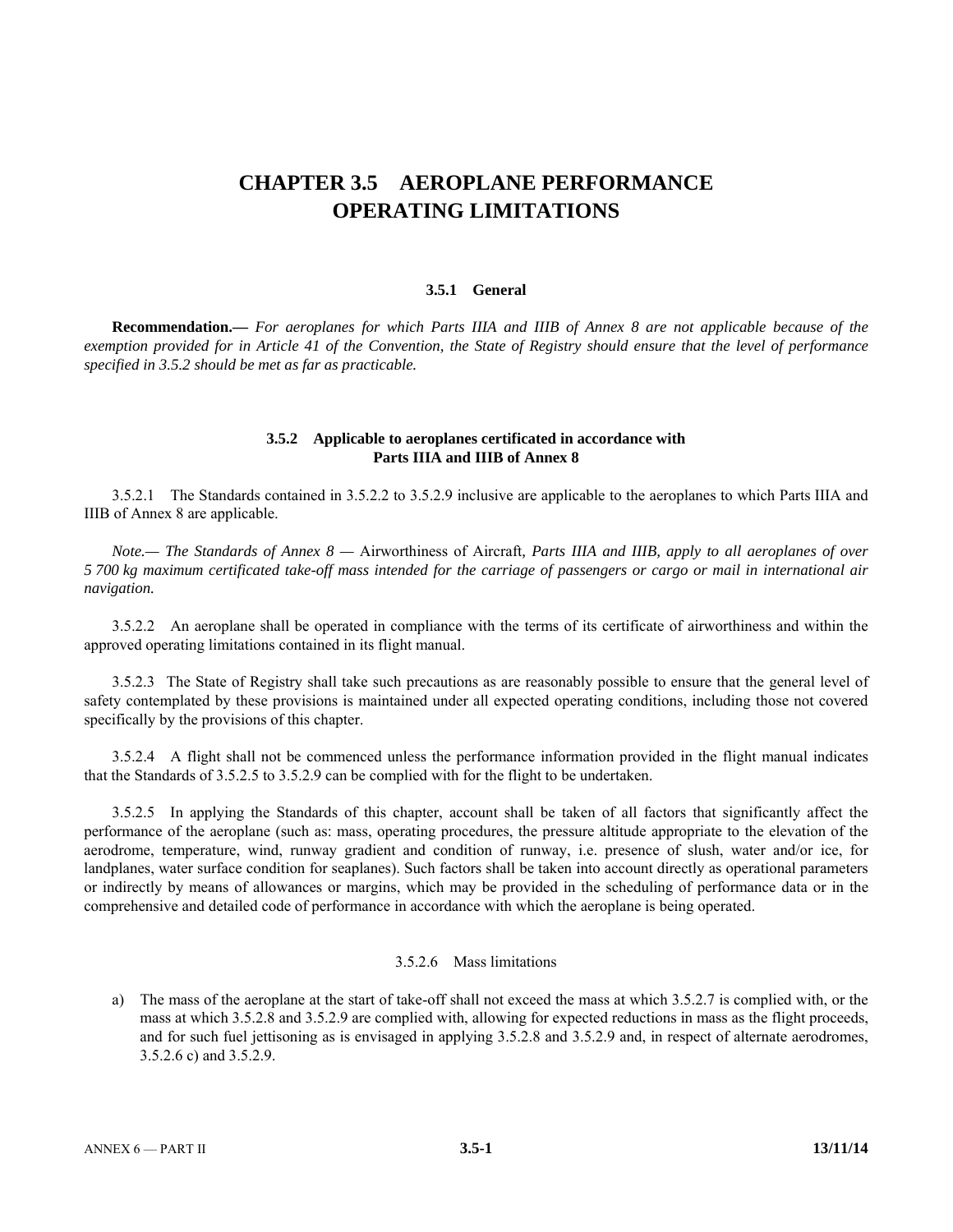# CHAPTER 3.5 AEROPLANE PERFORMANCE OPERATING LIMITATIONS

## 3.5.1 General

**Recommendation.—** *For aeroplanes for which Parts IIIA and IIIB of Annex 8 are not applicable because of the exemption provided for in Article 41 of the Convention, the State of Registry should ensure that the level of performance specified in 3.5.2 should be met as far as practicable.*

## 3.5.2 Applicable to aeroplanes certificated in accordance with Parts IIIA and IIIB of Annex 8

3.5.2.1 The Standards contained in 3.5.2.2 to 3.5.2.9 inclusive are applicable to the aeroplanes to which Parts IIIA and IIIB of Annex 8 are applicable.

*Note.— The Standards of Annex 8 —* Airworthiness of Aircraft*, Parts IIIA and IIIB, apply to all aeroplanes of over 5 700 kg maximum certificated take-off mass intended for the carriage of passengers or cargo or mail in international air navigation.*

3.5.2.2 An aeroplane shall be operated in compliance with the terms of its certificate of airworthiness and within the approved operating limitations contained in its flight manual.

3.5.2.3 The State of Registry shall take such precautions as are reasonably possible to ensure that the general level of safety contemplated by these provisions is maintained under all expected operating conditions, including those not covered specifically by the provisions of this chapter.

3.5.2.4 A flight shall not be commenced unless the performance information provided in the flight manual indicates that the Standards of 3.5.2.5 to 3.5.2.9 can be complied with for the flight to be undertaken.

3.5.2.5 In applying the Standards of this chapter, account shall be taken of all factors that significantly affect the performance of the aeroplane (such as: mass, operating procedures, the pressure altitude appropriate to the elevation of the aerodrome, temperature, wind, runway gradient and condition of runway, i.e. presence of slush, water and/or ice, for landplanes, water surface condition for seaplanes). Such factors shall be taken into account directly as operational parameters or indirectly by means of allowances or margins, which may be provided in the scheduling of performance data or in the comprehensive and detailed code of performance in accordance with which the aeroplane is being operated.

### 3.5.2.6 Mass limitations

a) The mass of the aeroplane at the start of take-off shall not exceed the mass at which 3.5.2.7 is complied with, or the mass at which 3.5.2.8 and 3.5.2.9 are complied with, allowing for expected reductions in mass as the flight proceeds, and for such fuel jettisoning as is envisaged in applying 3.5.2.8 and 3.5.2.9 and, in respect of alternate aerodromes, 3.5.2.6 c) and 3.5.2.9.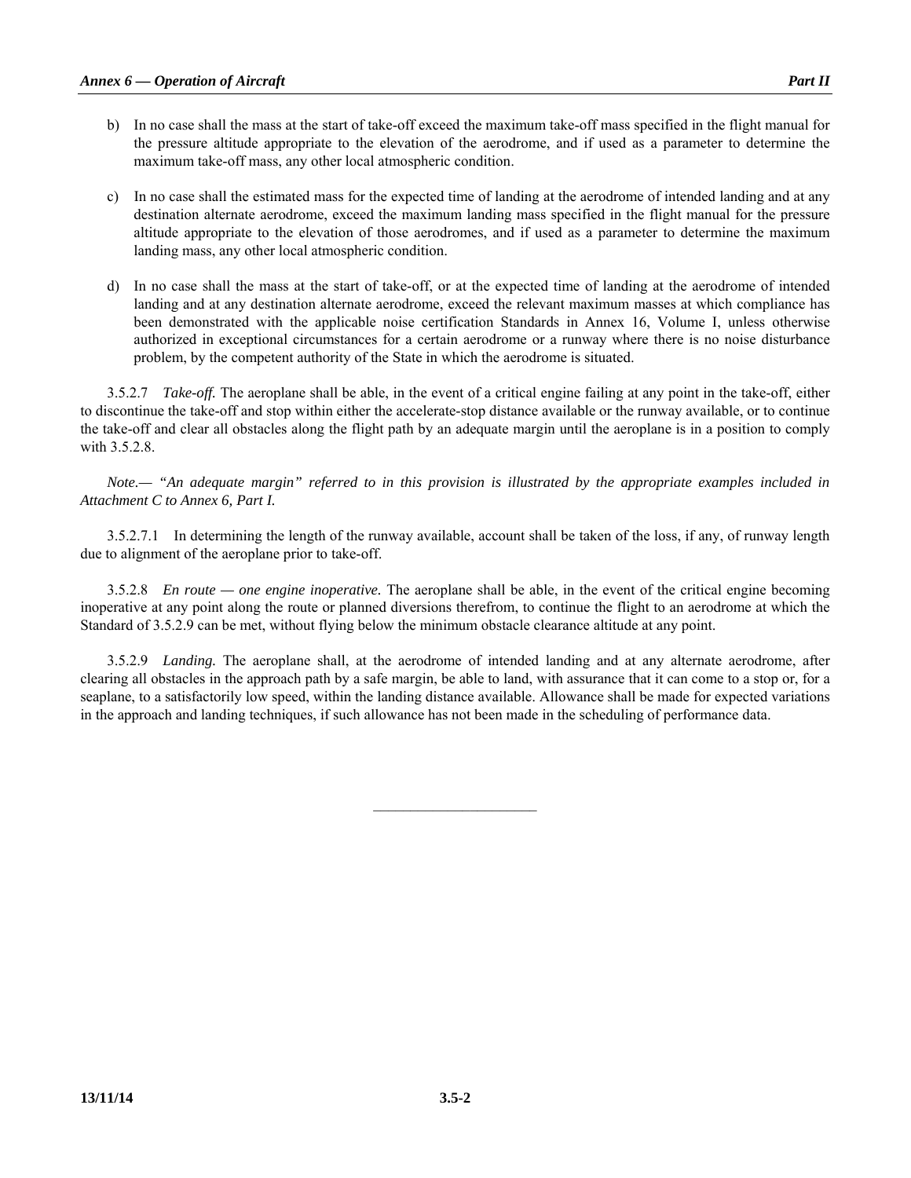b) In no case shall the mass at the start of take-off exceed the maximum take-off mass specified in the flight manual for the pressure altitude appropriate to the elevation of the aerodrome, and if used as a parameter to determine the maximum take-off mass, any other local atmospheric condition.

c) In no case shall the estimated mass for the expected time of landing at the aerodrome of intended landing and at any destination alternate aerodrome, exceed the maximum landing mass specified in the flight manual for the pressure altitude appropriate to the elevation of those aerodromes, and if used as a parameter to determine the maximum landing mass, any other local atmospheric condition.

d) In no case shall the mass at the start of take-off, or at the expected time of landing at the aerodrome of intended landing and at any destination alternate aerodrome, exceed the relevant maximum masses at which compliance has been demonstrated with the applicable noise certification Standards in Annex 16, Volume I, unless otherwise authorized in exceptional circumstances for a certain aerodrome or a runway where there is no noise disturbance problem, by the competent authority of the State in which the aerodrome is situated.

3.5.2.7 *Take-off.* The aeroplane shall be able, in the event of a critical engine failing at any point in the take-off, either to discontinue the take-off and stop within either the accelerate-stop distance available or the runway available, or to continue the take-off and clear all obstacles along the flight path by an adequate margin until the aeroplane is in a position to comply with 3.5.2.8.

*Note.— "An adequate margin" referred to in this provision is illustrated by the appropriate examples included in Attachment C to Annex 6, Part I.*

3.5.2.7.1 In determining the length of the runway available, account shall be taken of the loss, if any, of runway length due to alignment of the aeroplane prior to take-off.

3.5.2.8 *En route — one engine inoperative.* The aeroplane shall be able, in the event of the critical engine becoming inoperative at any point along the route or planned diversions therefrom, to continue the flight to an aerodrome at which the Standard of 3.5.2.9 can be met, without flying below the minimum obstacle clearance altitude at any point.

3.5.2.9 *Landing.* The aeroplane shall, at the aerodrome of intended landing and at any alternate aerodrome, after clearing all obstacles in the approach path by a safe margin, be able to land, with assurance that it can come to a stop or, for a seaplane, to a satisfactorily low speed, within the landing distance available. Allowance shall be made for expected variations in the approach and landing techniques, if such allowance has not been made in the scheduling of performance data.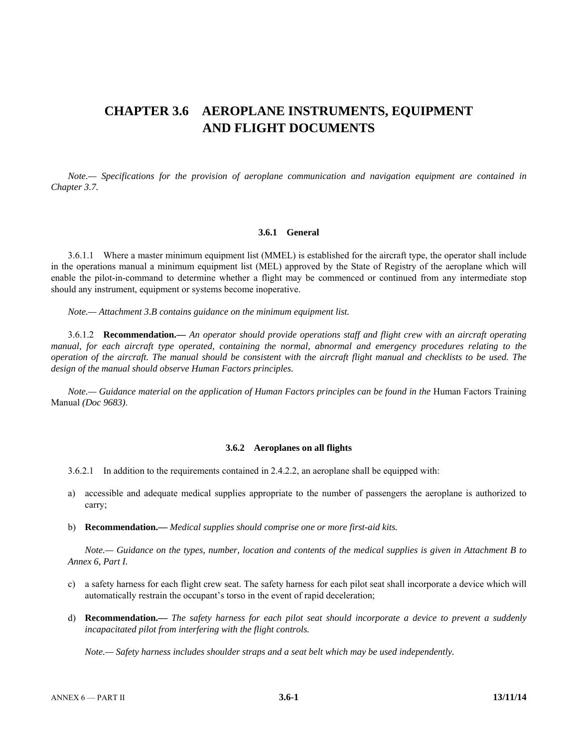# CHAPTER 3.6 AEROPLANE INSTRUMENTS, EQUIPMENT AND FLIGHT DOCUMENTS

*Note.— Specifications for the provision of aeroplane communication and navigation equipment are contained in Chapter 3.7.*

### 3.6.1 General

3.6.1.1 Where a master minimum equipment list (MMEL) is established for the aircraft type, the operator shall include in the operations manual a minimum equipment list (MEL) approved by the State of Registry of the aeroplane which will enable the pilot-in-command to determine whether a flight may be commenced or continued from any intermediate stop should any instrument, equipment or systems become inoperative.

*Note.— Attachment 3.B contains guidance on the minimum equipment list.*

3.6.1.2 **Recommendation.—** *An operator should provide operations staff and flight crew with an aircraft operating manual, for each aircraft type operated, containing the normal, abnormal and emergency procedures relating to the operation of the aircraft. The manual should be consistent with the aircraft flight manual and checklists to be used. The design of the manual should observe Human Factors principles.*

*Note.— Guidance material on the application of Human Factors principles can be found in the* Human Factors Training Manual *(Doc 9683).*

### 3.6.2 Aeroplanes on all flights

3.6.2.1 In addition to the requirements contained in 2.4.2.2, an aeroplane shall be equipped with:

a) accessible and adequate medical supplies appropriate to the number of passengers the aeroplane is authorized to carry;

b) **Recommendation.—** *Medical supplies should comprise one or more first-aid kits.*

   *Note.— Guidance on the types, number, location and contents of the medical supplies is given in Attachment B to Annex 6, Part I.*

c) a safety harness for each flight crew seat. The safety harness for each pilot seat shall incorporate a device which will automatically restrain the occupant's torso in the event of rapid deceleration;

d) **Recommendation.—** *The safety harness for each pilot seat should incorporate a device to prevent a suddenly incapacitated pilot from interfering with the flight controls.*

   *Note.— Safety harness includes shoulder straps and a seat belt which may be used independently.*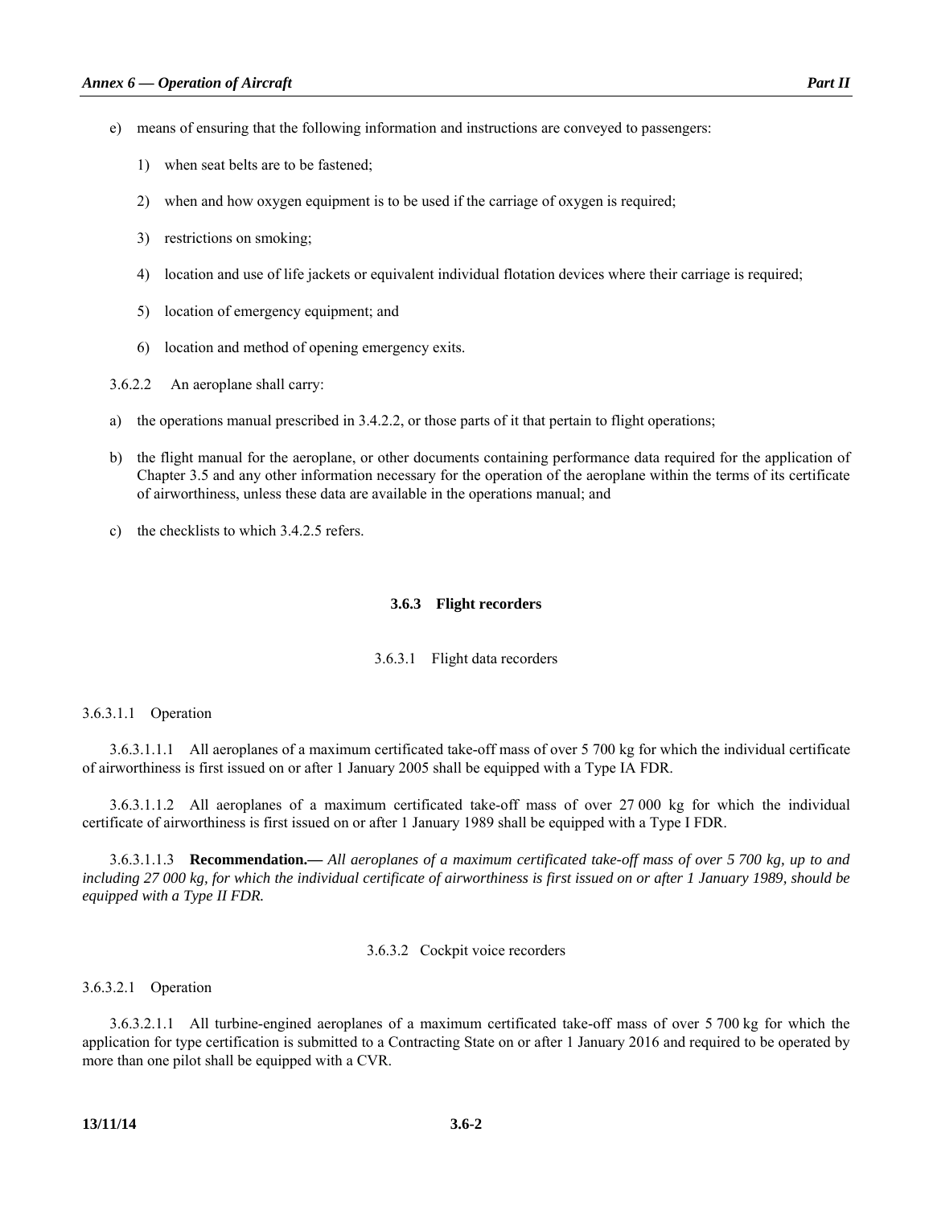e) means of ensuring that the following information and instructions are conveyed to passengers:

   1) when seat belts are to be fastened;

   2) when and how oxygen equipment is to be used if the carriage of oxygen is required;

   3) restrictions on smoking;

   4) location and use of life jackets or equivalent individual flotation devices where their carriage is required;

   5) location of emergency equipment; and

   6) location and method of opening emergency exits.

3.6.2.2 An aeroplane shall carry:

a) the operations manual prescribed in 3.4.2.2, or those parts of it that pertain to flight operations;

b) the flight manual for the aeroplane, or other documents containing performance data required for the application of Chapter 3.5 and any other information necessary for the operation of the aeroplane within the terms of its certificate of airworthiness, unless these data are available in the operations manual; and

c) the checklists to which 3.4.2.5 refers.

### 3.6.3 Flight recorders

#### 3.6.3.1 Flight data recorders

3.6.3.1.1 Operation

3.6.3.1.1.1 All aeroplanes of a maximum certificated take-off mass of over 5 700 kg for which the individual certificate of airworthiness is first issued on or after 1 January 2005 shall be equipped with a Type IA FDR.

3.6.3.1.1.2 All aeroplanes of a maximum certificated take-off mass of over 27 000 kg for which the individual certificate of airworthiness is first issued on or after 1 January 1989 shall be equipped with a Type I FDR.

3.6.3.1.1.3 **Recommendation.—** *All aeroplanes of a maximum certificated take-off mass of over 5 700 kg, up to and including 27 000 kg, for which the individual certificate of airworthiness is first issued on or after 1 January 1989, should be equipped with a Type II FDR.*

#### 3.6.3.2 Cockpit voice recorders

3.6.3.2.1 Operation

3.6.3.2.1.1 All turbine-engined aeroplanes of a maximum certificated take-off mass of over 5 700 kg for which the application for type certification is submitted to a Contracting State on or after 1 January 2016 and required to be operated by more than one pilot shall be equipped with a CVR.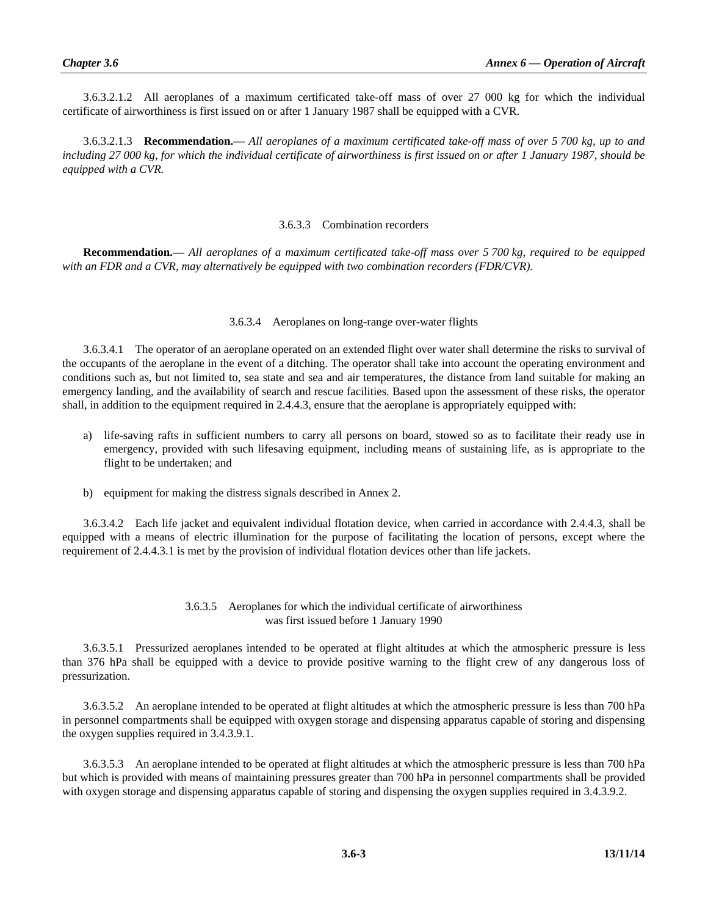3.6.3.2.1.2 All aeroplanes of a maximum certificated take-off mass of over 27 000 kg for which the individual certificate of airworthiness is first issued on or after 1 January 1987 shall be equipped with a CVR.

3.6.3.2.1.3 **Recommendation.—** *All aeroplanes of a maximum certificated take-off mass of over 5 700 kg, up to and including 27 000 kg, for which the individual certificate of airworthiness is first issued on or after 1 January 1987, should be equipped with a CVR.*

### 3.6.3.3 Combination recorders

**Recommendation.—** *All aeroplanes of a maximum certificated take-off mass over 5 700 kg, required to be equipped with an FDR and a CVR, may alternatively be equipped with two combination recorders (FDR/CVR).*

### 3.6.3.4 Aeroplanes on long-range over-water flights

3.6.3.4.1 The operator of an aeroplane operated on an extended flight over water shall determine the risks to survival of the occupants of the aeroplane in the event of a ditching. The operator shall take into account the operating environment and conditions such as, but not limited to, sea state and sea and air temperatures, the distance from land suitable for making an emergency landing, and the availability of search and rescue facilities. Based upon the assessment of these risks, the operator shall, in addition to the equipment required in 2.4.4.3, ensure that the aeroplane is appropriately equipped with:

a) life-saving rafts in sufficient numbers to carry all persons on board, stowed so as to facilitate their ready use in emergency, provided with such lifesaving equipment, including means of sustaining life, as is appropriate to the flight to be undertaken; and

b) equipment for making the distress signals described in Annex 2.

3.6.3.4.2 Each life jacket and equivalent individual flotation device, when carried in accordance with 2.4.4.3, shall be equipped with a means of electric illumination for the purpose of facilitating the location of persons, except where the requirement of 2.4.4.3.1 is met by the provision of individual flotation devices other than life jackets.

### 3.6.3.5 Aeroplanes for which the individual certificate of airworthiness was first issued before 1 January 1990

3.6.3.5.1 Pressurized aeroplanes intended to be operated at flight altitudes at which the atmospheric pressure is less than 376 hPa shall be equipped with a device to provide positive warning to the flight crew of any dangerous loss of pressurization.

3.6.3.5.2 An aeroplane intended to be operated at flight altitudes at which the atmospheric pressure is less than 700 hPa in personnel compartments shall be equipped with oxygen storage and dispensing apparatus capable of storing and dispensing the oxygen supplies required in 3.4.3.9.1.

3.6.3.5.3 An aeroplane intended to be operated at flight altitudes at which the atmospheric pressure is less than 700 hPa but which is provided with means of maintaining pressures greater than 700 hPa in personnel compartments shall be provided with oxygen storage and dispensing apparatus capable of storing and dispensing the oxygen supplies required in 3.4.3.9.2.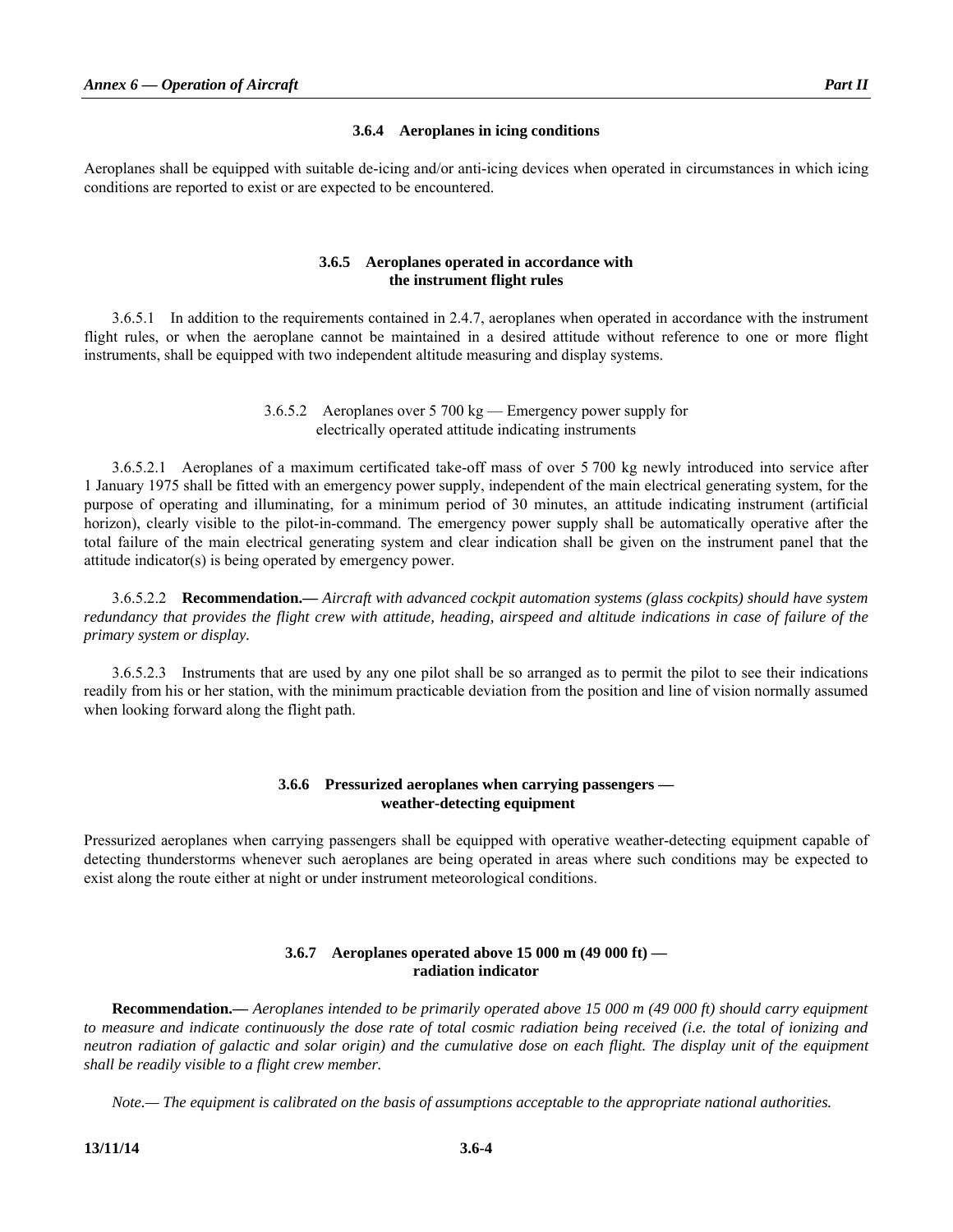### 3.6.4 Aeroplanes in icing conditions

Aeroplanes shall be equipped with suitable de-icing and/or anti-icing devices when operated in circumstances in which icing conditions are reported to exist or are expected to be encountered.

### 3.6.5 Aeroplanes operated in accordance with the instrument flight rules

3.6.5.1 In addition to the requirements contained in 2.4.7, aeroplanes when operated in accordance with the instrument flight rules, or when the aeroplane cannot be maintained in a desired attitude without reference to one or more flight instruments, shall be equipped with two independent altitude measuring and display systems.

#### 3.6.5.2 Aeroplanes over 5 700 kg — Emergency power supply for electrically operated attitude indicating instruments

3.6.5.2.1 Aeroplanes of a maximum certificated take-off mass of over 5 700 kg newly introduced into service after 1 January 1975 shall be fitted with an emergency power supply, independent of the main electrical generating system, for the purpose of operating and illuminating, for a minimum period of 30 minutes, an attitude indicating instrument (artificial horizon), clearly visible to the pilot-in-command. The emergency power supply shall be automatically operative after the total failure of the main electrical generating system and clear indication shall be given on the instrument panel that the attitude indicator(s) is being operated by emergency power.

3.6.5.2.2 **Recommendation.—** *Aircraft with advanced cockpit automation systems (glass cockpits) should have system redundancy that provides the flight crew with attitude, heading, airspeed and altitude indications in case of failure of the primary system or display.*

3.6.5.2.3 Instruments that are used by any one pilot shall be so arranged as to permit the pilot to see their indications readily from his or her station, with the minimum practicable deviation from the position and line of vision normally assumed when looking forward along the flight path.

### 3.6.6 Pressurized aeroplanes when carrying passengers — weather-detecting equipment

Pressurized aeroplanes when carrying passengers shall be equipped with operative weather-detecting equipment capable of detecting thunderstorms whenever such aeroplanes are being operated in areas where such conditions may be expected to exist along the route either at night or under instrument meteorological conditions.

### 3.6.7 Aeroplanes operated above 15 000 m (49 000 ft) — radiation indicator

**Recommendation.—** *Aeroplanes intended to be primarily operated above 15 000 m (49 000 ft) should carry equipment to measure and indicate continuously the dose rate of total cosmic radiation being received (i.e. the total of ionizing and neutron radiation of galactic and solar origin) and the cumulative dose on each flight. The display unit of the equipment shall be readily visible to a flight crew member.*

*Note.— The equipment is calibrated on the basis of assumptions acceptable to the appropriate national authorities.*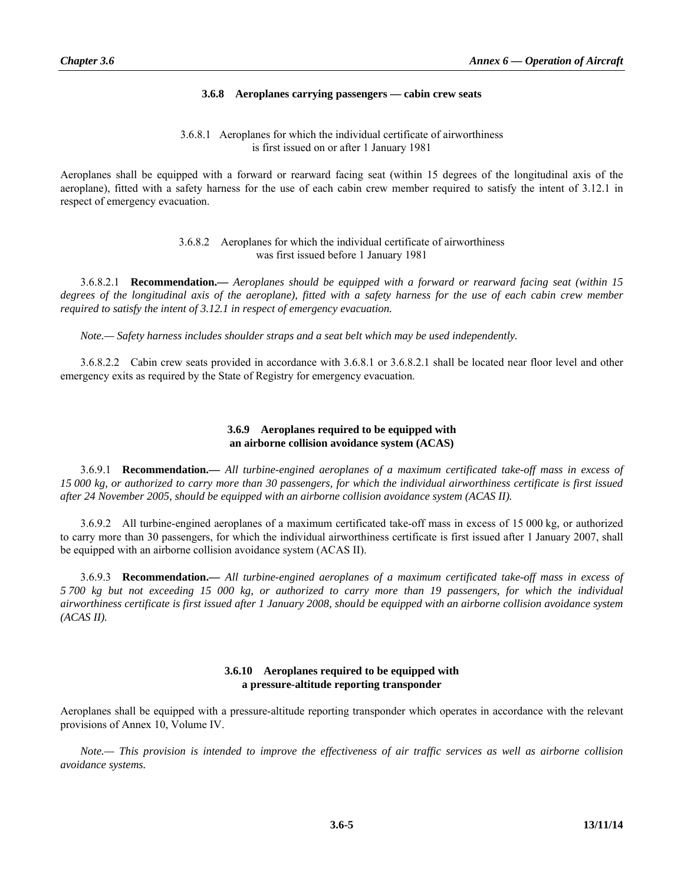### 3.6.8 Aeroplanes carrying passengers — cabin crew seats

#### 3.6.8.1 Aeroplanes for which the individual certificate of airworthiness is first issued on or after 1 January 1981

Aeroplanes shall be equipped with a forward or rearward facing seat (within 15 degrees of the longitudinal axis of the aeroplane), fitted with a safety harness for the use of each cabin crew member required to satisfy the intent of 3.12.1 in respect of emergency evacuation.

#### 3.6.8.2 Aeroplanes for which the individual certificate of airworthiness was first issued before 1 January 1981

3.6.8.2.1 **Recommendation.—** *Aeroplanes should be equipped with a forward or rearward facing seat (within 15 degrees of the longitudinal axis of the aeroplane), fitted with a safety harness for the use of each cabin crew member required to satisfy the intent of 3.12.1 in respect of emergency evacuation.*

*Note.— Safety harness includes shoulder straps and a seat belt which may be used independently.*

3.6.8.2.2 Cabin crew seats provided in accordance with 3.6.8.1 or 3.6.8.2.1 shall be located near floor level and other emergency exits as required by the State of Registry for emergency evacuation.

### 3.6.9 Aeroplanes required to be equipped with an airborne collision avoidance system (ACAS)

3.6.9.1 **Recommendation.—** *All turbine-engined aeroplanes of a maximum certificated take-off mass in excess of 15 000 kg, or authorized to carry more than 30 passengers, for which the individual airworthiness certificate is first issued after 24 November 2005, should be equipped with an airborne collision avoidance system (ACAS II).*

3.6.9.2 All turbine-engined aeroplanes of a maximum certificated take-off mass in excess of 15 000 kg, or authorized to carry more than 30 passengers, for which the individual airworthiness certificate is first issued after 1 January 2007, shall be equipped with an airborne collision avoidance system (ACAS II).

3.6.9.3 **Recommendation.—** *All turbine-engined aeroplanes of a maximum certificated take-off mass in excess of 5 700 kg but not exceeding 15 000 kg, or authorized to carry more than 19 passengers, for which the individual airworthiness certificate is first issued after 1 January 2008, should be equipped with an airborne collision avoidance system (ACAS II).*

### 3.6.10 Aeroplanes required to be equipped with a pressure-altitude reporting transponder

Aeroplanes shall be equipped with a pressure-altitude reporting transponder which operates in accordance with the relevant provisions of Annex 10, Volume IV.

*Note.— This provision is intended to improve the effectiveness of air traffic services as well as airborne collision avoidance systems.*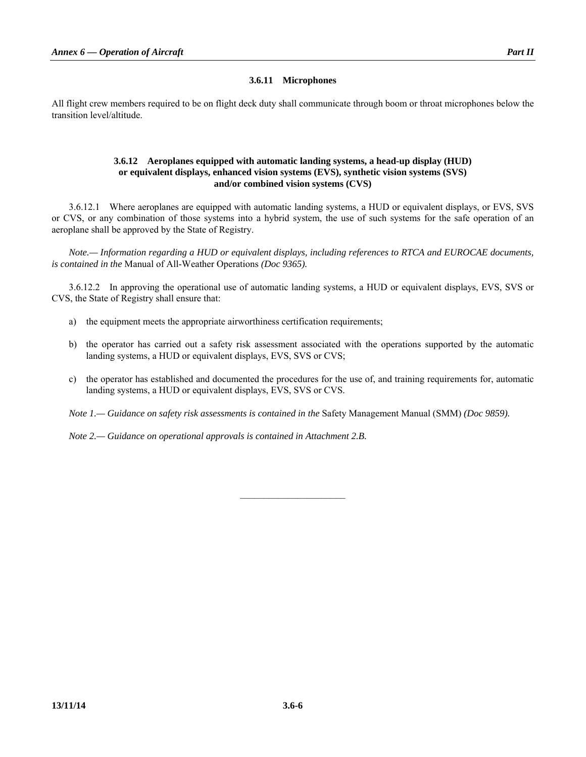### 3.6.11 Microphones

All flight crew members required to be on flight deck duty shall communicate through boom or throat microphones below the transition level/altitude.

### 3.6.12 Aeroplanes equipped with automatic landing systems, a head-up display (HUD) or equivalent displays, enhanced vision systems (EVS), synthetic vision systems (SVS) and/or combined vision systems (CVS)

3.6.12.1 Where aeroplanes are equipped with automatic landing systems, a HUD or equivalent displays, or EVS, SVS or CVS, or any combination of those systems into a hybrid system, the use of such systems for the safe operation of an aeroplane shall be approved by the State of Registry.

*Note.— Information regarding a HUD or equivalent displays, including references to RTCA and EUROCAE documents, is contained in the* Manual of All-Weather Operations *(Doc 9365).*

3.6.12.2 In approving the operational use of automatic landing systems, a HUD or equivalent displays, EVS, SVS or CVS, the State of Registry shall ensure that:

a) the equipment meets the appropriate airworthiness certification requirements;

b) the operator has carried out a safety risk assessment associated with the operations supported by the automatic landing systems, a HUD or equivalent displays, EVS, SVS or CVS;

c) the operator has established and documented the procedures for the use of, and training requirements for, automatic landing systems, a HUD or equivalent displays, EVS, SVS or CVS.

*Note 1.— Guidance on safety risk assessments is contained in the* Safety Management Manual (SMM) *(Doc 9859).*

*Note 2.— Guidance on operational approvals is contained in Attachment 2.B.*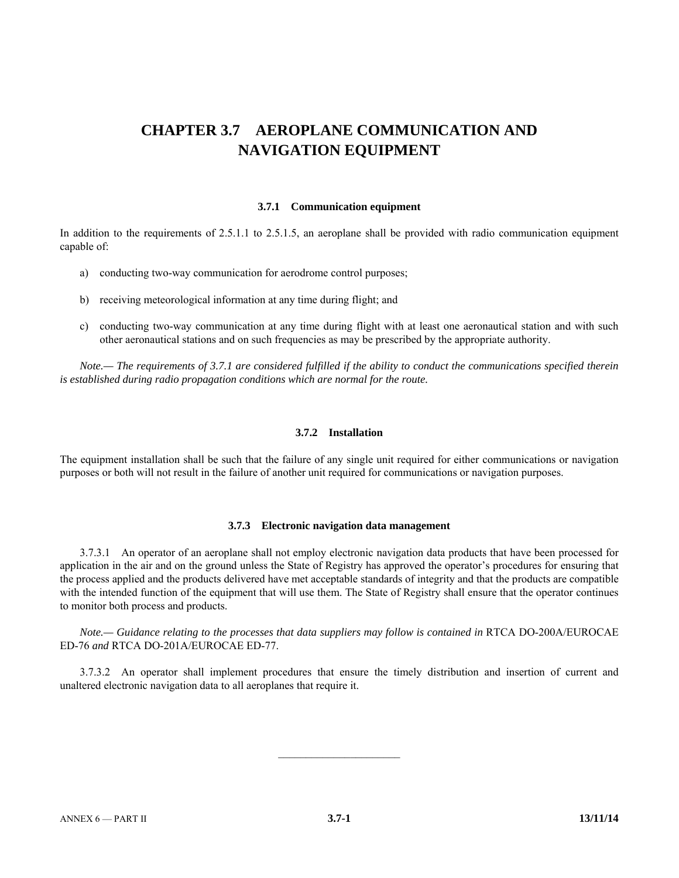# CHAPTER 3.7 AEROPLANE COMMUNICATION AND NAVIGATION EQUIPMENT

## 3.7.1 Communication equipment

In addition to the requirements of 2.5.1.1 to 2.5.1.5, an aeroplane shall be provided with radio communication equipment capable of:

a) conducting two-way communication for aerodrome control purposes;

b) receiving meteorological information at any time during flight; and

c) conducting two-way communication at any time during flight with at least one aeronautical station and with such other aeronautical stations and on such frequencies as may be prescribed by the appropriate authority.

*Note.— The requirements of 3.7.1 are considered fulfilled if the ability to conduct the communications specified therein is established during radio propagation conditions which are normal for the route.*

## 3.7.2 Installation

The equipment installation shall be such that the failure of any single unit required for either communications or navigation purposes or both will not result in the failure of another unit required for communications or navigation purposes.

## 3.7.3 Electronic navigation data management

3.7.3.1 An operator of an aeroplane shall not employ electronic navigation data products that have been processed for application in the air and on the ground unless the State of Registry has approved the operator's procedures for ensuring that the process applied and the products delivered have met acceptable standards of integrity and that the products are compatible with the intended function of the equipment that will use them. The State of Registry shall ensure that the operator continues to monitor both process and products.

*Note.— Guidance relating to the processes that data suppliers may follow is contained in* RTCA DO-200A/EUROCAE ED-76 *and* RTCA DO-201A/EUROCAE ED-77.

3.7.3.2 An operator shall implement procedures that ensure the timely distribution and insertion of current and unaltered electronic navigation data to all aeroplanes that require it.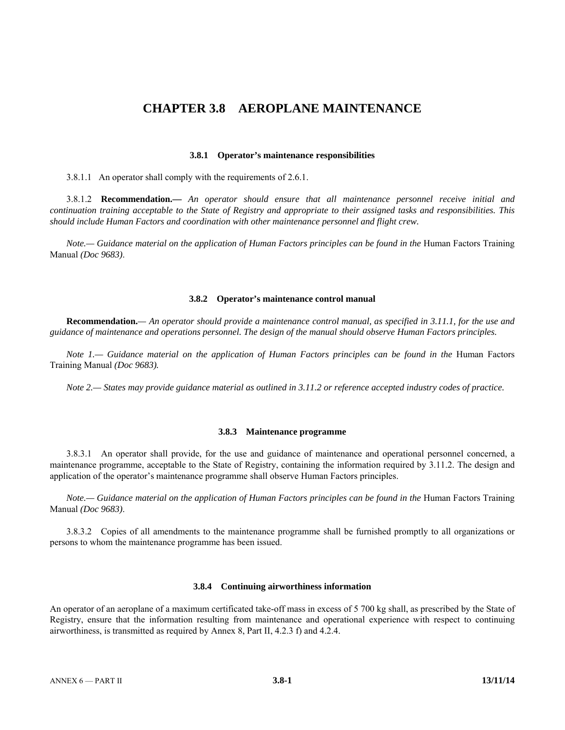# CHAPTER 3.8 AEROPLANE MAINTENANCE

### 3.8.1 Operator's maintenance responsibilities

3.8.1.1 An operator shall comply with the requirements of 2.6.1.

3.8.1.2 **Recommendation.—** *An operator should ensure that all maintenance personnel receive initial and continuation training acceptable to the State of Registry and appropriate to their assigned tasks and responsibilities. This should include Human Factors and coordination with other maintenance personnel and flight crew.*

*Note.— Guidance material on the application of Human Factors principles can be found in the* Human Factors Training Manual *(Doc 9683).*

### 3.8.2 Operator's maintenance control manual

**Recommendation.—** *An operator should provide a maintenance control manual, as specified in 3.11.1, for the use and guidance of maintenance and operations personnel. The design of the manual should observe Human Factors principles.*

*Note 1.— Guidance material on the application of Human Factors principles can be found in the* Human Factors Training Manual *(Doc 9683).*

*Note 2.— States may provide guidance material as outlined in 3.11.2 or reference accepted industry codes of practice.*

### 3.8.3 Maintenance programme

3.8.3.1 An operator shall provide, for the use and guidance of maintenance and operational personnel concerned, a maintenance programme, acceptable to the State of Registry, containing the information required by 3.11.2. The design and application of the operator's maintenance programme shall observe Human Factors principles.

*Note.— Guidance material on the application of Human Factors principles can be found in the* Human Factors Training Manual *(Doc 9683).*

3.8.3.2 Copies of all amendments to the maintenance programme shall be furnished promptly to all organizations or persons to whom the maintenance programme has been issued.

### 3.8.4 Continuing airworthiness information

An operator of an aeroplane of a maximum certificated take-off mass in excess of 5 700 kg shall, as prescribed by the State of Registry, ensure that the information resulting from maintenance and operational experience with respect to continuing airworthiness, is transmitted as required by Annex 8, Part II, 4.2.3 f) and 4.2.4.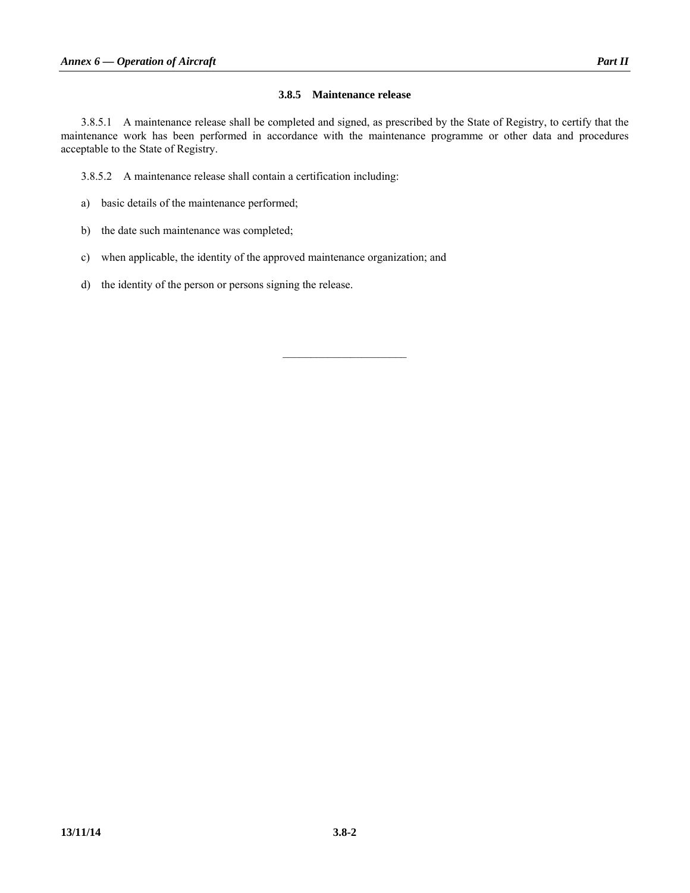### 3.8.5 Maintenance release

3.8.5.1 A maintenance release shall be completed and signed, as prescribed by the State of Registry, to certify that the maintenance work has been performed in accordance with the maintenance programme or other data and procedures acceptable to the State of Registry.

3.8.5.2 A maintenance release shall contain a certification including:

a) basic details of the maintenance performed;

b) the date such maintenance was completed;

c) when applicable, the identity of the approved maintenance organization; and

d) the identity of the person or persons signing the release.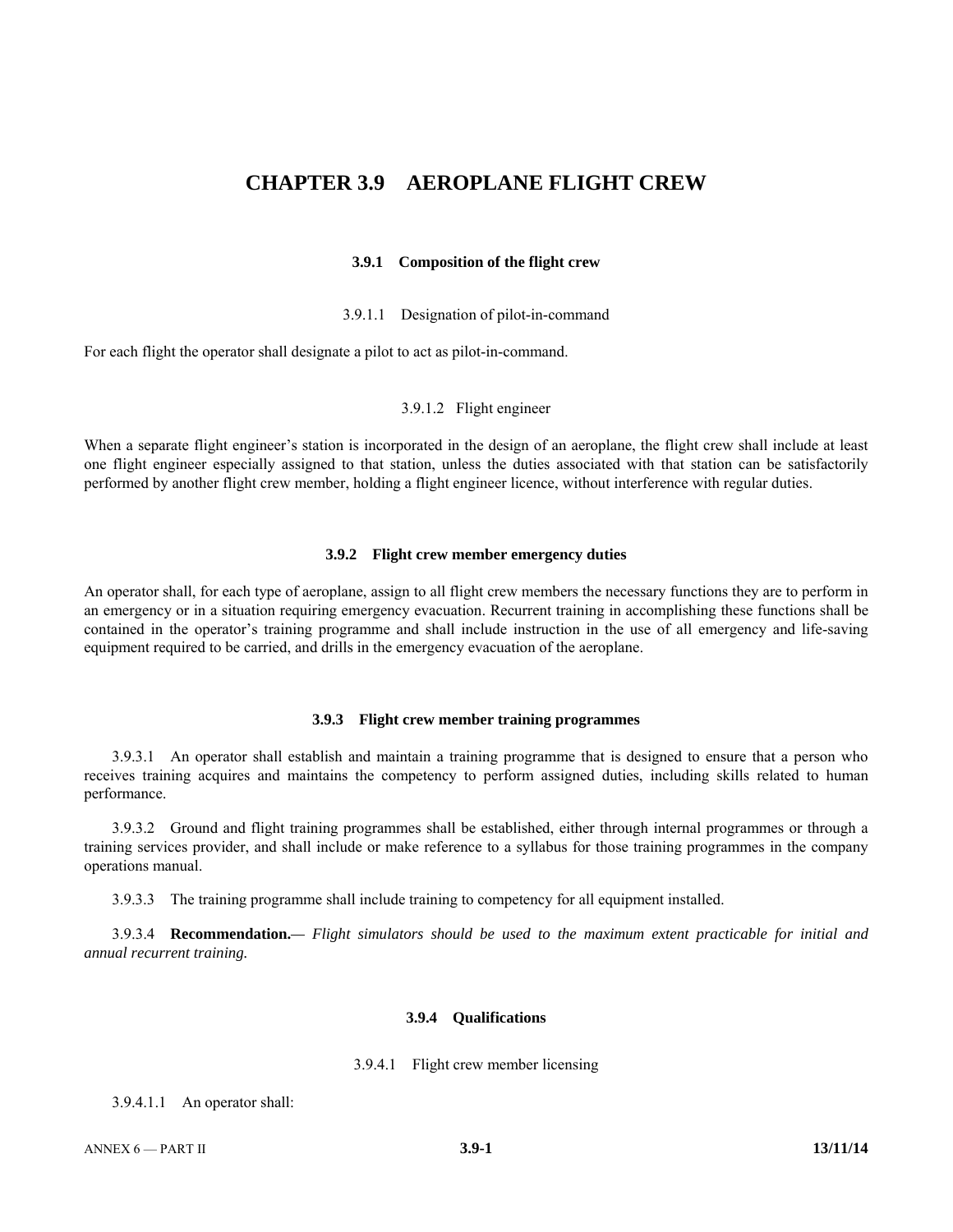# CHAPTER 3.9 AEROPLANE FLIGHT CREW

## 3.9.1 Composition of the flight crew

### 3.9.1.1 Designation of pilot-in-command

For each flight the operator shall designate a pilot to act as pilot-in-command.

### 3.9.1.2 Flight engineer

When a separate flight engineer's station is incorporated in the design of an aeroplane, the flight crew shall include at least one flight engineer especially assigned to that station, unless the duties associated with that station can be satisfactorily performed by another flight crew member, holding a flight engineer licence, without interference with regular duties.

## 3.9.2 Flight crew member emergency duties

An operator shall, for each type of aeroplane, assign to all flight crew members the necessary functions they are to perform in an emergency or in a situation requiring emergency evacuation. Recurrent training in accomplishing these functions shall be contained in the operator's training programme and shall include instruction in the use of all emergency and life-saving equipment required to be carried, and drills in the emergency evacuation of the aeroplane.

## 3.9.3 Flight crew member training programmes

3.9.3.1 An operator shall establish and maintain a training programme that is designed to ensure that a person who receives training acquires and maintains the competency to perform assigned duties, including skills related to human performance.

3.9.3.2 Ground and flight training programmes shall be established, either through internal programmes or through a training services provider, and shall include or make reference to a syllabus for those training programmes in the company operations manual.

3.9.3.3 The training programme shall include training to competency for all equipment installed.

3.9.3.4 **Recommendation.—** *Flight simulators should be used to the maximum extent practicable for initial and annual recurrent training.*

## 3.9.4 Qualifications

### 3.9.4.1 Flight crew member licensing

3.9.4.1.1 An operator shall: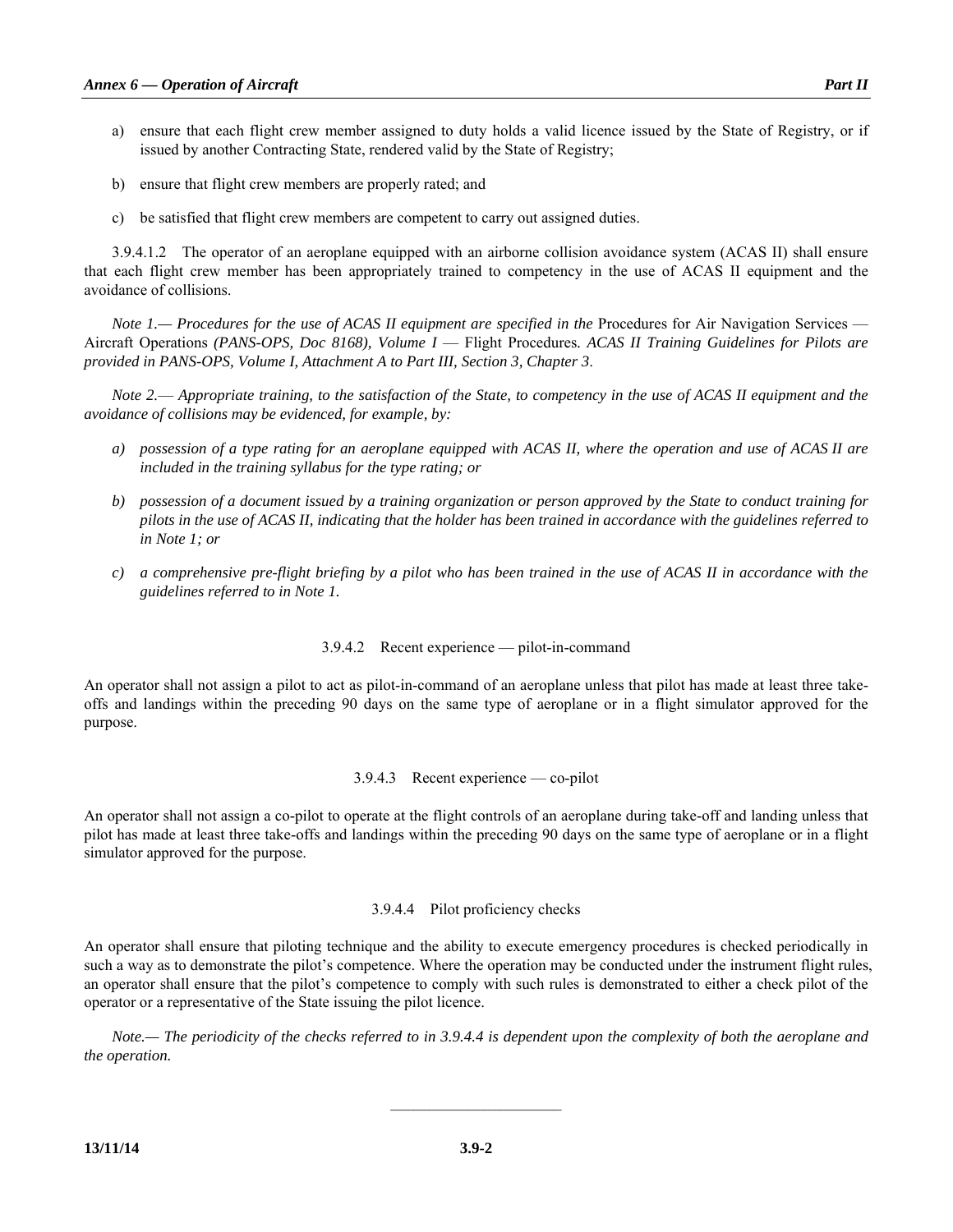a) ensure that each flight crew member assigned to duty holds a valid licence issued by the State of Registry, or if issued by another Contracting State, rendered valid by the State of Registry;

b) ensure that flight crew members are properly rated; and

c) be satisfied that flight crew members are competent to carry out assigned duties.

3.9.4.1.2 The operator of an aeroplane equipped with an airborne collision avoidance system (ACAS II) shall ensure that each flight crew member has been appropriately trained to competency in the use of ACAS II equipment and the avoidance of collisions.

*Note 1.— Procedures for the use of ACAS II equipment are specified in the* Procedures for Air Navigation Services — Aircraft Operations *(PANS-OPS, Doc 8168), Volume I —* Flight Procedures*. ACAS II Training Guidelines for Pilots are provided in PANS-OPS, Volume I, Attachment A to Part III, Section 3, Chapter 3.*

*Note 2.— Appropriate training, to the satisfaction of the State, to competency in the use of ACAS II equipment and the avoidance of collisions may be evidenced, for example, by:*

*a) possession of a type rating for an aeroplane equipped with ACAS II, where the operation and use of ACAS II are included in the training syllabus for the type rating; or*

*b) possession of a document issued by a training organization or person approved by the State to conduct training for pilots in the use of ACAS II, indicating that the holder has been trained in accordance with the guidelines referred to in Note 1; or*

*c) a comprehensive pre-flight briefing by a pilot who has been trained in the use of ACAS II in accordance with the guidelines referred to in Note 1.*

#### 3.9.4.2 Recent experience — pilot-in-command

An operator shall not assign a pilot to act as pilot-in-command of an aeroplane unless that pilot has made at least three take-offs and landings within the preceding 90 days on the same type of aeroplane or in a flight simulator approved for the purpose.

#### 3.9.4.3 Recent experience — co-pilot

An operator shall not assign a co-pilot to operate at the flight controls of an aeroplane during take-off and landing unless that pilot has made at least three take-offs and landings within the preceding 90 days on the same type of aeroplane or in a flight simulator approved for the purpose.

#### 3.9.4.4 Pilot proficiency checks

An operator shall ensure that piloting technique and the ability to execute emergency procedures is checked periodically in such a way as to demonstrate the pilot's competence. Where the operation may be conducted under the instrument flight rules, an operator shall ensure that the pilot's competence to comply with such rules is demonstrated to either a check pilot of the operator or a representative of the State issuing the pilot licence.

*Note.— The periodicity of the checks referred to in 3.9.4.4 is dependent upon the complexity of both the aeroplane and the operation.*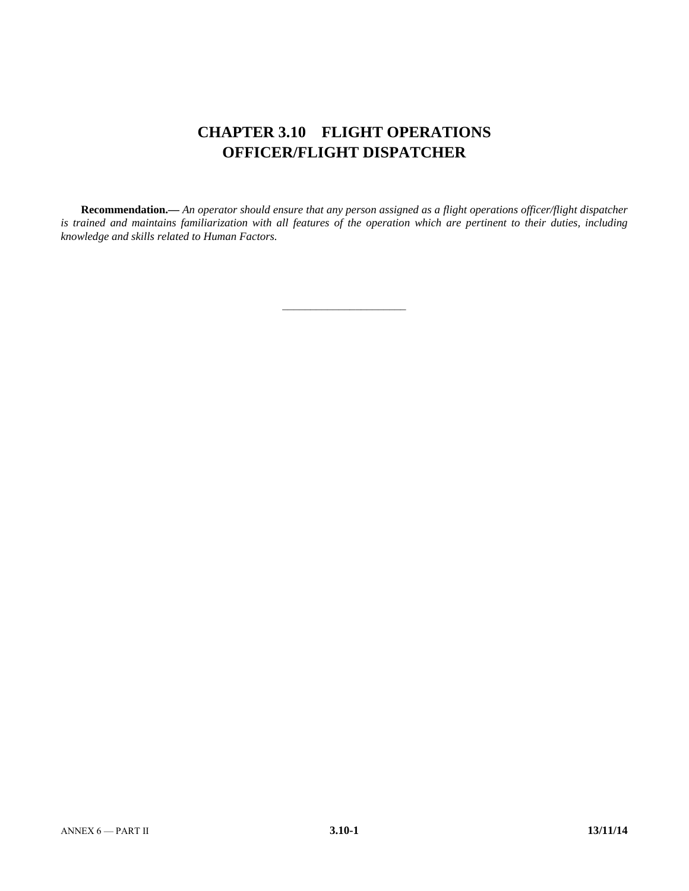# CHAPTER 3.10 FLIGHT OPERATIONS OFFICER/FLIGHT DISPATCHER

**Recommendation.—** *An operator should ensure that any person assigned as a flight operations officer/flight dispatcher is trained and maintains familiarization with all features of the operation which are pertinent to their duties, including knowledge and skills related to Human Factors.*

---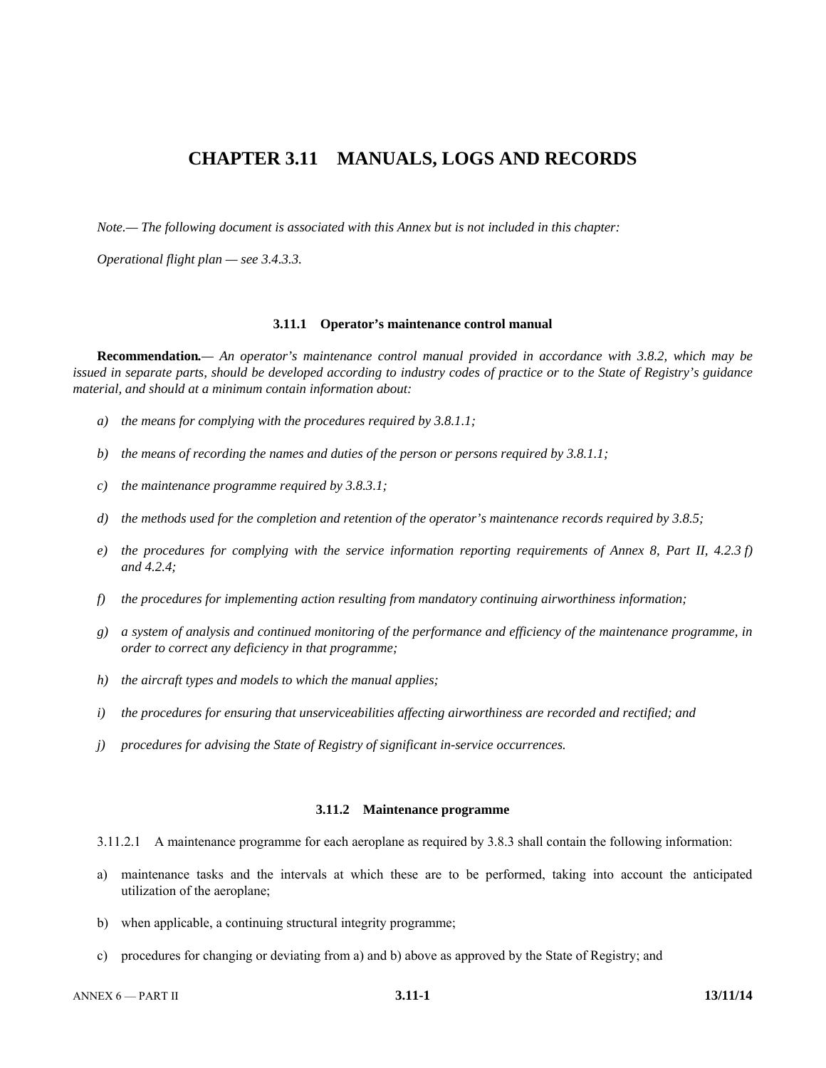# CHAPTER 3.11 MANUALS, LOGS AND RECORDS

*Note.— The following document is associated with this Annex but is not included in this chapter:*

*Operational flight plan — see 3.4.3.3.*

### 3.11.1 Operator's maintenance control manual

**Recommendation.***— An operator's maintenance control manual provided in accordance with 3.8.2, which may be issued in separate parts, should be developed according to industry codes of practice or to the State of Registry's guidance material, and should at a minimum contain information about:*

*a) the means for complying with the procedures required by 3.8.1.1;*

*b) the means of recording the names and duties of the person or persons required by 3.8.1.1;*

*c) the maintenance programme required by 3.8.3.1;*

*d) the methods used for the completion and retention of the operator's maintenance records required by 3.8.5;*

*e) the procedures for complying with the service information reporting requirements of Annex 8, Part II, 4.2.3 f) and 4.2.4;*

*f) the procedures for implementing action resulting from mandatory continuing airworthiness information;*

*g) a system of analysis and continued monitoring of the performance and efficiency of the maintenance programme, in order to correct any deficiency in that programme;*

*h) the aircraft types and models to which the manual applies;*

*i) the procedures for ensuring that unserviceabilities affecting airworthiness are recorded and rectified; and*

*j) procedures for advising the State of Registry of significant in-service occurrences.*

### 3.11.2 Maintenance programme

3.11.2.1 A maintenance programme for each aeroplane as required by 3.8.3 shall contain the following information:

a) maintenance tasks and the intervals at which these are to be performed, taking into account the anticipated utilization of the aeroplane;

b) when applicable, a continuing structural integrity programme;

c) procedures for changing or deviating from a) and b) above as approved by the State of Registry; and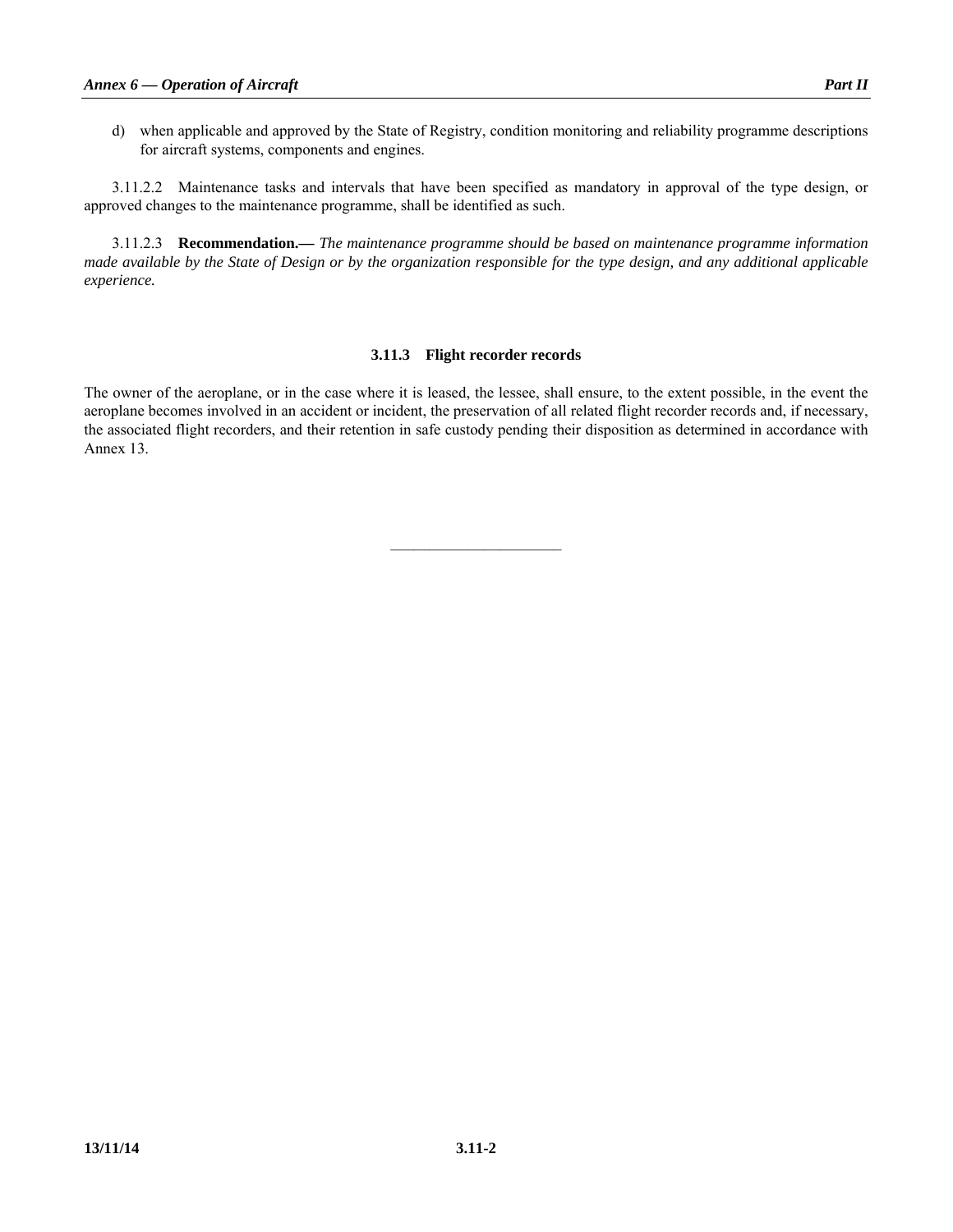d) when applicable and approved by the State of Registry, condition monitoring and reliability programme descriptions for aircraft systems, components and engines.

3.11.2.2 Maintenance tasks and intervals that have been specified as mandatory in approval of the type design, or approved changes to the maintenance programme, shall be identified as such.

3.11.2.3 **Recommendation.—** *The maintenance programme should be based on maintenance programme information made available by the State of Design or by the organization responsible for the type design, and any additional applicable experience.*

### 3.11.3 Flight recorder records

The owner of the aeroplane, or in the case where it is leased, the lessee, shall ensure, to the extent possible, in the event the aeroplane becomes involved in an accident or incident, the preservation of all related flight recorder records and, if necessary, the associated flight recorders, and their retention in safe custody pending their disposition as determined in accordance with Annex 13.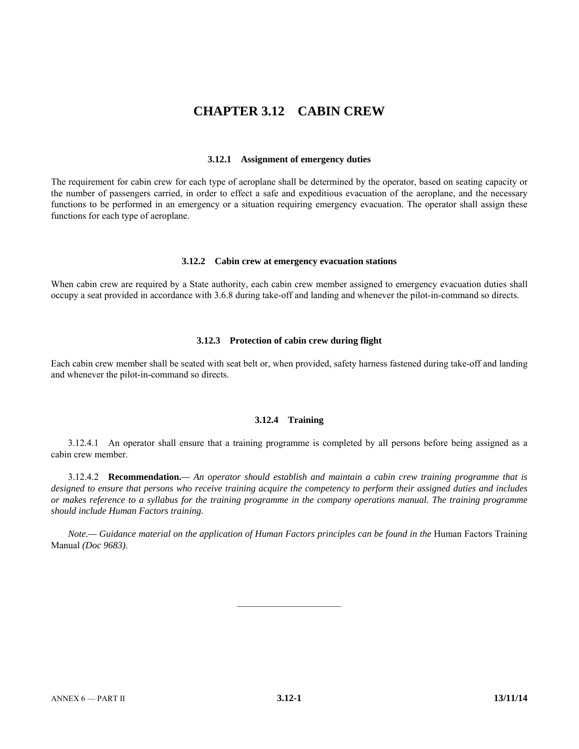# CHAPTER 3.12 CABIN CREW

### 3.12.1 Assignment of emergency duties

The requirement for cabin crew for each type of aeroplane shall be determined by the operator, based on seating capacity or the number of passengers carried, in order to effect a safe and expeditious evacuation of the aeroplane, and the necessary functions to be performed in an emergency or a situation requiring emergency evacuation. The operator shall assign these functions for each type of aeroplane.

### 3.12.2 Cabin crew at emergency evacuation stations

When cabin crew are required by a State authority, each cabin crew member assigned to emergency evacuation duties shall occupy a seat provided in accordance with 3.6.8 during take-off and landing and whenever the pilot-in-command so directs.

### 3.12.3 Protection of cabin crew during flight

Each cabin crew member shall be seated with seat belt or, when provided, safety harness fastened during take-off and landing and whenever the pilot-in-command so directs.

### 3.12.4 Training

3.12.4.1 An operator shall ensure that a training programme is completed by all persons before being assigned as a cabin crew member.

3.12.4.2 **Recommendation.—** *An operator should establish and maintain a cabin crew training programme that is designed to ensure that persons who receive training acquire the competency to perform their assigned duties and includes or makes reference to a syllabus for the training programme in the company operations manual. The training programme should include Human Factors training.*

*Note.— Guidance material on the application of Human Factors principles can be found in the* Human Factors Training Manual *(Doc 9683)*.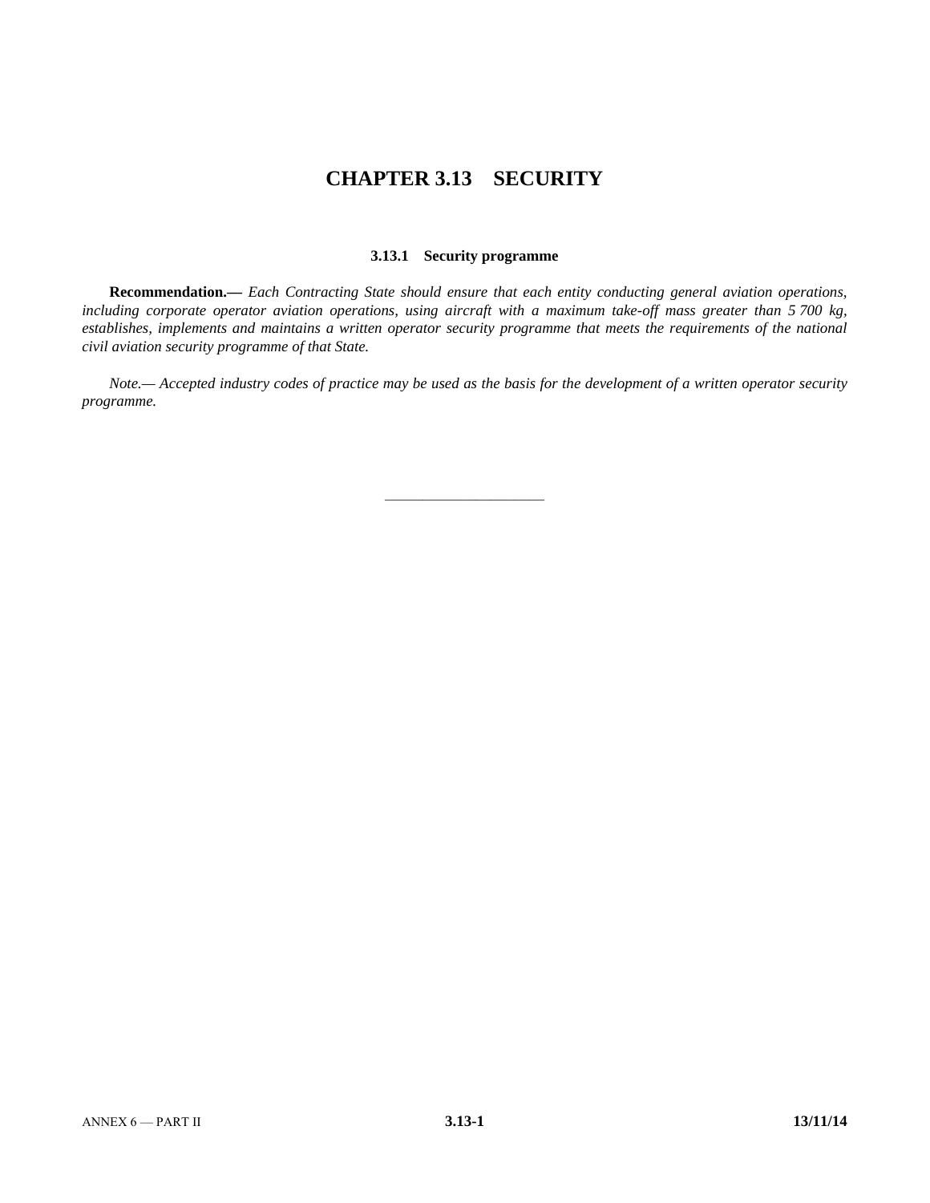# CHAPTER 3.13 SECURITY

### 3.13.1 Security programme

**Recommendation.—** *Each Contracting State should ensure that each entity conducting general aviation operations, including corporate operator aviation operations, using aircraft with a maximum take-off mass greater than 5 700 kg, establishes, implements and maintains a written operator security programme that meets the requirements of the national civil aviation security programme of that State.*

*Note.— Accepted industry codes of practice may be used as the basis for the development of a written operator security programme.*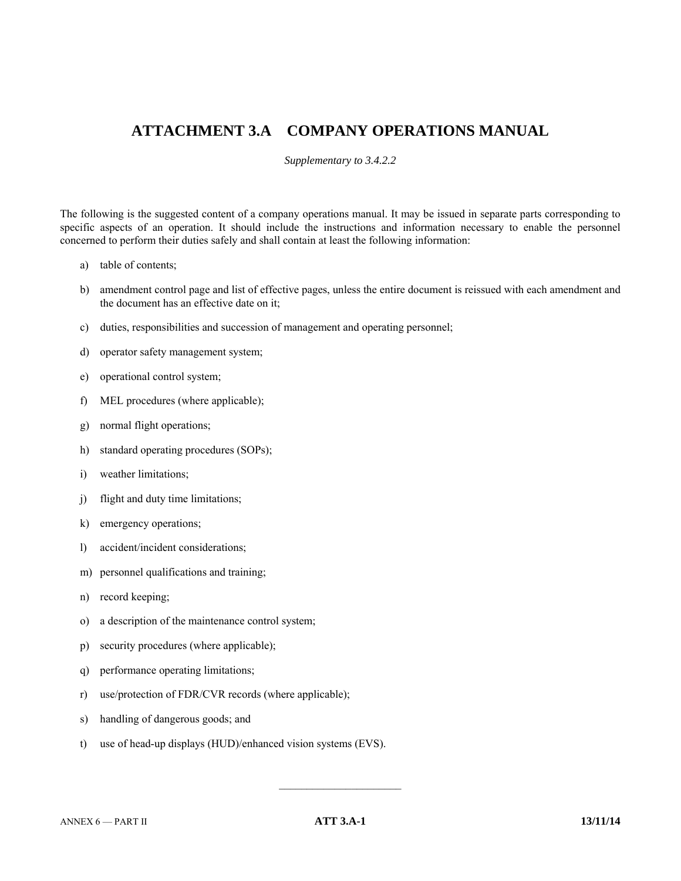# ATTACHMENT 3.A COMPANY OPERATIONS MANUAL

*Supplementary to 3.4.2.2*

The following is the suggested content of a company operations manual. It may be issued in separate parts corresponding to specific aspects of an operation. It should include the instructions and information necessary to enable the personnel concerned to perform their duties safely and shall contain at least the following information:

a) table of contents;

b) amendment control page and list of effective pages, unless the entire document is reissued with each amendment and the document has an effective date on it;

c) duties, responsibilities and succession of management and operating personnel;

d) operator safety management system;

e) operational control system;

f) MEL procedures (where applicable);

g) normal flight operations;

h) standard operating procedures (SOPs);

i) weather limitations;

j) flight and duty time limitations;

k) emergency operations;

l) accident/incident considerations;

m) personnel qualifications and training;

n) record keeping;

o) a description of the maintenance control system;

p) security procedures (where applicable);

q) performance operating limitations;

r) use/protection of FDR/CVR records (where applicable);

s) handling of dangerous goods; and

t) use of head-up displays (HUD)/enhanced vision systems (EVS).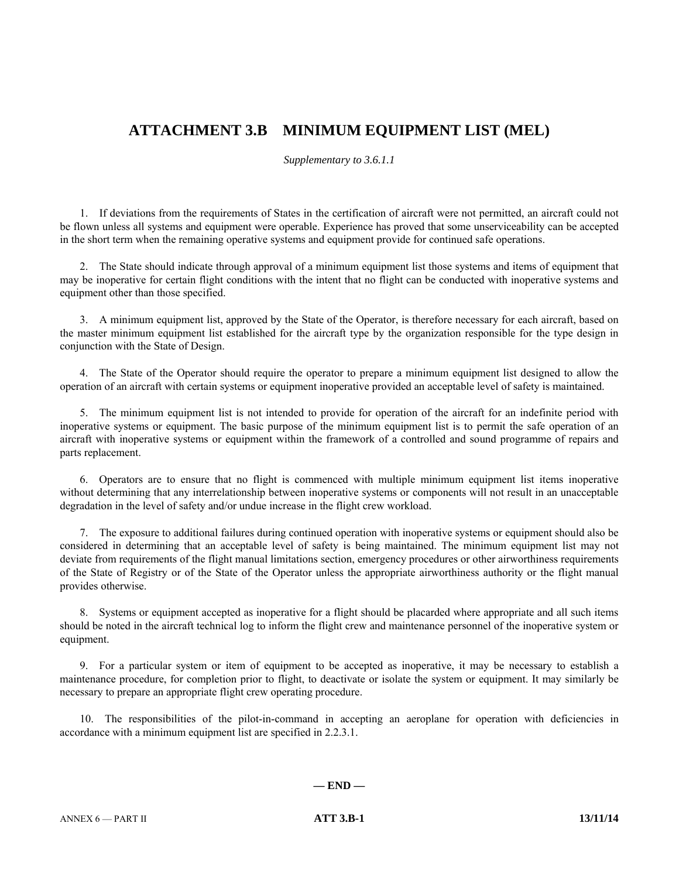# ATTACHMENT 3.B MINIMUM EQUIPMENT LIST (MEL)

*Supplementary to 3.6.1.1*

1. If deviations from the requirements of States in the certification of aircraft were not permitted, an aircraft could not be flown unless all systems and equipment were operable. Experience has proved that some unserviceability can be accepted in the short term when the remaining operative systems and equipment provide for continued safe operations.

2. The State should indicate through approval of a minimum equipment list those systems and items of equipment that may be inoperative for certain flight conditions with the intent that no flight can be conducted with inoperative systems and equipment other than those specified.

3. A minimum equipment list, approved by the State of the Operator, is therefore necessary for each aircraft, based on the master minimum equipment list established for the aircraft type by the organization responsible for the type design in conjunction with the State of Design.

4. The State of the Operator should require the operator to prepare a minimum equipment list designed to allow the operation of an aircraft with certain systems or equipment inoperative provided an acceptable level of safety is maintained.

5. The minimum equipment list is not intended to provide for operation of the aircraft for an indefinite period with inoperative systems or equipment. The basic purpose of the minimum equipment list is to permit the safe operation of an aircraft with inoperative systems or equipment within the framework of a controlled and sound programme of repairs and parts replacement.

6. Operators are to ensure that no flight is commenced with multiple minimum equipment list items inoperative without determining that any interrelationship between inoperative systems or components will not result in an unacceptable degradation in the level of safety and/or undue increase in the flight crew workload.

7. The exposure to additional failures during continued operation with inoperative systems or equipment should also be considered in determining that an acceptable level of safety is being maintained. The minimum equipment list may not deviate from requirements of the flight manual limitations section, emergency procedures or other airworthiness requirements of the State of Registry or of the State of the Operator unless the appropriate airworthiness authority or the flight manual provides otherwise.

8. Systems or equipment accepted as inoperative for a flight should be placarded where appropriate and all such items should be noted in the aircraft technical log to inform the flight crew and maintenance personnel of the inoperative system or equipment.

9. For a particular system or item of equipment to be accepted as inoperative, it may be necessary to establish a maintenance procedure, for completion prior to flight, to deactivate or isolate the system or equipment. It may similarly be necessary to prepare an appropriate flight crew operating procedure.

10. The responsibilities of the pilot-in-command in accepting an aeroplane for operation with deficiencies in accordance with a minimum equipment list are specified in 2.2.3.1.

**— END —**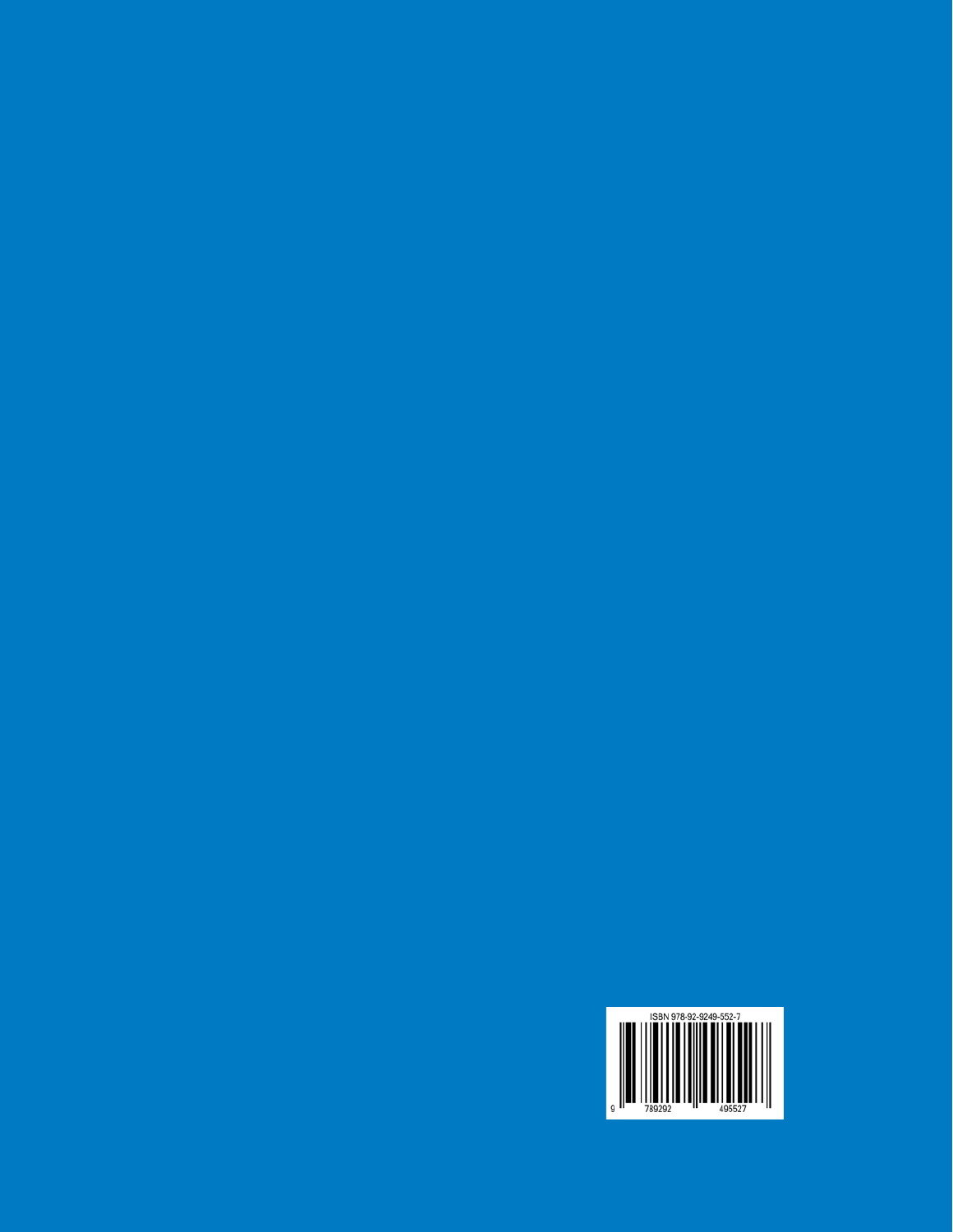ISBN 978-92-9249-552-7

9 789292 495527